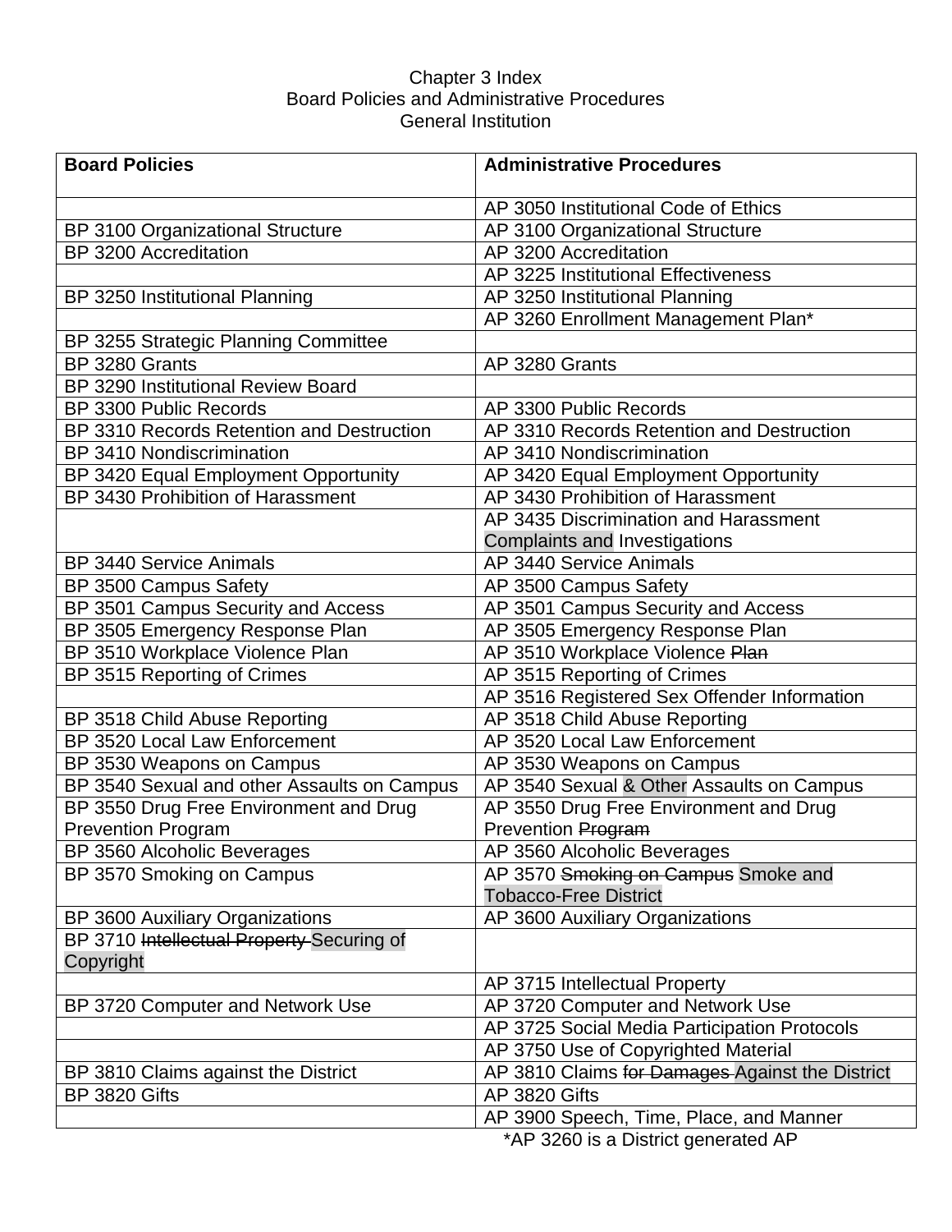# Chapter 3 Index
## Board Policies and Administrative Procedures
## General Institution

| Board Policies | Administrative Procedures |
|---|---|
| | AP 3050 Institutional Code of Ethics |
| BP 3100 Organizational Structure | AP 3100 Organizational Structure |
| BP 3200 Accreditation | AP 3200 Accreditation |
| | AP 3225 Institutional Effectiveness |
| BP 3250 Institutional Planning | AP 3250 Institutional Planning |
| | AP 3260 Enrollment Management Plan* |
| BP 3255 Strategic Planning Committee | |
| BP 3280 Grants | AP 3280 Grants |
| BP 3290 Institutional Review Board | |
| BP 3300 Public Records | AP 3300 Public Records |
| BP 3310 Records Retention and Destruction | AP 3310 Records Retention and Destruction |
| BP 3410 Nondiscrimination | AP 3410 Nondiscrimination |
| BP 3420 Equal Employment Opportunity | AP 3420 Equal Employment Opportunity |
| BP 3430 Prohibition of Harassment | AP 3430 Prohibition of Harassment |
| | AP 3435 Discrimination and Harassment Complaints and Investigations |
| BP 3440 Service Animals | AP 3440 Service Animals |
| BP 3500 Campus Safety | AP 3500 Campus Safety |
| BP 3501 Campus Security and Access | AP 3501 Campus Security and Access |
| BP 3505 Emergency Response Plan | AP 3505 Emergency Response Plan |
| BP 3510 Workplace Violence Plan | AP 3510 Workplace Violence ~~Plan~~ |
| BP 3515 Reporting of Crimes | AP 3515 Reporting of Crimes |
| | AP 3516 Registered Sex Offender Information |
| BP 3518 Child Abuse Reporting | AP 3518 Child Abuse Reporting |
| BP 3520 Local Law Enforcement | AP 3520 Local Law Enforcement |
| BP 3530 Weapons on Campus | AP 3530 Weapons on Campus |
| BP 3540 Sexual and other Assaults on Campus | AP 3540 Sexual & Other Assaults on Campus |
| BP 3550 Drug Free Environment and Drug Prevention Program | AP 3550 Drug Free Environment and Drug Prevention ~~Program~~ |
| BP 3560 Alcoholic Beverages | AP 3560 Alcoholic Beverages |
| BP 3570 Smoking on Campus | AP 3570 ~~Smoking on Campus~~ Smoke and Tobacco-Free District |
| BP 3600 Auxiliary Organizations | AP 3600 Auxiliary Organizations |
| BP 3710 ~~Intellectual Property~~ Securing of Copyright | |
| | AP 3715 Intellectual Property |
| BP 3720 Computer and Network Use | AP 3720 Computer and Network Use |
| | AP 3725 Social Media Participation Protocols |
| | AP 3750 Use of Copyrighted Material |
| BP 3810 Claims against the District | AP 3810 Claims ~~for Damages~~ Against the District |
| BP 3820 Gifts | AP 3820 Gifts |
| | AP 3900 Speech, Time, Place, and Manner |

*AP 3260 is a District generated AP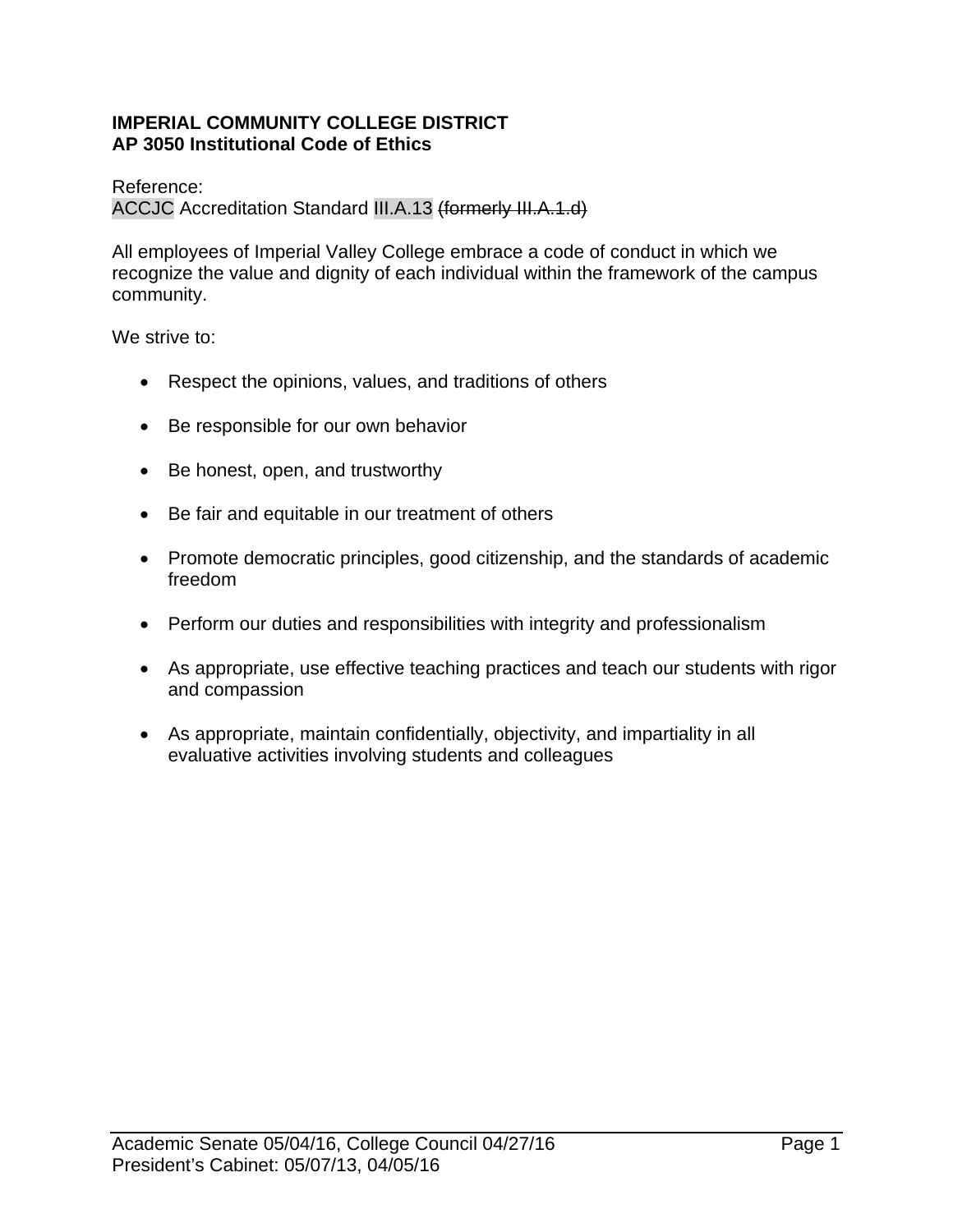**IMPERIAL COMMUNITY COLLEGE DISTRICT**
**AP 3050 Institutional Code of Ethics**

Reference:
ACCJC Accreditation Standard III.A.13 ~~(formerly III.A.1.d)~~

All employees of Imperial Valley College embrace a code of conduct in which we recognize the value and dignity of each individual within the framework of the campus community.

We strive to:

- Respect the opinions, values, and traditions of others
- Be responsible for our own behavior
- Be honest, open, and trustworthy
- Be fair and equitable in our treatment of others
- Promote democratic principles, good citizenship, and the standards of academic freedom
- Perform our duties and responsibilities with integrity and professionalism
- As appropriate, use effective teaching practices and teach our students with rigor and compassion
- As appropriate, maintain confidentially, objectivity, and impartiality in all evaluative activities involving students and colleagues

Academic Senate 05/04/16, College Council 04/27/16
President's Cabinet: 05/07/13, 04/05/16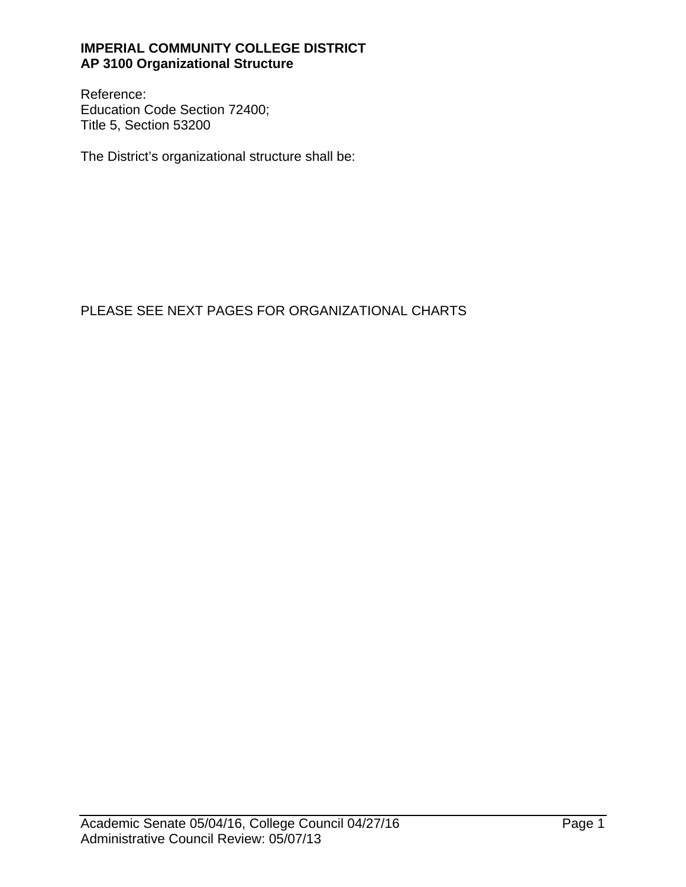**IMPERIAL COMMUNITY COLLEGE DISTRICT**
**AP 3100 Organizational Structure**

Reference:
Education Code Section 72400;
Title 5, Section 53200

The District's organizational structure shall be:

PLEASE SEE NEXT PAGES FOR ORGANIZATIONAL CHARTS

Academic Senate 05/04/16, College Council 04/27/16
Administrative Council Review: 05/07/13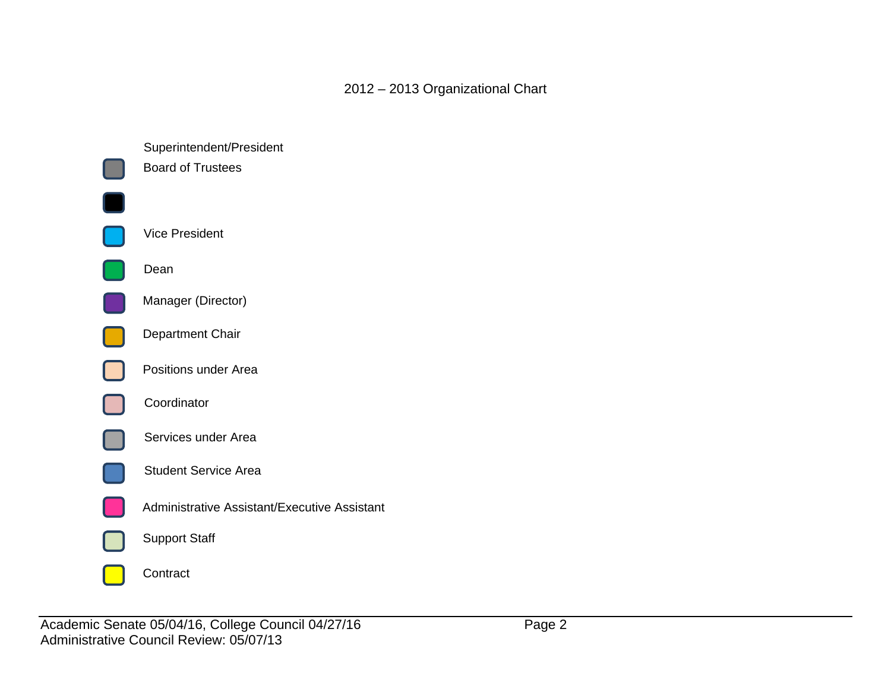# 2012 – 2013 Organizational Chart

Superintendent/President

Board of Trustees

Vice President

Dean

Manager (Director)

Department Chair

Positions under Area

Coordinator

Services under Area

Student Service Area

Administrative Assistant/Executive Assistant

Support Staff

Contract

Academic Senate 05/04/16, College Council 04/27/16

Administrative Council Review: 05/07/13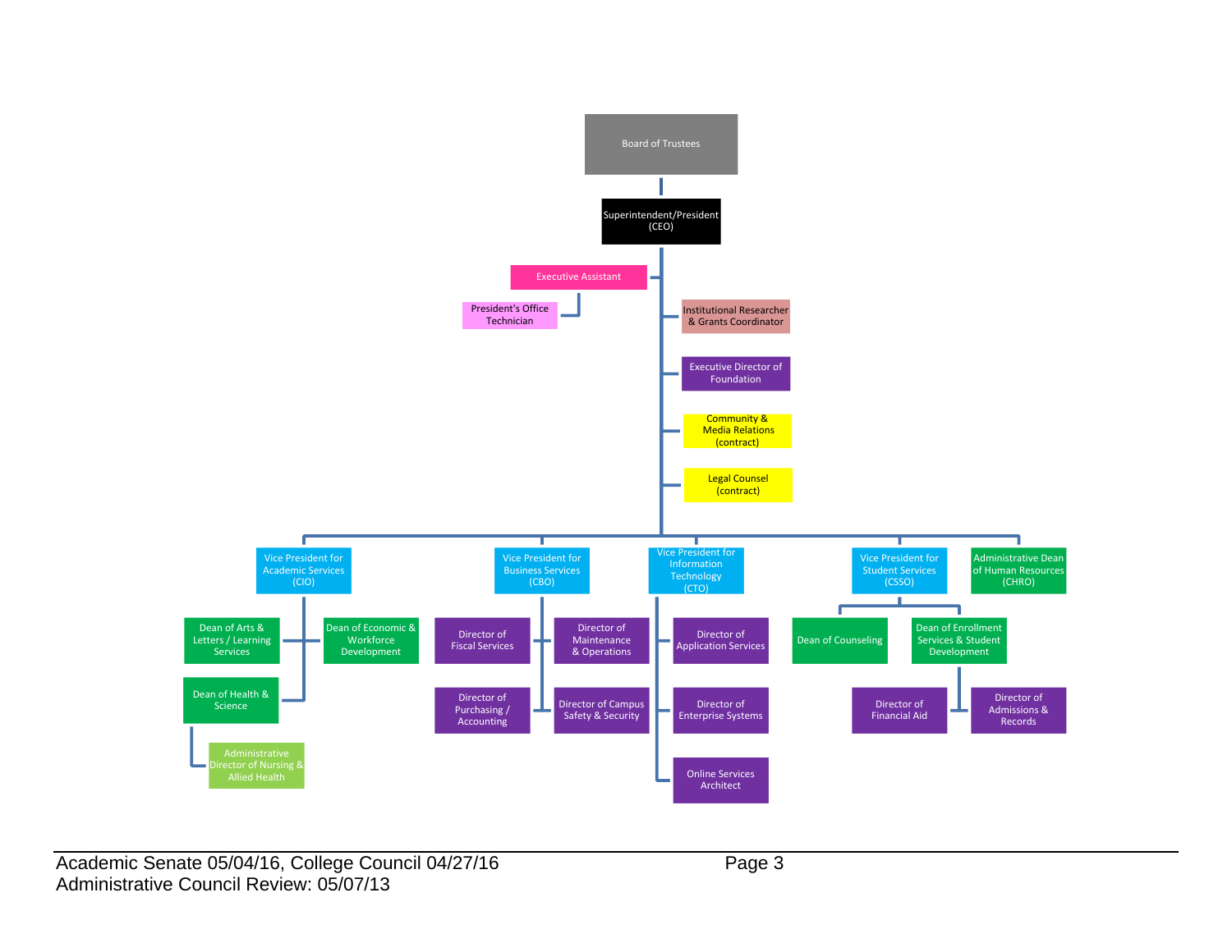- Board of Trustees
  - Superintendent/President (CEO)
    - Executive Assistant
      - President's Office Technician
    - Institutional Researcher & Grants Coordinator
    - Executive Director of Foundation
    - Community & Media Relations (contract)
    - Legal Counsel (contract)
    - Vice President for Academic Services (CIO)
      - Dean of Arts & Letters / Learning Services
      - Dean of Economic & Workforce Development
      - Dean of Health & Science
        - Administrative Director of Nursing & Allied Health
    - Vice President for Business Services (CBO)
      - Director of Fiscal Services
      - Director of Maintenance & Operations
      - Director of Purchasing / Accounting
      - Director of Campus Safety & Security
    - Vice President for Information Technology (CTO)
      - Director of Application Services
      - Director of Enterprise Systems
      - Online Services Architect
    - Vice President for Student Services (CSSO)
      - Dean of Counseling
      - Dean of Enrollment Services & Student Development
        - Director of Financial Aid
        - Director of Admissions & Records
    - Administrative Dean of Human Resources (CHRO)

Academic Senate 05/04/16, College Council 04/27/16
Administrative Council Review: 05/07/13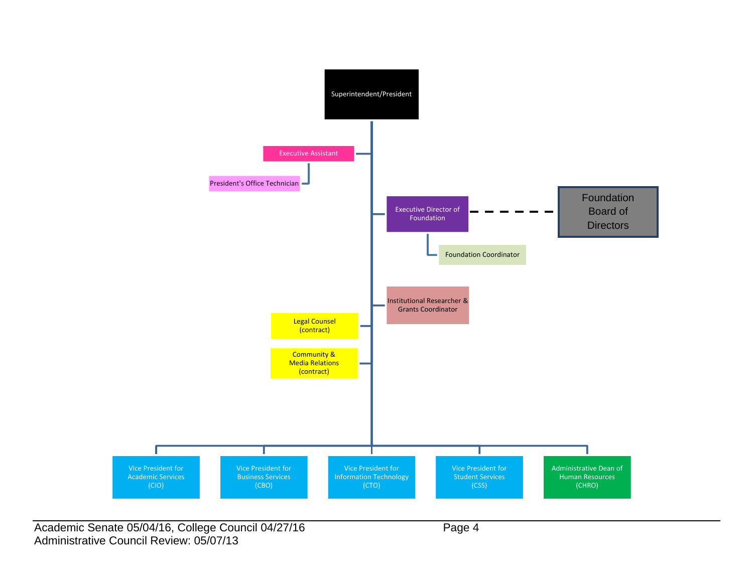- Superintendent/President
  - Executive Assistant
    - President's Office Technician
  - Executive Director of Foundation - - - Foundation Board of Directors
    - Foundation Coordinator
  - Institutional Researcher & Grants Coordinator
  - Legal Counsel (contract)
  - Community & Media Relations (contract)
  - Vice President for Academic Services (CIO)
  - Vice President for Business Services (CBO)
  - Vice President for Information Technology (CTO)
  - Vice President for Student Services (CSS)
  - Administrative Dean of Human Resources (CHRO)

Academic Senate 05/04/16, College Council 04/27/16
Administrative Council Review: 05/07/13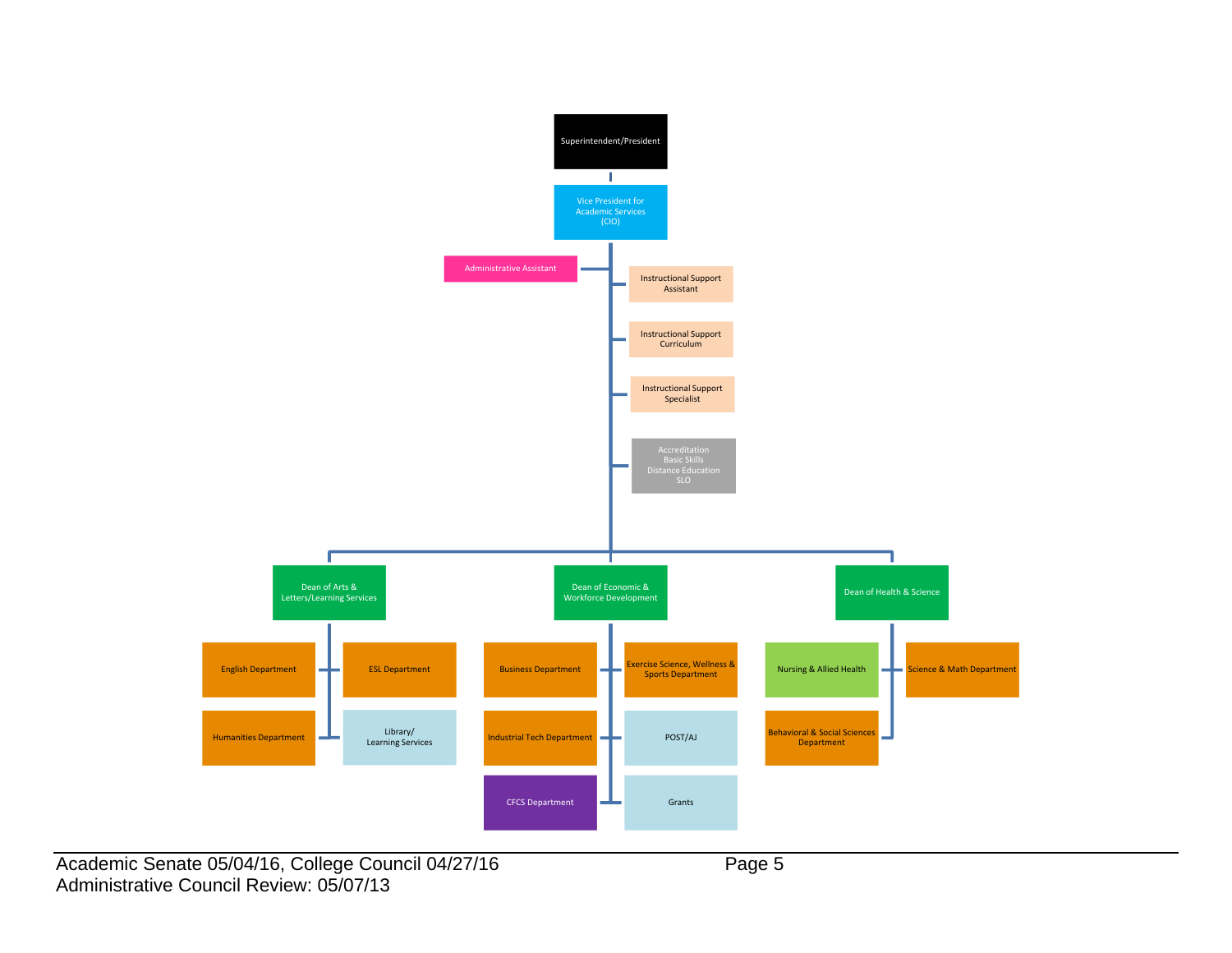- Superintendent/President
  - Vice President for Academic Services (CIO)
    - Administrative Assistant
    - Instructional Support Assistant
    - Instructional Support Curriculum
    - Instructional Support Specialist
    - Accreditation, Basic Skills, Distance Education, SLO
    - Dean of Arts & Letters/Learning Services
      - English Department
      - ESL Department
      - Humanities Department
      - Library/ Learning Services
    - Dean of Economic & Workforce Development
      - Business Department
      - Exercise Science, Wellness & Sports Department
      - Industrial Tech Department
      - POST/AJ
      - CFCS Department
      - Grants
    - Dean of Health & Science
      - Nursing & Allied Health
      - Science & Math Department
      - Behavioral & Social Sciences Department

Academic Senate 05/04/16, College Council 04/27/16
Administrative Council Review: 05/07/13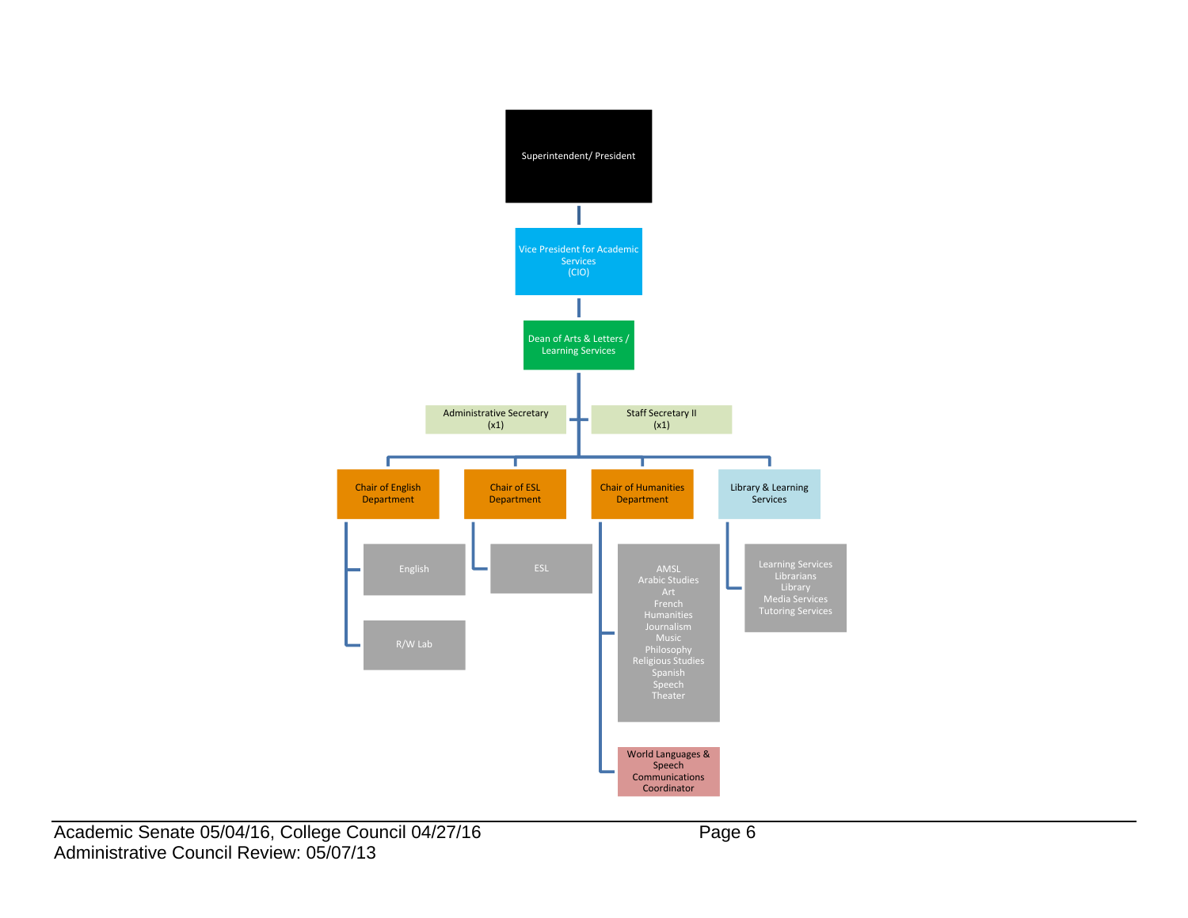- Superintendent/ President
  - Vice President for Academic Services (CIO)
    - Dean of Arts & Letters / Learning Services
      - Administrative Secretary (x1)
      - Staff Secretary II (x1)
      - Chair of English Department
        - English
        - R/W Lab
      - Chair of ESL Department
        - ESL
      - Chair of Humanities Department
        - AMSL, Arabic Studies, Art, French, Humanities, Journalism, Music, Philosophy, Religious Studies, Spanish, Speech, Theater
        - World Languages & Speech Communications Coordinator
      - Library & Learning Services
        - Learning Services, Librarians, Library, Media Services, Tutoring Services

Academic Senate 05/04/16, College Council 04/27/16
Administrative Council Review: 05/07/13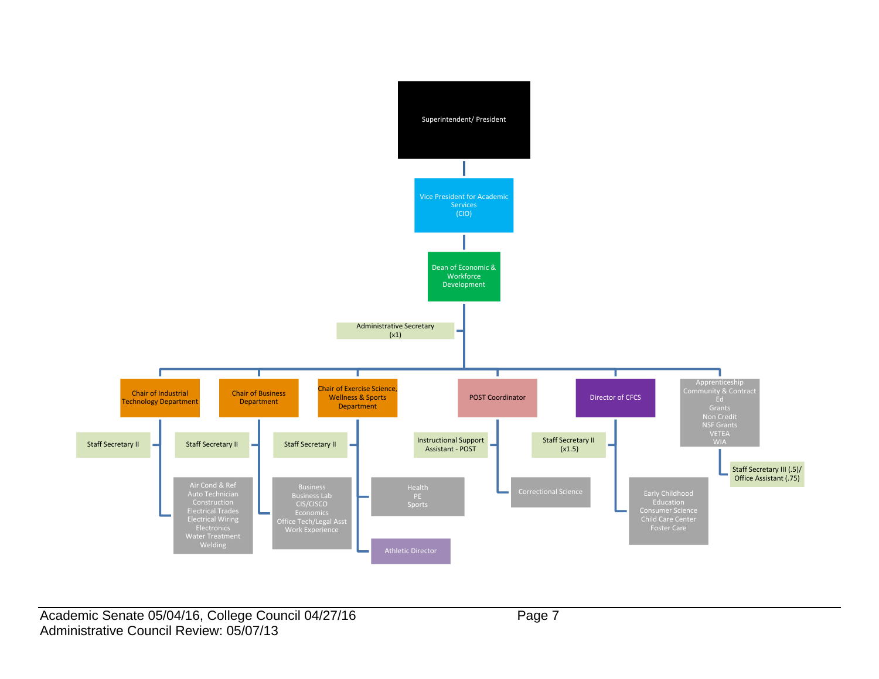Superintendent/ President

Vice President for Academic Services (CIO)

Dean of Economic & Workforce Development

Administrative Secretary (x1)

- Chair of Industrial Technology Department
  - Staff Secretary II
  - Air Cond & Ref, Auto Technician, Construction, Electrical Trades, Electrical Wiring, Electronics, Water Treatment, Welding
- Chair of Business Department
  - Staff Secretary II
  - Business, Business Lab, CIS/CISCO, Economics, Office Tech/Legal Asst, Work Experience
- Chair of Exercise Science, Wellness & Sports Department
  - Staff Secretary II
  - Health, PE, Sports
  - Athletic Director
- POST Coordinator
  - Instructional Support Assistant - POST
  - Correctional Science
- Director of CFCS
  - Staff Secretary II (x1.5)
  - Early Childhood Education, Consumer Science, Child Care Center, Foster Care
- Apprenticeship, Community & Contract Ed, Grants, Non Credit, NSF Grants, VETEA, WIA
  - Staff Secretary III (.5)/ Office Assistant (.75)

Academic Senate 05/04/16, College Council 04/27/16
Administrative Council Review: 05/07/13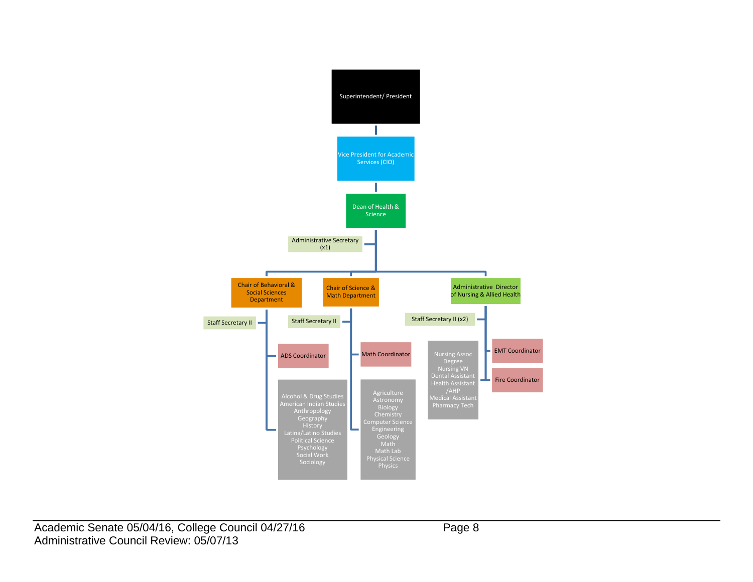- Superintendent/ President
  - Vice President for Academic Services (CIO)
    - Dean of Health & Science
      - Administrative Secretary (x1)
      - Chair of Behavioral & Social Sciences Department
        - Staff Secretary II
        - ADS Coordinator
        - Alcohol & Drug Studies, American Indian Studies, Anthropology, Geography, History, Latina/Latino Studies, Political Science, Psychology, Social Work, Sociology
      - Chair of Science & Math Department
        - Staff Secretary II
        - Math Coordinator
        - Agriculture, Astronomy, Biology, Chemistry, Computer Science, Engineering, Geology, Math, Math Lab, Physical Science, Physics
      - Administrative Director of Nursing & Allied Health
        - Staff Secretary II (x2)
        - EMT Coordinator
        - Fire Coordinator
        - Nursing Assoc Degree, Nursing VN, Dental Assistant, Health Assistant /AHP, Medical Assistant, Pharmacy Tech

Academic Senate 05/04/16, College Council 04/27/16
Administrative Council Review: 05/07/13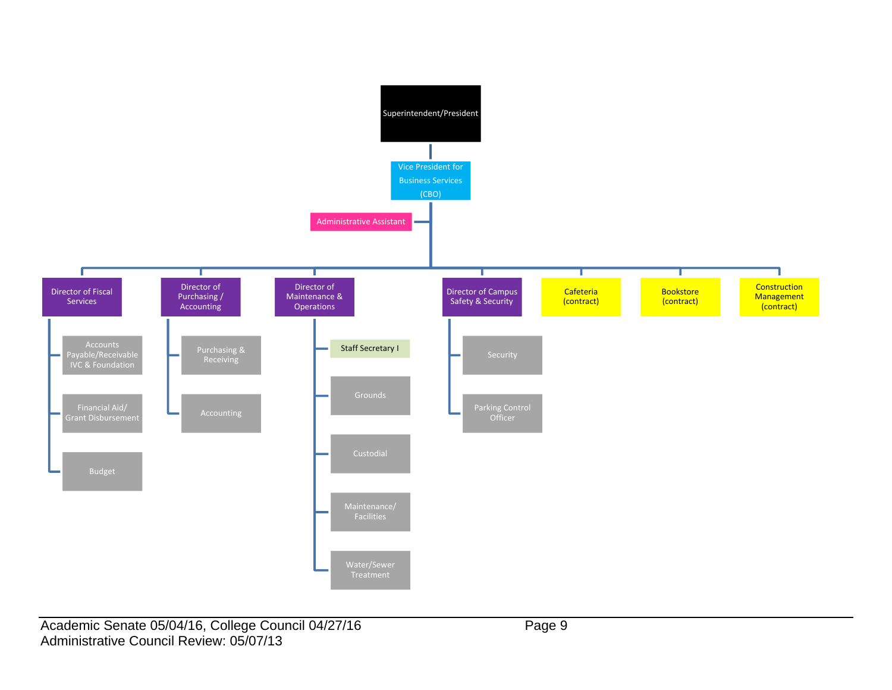- Superintendent/President
  - Vice President for Business Services (CBO)
    - Administrative Assistant
    - Director of Fiscal Services
      - Accounts Payable/Receivable IVC & Foundation
      - Financial Aid/ Grant Disbursement
      - Budget
    - Director of Purchasing / Accounting
      - Purchasing & Receiving
      - Accounting
    - Director of Maintenance & Operations
      - Staff Secretary I
      - Grounds
      - Custodial
      - Maintenance/ Facilities
      - Water/Sewer Treatment
    - Director of Campus Safety & Security
      - Security
      - Parking Control Officer
    - Cafeteria (contract)
    - Bookstore (contract)
    - Construction Management (contract)

Academic Senate 05/04/16, College Council 04/27/16
Administrative Council Review: 05/07/13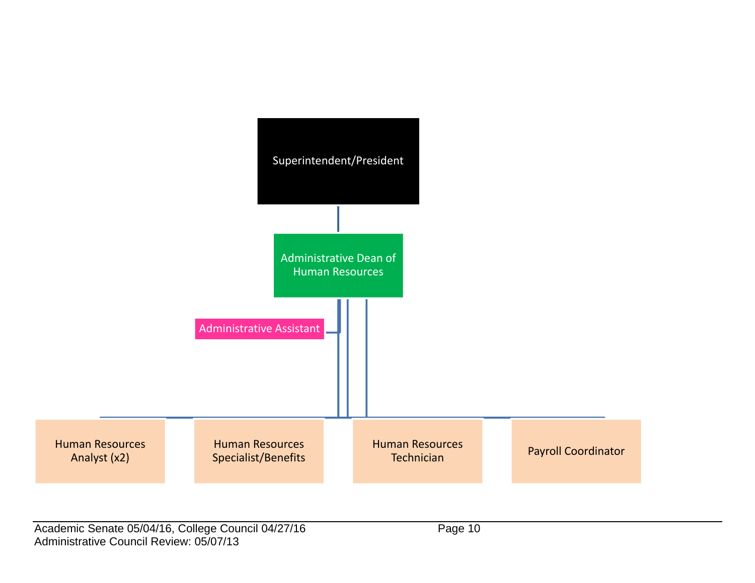Superintendent/President

Administrative Dean of Human Resources

Administrative Assistant

Human Resources Analyst (x2)

Human Resources Specialist/Benefits

Human Resources Technician

Payroll Coordinator

Academic Senate 05/04/16, College Council 04/27/16
Administrative Council Review: 05/07/13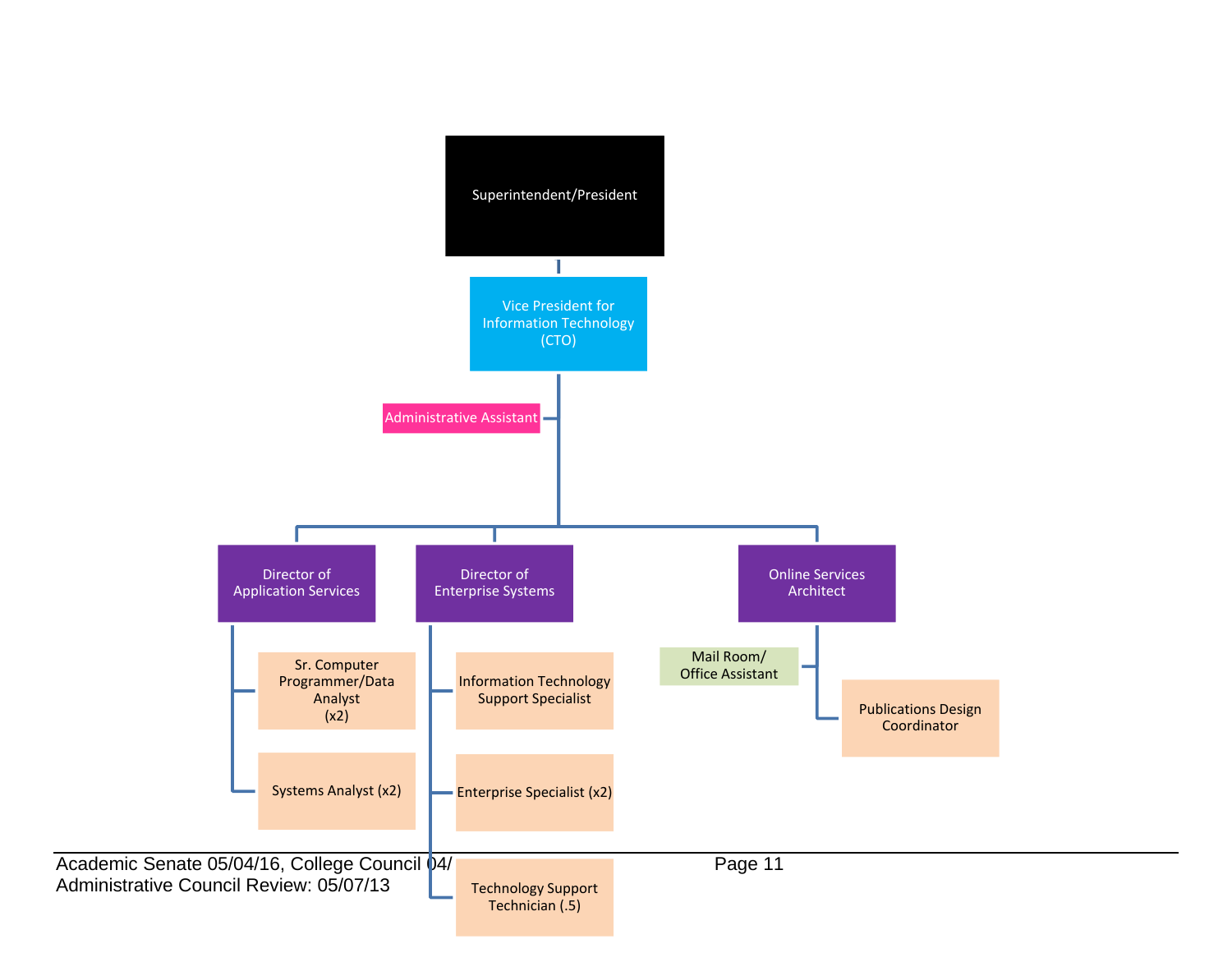- Superintendent/President
  - Vice President for Information Technology (CTO)
    - Administrative Assistant
    - Director of Application Services
      - Sr. Computer Programmer/Data Analyst (x2)
      - Systems Analyst (x2)
    - Director of Enterprise Systems
      - Information Technology Support Specialist
      - Enterprise Specialist (x2)
      - Technology Support Technician (.5)
    - Online Services Architect
      - Mail Room/ Office Assistant
      - Publications Design Coordinator

Academic Senate 05/04/16, College Council 04/
Administrative Council Review: 05/07/13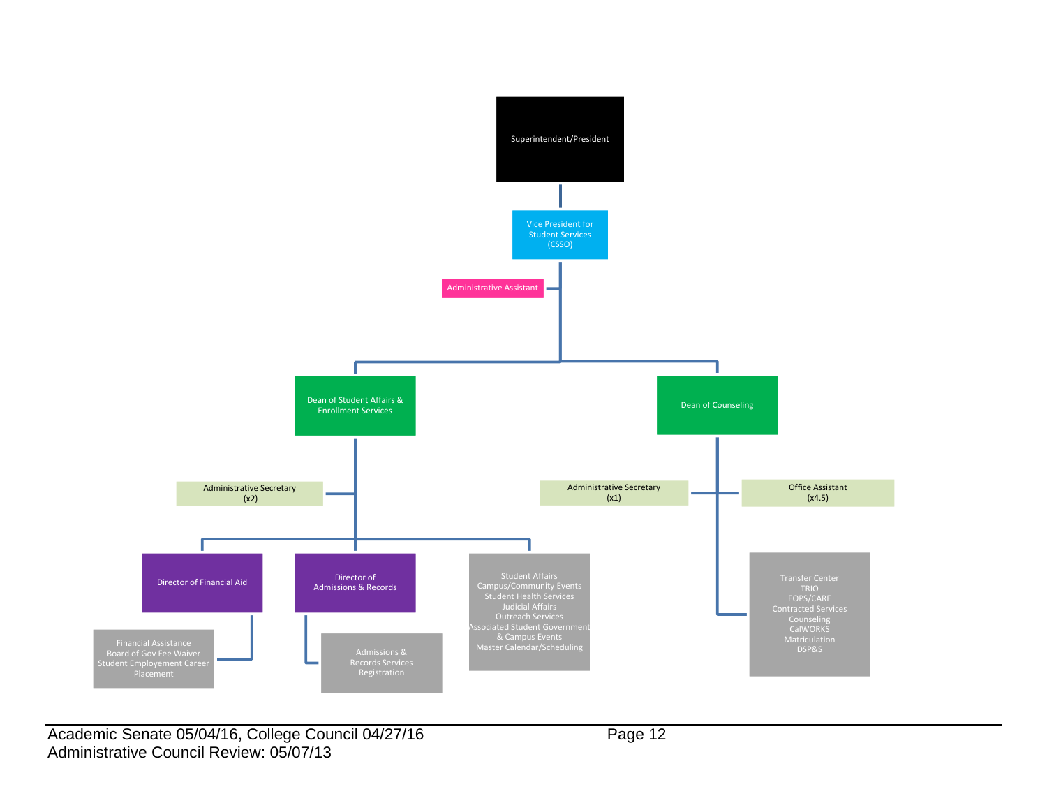- Superintendent/President
  - Vice President for Student Services (CSSO)
    - Administrative Assistant
    - Dean of Student Affairs & Enrollment Services
      - Administrative Secretary (x2)
      - Director of Financial Aid
        - Financial Assistance
        - Board of Gov Fee Waiver
        - Student Employement Career Placement
      - Director of Admissions & Records
        - Admissions & Records Services
        - Registration
      - Student Affairs
      - Campus/Community Events
      - Student Health Services
      - Judicial Affairs
      - Outreach Services
      - Associated Student Government & Campus Events
      - Master Calendar/Scheduling
    - Dean of Counseling
      - Administrative Secretary (x1)
      - Office Assistant (x4.5)
      - Transfer Center
      - TRIO
      - EOPS/CARE
      - Contracted Services
      - Counseling
      - CalWORKS
      - Matriculation
      - DSP&S

Academic Senate 05/04/16, College Council 04/27/16
Administrative Council Review: 05/07/13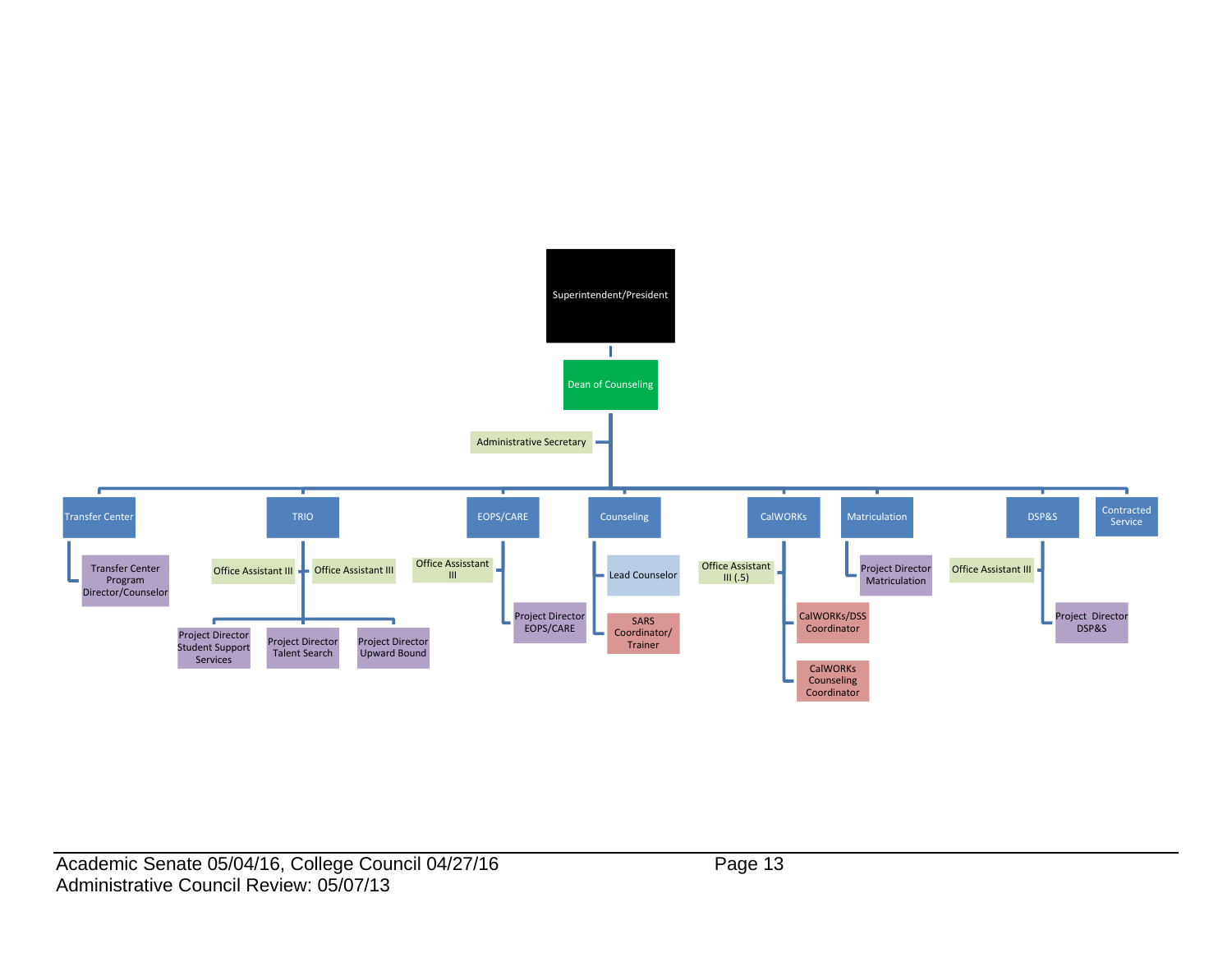- Superintendent/President
  - Dean of Counseling
    - Administrative Secretary
    - Transfer Center
      - Transfer Center Program Director/Counselor
    - TRIO
      - Office Assistant III
      - Office Assistant III
      - Project Director Student Support Services
      - Project Director Talent Search
      - Project Director Upward Bound
    - EOPS/CARE
      - Office Assisstant III
      - Project Director EOPS/CARE
    - Counseling
      - Lead Counselor
      - SARS Coordinator/ Trainer
    - CalWORKs
      - Office Assistant III (.5)
      - CalWORKs/DSS Coordinator
      - CalWORKs Counseling Coordinator
    - Matriculation
      - Project Director Matriculation
    - DSP&S
      - Office Assistant III
      - Project Director DSP&S
    - Contracted Service

Academic Senate 05/04/16, College Council 04/27/16
Administrative Council Review: 05/07/13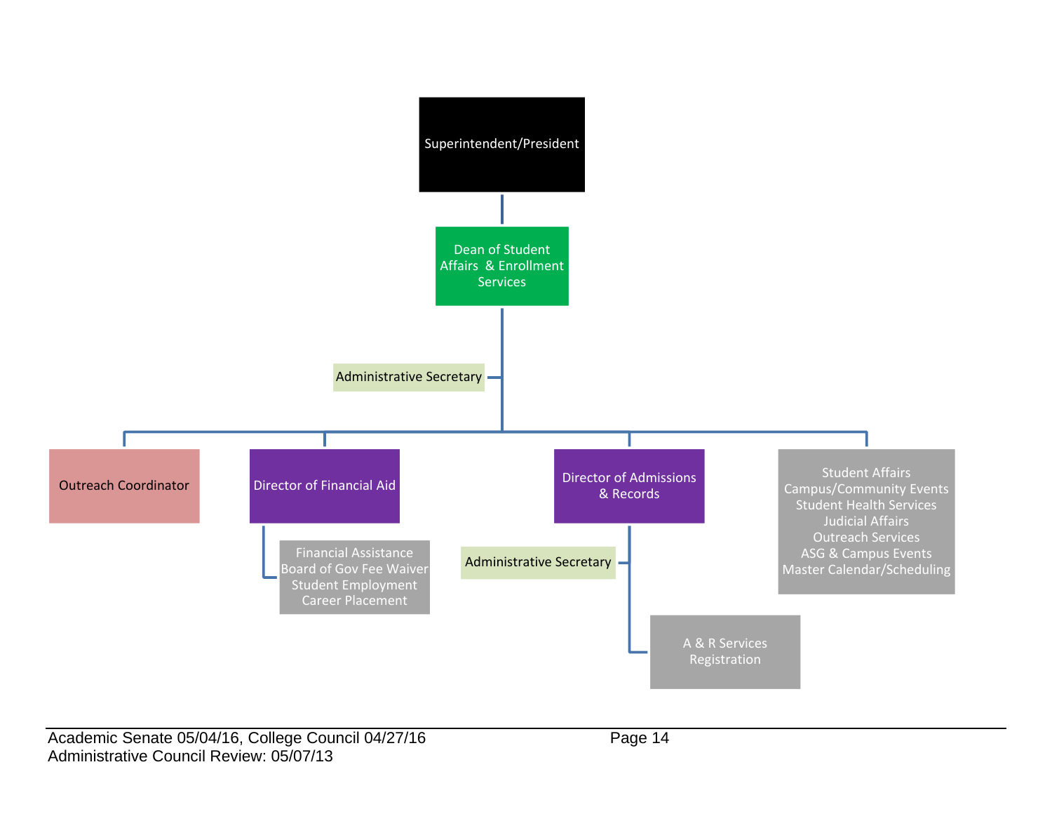- Superintendent/President
  - Dean of Student Affairs & Enrollment Services
    - Administrative Secretary
    - Outreach Coordinator
    - Director of Financial Aid
      - Financial Assistance
      - Board of Gov Fee Waiver
      - Student Employment
      - Career Placement
    - Director of Admissions & Records
      - Administrative Secretary
      - A & R Services
      - Registration
    - Student Affairs
      - Campus/Community Events
      - Student Health Services
      - Judicial Affairs
      - Outreach Services
      - ASG & Campus Events
      - Master Calendar/Scheduling

Academic Senate 05/04/16, College Council 04/27/16
Administrative Council Review: 05/07/13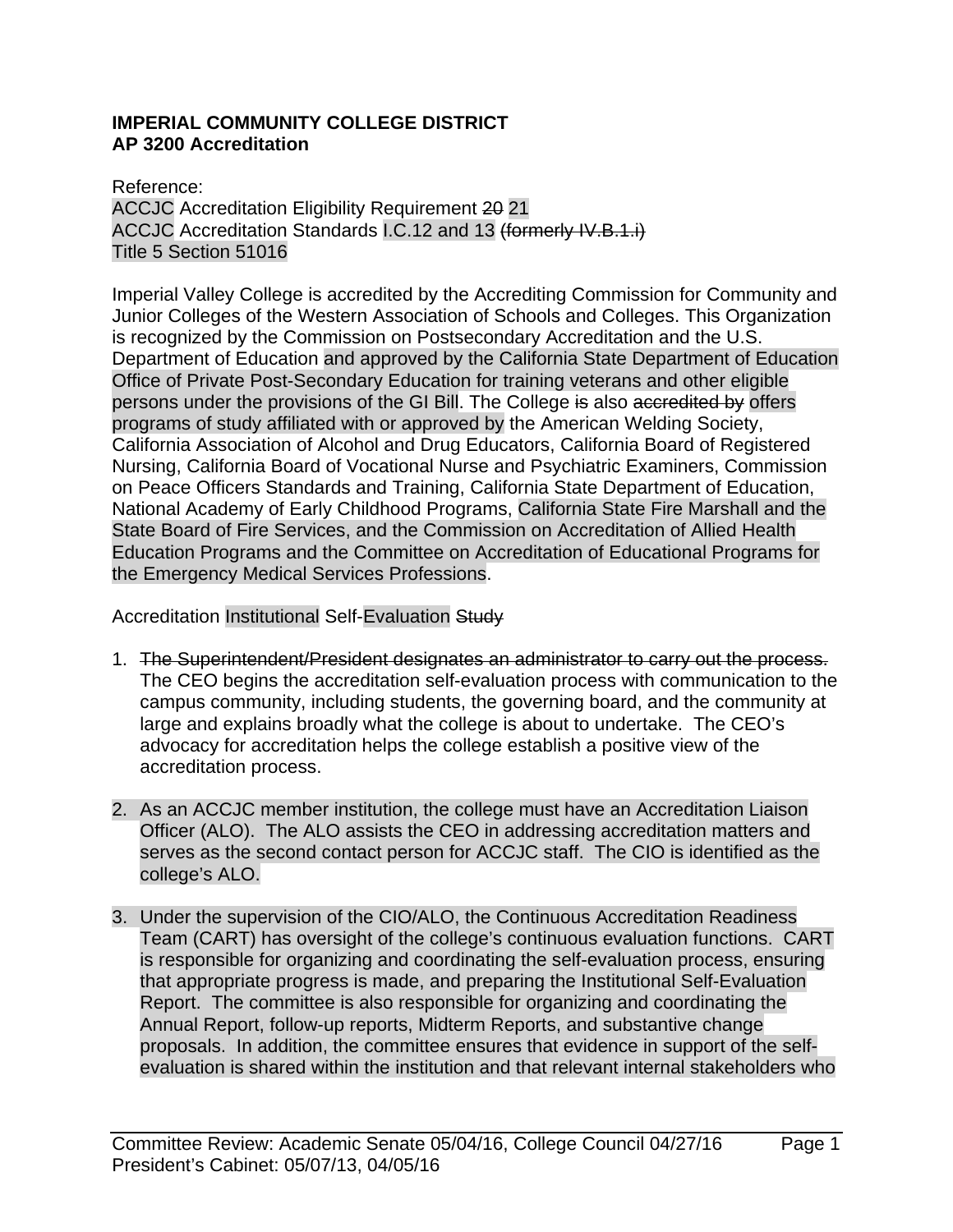**IMPERIAL COMMUNITY COLLEGE DISTRICT**
**AP 3200 Accreditation**

Reference:
ACCJC Accreditation Eligibility Requirement ~~20~~ 21
ACCJC Accreditation Standards I.C.12 and 13 ~~(formerly IV.B.1.i)~~
Title 5 Section 51016

Imperial Valley College is accredited by the Accrediting Commission for Community and Junior Colleges of the Western Association of Schools and Colleges. This Organization is recognized by the Commission on Postsecondary Accreditation and the U.S. Department of Education and approved by the California State Department of Education Office of Private Post-Secondary Education for training veterans and other eligible persons under the provisions of the GI Bill. The College ~~is~~ also ~~accredited by~~ offers programs of study affiliated with or approved by the American Welding Society, California Association of Alcohol and Drug Educators, California Board of Registered Nursing, California Board of Vocational Nurse and Psychiatric Examiners, Commission on Peace Officers Standards and Training, California State Department of Education, National Academy of Early Childhood Programs, California State Fire Marshall and the State Board of Fire Services, and the Commission on Accreditation of Allied Health Education Programs and the Committee on Accreditation of Educational Programs for the Emergency Medical Services Professions.

Accreditation Institutional Self-Evaluation ~~Study~~

1. ~~The Superintendent/President designates an administrator to carry out the process.~~ The CEO begins the accreditation self-evaluation process with communication to the campus community, including students, the governing board, and the community at large and explains broadly what the college is about to undertake. The CEO's advocacy for accreditation helps the college establish a positive view of the accreditation process.

2. As an ACCJC member institution, the college must have an Accreditation Liaison Officer (ALO). The ALO assists the CEO in addressing accreditation matters and serves as the second contact person for ACCJC staff. The CIO is identified as the college's ALO.

3. Under the supervision of the CIO/ALO, the Continuous Accreditation Readiness Team (CART) has oversight of the college's continuous evaluation functions. CART is responsible for organizing and coordinating the self-evaluation process, ensuring that appropriate progress is made, and preparing the Institutional Self-Evaluation Report. The committee is also responsible for organizing and coordinating the Annual Report, follow-up reports, Midterm Reports, and substantive change proposals. In addition, the committee ensures that evidence in support of the self-evaluation is shared within the institution and that relevant internal stakeholders who

Committee Review: Academic Senate 05/04/16, College Council 04/27/16
President's Cabinet: 05/07/13, 04/05/16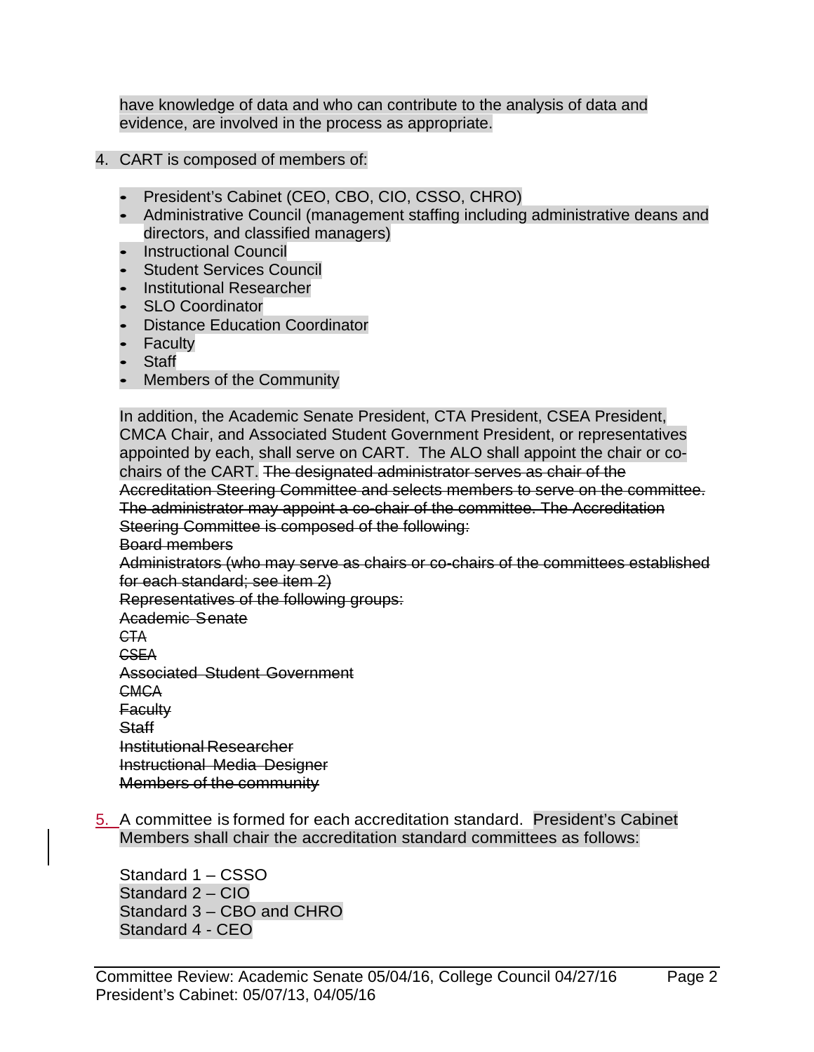have knowledge of data and who can contribute to the analysis of data and evidence, are involved in the process as appropriate.

4. CART is composed of members of:

   - President's Cabinet (CEO, CBO, CIO, CSSO, CHRO)
   - Administrative Council (management staffing including administrative deans and directors, and classified managers)
   - Instructional Council
   - Student Services Council
   - Institutional Researcher
   - SLO Coordinator
   - Distance Education Coordinator
   - Faculty
   - Staff
   - Members of the Community

   In addition, the Academic Senate President, CTA President, CSEA President, CMCA Chair, and Associated Student Government President, or representatives appointed by each, shall serve on CART. The ALO shall appoint the chair or co-chairs of the CART. ~~The designated administrator serves as chair of the Accreditation Steering Committee and selects members to serve on the committee. The administrator may appoint a co-chair of the committee. The Accreditation Steering Committee is composed of the following:~~
   ~~Board members~~
   ~~Administrators (who may serve as chairs or co-chairs of the committees established for each standard; see item 2)~~
   ~~Representatives of the following groups:~~
   ~~Academic Senate~~
   ~~CTA~~
   ~~CSEA~~
   ~~Associated Student Government~~
   ~~CMCA~~
   ~~Faculty~~
   ~~Staff~~
   ~~Institutional Researcher~~
   ~~Instructional Media Designer~~
   ~~Members of the community~~

5. A committee is formed for each accreditation standard. President's Cabinet Members shall chair the accreditation standard committees as follows:

   Standard 1 – CSSO
   Standard 2 – CIO
   Standard 3 – CBO and CHRO
   Standard 4 - CEO

Committee Review: Academic Senate 05/04/16, College Council 04/27/16
President's Cabinet: 05/07/13, 04/05/16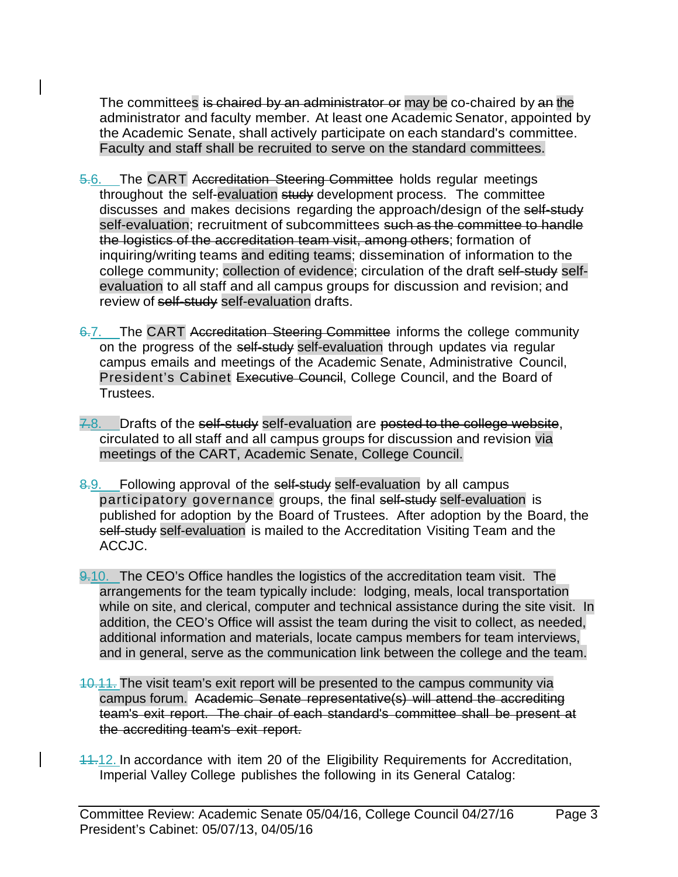The committee~~s~~ ~~is chaired by an administrator or~~ may be co-chaired by ~~an~~ the administrator and faculty member. At least one Academic Senator, appointed by the Academic Senate, shall actively participate on each standard's committee. Faculty and staff shall be recruited to serve on the standard committees.

~~5.~~6. The CART ~~Accreditation Steering Committee~~ holds regular meetings throughout the self-evaluation ~~study~~ development process. The committee discusses and makes decisions regarding the approach/design of the ~~self-study~~ self-evaluation; recruitment of subcommittees ~~such as the committee to handle the logistics of the accreditation team visit, among others~~; formation of inquiring/writing teams and editing teams; dissemination of information to the college community; collection of evidence; circulation of the draft ~~self-study~~ self-evaluation to all staff and all campus groups for discussion and revision; and review of ~~self-study~~ self-evaluation drafts.

~~6.~~7. The CART ~~Accreditation Steering Committee~~ informs the college community on the progress of the ~~self-study~~ self-evaluation through updates via regular campus emails and meetings of the Academic Senate, Administrative Council, President's Cabinet ~~Executive Council~~, College Council, and the Board of Trustees.

~~7.~~8. Drafts of the ~~self-study~~ self-evaluation are ~~posted to the college website~~, circulated to all staff and all campus groups for discussion and revision via meetings of the CART, Academic Senate, College Council.

~~8.~~9. Following approval of the ~~self-study~~ self-evaluation by all campus participatory governance groups, the final ~~self-study~~ self-evaluation is published for adoption by the Board of Trustees. After adoption by the Board, the ~~self-study~~ self-evaluation is mailed to the Accreditation Visiting Team and the ACCJC.

~~9.~~10. The CEO's Office handles the logistics of the accreditation team visit. The arrangements for the team typically include: lodging, meals, local transportation while on site, and clerical, computer and technical assistance during the site visit. In addition, the CEO's Office will assist the team during the visit to collect, as needed, additional information and materials, locate campus members for team interviews, and in general, serve as the communication link between the college and the team.

~~10.~~11. The visit team's exit report will be presented to the campus community via campus forum. ~~Academic Senate representative(s) will attend the accrediting team's exit report. The chair of each standard's committee shall be present at the accrediting team's exit report.~~

~~11.~~12. In accordance with item 20 of the Eligibility Requirements for Accreditation, Imperial Valley College publishes the following in its General Catalog: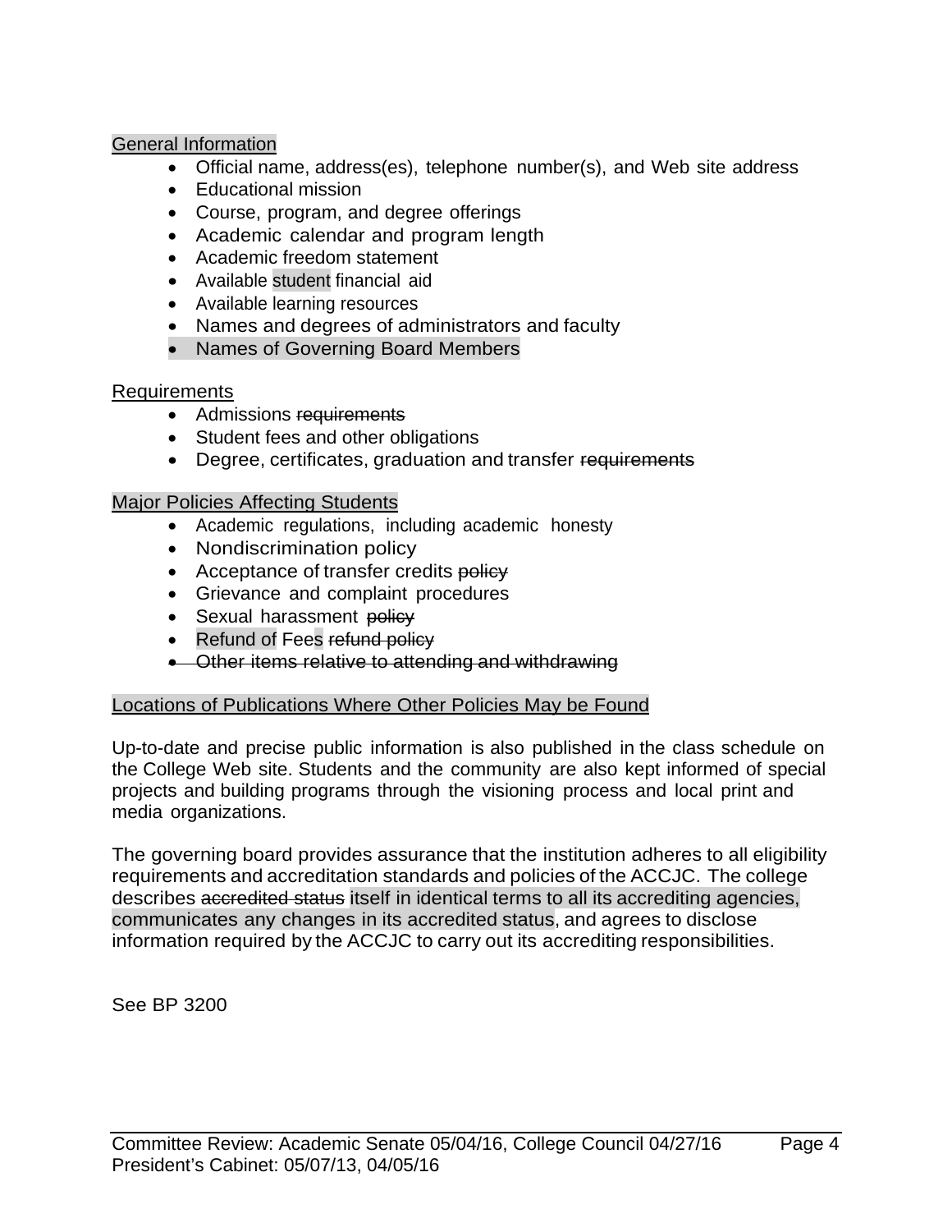General Information

- Official name, address(es), telephone number(s), and Web site address
- Educational mission
- Course, program, and degree offerings
- Academic calendar and program length
- Academic freedom statement
- Available student financial aid
- Available learning resources
- Names and degrees of administrators and faculty
- Names of Governing Board Members

Requirements

- Admissions ~~requirements~~
- Student fees and other obligations
- Degree, certificates, graduation and transfer ~~requirements~~

Major Policies Affecting Students

- Academic regulations, including academic honesty
- Nondiscrimination policy
- Acceptance of transfer credits ~~policy~~
- Grievance and complaint procedures
- Sexual harassment ~~policy~~
- Refund of Fees ~~refund policy~~
- ~~Other items relative to attending and withdrawing~~

Locations of Publications Where Other Policies May be Found

Up-to-date and precise public information is also published in the class schedule on the College Web site. Students and the community are also kept informed of special projects and building programs through the visioning process and local print and media organizations.

The governing board provides assurance that the institution adheres to all eligibility requirements and accreditation standards and policies of the ACCJC. The college describes ~~accredited status~~ itself in identical terms to all its accrediting agencies, communicates any changes in its accredited status, and agrees to disclose information required by the ACCJC to carry out its accrediting responsibilities.

See BP 3200

Committee Review: Academic Senate 05/04/16, College Council 04/27/16
President's Cabinet: 05/07/13, 04/05/16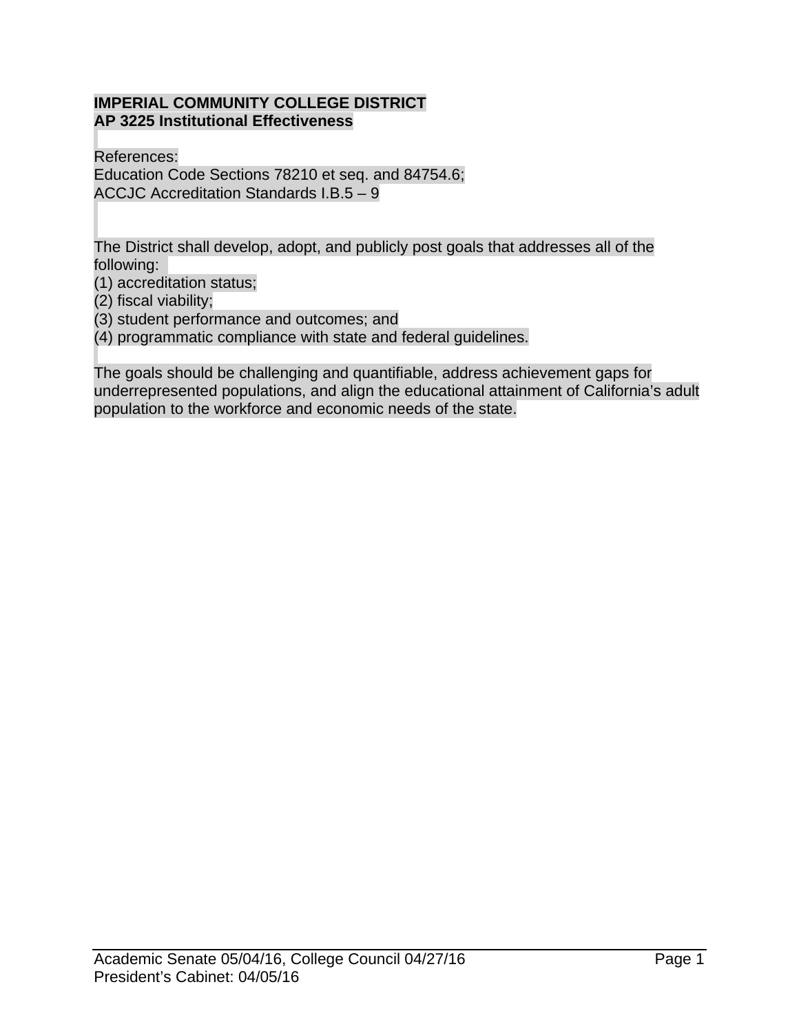**IMPERIAL COMMUNITY COLLEGE DISTRICT**
**AP 3225 Institutional Effectiveness**

References:
Education Code Sections 78210 et seq. and 84754.6;
ACCJC Accreditation Standards I.B.5 – 9

The District shall develop, adopt, and publicly post goals that addresses all of the following:
(1) accreditation status;
(2) fiscal viability;
(3) student performance and outcomes; and
(4) programmatic compliance with state and federal guidelines.

The goals should be challenging and quantifiable, address achievement gaps for underrepresented populations, and align the educational attainment of California's adult population to the workforce and economic needs of the state.

Academic Senate 05/04/16, College Council 04/27/16
President's Cabinet: 04/05/16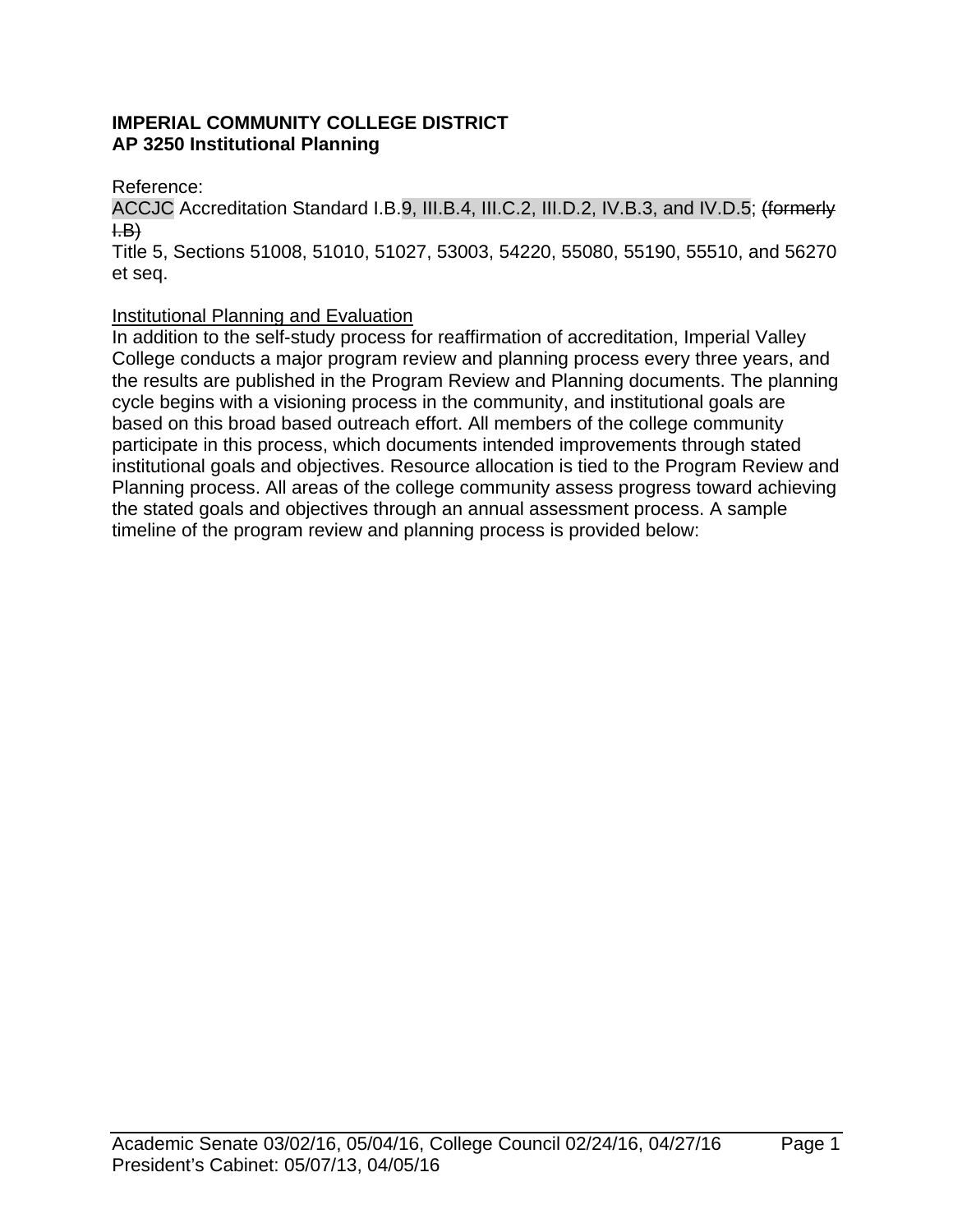**IMPERIAL COMMUNITY COLLEGE DISTRICT**
**AP 3250 Institutional Planning**

Reference:
ACCJC Accreditation Standard I.B.9, III.B.4, III.C.2, III.D.2, IV.B.3, and IV.D.5; ~~(formerly I.B)~~
Title 5, Sections 51008, 51010, 51027, 53003, 54220, 55080, 55190, 55510, and 56270 et seq.

<u>Institutional Planning and Evaluation</u>
In addition to the self-study process for reaffirmation of accreditation, Imperial Valley College conducts a major program review and planning process every three years, and the results are published in the Program Review and Planning documents. The planning cycle begins with a visioning process in the community, and institutional goals are based on this broad based outreach effort. All members of the college community participate in this process, which documents intended improvements through stated institutional goals and objectives. Resource allocation is tied to the Program Review and Planning process. All areas of the college community assess progress toward achieving the stated goals and objectives through an annual assessment process. A sample timeline of the program review and planning process is provided below:

Academic Senate 03/02/16, 05/04/16, College Council 02/24/16, 04/27/16
President's Cabinet: 05/07/13, 04/05/16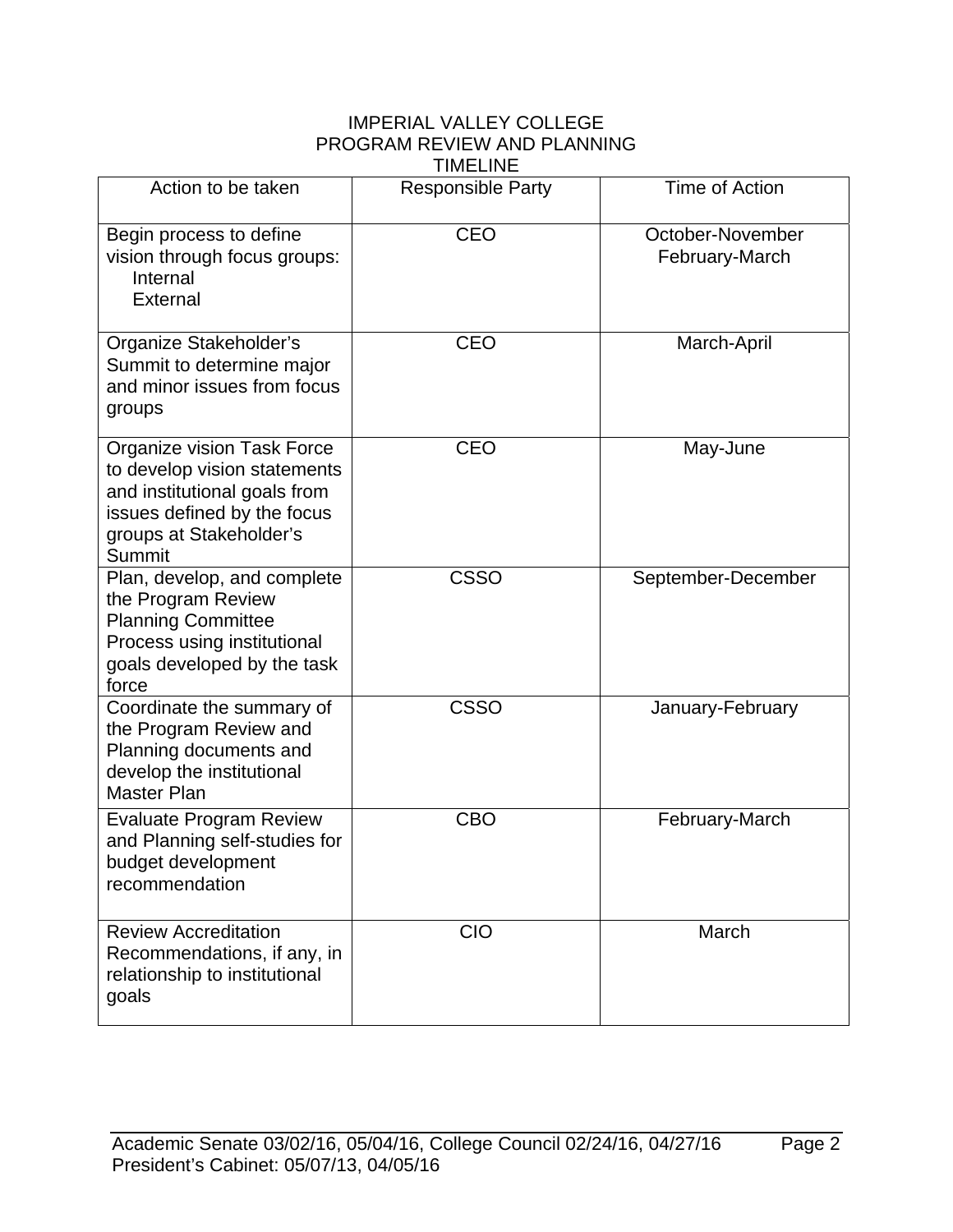# IMPERIAL VALLEY COLLEGE
## PROGRAM REVIEW AND PLANNING
### TIMELINE

| Action to be taken | Responsible Party | Time of Action |
|---|---|---|
| Begin process to define vision through focus groups: Internal External | CEO | October-November February-March |
| Organize Stakeholder's Summit to determine major and minor issues from focus groups | CEO | March-April |
| Organize vision Task Force to develop vision statements and institutional goals from issues defined by the focus groups at Stakeholder's Summit | CEO | May-June |
| Plan, develop, and complete the Program Review Planning Committee Process using institutional goals developed by the task force | CSSO | September-December |
| Coordinate the summary of the Program Review and Planning documents and develop the institutional Master Plan | CSSO | January-February |
| Evaluate Program Review and Planning self-studies for budget development recommendation | CBO | February-March |
| Review Accreditation Recommendations, if any, in relationship to institutional goals | CIO | March |

Academic Senate 03/02/16, 05/04/16, College Council 02/24/16, 04/27/16
President's Cabinet: 05/07/13, 04/05/16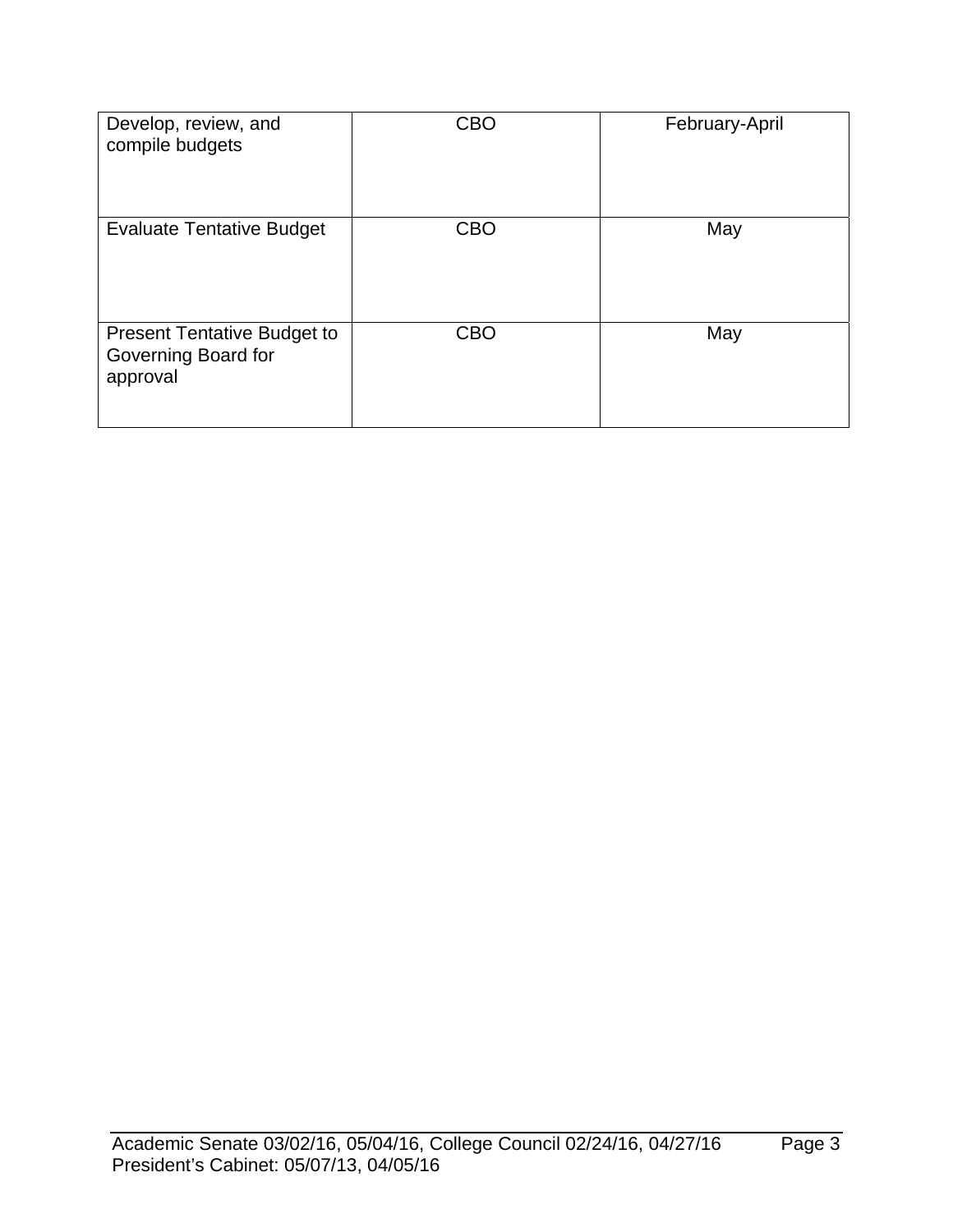| | | |
|---|---|---|
| Develop, review, and compile budgets | CBO | February-April |
| Evaluate Tentative Budget | CBO | May |
| Present Tentative Budget to Governing Board for approval | CBO | May |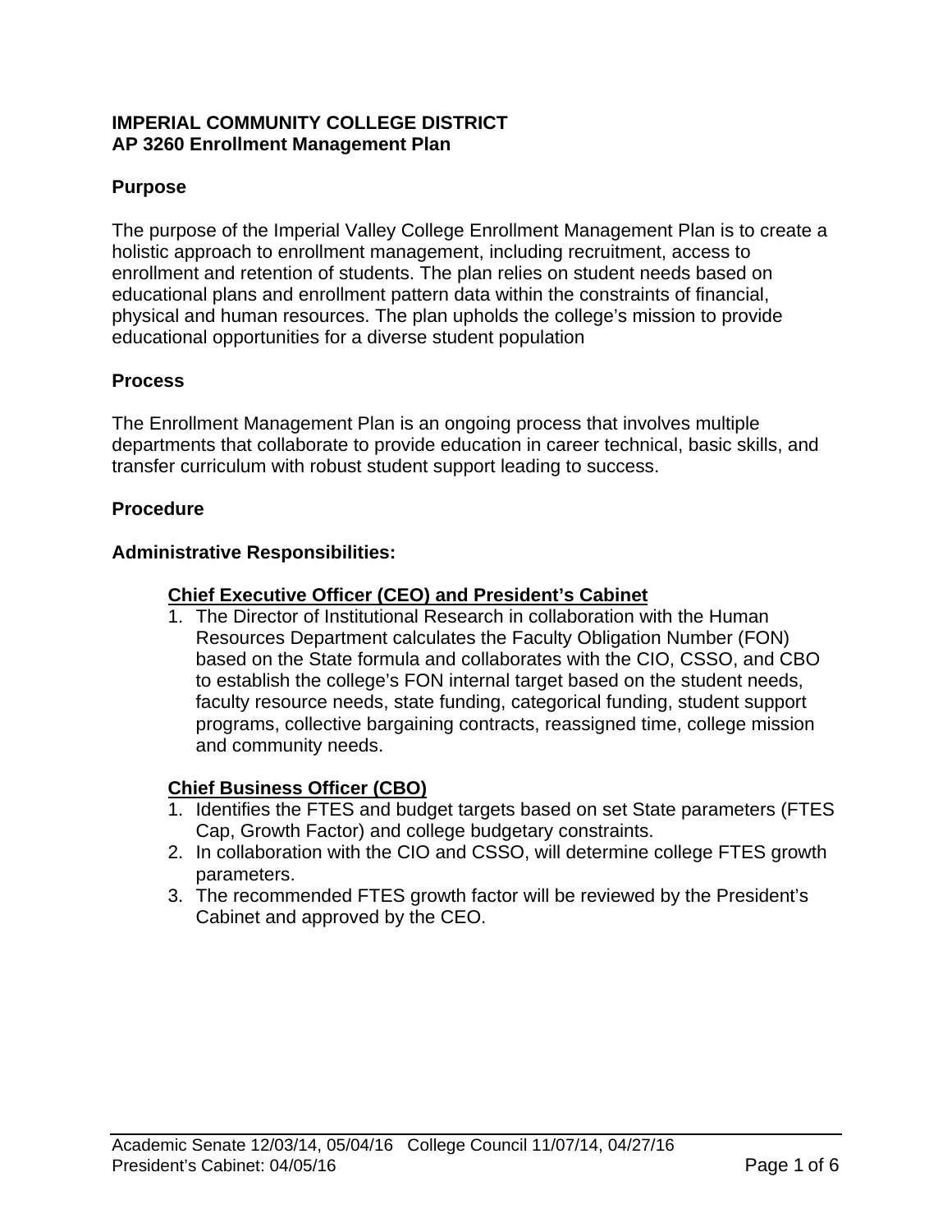**IMPERIAL COMMUNITY COLLEGE DISTRICT**
**AP 3260 Enrollment Management Plan**

## Purpose

The purpose of the Imperial Valley College Enrollment Management Plan is to create a holistic approach to enrollment management, including recruitment, access to enrollment and retention of students. The plan relies on student needs based on educational plans and enrollment pattern data within the constraints of financial, physical and human resources. The plan upholds the college's mission to provide educational opportunities for a diverse student population

## Process

The Enrollment Management Plan is an ongoing process that involves multiple departments that collaborate to provide education in career technical, basic skills, and transfer curriculum with robust student support leading to success.

## Procedure

### Administrative Responsibilities:

#### Chief Executive Officer (CEO) and President's Cabinet

1. The Director of Institutional Research in collaboration with the Human Resources Department calculates the Faculty Obligation Number (FON) based on the State formula and collaborates with the CIO, CSSO, and CBO to establish the college's FON internal target based on the student needs, faculty resource needs, state funding, categorical funding, student support programs, collective bargaining contracts, reassigned time, college mission and community needs.

#### Chief Business Officer (CBO)

1. Identifies the FTES and budget targets based on set State parameters (FTES Cap, Growth Factor) and college budgetary constraints.
2. In collaboration with the CIO and CSSO, will determine college FTES growth parameters.
3. The recommended FTES growth factor will be reviewed by the President's Cabinet and approved by the CEO.

Academic Senate 12/03/14, 05/04/16 College Council 11/07/14, 04/27/16
President's Cabinet: 04/05/16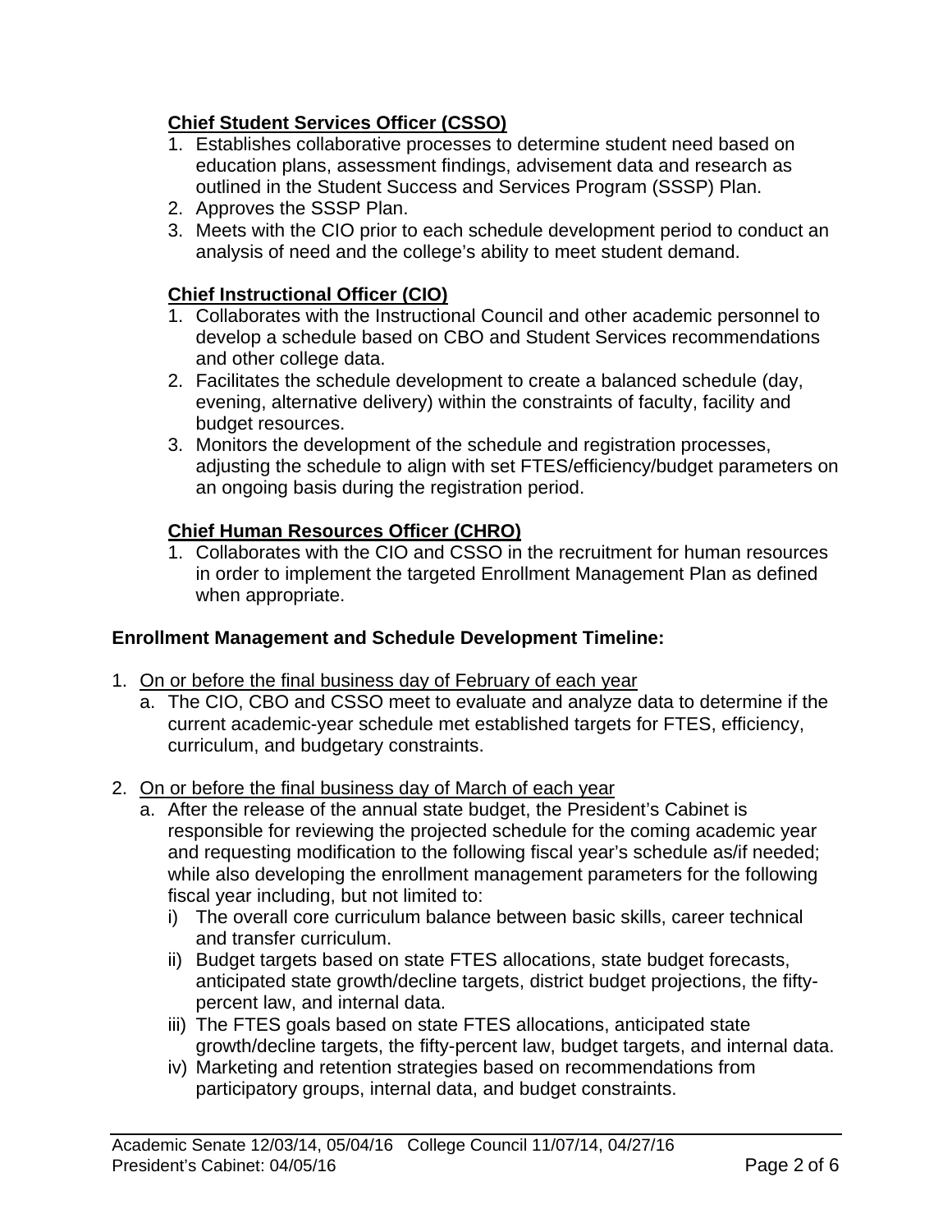**Chief Student Services Officer (CSSO)**

1. Establishes collaborative processes to determine student need based on education plans, assessment findings, advisement data and research as outlined in the Student Success and Services Program (SSSP) Plan.
2. Approves the SSSP Plan.
3. Meets with the CIO prior to each schedule development period to conduct an analysis of need and the college's ability to meet student demand.

**Chief Instructional Officer (CIO)**

1. Collaborates with the Instructional Council and other academic personnel to develop a schedule based on CBO and Student Services recommendations and other college data.
2. Facilitates the schedule development to create a balanced schedule (day, evening, alternative delivery) within the constraints of faculty, facility and budget resources.
3. Monitors the development of the schedule and registration processes, adjusting the schedule to align with set FTES/efficiency/budget parameters on an ongoing basis during the registration period.

**Chief Human Resources Officer (CHRO)**

1. Collaborates with the CIO and CSSO in the recruitment for human resources in order to implement the targeted Enrollment Management Plan as defined when appropriate.

**Enrollment Management and Schedule Development Timeline:**

1. On or before the final business day of February of each year
   a. The CIO, CBO and CSSO meet to evaluate and analyze data to determine if the current academic-year schedule met established targets for FTES, efficiency, curriculum, and budgetary constraints.

2. On or before the final business day of March of each year
   a. After the release of the annual state budget, the President's Cabinet is responsible for reviewing the projected schedule for the coming academic year and requesting modification to the following fiscal year's schedule as/if needed; while also developing the enrollment management parameters for the following fiscal year including, but not limited to:
      i) The overall core curriculum balance between basic skills, career technical and transfer curriculum.
      ii) Budget targets based on state FTES allocations, state budget forecasts, anticipated state growth/decline targets, district budget projections, the fifty-percent law, and internal data.
      iii) The FTES goals based on state FTES allocations, anticipated state growth/decline targets, the fifty-percent law, budget targets, and internal data.
      iv) Marketing and retention strategies based on recommendations from participatory groups, internal data, and budget constraints.

Academic Senate 12/03/14, 05/04/16 College Council 11/07/14, 04/27/16
President's Cabinet: 04/05/16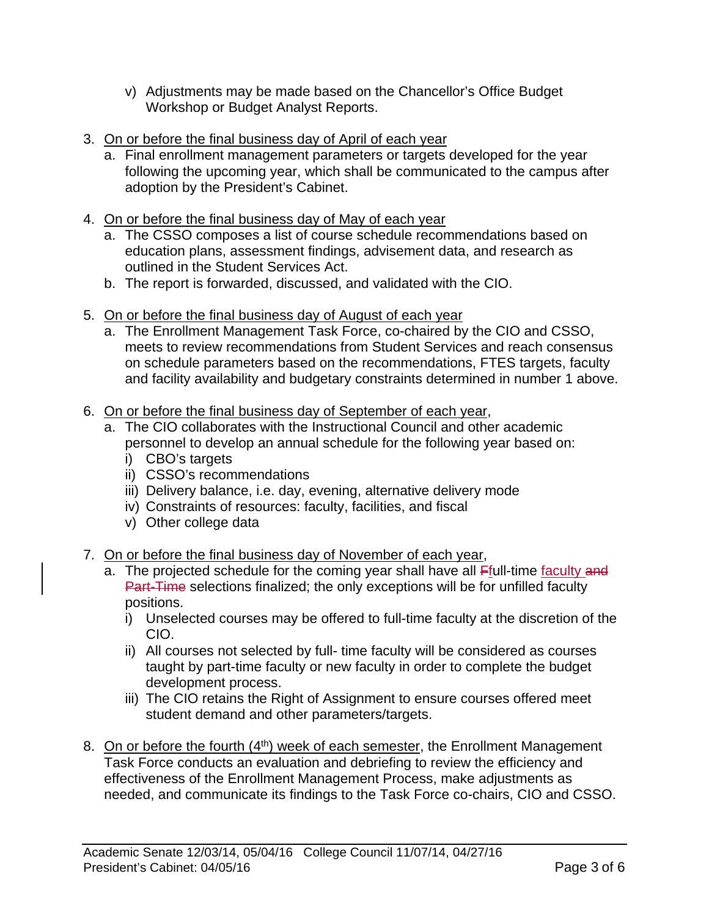v) Adjustments may be made based on the Chancellor's Office Budget Workshop or Budget Analyst Reports.

3. On or before the final business day of April of each year
   a. Final enrollment management parameters or targets developed for the year following the upcoming year, which shall be communicated to the campus after adoption by the President's Cabinet.

4. On or before the final business day of May of each year
   a. The CSSO composes a list of course schedule recommendations based on education plans, assessment findings, advisement data, and research as outlined in the Student Services Act.
   b. The report is forwarded, discussed, and validated with the CIO.

5. On or before the final business day of August of each year
   a. The Enrollment Management Task Force, co-chaired by the CIO and CSSO, meets to review recommendations from Student Services and reach consensus on schedule parameters based on the recommendations, FTES targets, faculty and facility availability and budgetary constraints determined in number 1 above.

6. On or before the final business day of September of each year,
   a. The CIO collaborates with the Instructional Council and other academic personnel to develop an annual schedule for the following year based on:
      i) CBO's targets
      ii) CSSO's recommendations
      iii) Delivery balance, i.e. day, evening, alternative delivery mode
      iv) Constraints of resources: faculty, facilities, and fiscal
      v) Other college data

7. On or before the final business day of November of each year,
   a. The projected schedule for the coming year shall have all ~~F~~full-time faculty ~~and Part-Time~~ selections finalized; the only exceptions will be for unfilled faculty positions.
      i) Unselected courses may be offered to full-time faculty at the discretion of the CIO.
      ii) All courses not selected by full- time faculty will be considered as courses taught by part-time faculty or new faculty in order to complete the budget development process.
      iii) The CIO retains the Right of Assignment to ensure courses offered meet student demand and other parameters/targets.

8. On or before the fourth (4th) week of each semester, the Enrollment Management Task Force conducts an evaluation and debriefing to review the efficiency and effectiveness of the Enrollment Management Process, make adjustments as needed, and communicate its findings to the Task Force co-chairs, CIO and CSSO.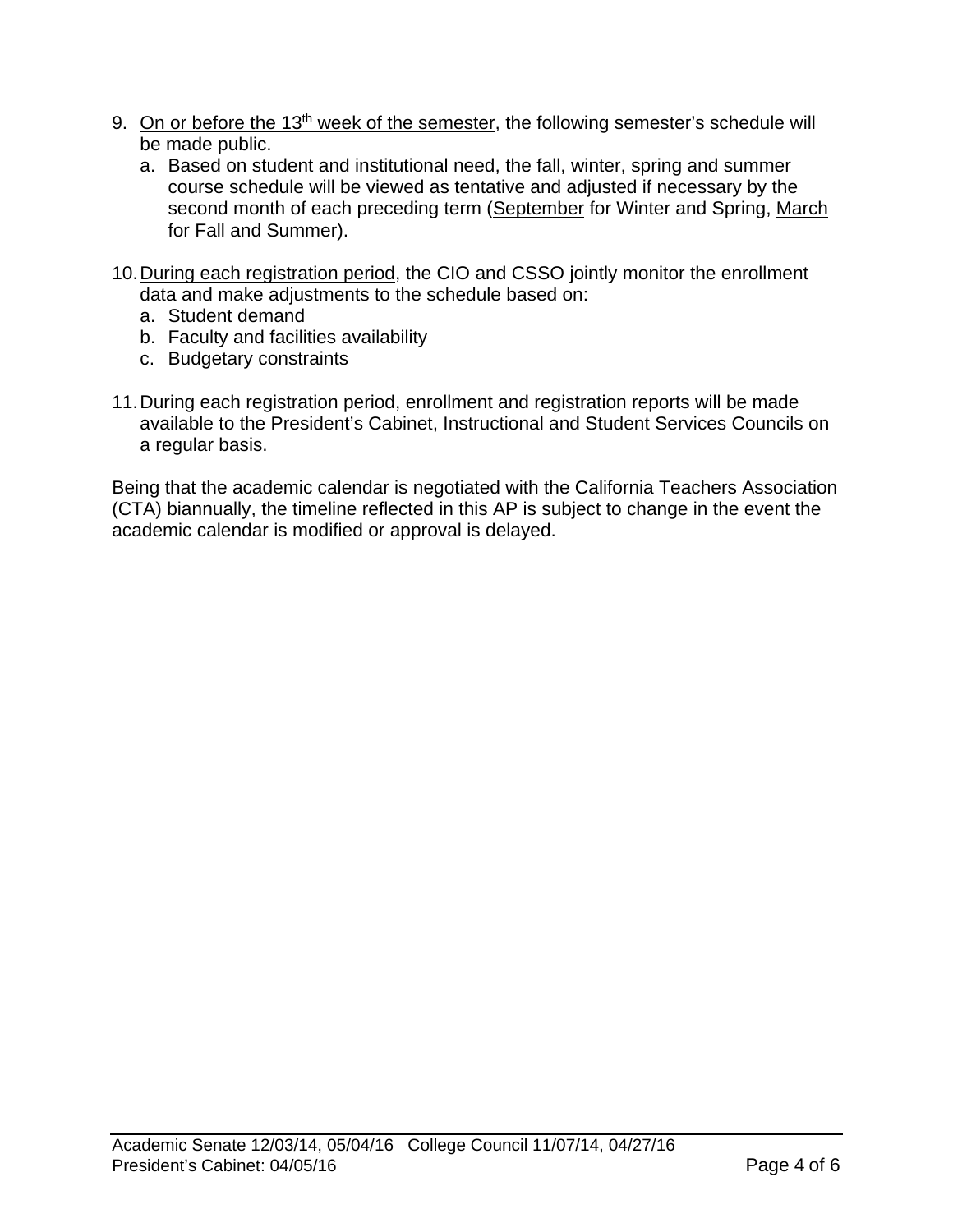9. <u>On or before the 13th week of the semester</u>, the following semester's schedule will be made public.
   a. Based on student and institutional need, the fall, winter, spring and summer course schedule will be viewed as tentative and adjusted if necessary by the second month of each preceding term (<u>September</u> for Winter and Spring, <u>March</u> for Fall and Summer).

10. <u>During each registration period</u>, the CIO and CSSO jointly monitor the enrollment data and make adjustments to the schedule based on:
    a. Student demand
    b. Faculty and facilities availability
    c. Budgetary constraints

11. <u>During each registration period</u>, enrollment and registration reports will be made available to the President's Cabinet, Instructional and Student Services Councils on a regular basis.

Being that the academic calendar is negotiated with the California Teachers Association (CTA) biannually, the timeline reflected in this AP is subject to change in the event the academic calendar is modified or approval is delayed.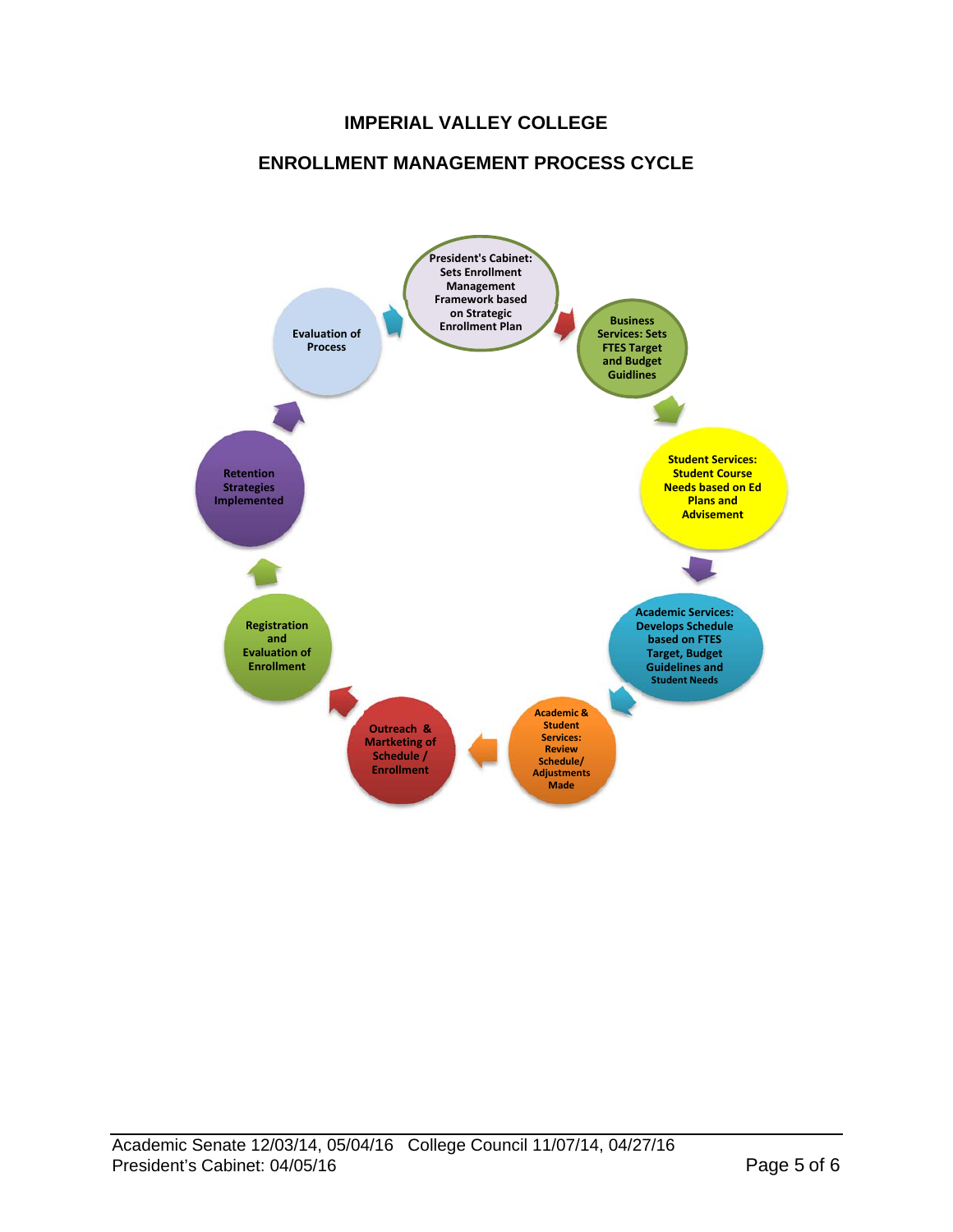# IMPERIAL VALLEY COLLEGE

## ENROLLMENT MANAGEMENT PROCESS CYCLE

1. President's Cabinet: Sets Enrollment Management Framework based on Strategic Enrollment Plan
2. Business Services: Sets FTES Target and Budget Guidlines
3. Student Services: Student Course Needs based on Ed Plans and Advisement
4. Academic Services: Develops Schedule based on FTES Target, Budget Guidelines and Student Needs
5. Academic & Student Services: Review Schedule/ Adjustments Made
6. Outreach & Martketing of Schedule / Enrollment
7. Registration and Evaluation of Enrollment
8. Retention Strategies Implemented
9. Evaluation of Process

Academic Senate 12/03/14, 05/04/16 College Council 11/07/14, 04/27/16
President's Cabinet: 04/05/16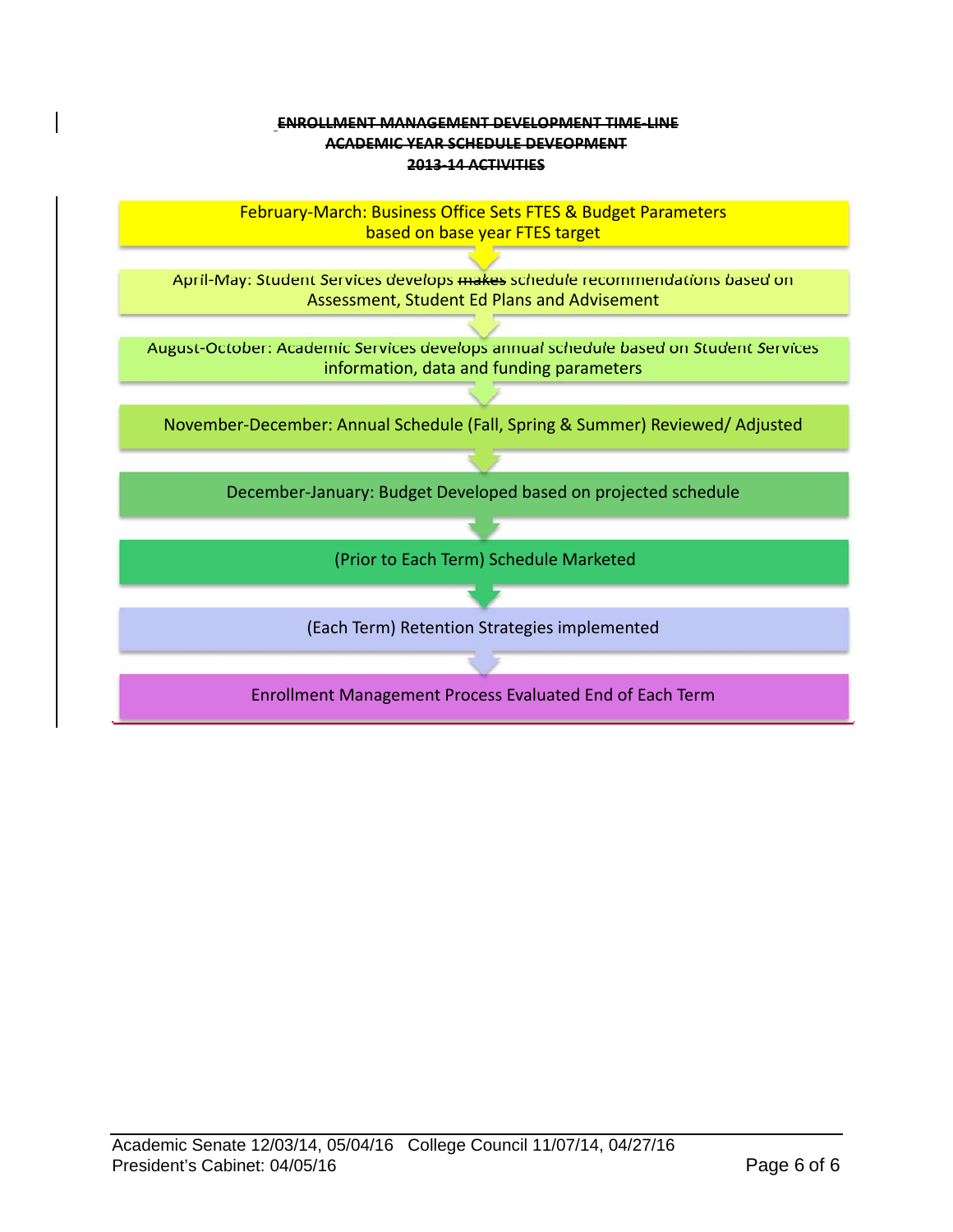**~~ENROLLMENT MANAGEMENT DEVELOPMENT TIME-LINE~~**
**~~ACADEMIC YEAR SCHEDULE DEVEOPMENT~~**
**~~2013-14 ACTIVITIES~~**

February-March: Business Office Sets FTES & Budget Parameters based on base year FTES target

↓

April-May: Student Services develops ~~makes~~ schedule recommendations based on Assessment, Student Ed Plans and Advisement

↓

August-October: Academic Services develops annual schedule based on Student Services information, data and funding parameters

↓

November-December: Annual Schedule (Fall, Spring & Summer) Reviewed/ Adjusted

↓

December-January: Budget Developed based on projected schedule

↓

(Prior to Each Term) Schedule Marketed

↓

(Each Term) Retention Strategies implemented

↓

Enrollment Management Process Evaluated End of Each Term

Academic Senate 12/03/14, 05/04/16 College Council 11/07/14, 04/27/16
President's Cabinet: 04/05/16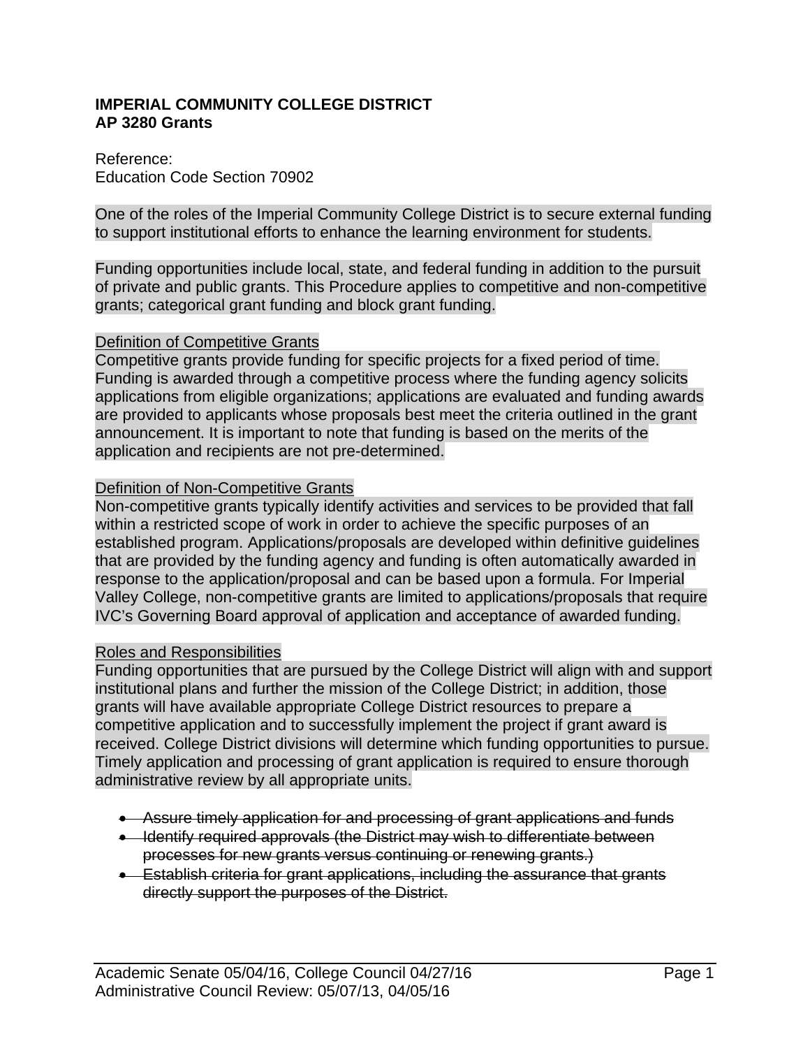**IMPERIAL COMMUNITY COLLEGE DISTRICT**
**AP 3280 Grants**

Reference:
Education Code Section 70902

One of the roles of the Imperial Community College District is to secure external funding to support institutional efforts to enhance the learning environment for students.

Funding opportunities include local, state, and federal funding in addition to the pursuit of private and public grants. This Procedure applies to competitive and non-competitive grants; categorical grant funding and block grant funding.

<u>Definition of Competitive Grants</u>
Competitive grants provide funding for specific projects for a fixed period of time. Funding is awarded through a competitive process where the funding agency solicits applications from eligible organizations; applications are evaluated and funding awards are provided to applicants whose proposals best meet the criteria outlined in the grant announcement. It is important to note that funding is based on the merits of the application and recipients are not pre-determined.

<u>Definition of Non-Competitive Grants</u>
Non-competitive grants typically identify activities and services to be provided that fall within a restricted scope of work in order to achieve the specific purposes of an established program. Applications/proposals are developed within definitive guidelines that are provided by the funding agency and funding is often automatically awarded in response to the application/proposal and can be based upon a formula. For Imperial Valley College, non-competitive grants are limited to applications/proposals that require IVC's Governing Board approval of application and acceptance of awarded funding.

<u>Roles and Responsibilities</u>
Funding opportunities that are pursued by the College District will align with and support institutional plans and further the mission of the College District; in addition, those grants will have available appropriate College District resources to prepare a competitive application and to successfully implement the project if grant award is received. College District divisions will determine which funding opportunities to pursue. Timely application and processing of grant application is required to ensure thorough administrative review by all appropriate units.

- ~~Assure timely application for and processing of grant applications and funds~~
- ~~Identify required approvals (the District may wish to differentiate between processes for new grants versus continuing or renewing grants.)~~
- ~~Establish criteria for grant applications, including the assurance that grants directly support the purposes of the District.~~

Academic Senate 05/04/16, College Council 04/27/16
Administrative Council Review: 05/07/13, 04/05/16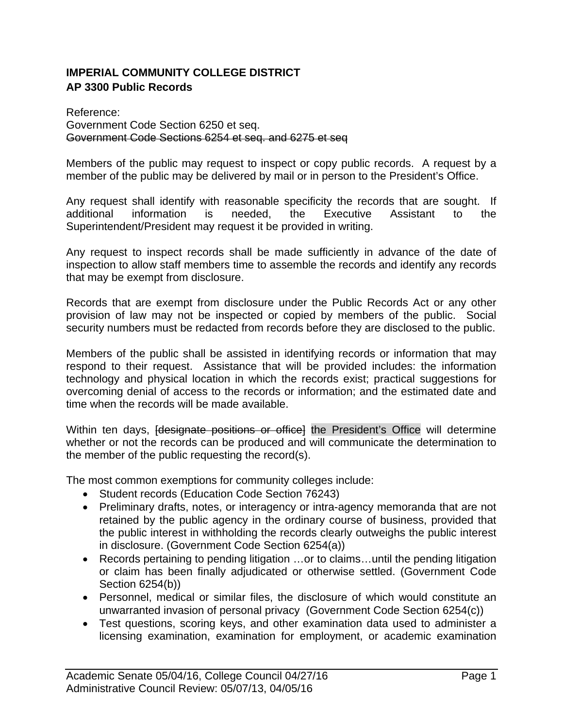**IMPERIAL COMMUNITY COLLEGE DISTRICT**
**AP 3300 Public Records**

Reference:
Government Code Section 6250 et seq.
~~Government Code Sections 6254 et seq. and 6275 et seq~~

Members of the public may request to inspect or copy public records. A request by a member of the public may be delivered by mail or in person to the President's Office.

Any request shall identify with reasonable specificity the records that are sought. If additional information is needed, the Executive Assistant to the Superintendent/President may request it be provided in writing.

Any request to inspect records shall be made sufficiently in advance of the date of inspection to allow staff members time to assemble the records and identify any records that may be exempt from disclosure.

Records that are exempt from disclosure under the Public Records Act or any other provision of law may not be inspected or copied by members of the public. Social security numbers must be redacted from records before they are disclosed to the public.

Members of the public shall be assisted in identifying records or information that may respond to their request. Assistance that will be provided includes: the information technology and physical location in which the records exist; practical suggestions for overcoming denial of access to the records or information; and the estimated date and time when the records will be made available.

Within ten days, ~~[designate positions or office]~~ the President's Office will determine whether or not the records can be produced and will communicate the determination to the member of the public requesting the record(s).

The most common exemptions for community colleges include:

- Student records (Education Code Section 76243)
- Preliminary drafts, notes, or interagency or intra-agency memoranda that are not retained by the public agency in the ordinary course of business, provided that the public interest in withholding the records clearly outweighs the public interest in disclosure. (Government Code Section 6254(a))
- Records pertaining to pending litigation …or to claims…until the pending litigation or claim has been finally adjudicated or otherwise settled. (Government Code Section 6254(b))
- Personnel, medical or similar files, the disclosure of which would constitute an unwarranted invasion of personal privacy (Government Code Section 6254(c))
- Test questions, scoring keys, and other examination data used to administer a licensing examination, examination for employment, or academic examination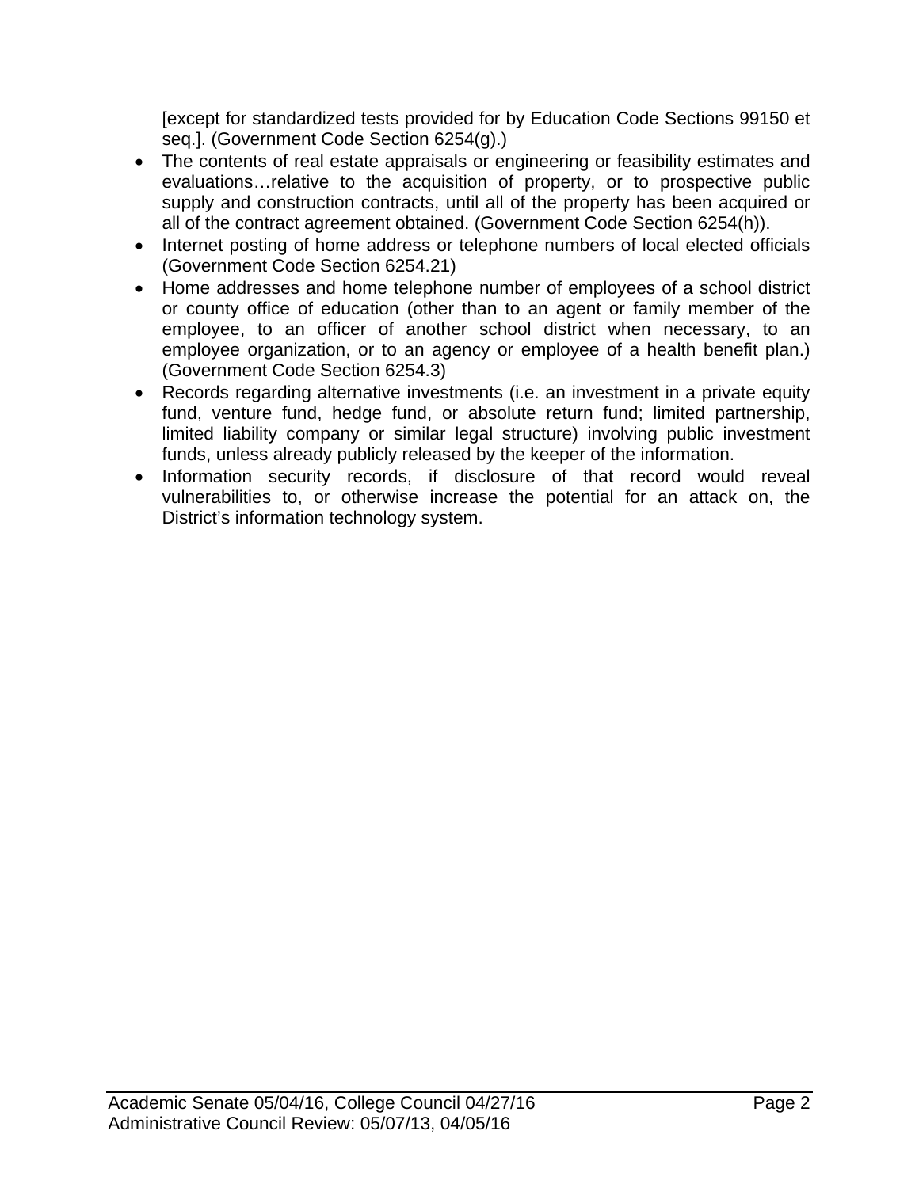[except for standardized tests provided for by Education Code Sections 99150 et seq.]. (Government Code Section 6254(g).)

- The contents of real estate appraisals or engineering or feasibility estimates and evaluations…relative to the acquisition of property, or to prospective public supply and construction contracts, until all of the property has been acquired or all of the contract agreement obtained. (Government Code Section 6254(h)).
- Internet posting of home address or telephone numbers of local elected officials (Government Code Section 6254.21)
- Home addresses and home telephone number of employees of a school district or county office of education (other than to an agent or family member of the employee, to an officer of another school district when necessary, to an employee organization, or to an agency or employee of a health benefit plan.) (Government Code Section 6254.3)
- Records regarding alternative investments (i.e. an investment in a private equity fund, venture fund, hedge fund, or absolute return fund; limited partnership, limited liability company or similar legal structure) involving public investment funds, unless already publicly released by the keeper of the information.
- Information security records, if disclosure of that record would reveal vulnerabilities to, or otherwise increase the potential for an attack on, the District's information technology system.

Academic Senate 05/04/16, College Council 04/27/16
Administrative Council Review: 05/07/13, 04/05/16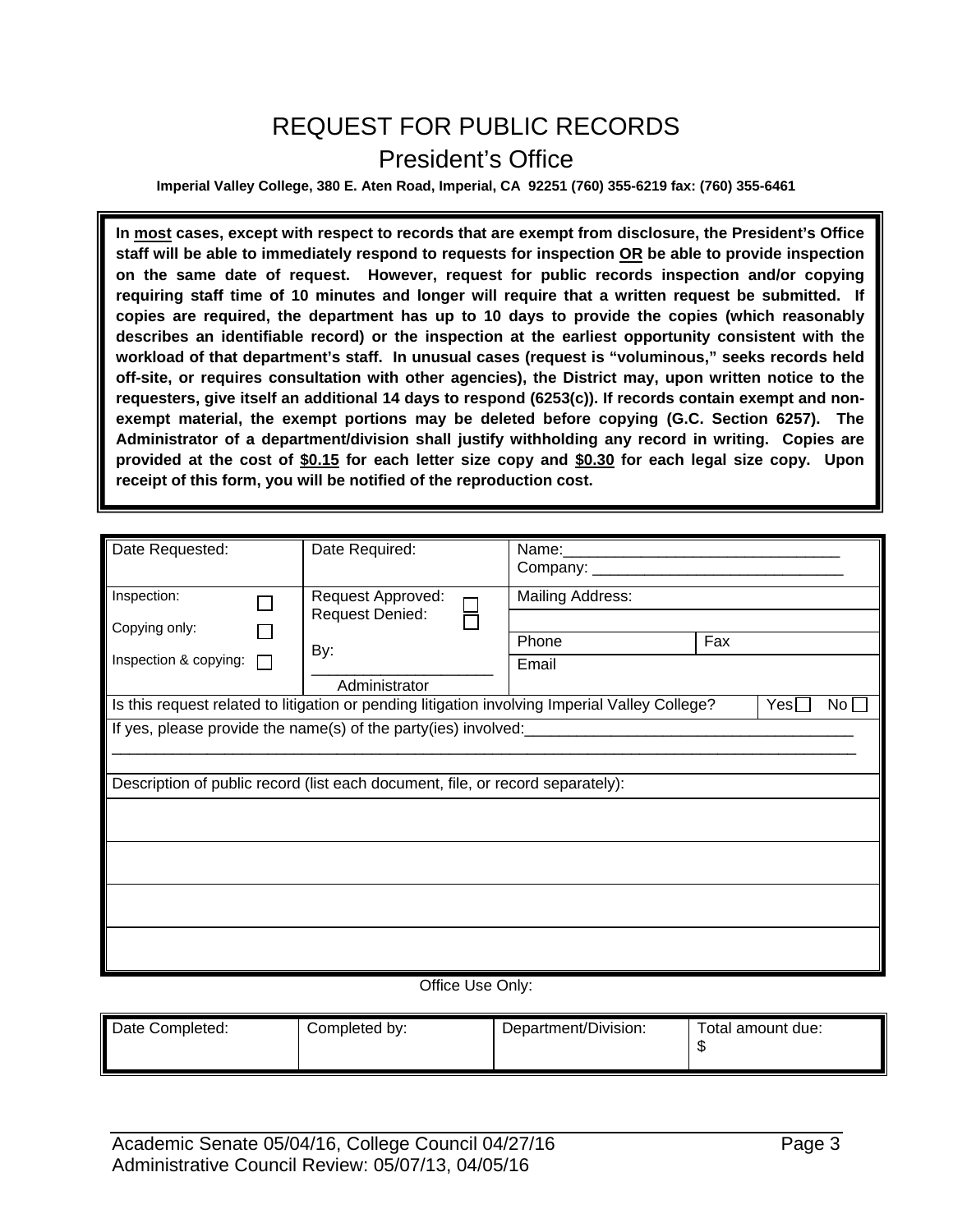# REQUEST FOR PUBLIC RECORDS

## President's Office

**Imperial Valley College, 380 E. Aten Road, Imperial, CA 92251 (760) 355-6219 fax: (760) 355-6461**

**In most cases, except with respect to records that are exempt from disclosure, the President's Office staff will be able to immediately respond to requests for inspection OR be able to provide inspection on the same date of request. However, request for public records inspection and/or copying requiring staff time of 10 minutes and longer will require that a written request be submitted. If copies are required, the department has up to 10 days to provide the copies (which reasonably describes an identifiable record) or the inspection at the earliest opportunity consistent with the workload of that department's staff. In unusual cases (request is "voluminous," seeks records held off-site, or requires consultation with other agencies), the District may, upon written notice to the requesters, give itself an additional 14 days to respond (6253(c)). If records contain exempt and non-exempt material, the exempt portions may be deleted before copying (G.C. Section 6257). The Administrator of a department/division shall justify withholding any record in writing. Copies are provided at the cost of $0.15 for each letter size copy and $0.30 for each legal size copy. Upon receipt of this form, you will be notified of the reproduction cost.**

| Date Requested: | Date Required: | Name:\_\_\_\_\_\_\_\_\_\_\_\_\_\_\_\_\_\_\_\_\_\_\_\_\_\_\_\_\_\_<br>Company: \_\_\_\_\_\_\_\_\_\_\_\_\_\_\_\_\_\_\_\_\_\_\_\_\_\_\_\_ | |
|---|---|---|---|
| Inspection: ☐<br>Copying only: ☐<br>Inspection & copying: ☐ | Request Approved: ☐<br>Request Denied: ☐<br>By:<br>\_\_\_\_\_\_\_\_\_\_\_\_\_\_\_\_\_\_\_\_<br>Administrator | Mailing Address: | |
| | | Phone | Fax |
| | | Email | |

Is this request related to litigation or pending litigation involving Imperial Valley College? Yes ☐ No ☐

If yes, please provide the name(s) of the party(ies) involved:\_\_\_\_\_\_\_\_\_\_\_\_\_\_\_\_\_\_\_\_\_\_\_\_\_\_\_\_\_\_\_\_\_\_\_\_

\_\_\_\_\_\_\_\_\_\_\_\_\_\_\_\_\_\_\_\_\_\_\_\_\_\_\_\_\_\_\_\_\_\_\_\_\_\_\_\_\_\_\_\_\_\_\_\_\_\_\_\_\_\_\_\_\_\_\_\_\_\_\_\_\_\_\_\_\_\_\_\_\_\_\_\_\_\_\_\_

Description of public record (list each document, file, or record separately):

Office Use Only:

| Date Completed: | Completed by: | Department/Division: | Total amount due:<br>$ |
|---|---|---|---|

Academic Senate 05/04/16, College Council 04/27/16
Administrative Council Review: 05/07/13, 04/05/16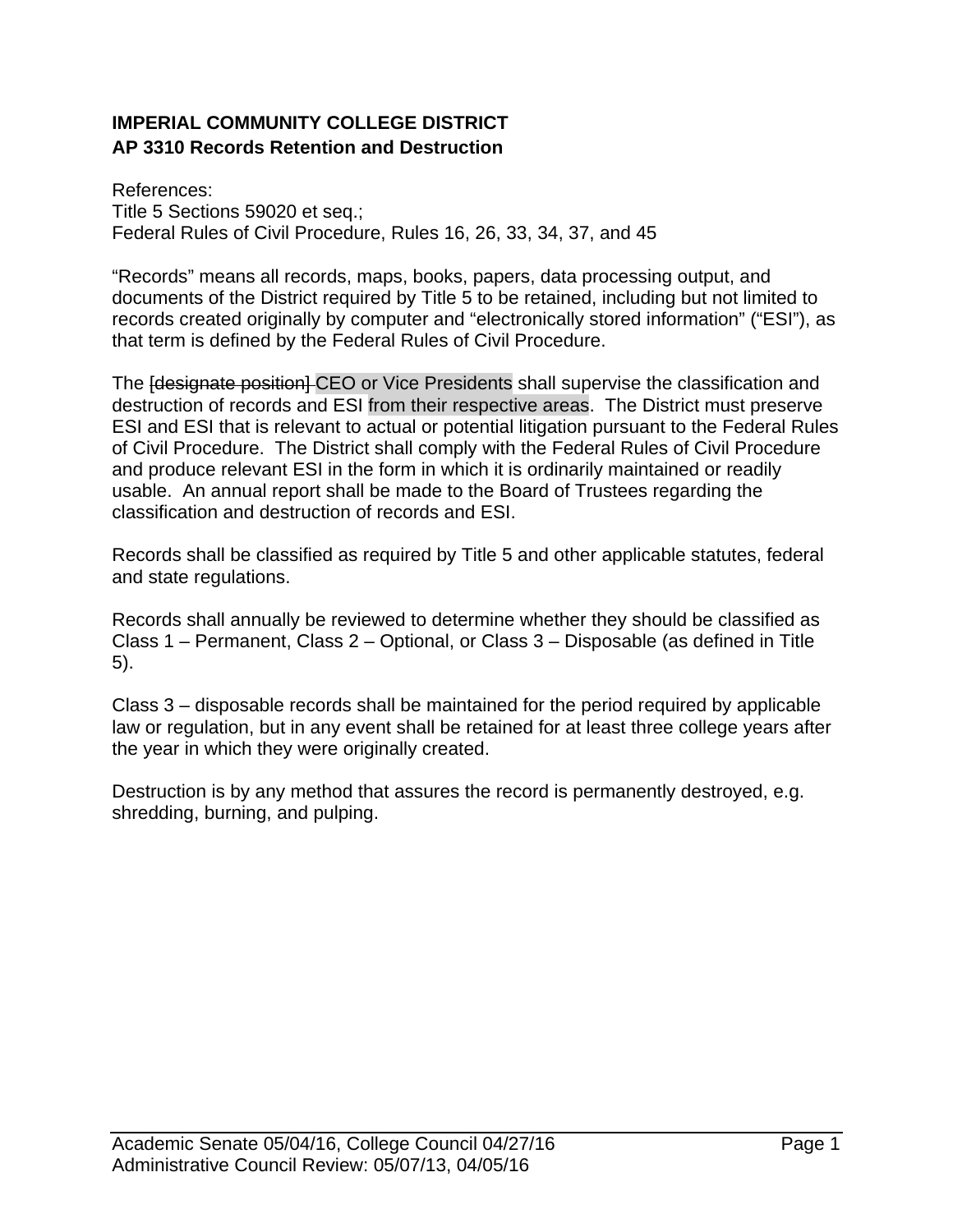**IMPERIAL COMMUNITY COLLEGE DISTRICT**
**AP 3310 Records Retention and Destruction**

References:
Title 5 Sections 59020 et seq.;
Federal Rules of Civil Procedure, Rules 16, 26, 33, 34, 37, and 45

"Records" means all records, maps, books, papers, data processing output, and documents of the District required by Title 5 to be retained, including but not limited to records created originally by computer and "electronically stored information" ("ESI"), as that term is defined by the Federal Rules of Civil Procedure.

The ~~[designate position]~~ CEO or Vice Presidents shall supervise the classification and destruction of records and ESI from their respective areas. The District must preserve ESI and ESI that is relevant to actual or potential litigation pursuant to the Federal Rules of Civil Procedure. The District shall comply with the Federal Rules of Civil Procedure and produce relevant ESI in the form in which it is ordinarily maintained or readily usable. An annual report shall be made to the Board of Trustees regarding the classification and destruction of records and ESI.

Records shall be classified as required by Title 5 and other applicable statutes, federal and state regulations.

Records shall annually be reviewed to determine whether they should be classified as Class 1 – Permanent, Class 2 – Optional, or Class 3 – Disposable (as defined in Title 5).

Class 3 – disposable records shall be maintained for the period required by applicable law or regulation, but in any event shall be retained for at least three college years after the year in which they were originally created.

Destruction is by any method that assures the record is permanently destroyed, e.g. shredding, burning, and pulping.

Academic Senate 05/04/16, College Council 04/27/16
Administrative Council Review: 05/07/13, 04/05/16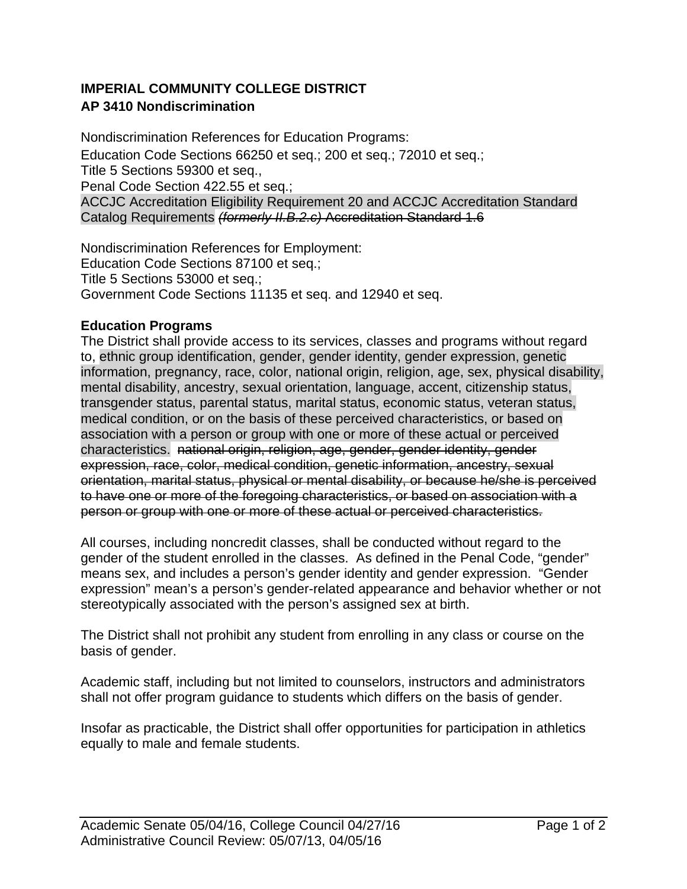**IMPERIAL COMMUNITY COLLEGE DISTRICT**
**AP 3410 Nondiscrimination**

Nondiscrimination References for Education Programs:
Education Code Sections 66250 et seq.; 200 et seq.; 72010 et seq.;
Title 5 Sections 59300 et seq.,
Penal Code Section 422.55 et seq.;
ACCJC Accreditation Eligibility Requirement 20 and ACCJC Accreditation Standard Catalog Requirements ~~*(formerly II.B.2.c)* Accreditation Standard 1.6~~

Nondiscrimination References for Employment:
Education Code Sections 87100 et seq.;
Title 5 Sections 53000 et seq.;
Government Code Sections 11135 et seq. and 12940 et seq.

**Education Programs**
The District shall provide access to its services, classes and programs without regard to, ethnic group identification, gender, gender identity, gender expression, genetic information, pregnancy, race, color, national origin, religion, age, sex, physical disability, mental disability, ancestry, sexual orientation, language, accent, citizenship status, transgender status, parental status, marital status, economic status, veteran status, medical condition, or on the basis of these perceived characteristics, or based on association with a person or group with one or more of these actual or perceived characteristics. ~~national origin, religion, age, gender, gender identity, gender expression, race, color, medical condition, genetic information, ancestry, sexual orientation, marital status, physical or mental disability, or because he/she is perceived to have one or more of the foregoing characteristics, or based on association with a person or group with one or more of these actual or perceived characteristics.~~

All courses, including noncredit classes, shall be conducted without regard to the gender of the student enrolled in the classes. As defined in the Penal Code, "gender" means sex, and includes a person's gender identity and gender expression. "Gender expression" mean's a person's gender-related appearance and behavior whether or not stereotypically associated with the person's assigned sex at birth.

The District shall not prohibit any student from enrolling in any class or course on the basis of gender.

Academic staff, including but not limited to counselors, instructors and administrators shall not offer program guidance to students which differs on the basis of gender.

Insofar as practicable, the District shall offer opportunities for participation in athletics equally to male and female students.

Academic Senate 05/04/16, College Council 04/27/16
Administrative Council Review: 05/07/13, 04/05/16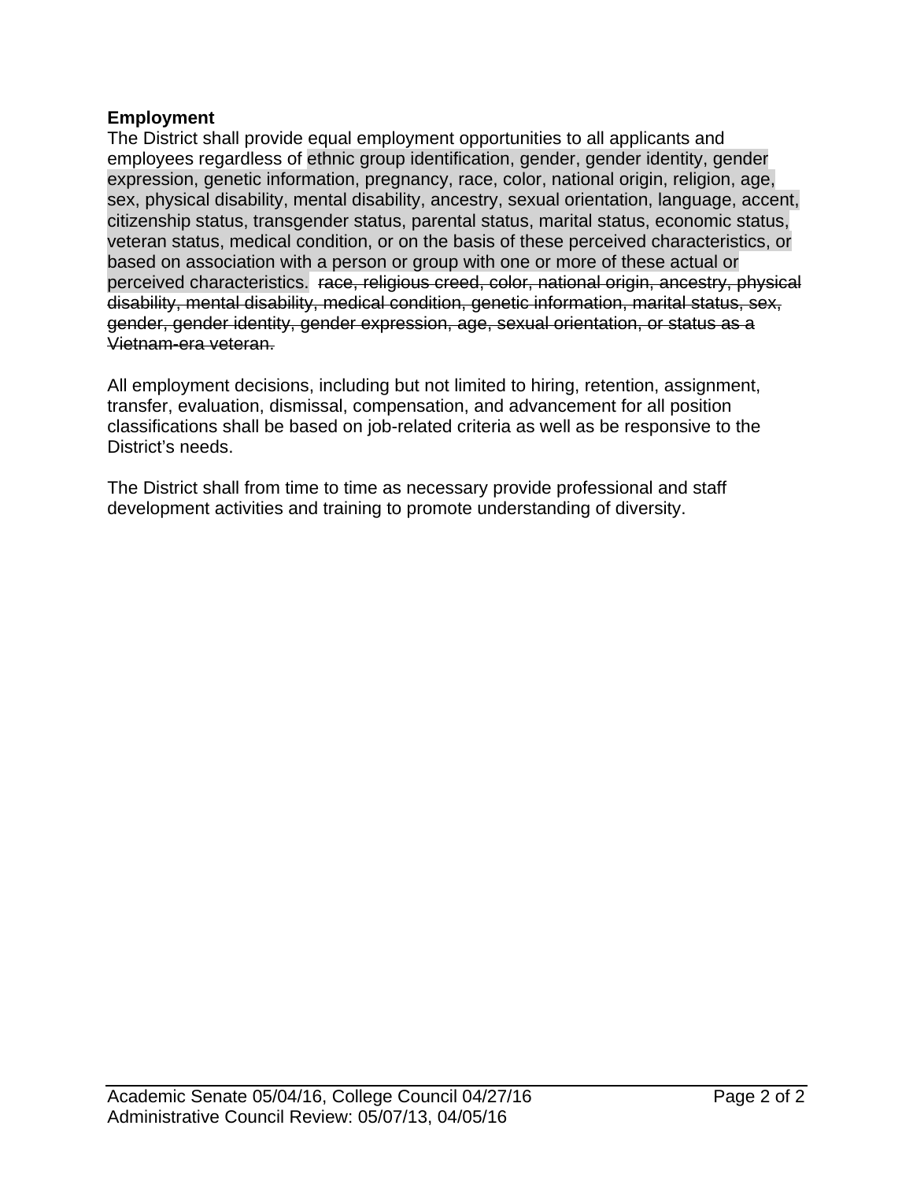**Employment**

The District shall provide equal employment opportunities to all applicants and employees regardless of ethnic group identification, gender, gender identity, gender expression, genetic information, pregnancy, race, color, national origin, religion, age, sex, physical disability, mental disability, ancestry, sexual orientation, language, accent, citizenship status, transgender status, parental status, marital status, economic status, veteran status, medical condition, or on the basis of these perceived characteristics, or based on association with a person or group with one or more of these actual or perceived characteristics. ~~race, religious creed, color, national origin, ancestry, physical disability, mental disability, medical condition, genetic information, marital status, sex, gender, gender identity, gender expression, age, sexual orientation, or status as a Vietnam-era veteran.~~

All employment decisions, including but not limited to hiring, retention, assignment, transfer, evaluation, dismissal, compensation, and advancement for all position classifications shall be based on job-related criteria as well as be responsive to the District's needs.

The District shall from time to time as necessary provide professional and staff development activities and training to promote understanding of diversity.

Academic Senate 05/04/16, College Council 04/27/16
Administrative Council Review: 05/07/13, 04/05/16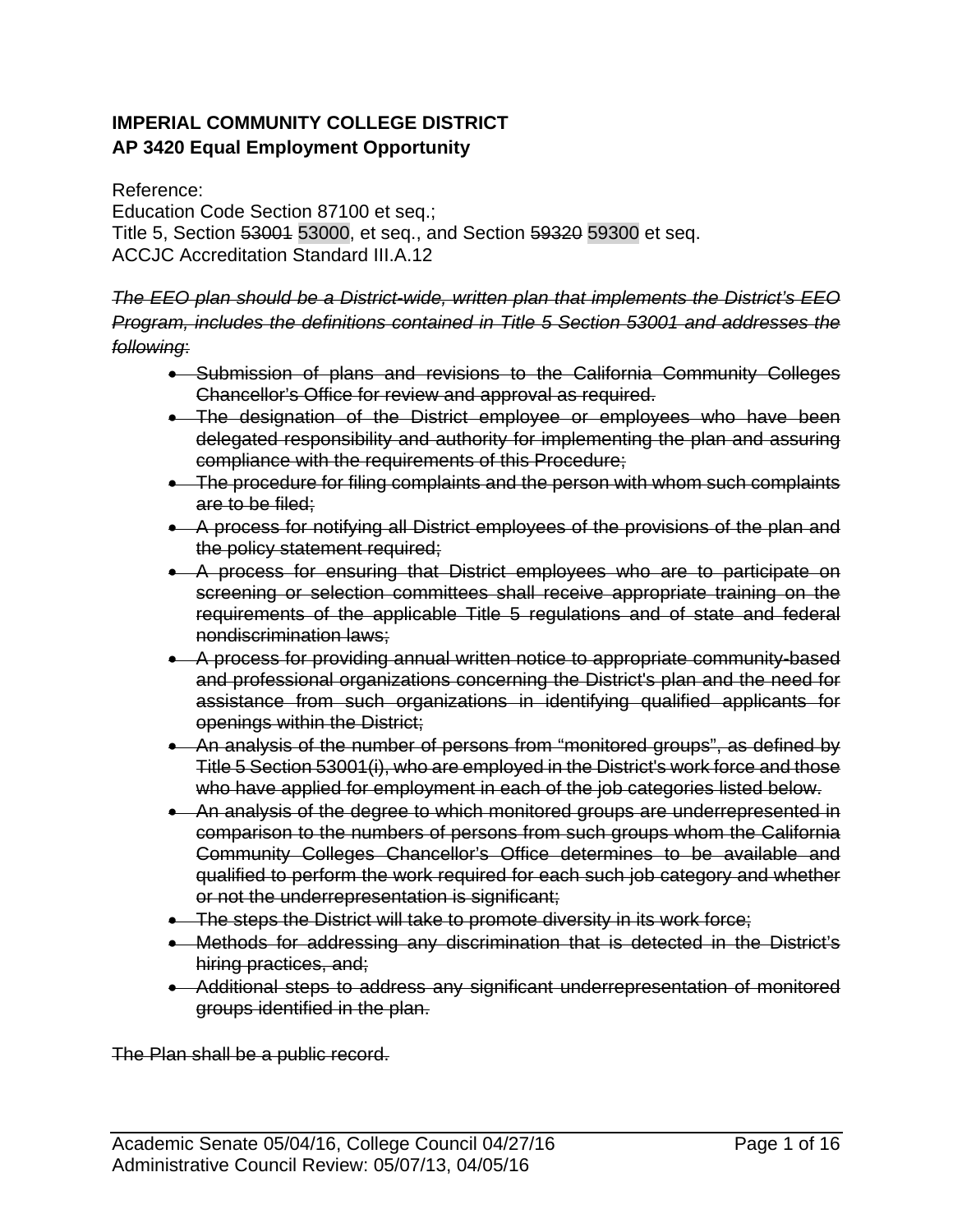**IMPERIAL COMMUNITY COLLEGE DISTRICT**
**AP 3420 Equal Employment Opportunity**

Reference:
Education Code Section 87100 et seq.;
Title 5, Section ~~53001~~ 53000, et seq., and Section ~~59320~~ 59300 et seq.
ACCJC Accreditation Standard III.A.12

~~*The EEO plan should be a District-wide, written plan that implements the District's EEO Program, includes the definitions contained in Title 5 Section 53001 and addresses the following:*~~

- ~~Submission of plans and revisions to the California Community Colleges Chancellor's Office for review and approval as required.~~
- ~~The designation of the District employee or employees who have been delegated responsibility and authority for implementing the plan and assuring compliance with the requirements of this Procedure;~~
- ~~The procedure for filing complaints and the person with whom such complaints are to be filed;~~
- ~~A process for notifying all District employees of the provisions of the plan and the policy statement required;~~
- ~~A process for ensuring that District employees who are to participate on screening or selection committees shall receive appropriate training on the requirements of the applicable Title 5 regulations and of state and federal nondiscrimination laws;~~
- ~~A process for providing annual written notice to appropriate community-based and professional organizations concerning the District's plan and the need for assistance from such organizations in identifying qualified applicants for openings within the District;~~
- ~~An analysis of the number of persons from "monitored groups", as defined by Title 5 Section 53001(i), who are employed in the District's work force and those who have applied for employment in each of the job categories listed below.~~
- ~~An analysis of the degree to which monitored groups are underrepresented in comparison to the numbers of persons from such groups whom the California Community Colleges Chancellor's Office determines to be available and qualified to perform the work required for each such job category and whether or not the underrepresentation is significant;~~
- ~~The steps the District will take to promote diversity in its work force;~~
- ~~Methods for addressing any discrimination that is detected in the District's hiring practices, and;~~
- ~~Additional steps to address any significant underrepresentation of monitored groups identified in the plan.~~

~~The Plan shall be a public record.~~

Academic Senate 05/04/16, College Council 04/27/16
Administrative Council Review: 05/07/13, 04/05/16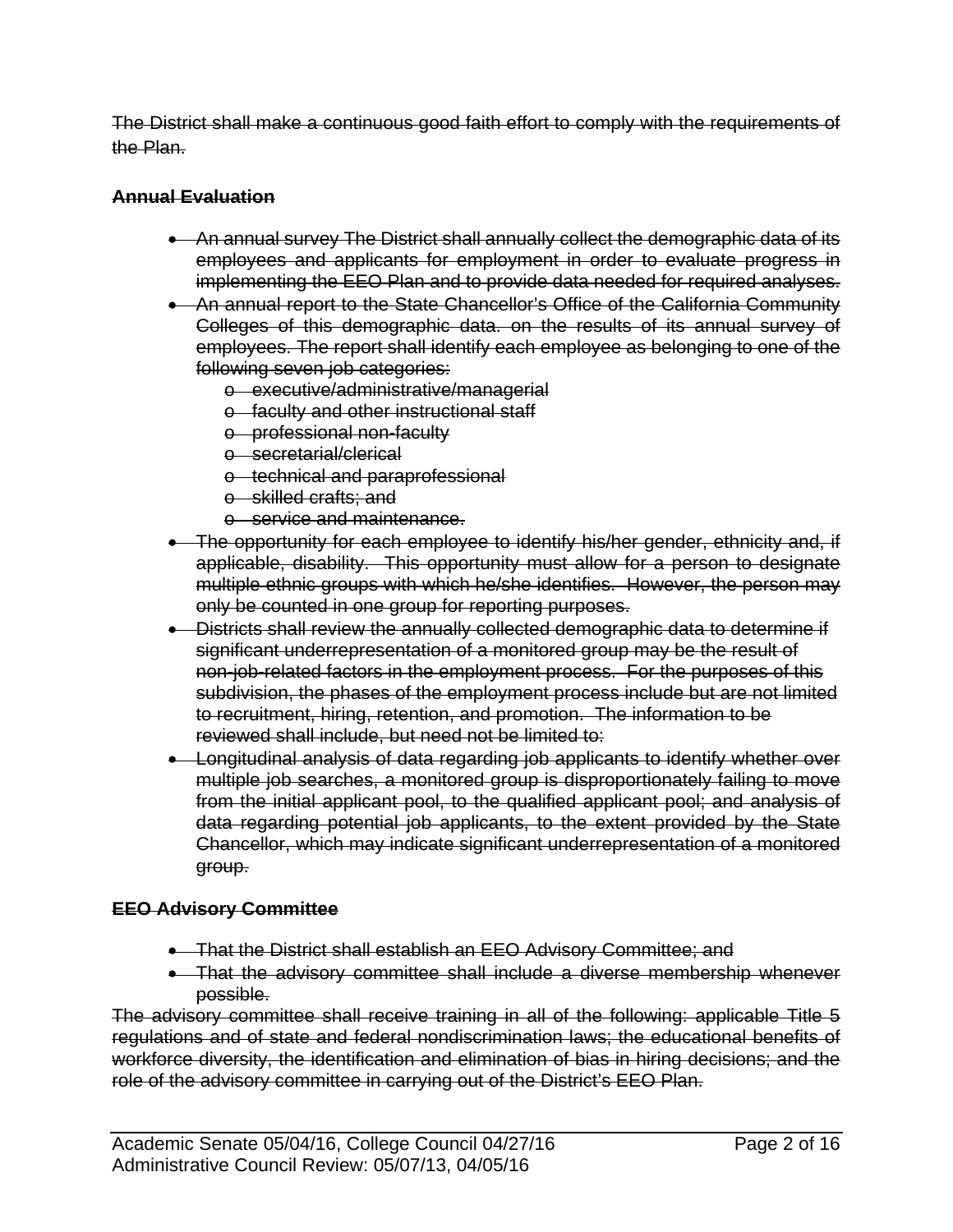~~The District shall make a continuous good faith effort to comply with the requirements of the Plan.~~

~~**Annual Evaluation**~~

- ~~An annual survey The District shall annually collect the demographic data of its employees and applicants for employment in order to evaluate progress in implementing the EEO Plan and to provide data needed for required analyses.~~
- ~~An annual report to the State Chancellor's Office of the California Community Colleges of this demographic data. on the results of its annual survey of employees. The report shall identify each employee as belonging to one of the following seven job categories:~~
  - ~~executive/administrative/managerial~~
  - ~~faculty and other instructional staff~~
  - ~~professional non-faculty~~
  - ~~secretarial/clerical~~
  - ~~technical and paraprofessional~~
  - ~~skilled crafts; and~~
  - ~~service and maintenance.~~
- ~~The opportunity for each employee to identify his/her gender, ethnicity and, if applicable, disability. This opportunity must allow for a person to designate multiple ethnic groups with which he/she identifies. However, the person may only be counted in one group for reporting purposes.~~
- ~~Districts shall review the annually collected demographic data to determine if significant underrepresentation of a monitored group may be the result of non-job-related factors in the employment process. For the purposes of this subdivision, the phases of the employment process include but are not limited to recruitment, hiring, retention, and promotion. The information to be reviewed shall include, but need not be limited to:~~
- ~~Longitudinal analysis of data regarding job applicants to identify whether over multiple job searches, a monitored group is disproportionately failing to move from the initial applicant pool, to the qualified applicant pool; and analysis of data regarding potential job applicants, to the extent provided by the State Chancellor, which may indicate significant underrepresentation of a monitored group.~~

~~**EEO Advisory Committee**~~

- ~~That the District shall establish an EEO Advisory Committee; and~~
- ~~That the advisory committee shall include a diverse membership whenever possible.~~

~~The advisory committee shall receive training in all of the following: applicable Title 5 regulations and of state and federal nondiscrimination laws; the educational benefits of workforce diversity, the identification and elimination of bias in hiring decisions; and the role of the advisory committee in carrying out of the District's EEO Plan.~~

Academic Senate 05/04/16, College Council 04/27/16
Administrative Council Review: 05/07/13, 04/05/16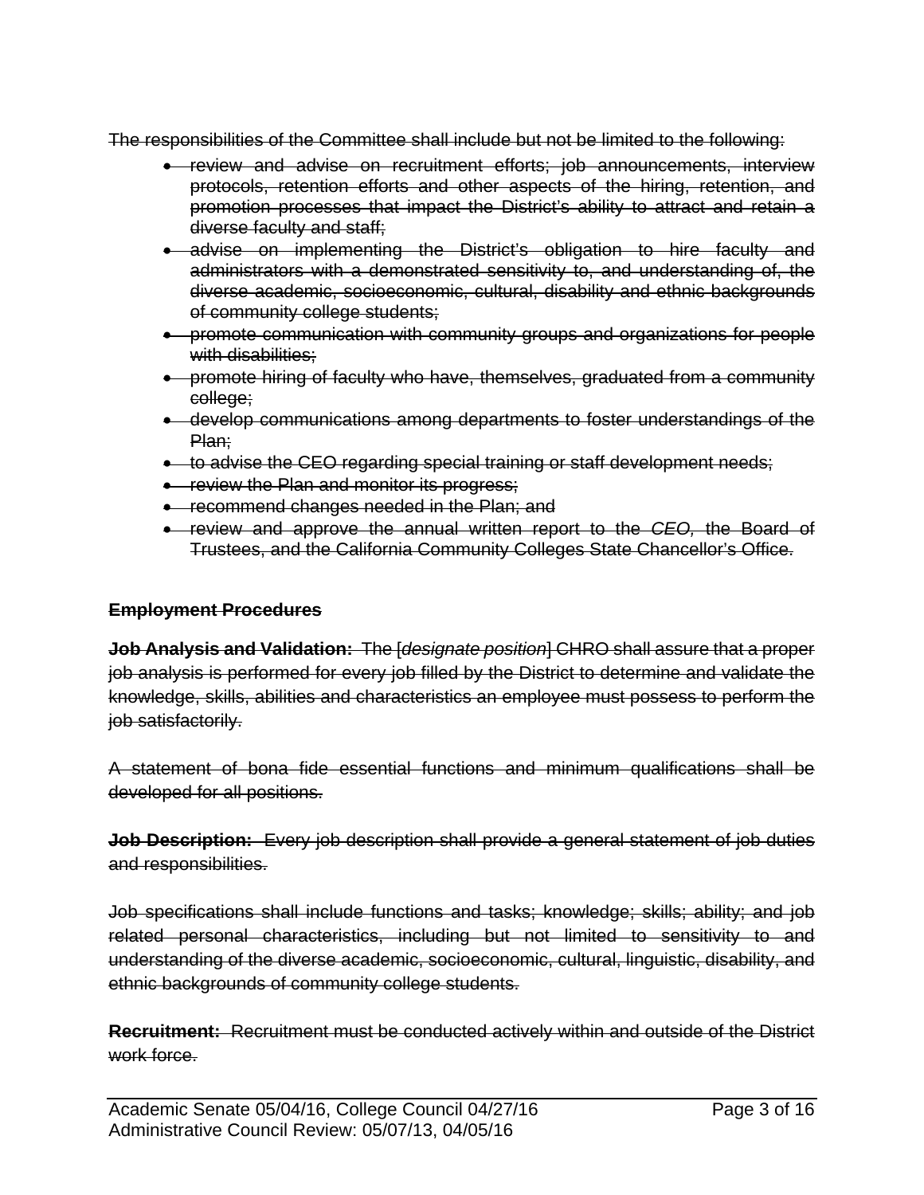The responsibilities of the Committee shall include but not be limited to the following:

- review and advise on recruitment efforts; job announcements, interview protocols, retention efforts and other aspects of the hiring, retention, and promotion processes that impact the District's ability to attract and retain a diverse faculty and staff;
- advise on implementing the District's obligation to hire faculty and administrators with a demonstrated sensitivity to, and understanding of, the diverse academic, socioeconomic, cultural, disability and ethnic backgrounds of community college students;
- promote communication with community groups and organizations for people with disabilities;
- promote hiring of faculty who have, themselves, graduated from a community college;
- develop communications among departments to foster understandings of the Plan;
- to advise the CEO regarding special training or staff development needs;
- review the Plan and monitor its progress;
- recommend changes needed in the Plan; and
- review and approve the annual written report to the *CEO,* the Board of Trustees, and the California Community Colleges State Chancellor's Office.

**Employment Procedures**

**Job Analysis and Validation:** The [*designate position*] CHRO shall assure that a proper job analysis is performed for every job filled by the District to determine and validate the knowledge, skills, abilities and characteristics an employee must possess to perform the job satisfactorily.

A statement of bona fide essential functions and minimum qualifications shall be developed for all positions.

**Job Description:** Every job description shall provide a general statement of job duties and responsibilities.

Job specifications shall include functions and tasks; knowledge; skills; ability; and job related personal characteristics, including but not limited to sensitivity to and understanding of the diverse academic, socioeconomic, cultural, linguistic, disability, and ethnic backgrounds of community college students.

**Recruitment:** Recruitment must be conducted actively within and outside of the District work force.

Academic Senate 05/04/16, College Council 04/27/16
Administrative Council Review: 05/07/13, 04/05/16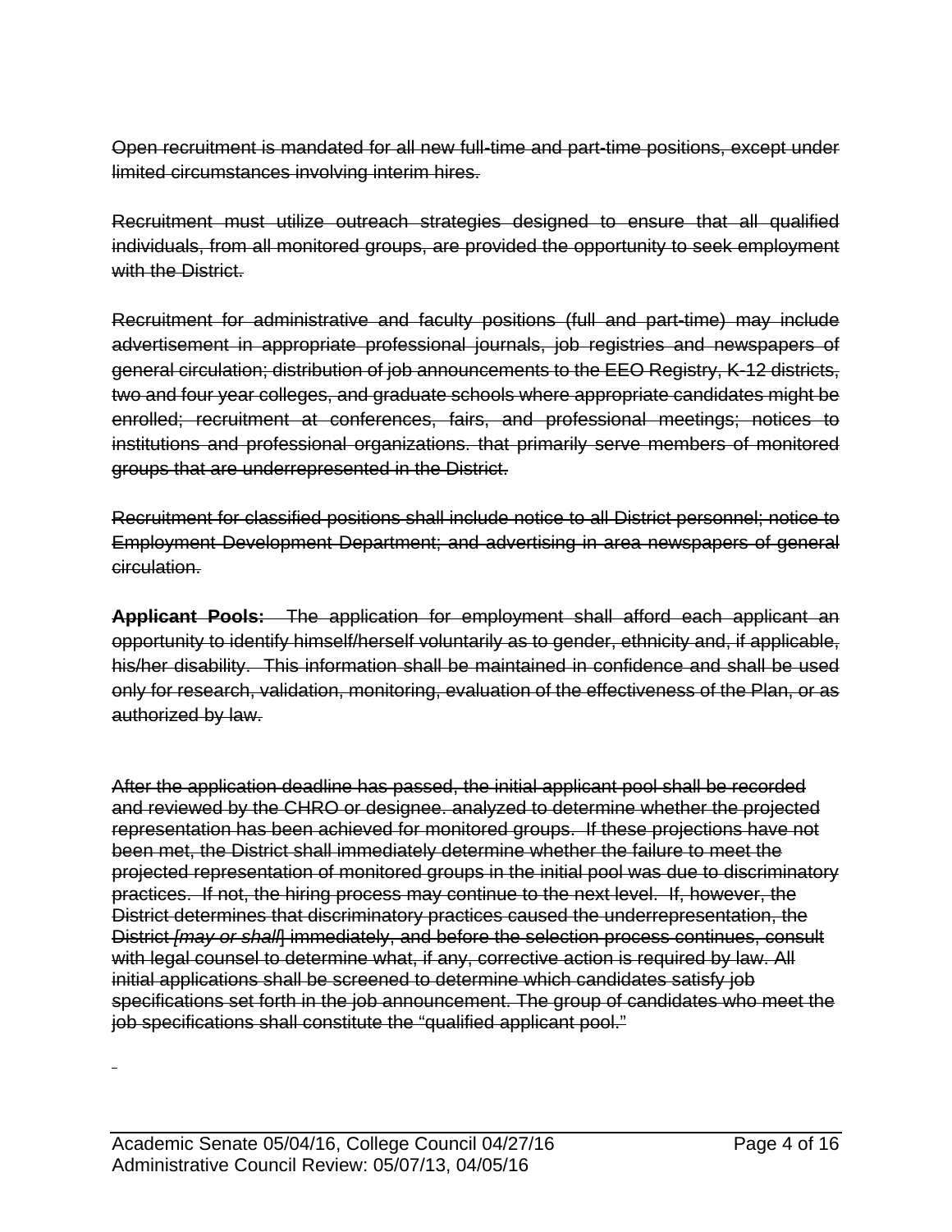~~Open recruitment is mandated for all new full-time and part-time positions, except under limited circumstances involving interim hires.~~

~~Recruitment must utilize outreach strategies designed to ensure that all qualified individuals, from all monitored groups, are provided the opportunity to seek employment with the District.~~

~~Recruitment for administrative and faculty positions (full and part-time) may include advertisement in appropriate professional journals, job registries and newspapers of general circulation; distribution of job announcements to the EEO Registry, K-12 districts, two and four year colleges, and graduate schools where appropriate candidates might be enrolled; recruitment at conferences, fairs, and professional meetings; notices to institutions and professional organizations. that primarily serve members of monitored groups that are underrepresented in the District.~~

~~Recruitment for classified positions shall include notice to all District personnel; notice to Employment Development Department; and advertising in area newspapers of general circulation.~~

~~**Applicant Pools:** The application for employment shall afford each applicant an opportunity to identify himself/herself voluntarily as to gender, ethnicity and, if applicable, his/her disability. This information shall be maintained in confidence and shall be used only for research, validation, monitoring, evaluation of the effectiveness of the Plan, or as authorized by law.~~

~~After the application deadline has passed, the initial applicant pool shall be recorded and reviewed by the CHRO or designee. analyzed to determine whether the projected representation has been achieved for monitored groups. If these projections have not been met, the District shall immediately determine whether the failure to meet the projected representation of monitored groups in the initial pool was due to discriminatory practices. If not, the hiring process may continue to the next level. If, however, the District determines that discriminatory practices caused the underrepresentation, the District *[may or shall]* immediately, and before the selection process continues, consult with legal counsel to determine what, if any, corrective action is required by law. All initial applications shall be screened to determine which candidates satisfy job specifications set forth in the job announcement. The group of candidates who meet the job specifications shall constitute the "qualified applicant pool."~~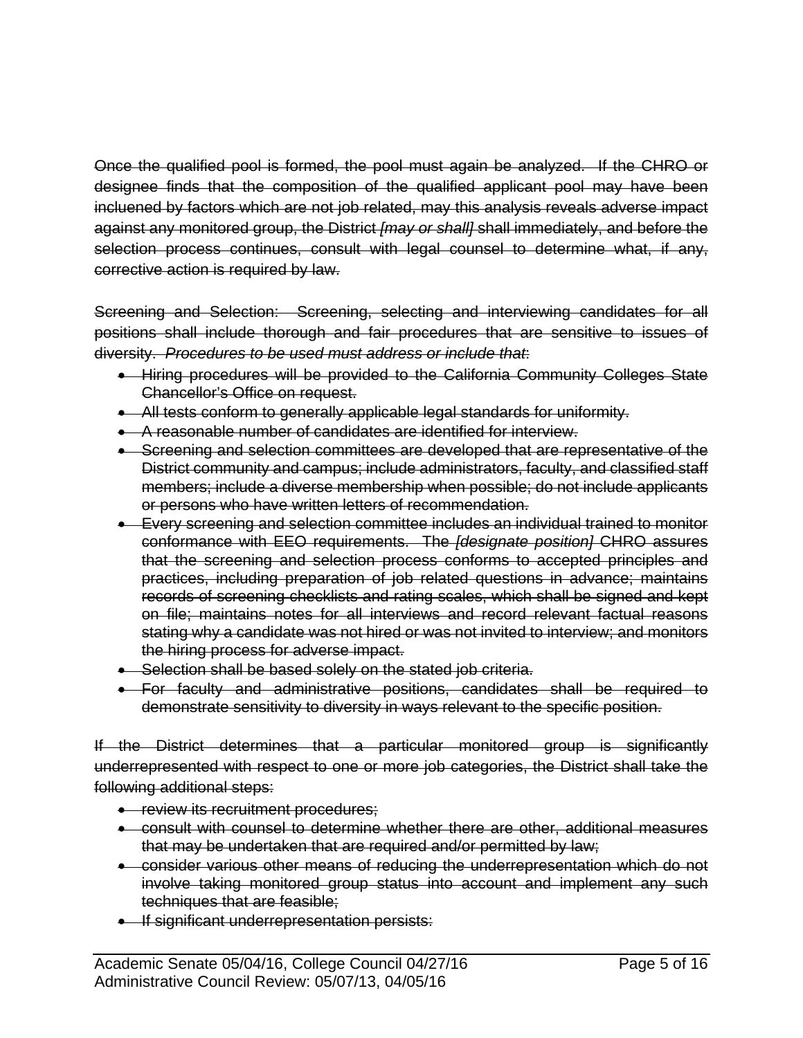~~Once the qualified pool is formed, the pool must again be analyzed. If the CHRO or designee finds that the composition of the qualified applicant pool may have been incluened by factors which are not job related, may this analysis reveals adverse impact against any monitored group, the District *[may or shall]* shall immediately, and before the selection process continues, consult with legal counsel to determine what, if any, corrective action is required by law.~~

~~Screening and Selection: Screening, selecting and interviewing candidates for all positions shall include thorough and fair procedures that are sensitive to issues of diversity. *Procedures to be used must address or include that*:~~

- ~~Hiring procedures will be provided to the California Community Colleges State Chancellor's Office on request.~~
- ~~All tests conform to generally applicable legal standards for uniformity.~~
- ~~A reasonable number of candidates are identified for interview.~~
- ~~Screening and selection committees are developed that are representative of the District community and campus; include administrators, faculty, and classified staff members; include a diverse membership when possible; do not include applicants or persons who have written letters of recommendation.~~
- ~~Every screening and selection committee includes an individual trained to monitor conformance with EEO requirements. The *[designate position]* CHRO assures that the screening and selection process conforms to accepted principles and practices, including preparation of job related questions in advance; maintains records of screening checklists and rating scales, which shall be signed and kept on file; maintains notes for all interviews and record relevant factual reasons stating why a candidate was not hired or was not invited to interview; and monitors the hiring process for adverse impact.~~
- ~~Selection shall be based solely on the stated job criteria.~~
- ~~For faculty and administrative positions, candidates shall be required to demonstrate sensitivity to diversity in ways relevant to the specific position.~~

~~If the District determines that a particular monitored group is significantly underrepresented with respect to one or more job categories, the District shall take the following additional steps:~~

- ~~review its recruitment procedures;~~
- ~~consult with counsel to determine whether there are other, additional measures that may be undertaken that are required and/or permitted by law;~~
- ~~consider various other means of reducing the underrepresentation which do not involve taking monitored group status into account and implement any such techniques that are feasible;~~
- ~~If significant underrepresentation persists:~~

Academic Senate 05/04/16, College Council 04/27/16
Administrative Council Review: 05/07/13, 04/05/16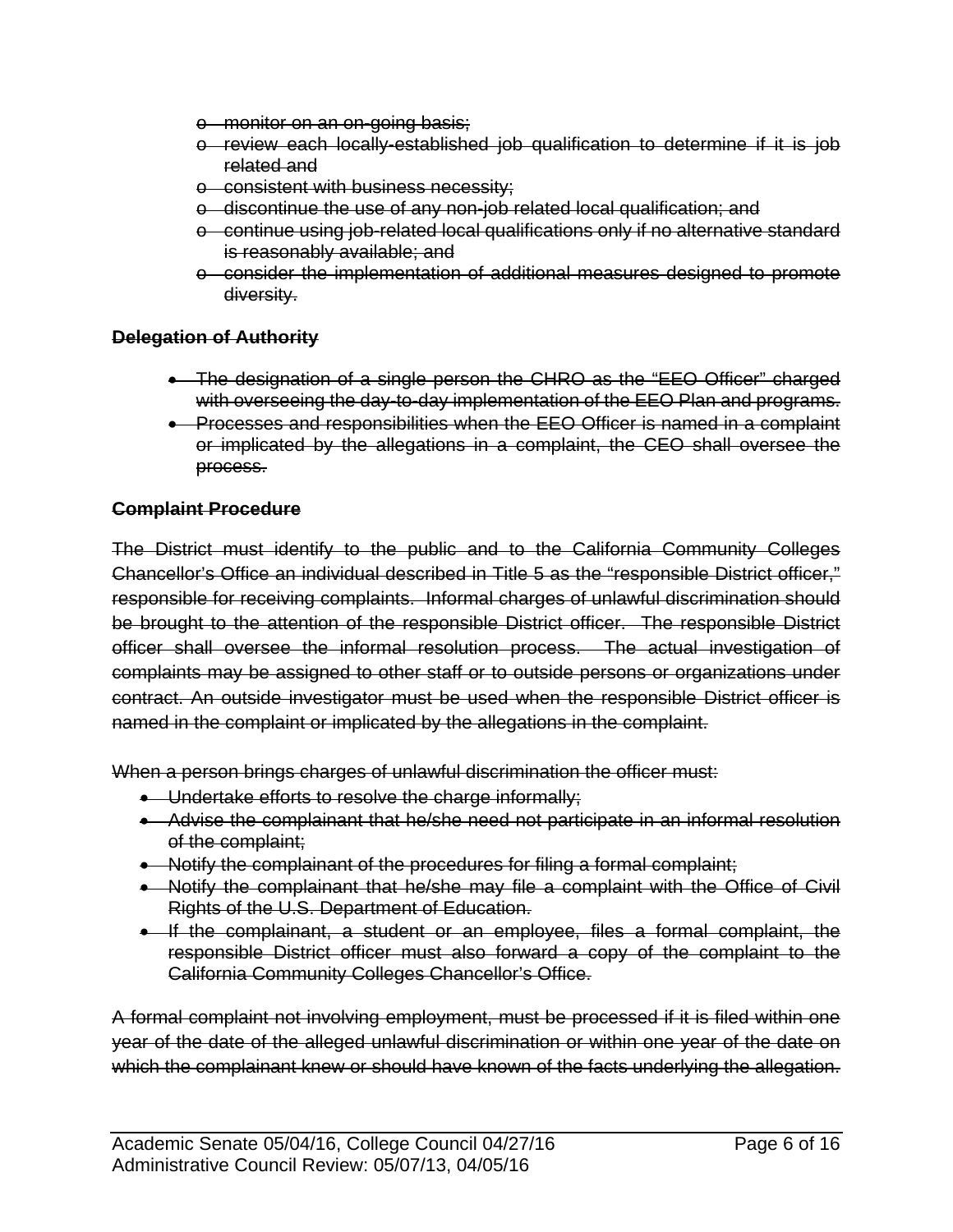- ~~monitor on an on-going basis;~~
- ~~review each locally-established job qualification to determine if it is job related and~~
- ~~consistent with business necessity;~~
- ~~discontinue the use of any non-job related local qualification; and~~
- ~~continue using job-related local qualifications only if no alternative standard is reasonably available; and~~
- ~~consider the implementation of additional measures designed to promote diversity.~~

**~~Delegation of Authority~~**

- ~~The designation of a single person the CHRO as the "EEO Officer" charged with overseeing the day-to-day implementation of the EEO Plan and programs.~~
- ~~Processes and responsibilities when the EEO Officer is named in a complaint or implicated by the allegations in a complaint, the CEO shall oversee the process.~~

**~~Complaint Procedure~~**

~~The District must identify to the public and to the California Community Colleges Chancellor's Office an individual described in Title 5 as the "responsible District officer," responsible for receiving complaints. Informal charges of unlawful discrimination should be brought to the attention of the responsible District officer. The responsible District officer shall oversee the informal resolution process. The actual investigation of complaints may be assigned to other staff or to outside persons or organizations under contract. An outside investigator must be used when the responsible District officer is named in the complaint or implicated by the allegations in the complaint.~~

~~When a person brings charges of unlawful discrimination the officer must:~~

- ~~Undertake efforts to resolve the charge informally;~~
- ~~Advise the complainant that he/she need not participate in an informal resolution of the complaint;~~
- ~~Notify the complainant of the procedures for filing a formal complaint;~~
- ~~Notify the complainant that he/she may file a complaint with the Office of Civil Rights of the U.S. Department of Education.~~
- ~~If the complainant, a student or an employee, files a formal complaint, the responsible District officer must also forward a copy of the complaint to the California Community Colleges Chancellor's Office.~~

~~A formal complaint not involving employment, must be processed if it is filed within one year of the date of the alleged unlawful discrimination or within one year of the date on which the complainant knew or should have known of the facts underlying the allegation.~~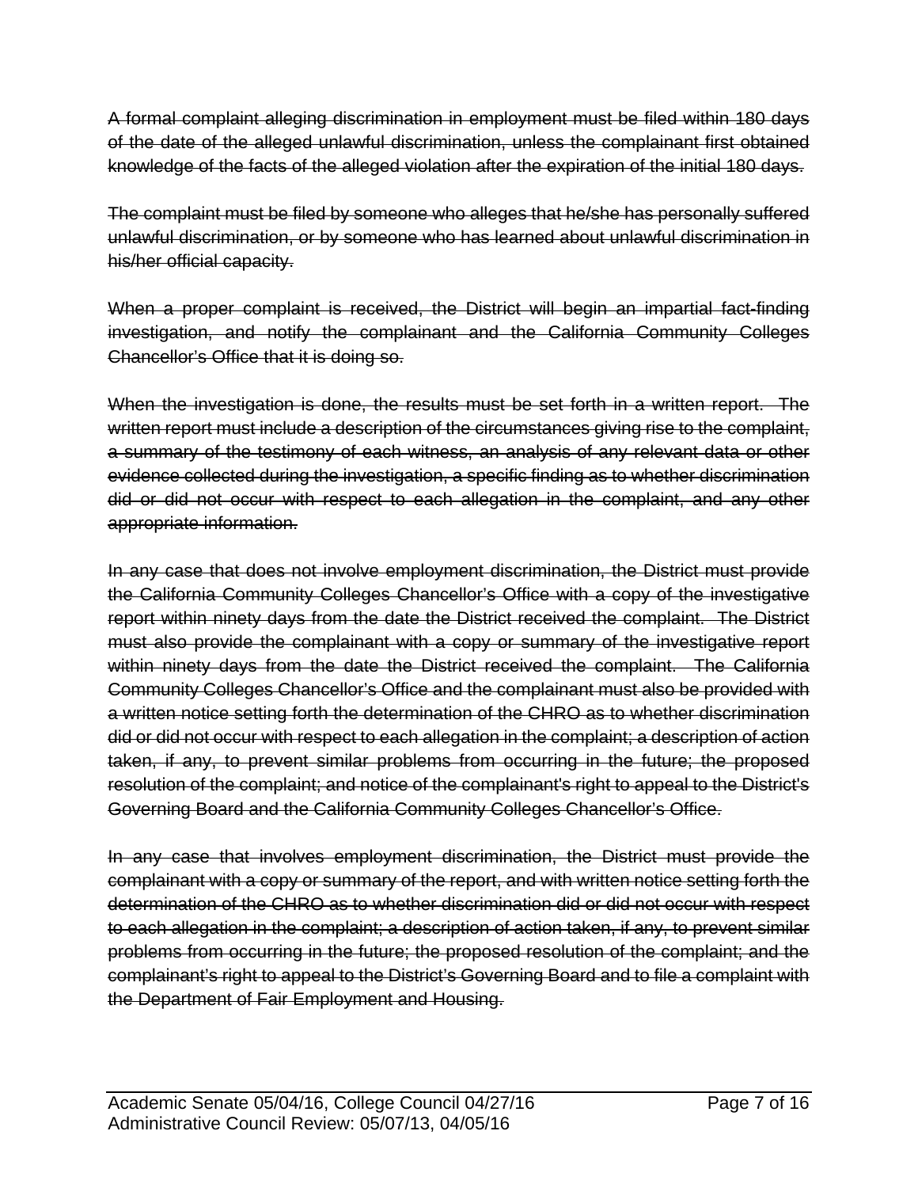~~A formal complaint alleging discrimination in employment must be filed within 180 days of the date of the alleged unlawful discrimination, unless the complainant first obtained knowledge of the facts of the alleged violation after the expiration of the initial 180 days.~~

~~The complaint must be filed by someone who alleges that he/she has personally suffered unlawful discrimination, or by someone who has learned about unlawful discrimination in his/her official capacity.~~

~~When a proper complaint is received, the District will begin an impartial fact-finding investigation, and notify the complainant and the California Community Colleges Chancellor's Office that it is doing so.~~

~~When the investigation is done, the results must be set forth in a written report. The written report must include a description of the circumstances giving rise to the complaint, a summary of the testimony of each witness, an analysis of any relevant data or other evidence collected during the investigation, a specific finding as to whether discrimination did or did not occur with respect to each allegation in the complaint, and any other appropriate information.~~

~~In any case that does not involve employment discrimination, the District must provide the California Community Colleges Chancellor's Office with a copy of the investigative report within ninety days from the date the District received the complaint. The District must also provide the complainant with a copy or summary of the investigative report within ninety days from the date the District received the complaint. The California Community Colleges Chancellor's Office and the complainant must also be provided with a written notice setting forth the determination of the CHRO as to whether discrimination did or did not occur with respect to each allegation in the complaint; a description of action taken, if any, to prevent similar problems from occurring in the future; the proposed resolution of the complaint; and notice of the complainant's right to appeal to the District's Governing Board and the California Community Colleges Chancellor's Office.~~

~~In any case that involves employment discrimination, the District must provide the complainant with a copy or summary of the report, and with written notice setting forth the determination of the CHRO as to whether discrimination did or did not occur with respect to each allegation in the complaint; a description of action taken, if any, to prevent similar problems from occurring in the future; the proposed resolution of the complaint; and the complainant's right to appeal to the District's Governing Board and to file a complaint with the Department of Fair Employment and Housing.~~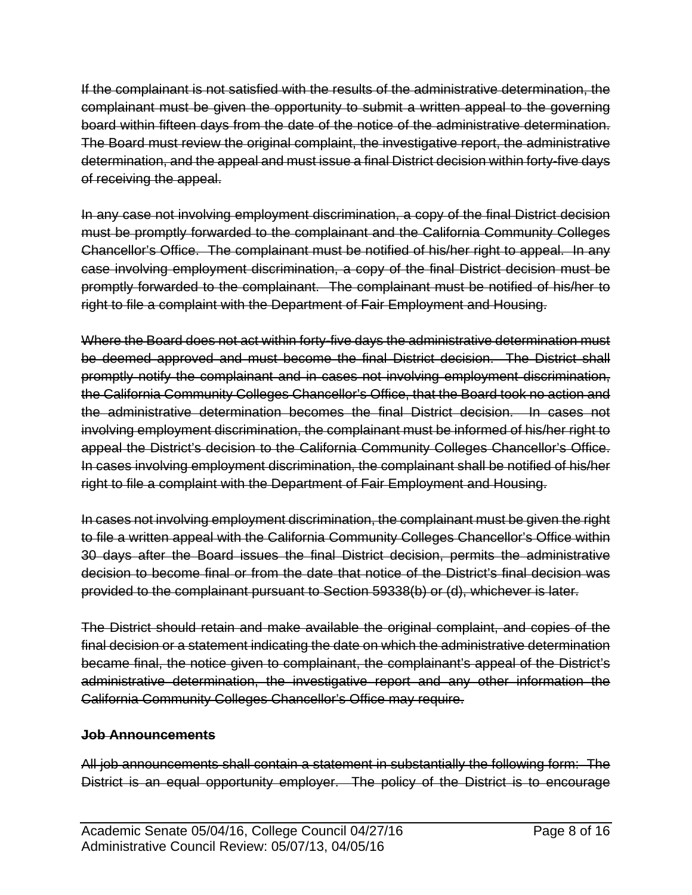~~If the complainant is not satisfied with the results of the administrative determination, the complainant must be given the opportunity to submit a written appeal to the governing board within fifteen days from the date of the notice of the administrative determination. The Board must review the original complaint, the investigative report, the administrative determination, and the appeal and must issue a final District decision within forty-five days of receiving the appeal.~~

~~In any case not involving employment discrimination, a copy of the final District decision must be promptly forwarded to the complainant and the California Community Colleges Chancellor's Office. The complainant must be notified of his/her right to appeal. In any case involving employment discrimination, a copy of the final District decision must be promptly forwarded to the complainant. The complainant must be notified of his/her to right to file a complaint with the Department of Fair Employment and Housing.~~

~~Where the Board does not act within forty-five days the administrative determination must be deemed approved and must become the final District decision. The District shall promptly notify the complainant and in cases not involving employment discrimination, the California Community Colleges Chancellor's Office, that the Board took no action and the administrative determination becomes the final District decision. In cases not involving employment discrimination, the complainant must be informed of his/her right to appeal the District's decision to the California Community Colleges Chancellor's Office. In cases involving employment discrimination, the complainant shall be notified of his/her right to file a complaint with the Department of Fair Employment and Housing.~~

~~In cases not involving employment discrimination, the complainant must be given the right to file a written appeal with the California Community Colleges Chancellor's Office within 30 days after the Board issues the final District decision, permits the administrative decision to become final or from the date that notice of the District's final decision was provided to the complainant pursuant to Section 59338(b) or (d), whichever is later.~~

~~The District should retain and make available the original complaint, and copies of the final decision or a statement indicating the date on which the administrative determination became final, the notice given to complainant, the complainant's appeal of the District's administrative determination, the investigative report and any other information the California Community Colleges Chancellor's Office may require.~~

### ~~Job Announcements~~

~~All job announcements shall contain a statement in substantially the following form: The District is an equal opportunity employer. The policy of the District is to encourage~~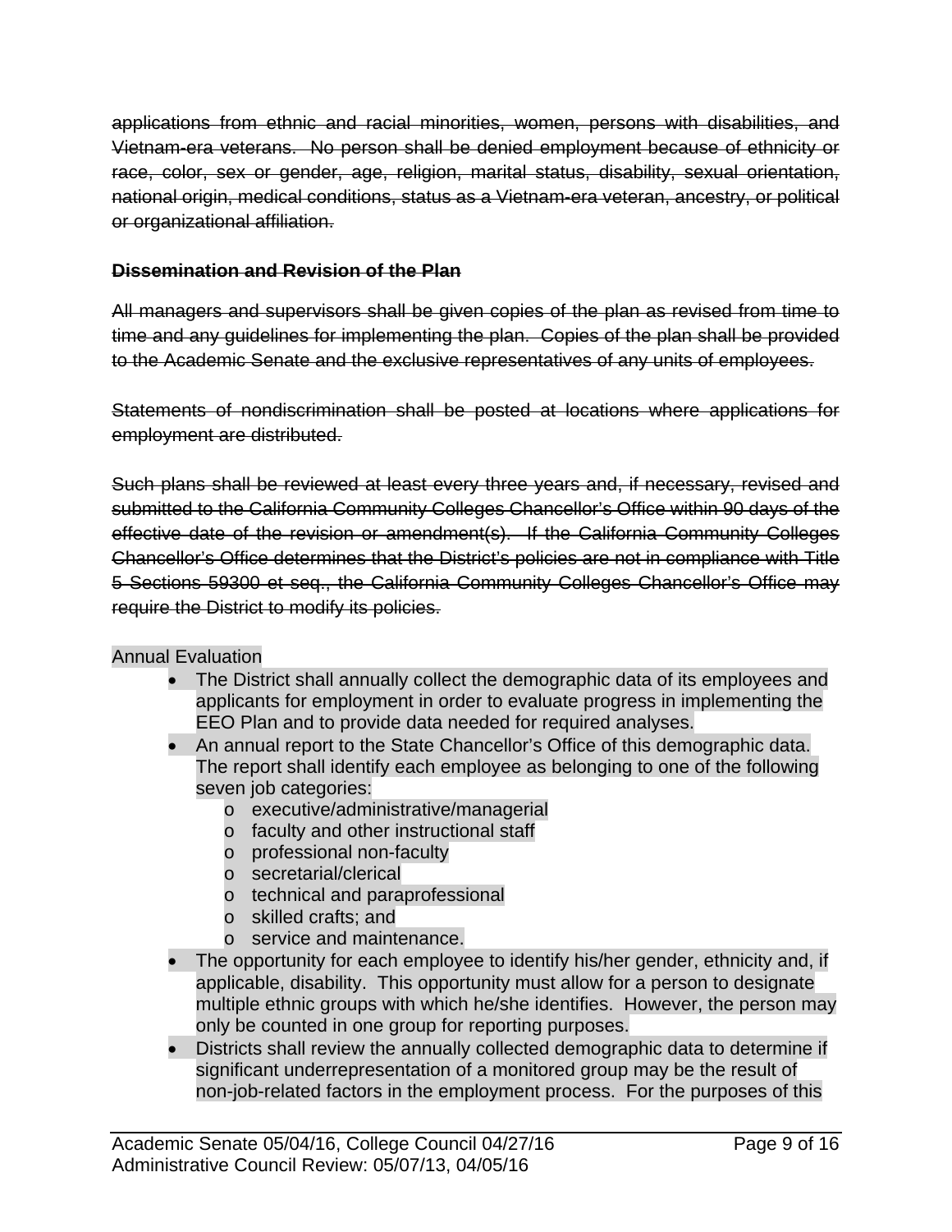~~applications from ethnic and racial minorities, women, persons with disabilities, and Vietnam-era veterans. No person shall be denied employment because of ethnicity or race, color, sex or gender, age, religion, marital status, disability, sexual orientation, national origin, medical conditions, status as a Vietnam-era veteran, ancestry, or political or organizational affiliation.~~

~~**Dissemination and Revision of the Plan**~~

~~All managers and supervisors shall be given copies of the plan as revised from time to time and any guidelines for implementing the plan. Copies of the plan shall be provided to the Academic Senate and the exclusive representatives of any units of employees.~~

~~Statements of nondiscrimination shall be posted at locations where applications for employment are distributed.~~

~~Such plans shall be reviewed at least every three years and, if necessary, revised and submitted to the California Community Colleges Chancellor's Office within 90 days of the effective date of the revision or amendment(s). If the California Community Colleges Chancellor's Office determines that the District's policies are not in compliance with Title 5 Sections 59300 et seq., the California Community Colleges Chancellor's Office may require the District to modify its policies.~~

Annual Evaluation

- The District shall annually collect the demographic data of its employees and applicants for employment in order to evaluate progress in implementing the EEO Plan and to provide data needed for required analyses.
- An annual report to the State Chancellor's Office of this demographic data. The report shall identify each employee as belonging to one of the following seven job categories:
  - executive/administrative/managerial
  - faculty and other instructional staff
  - professional non-faculty
  - secretarial/clerical
  - technical and paraprofessional
  - skilled crafts; and
  - service and maintenance.
- The opportunity for each employee to identify his/her gender, ethnicity and, if applicable, disability. This opportunity must allow for a person to designate multiple ethnic groups with which he/she identifies. However, the person may only be counted in one group for reporting purposes.
- Districts shall review the annually collected demographic data to determine if significant underrepresentation of a monitored group may be the result of non-job-related factors in the employment process. For the purposes of this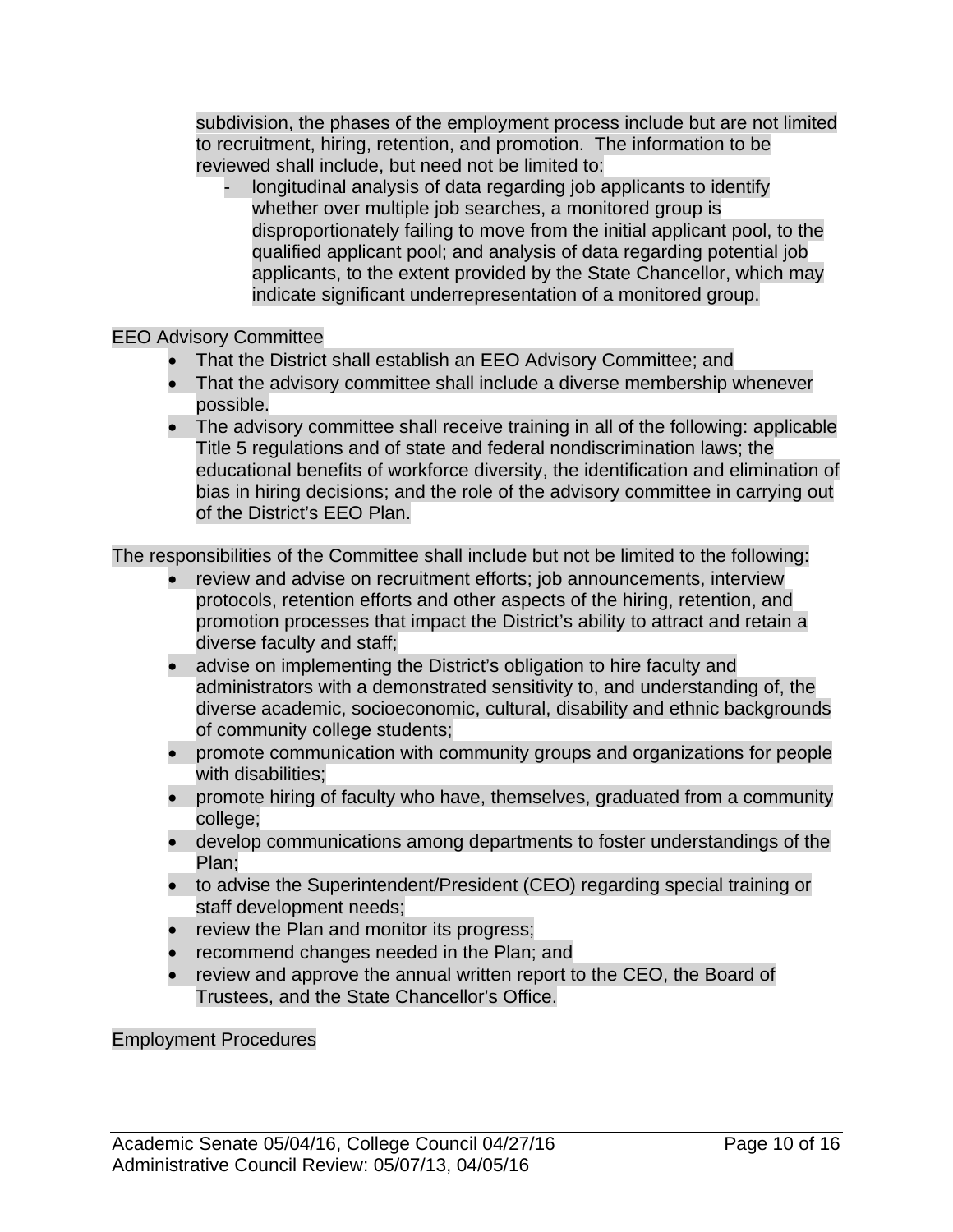subdivision, the phases of the employment process include but are not limited to recruitment, hiring, retention, and promotion. The information to be reviewed shall include, but need not be limited to:

- longitudinal analysis of data regarding job applicants to identify whether over multiple job searches, a monitored group is disproportionately failing to move from the initial applicant pool, to the qualified applicant pool; and analysis of data regarding potential job applicants, to the extent provided by the State Chancellor, which may indicate significant underrepresentation of a monitored group.

EEO Advisory Committee

- That the District shall establish an EEO Advisory Committee; and
- That the advisory committee shall include a diverse membership whenever possible.
- The advisory committee shall receive training in all of the following: applicable Title 5 regulations and of state and federal nondiscrimination laws; the educational benefits of workforce diversity, the identification and elimination of bias in hiring decisions; and the role of the advisory committee in carrying out of the District's EEO Plan.

The responsibilities of the Committee shall include but not be limited to the following:

- review and advise on recruitment efforts; job announcements, interview protocols, retention efforts and other aspects of the hiring, retention, and promotion processes that impact the District's ability to attract and retain a diverse faculty and staff;
- advise on implementing the District's obligation to hire faculty and administrators with a demonstrated sensitivity to, and understanding of, the diverse academic, socioeconomic, cultural, disability and ethnic backgrounds of community college students;
- promote communication with community groups and organizations for people with disabilities;
- promote hiring of faculty who have, themselves, graduated from a community college;
- develop communications among departments to foster understandings of the Plan;
- to advise the Superintendent/President (CEO) regarding special training or staff development needs;
- review the Plan and monitor its progress;
- recommend changes needed in the Plan; and
- review and approve the annual written report to the CEO, the Board of Trustees, and the State Chancellor's Office.

Employment Procedures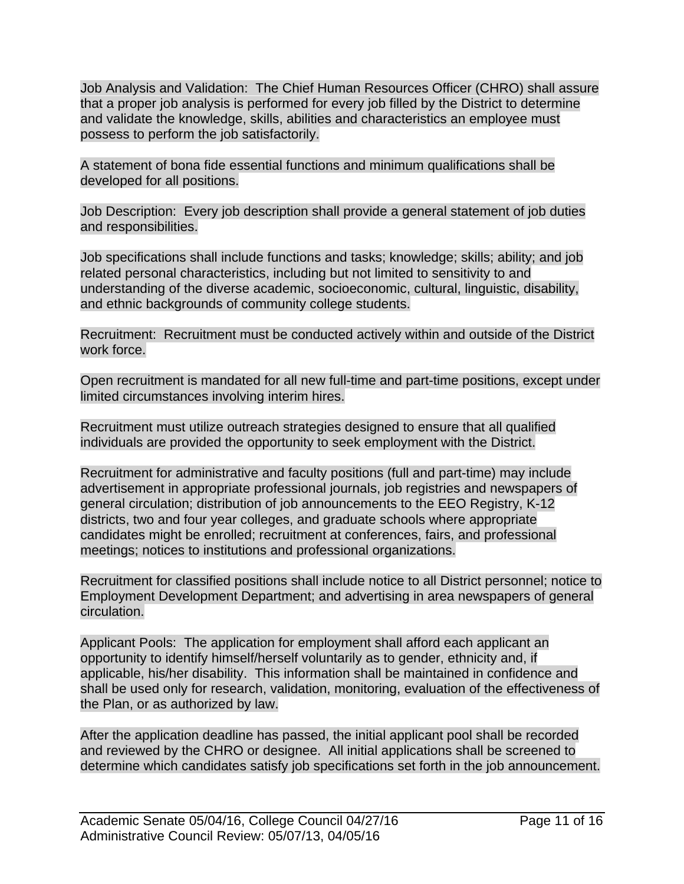Job Analysis and Validation: The Chief Human Resources Officer (CHRO) shall assure that a proper job analysis is performed for every job filled by the District to determine and validate the knowledge, skills, abilities and characteristics an employee must possess to perform the job satisfactorily.

A statement of bona fide essential functions and minimum qualifications shall be developed for all positions.

Job Description: Every job description shall provide a general statement of job duties and responsibilities.

Job specifications shall include functions and tasks; knowledge; skills; ability; and job related personal characteristics, including but not limited to sensitivity to and understanding of the diverse academic, socioeconomic, cultural, linguistic, disability, and ethnic backgrounds of community college students.

Recruitment: Recruitment must be conducted actively within and outside of the District work force.

Open recruitment is mandated for all new full-time and part-time positions, except under limited circumstances involving interim hires.

Recruitment must utilize outreach strategies designed to ensure that all qualified individuals are provided the opportunity to seek employment with the District.

Recruitment for administrative and faculty positions (full and part-time) may include advertisement in appropriate professional journals, job registries and newspapers of general circulation; distribution of job announcements to the EEO Registry, K-12 districts, two and four year colleges, and graduate schools where appropriate candidates might be enrolled; recruitment at conferences, fairs, and professional meetings; notices to institutions and professional organizations.

Recruitment for classified positions shall include notice to all District personnel; notice to Employment Development Department; and advertising in area newspapers of general circulation.

Applicant Pools: The application for employment shall afford each applicant an opportunity to identify himself/herself voluntarily as to gender, ethnicity and, if applicable, his/her disability. This information shall be maintained in confidence and shall be used only for research, validation, monitoring, evaluation of the effectiveness of the Plan, or as authorized by law.

After the application deadline has passed, the initial applicant pool shall be recorded and reviewed by the CHRO or designee. All initial applications shall be screened to determine which candidates satisfy job specifications set forth in the job announcement.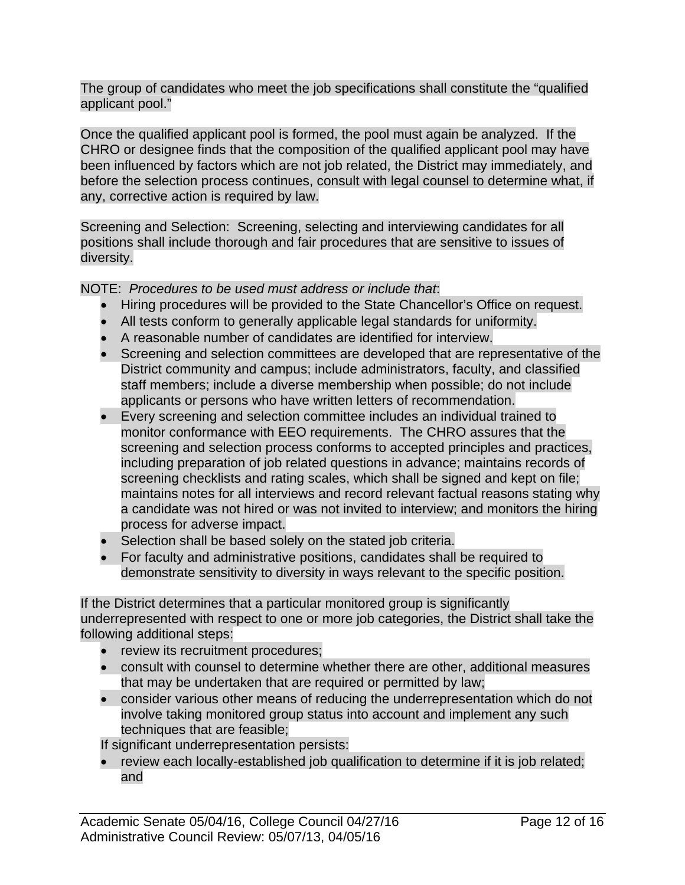The group of candidates who meet the job specifications shall constitute the "qualified applicant pool."

Once the qualified applicant pool is formed, the pool must again be analyzed. If the CHRO or designee finds that the composition of the qualified applicant pool may have been influenced by factors which are not job related, the District may immediately, and before the selection process continues, consult with legal counsel to determine what, if any, corrective action is required by law.

Screening and Selection: Screening, selecting and interviewing candidates for all positions shall include thorough and fair procedures that are sensitive to issues of diversity.

NOTE: *Procedures to be used must address or include that*:

- Hiring procedures will be provided to the State Chancellor's Office on request.
- All tests conform to generally applicable legal standards for uniformity.
- A reasonable number of candidates are identified for interview.
- Screening and selection committees are developed that are representative of the District community and campus; include administrators, faculty, and classified staff members; include a diverse membership when possible; do not include applicants or persons who have written letters of recommendation.
- Every screening and selection committee includes an individual trained to monitor conformance with EEO requirements. The CHRO assures that the screening and selection process conforms to accepted principles and practices, including preparation of job related questions in advance; maintains records of screening checklists and rating scales, which shall be signed and kept on file; maintains notes for all interviews and record relevant factual reasons stating why a candidate was not hired or was not invited to interview; and monitors the hiring process for adverse impact.
- Selection shall be based solely on the stated job criteria.
- For faculty and administrative positions, candidates shall be required to demonstrate sensitivity to diversity in ways relevant to the specific position.

If the District determines that a particular monitored group is significantly underrepresented with respect to one or more job categories, the District shall take the following additional steps:

- review its recruitment procedures;
- consult with counsel to determine whether there are other, additional measures that may be undertaken that are required or permitted by law;
- consider various other means of reducing the underrepresentation which do not involve taking monitored group status into account and implement any such techniques that are feasible;

If significant underrepresentation persists:

- review each locally-established job qualification to determine if it is job related; and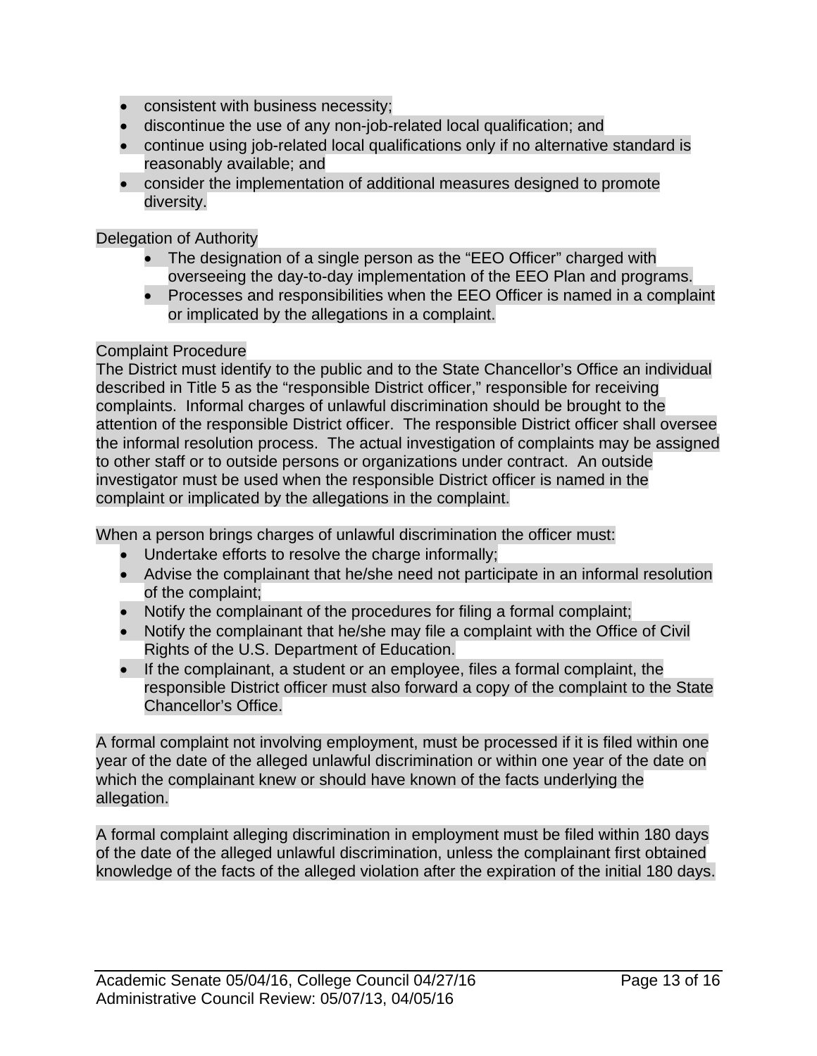- consistent with business necessity;
- discontinue the use of any non-job-related local qualification; and
- continue using job-related local qualifications only if no alternative standard is reasonably available; and
- consider the implementation of additional measures designed to promote diversity.

Delegation of Authority

- The designation of a single person as the "EEO Officer" charged with overseeing the day-to-day implementation of the EEO Plan and programs.
- Processes and responsibilities when the EEO Officer is named in a complaint or implicated by the allegations in a complaint.

Complaint Procedure

The District must identify to the public and to the State Chancellor's Office an individual described in Title 5 as the "responsible District officer," responsible for receiving complaints. Informal charges of unlawful discrimination should be brought to the attention of the responsible District officer. The responsible District officer shall oversee the informal resolution process. The actual investigation of complaints may be assigned to other staff or to outside persons or organizations under contract. An outside investigator must be used when the responsible District officer is named in the complaint or implicated by the allegations in the complaint.

When a person brings charges of unlawful discrimination the officer must:

- Undertake efforts to resolve the charge informally;
- Advise the complainant that he/she need not participate in an informal resolution of the complaint;
- Notify the complainant of the procedures for filing a formal complaint;
- Notify the complainant that he/she may file a complaint with the Office of Civil Rights of the U.S. Department of Education.
- If the complainant, a student or an employee, files a formal complaint, the responsible District officer must also forward a copy of the complaint to the State Chancellor's Office.

A formal complaint not involving employment, must be processed if it is filed within one year of the date of the alleged unlawful discrimination or within one year of the date on which the complainant knew or should have known of the facts underlying the allegation.

A formal complaint alleging discrimination in employment must be filed within 180 days of the date of the alleged unlawful discrimination, unless the complainant first obtained knowledge of the facts of the alleged violation after the expiration of the initial 180 days.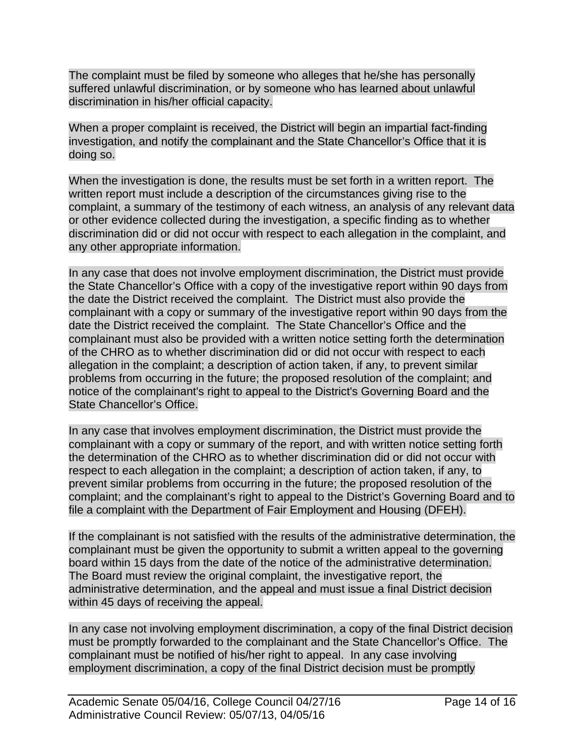The complaint must be filed by someone who alleges that he/she has personally suffered unlawful discrimination, or by someone who has learned about unlawful discrimination in his/her official capacity.

When a proper complaint is received, the District will begin an impartial fact-finding investigation, and notify the complainant and the State Chancellor's Office that it is doing so.

When the investigation is done, the results must be set forth in a written report. The written report must include a description of the circumstances giving rise to the complaint, a summary of the testimony of each witness, an analysis of any relevant data or other evidence collected during the investigation, a specific finding as to whether discrimination did or did not occur with respect to each allegation in the complaint, and any other appropriate information.

In any case that does not involve employment discrimination, the District must provide the State Chancellor's Office with a copy of the investigative report within 90 days from the date the District received the complaint. The District must also provide the complainant with a copy or summary of the investigative report within 90 days from the date the District received the complaint. The State Chancellor's Office and the complainant must also be provided with a written notice setting forth the determination of the CHRO as to whether discrimination did or did not occur with respect to each allegation in the complaint; a description of action taken, if any, to prevent similar problems from occurring in the future; the proposed resolution of the complaint; and notice of the complainant's right to appeal to the District's Governing Board and the State Chancellor's Office.

In any case that involves employment discrimination, the District must provide the complainant with a copy or summary of the report, and with written notice setting forth the determination of the CHRO as to whether discrimination did or did not occur with respect to each allegation in the complaint; a description of action taken, if any, to prevent similar problems from occurring in the future; the proposed resolution of the complaint; and the complainant's right to appeal to the District's Governing Board and to file a complaint with the Department of Fair Employment and Housing (DFEH).

If the complainant is not satisfied with the results of the administrative determination, the complainant must be given the opportunity to submit a written appeal to the governing board within 15 days from the date of the notice of the administrative determination. The Board must review the original complaint, the investigative report, the administrative determination, and the appeal and must issue a final District decision within 45 days of receiving the appeal.

In any case not involving employment discrimination, a copy of the final District decision must be promptly forwarded to the complainant and the State Chancellor's Office. The complainant must be notified of his/her right to appeal. In any case involving employment discrimination, a copy of the final District decision must be promptly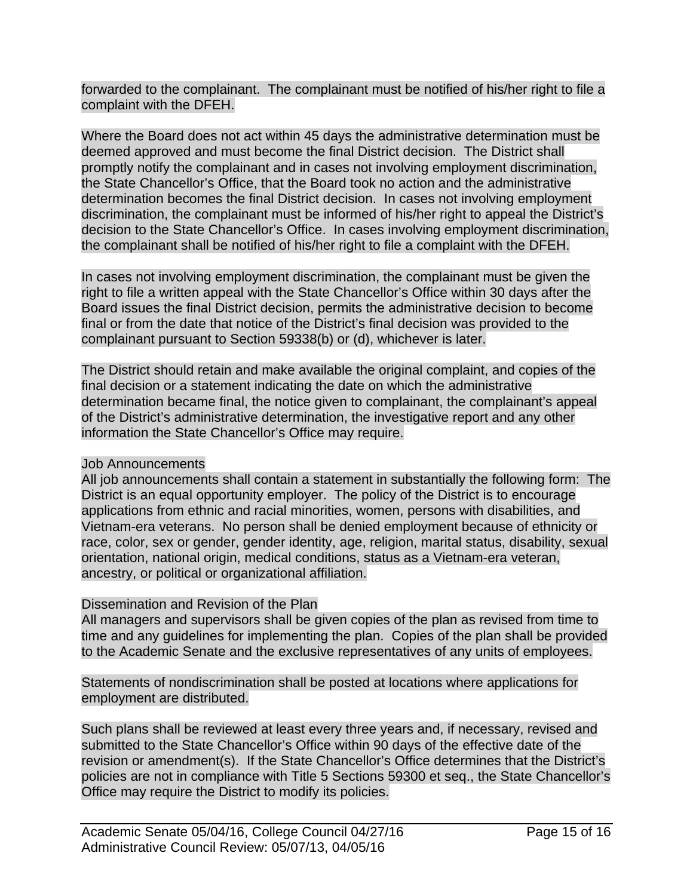forwarded to the complainant. The complainant must be notified of his/her right to file a complaint with the DFEH.

Where the Board does not act within 45 days the administrative determination must be deemed approved and must become the final District decision. The District shall promptly notify the complainant and in cases not involving employment discrimination, the State Chancellor's Office, that the Board took no action and the administrative determination becomes the final District decision. In cases not involving employment discrimination, the complainant must be informed of his/her right to appeal the District's decision to the State Chancellor's Office. In cases involving employment discrimination, the complainant shall be notified of his/her right to file a complaint with the DFEH.

In cases not involving employment discrimination, the complainant must be given the right to file a written appeal with the State Chancellor's Office within 30 days after the Board issues the final District decision, permits the administrative decision to become final or from the date that notice of the District's final decision was provided to the complainant pursuant to Section 59338(b) or (d), whichever is later.

The District should retain and make available the original complaint, and copies of the final decision or a statement indicating the date on which the administrative determination became final, the notice given to complainant, the complainant's appeal of the District's administrative determination, the investigative report and any other information the State Chancellor's Office may require.

Job Announcements

All job announcements shall contain a statement in substantially the following form: The District is an equal opportunity employer. The policy of the District is to encourage applications from ethnic and racial minorities, women, persons with disabilities, and Vietnam-era veterans. No person shall be denied employment because of ethnicity or race, color, sex or gender, gender identity, age, religion, marital status, disability, sexual orientation, national origin, medical conditions, status as a Vietnam-era veteran, ancestry, or political or organizational affiliation.

Dissemination and Revision of the Plan

All managers and supervisors shall be given copies of the plan as revised from time to time and any guidelines for implementing the plan. Copies of the plan shall be provided to the Academic Senate and the exclusive representatives of any units of employees.

Statements of nondiscrimination shall be posted at locations where applications for employment are distributed.

Such plans shall be reviewed at least every three years and, if necessary, revised and submitted to the State Chancellor's Office within 90 days of the effective date of the revision or amendment(s). If the State Chancellor's Office determines that the District's policies are not in compliance with Title 5 Sections 59300 et seq., the State Chancellor's Office may require the District to modify its policies.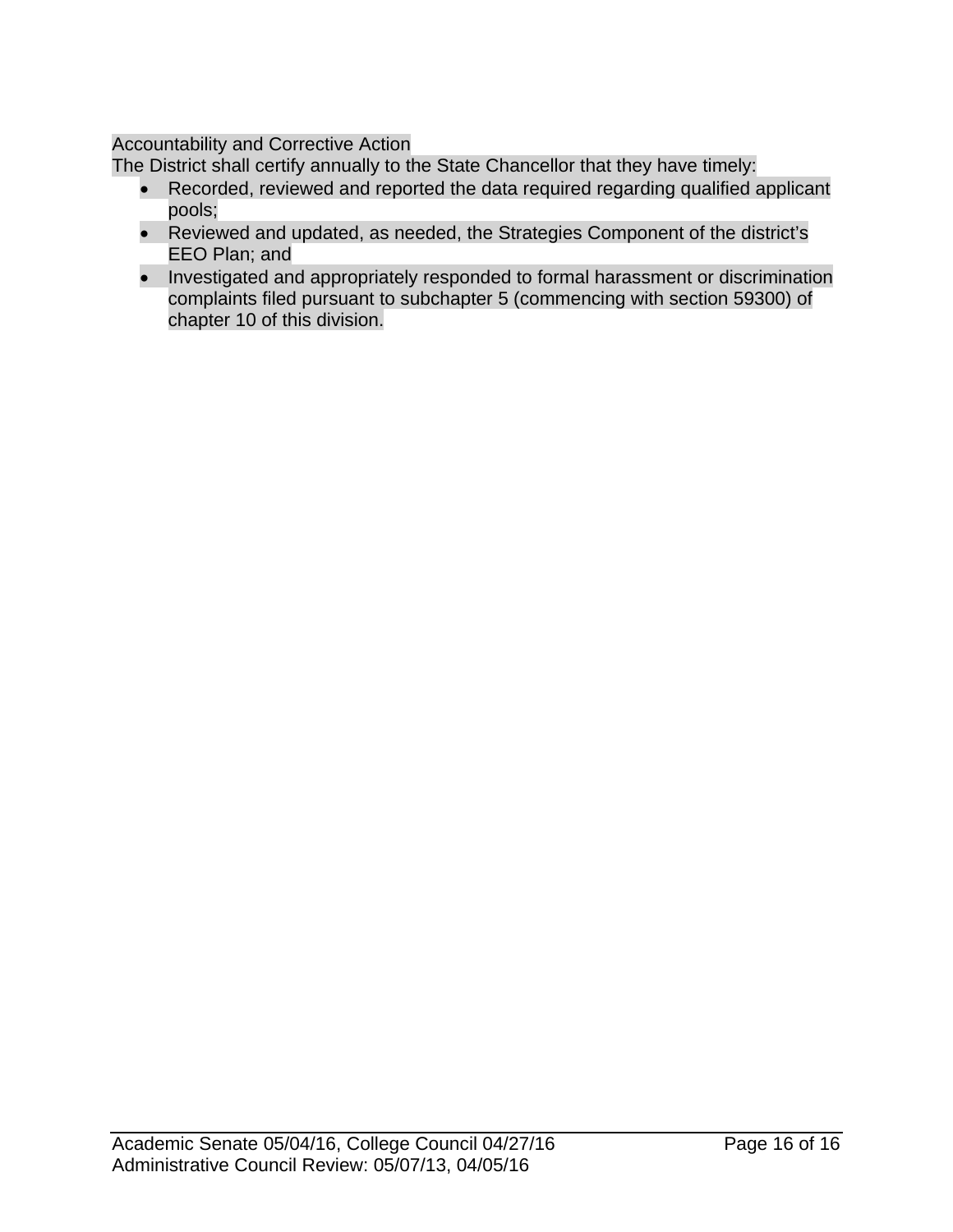Accountability and Corrective Action

The District shall certify annually to the State Chancellor that they have timely:

- Recorded, reviewed and reported the data required regarding qualified applicant pools;
- Reviewed and updated, as needed, the Strategies Component of the district's EEO Plan; and
- Investigated and appropriately responded to formal harassment or discrimination complaints filed pursuant to subchapter 5 (commencing with section 59300) of chapter 10 of this division.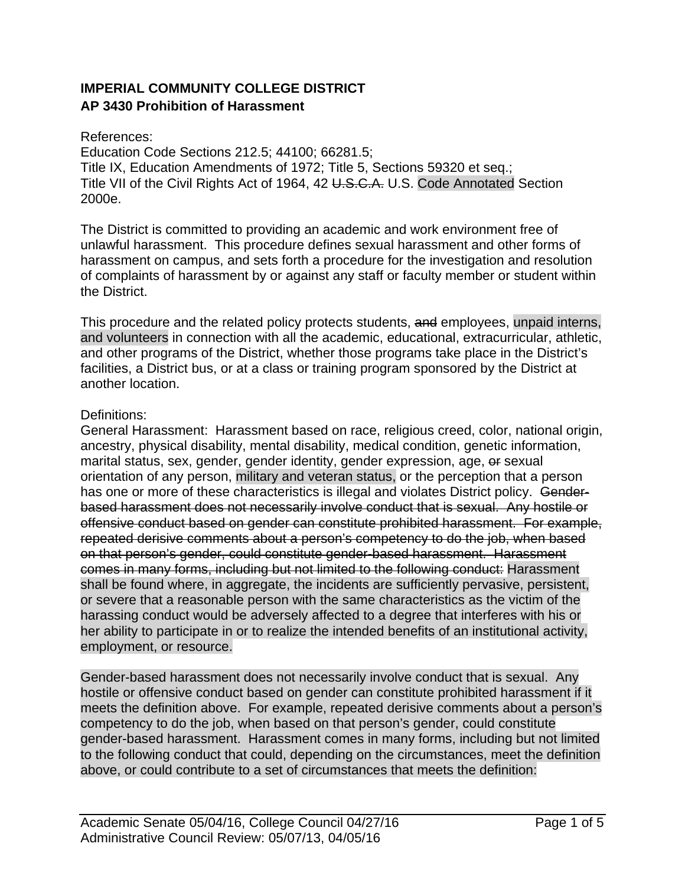**IMPERIAL COMMUNITY COLLEGE DISTRICT**
**AP 3430 Prohibition of Harassment**

References:
Education Code Sections 212.5; 44100; 66281.5;
Title IX, Education Amendments of 1972; Title 5, Sections 59320 et seq.;
Title VII of the Civil Rights Act of 1964, 42 ~~U.S.C.A.~~ U.S. Code Annotated Section 2000e.

The District is committed to providing an academic and work environment free of unlawful harassment. This procedure defines sexual harassment and other forms of harassment on campus, and sets forth a procedure for the investigation and resolution of complaints of harassment by or against any staff or faculty member or student within the District.

This procedure and the related policy protects students, ~~and~~ employees, unpaid interns, and volunteers in connection with all the academic, educational, extracurricular, athletic, and other programs of the District, whether those programs take place in the District's facilities, a District bus, or at a class or training program sponsored by the District at another location.

Definitions:
General Harassment: Harassment based on race, religious creed, color, national origin, ancestry, physical disability, mental disability, medical condition, genetic information, marital status, sex, gender, gender identity, gender expression, age, ~~or~~ sexual orientation of any person, military and veteran status, or the perception that a person has one or more of these characteristics is illegal and violates District policy. ~~Gender-based harassment does not necessarily involve conduct that is sexual. Any hostile or offensive conduct based on gender can constitute prohibited harassment. For example, repeated derisive comments about a person's competency to do the job, when based on that person's gender, could constitute gender-based harassment. Harassment comes in many forms, including but not limited to the following conduct:~~ Harassment shall be found where, in aggregate, the incidents are sufficiently pervasive, persistent, or severe that a reasonable person with the same characteristics as the victim of the harassing conduct would be adversely affected to a degree that interferes with his or her ability to participate in or to realize the intended benefits of an institutional activity, employment, or resource.

Gender-based harassment does not necessarily involve conduct that is sexual. Any hostile or offensive conduct based on gender can constitute prohibited harassment if it meets the definition above. For example, repeated derisive comments about a person's competency to do the job, when based on that person's gender, could constitute gender-based harassment. Harassment comes in many forms, including but not limited to the following conduct that could, depending on the circumstances, meet the definition above, or could contribute to a set of circumstances that meets the definition:

Academic Senate 05/04/16, College Council 04/27/16
Administrative Council Review: 05/07/13, 04/05/16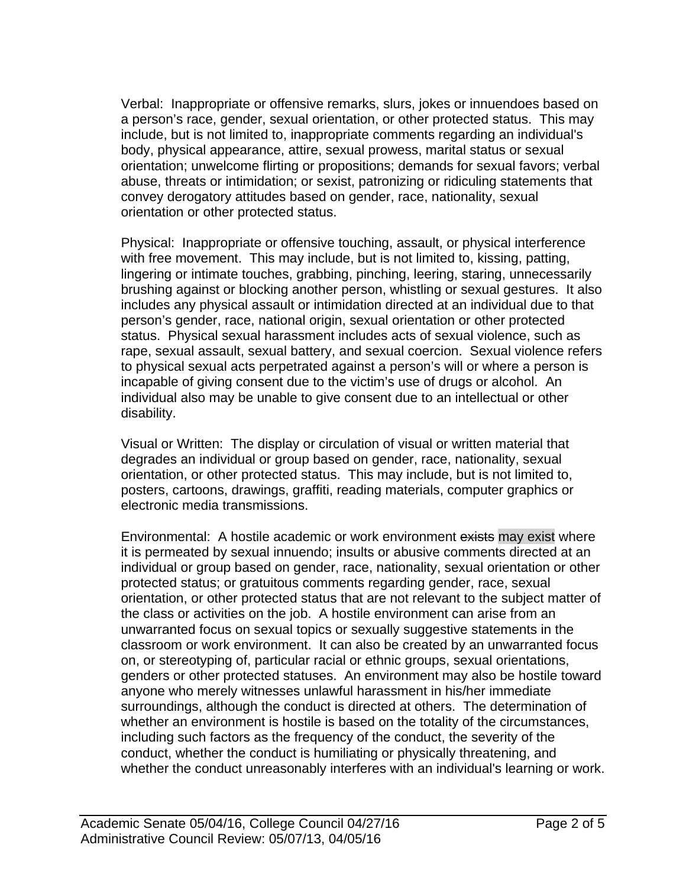Verbal: Inappropriate or offensive remarks, slurs, jokes or innuendoes based on a person's race, gender, sexual orientation, or other protected status. This may include, but is not limited to, inappropriate comments regarding an individual's body, physical appearance, attire, sexual prowess, marital status or sexual orientation; unwelcome flirting or propositions; demands for sexual favors; verbal abuse, threats or intimidation; or sexist, patronizing or ridiculing statements that convey derogatory attitudes based on gender, race, nationality, sexual orientation or other protected status.

Physical: Inappropriate or offensive touching, assault, or physical interference with free movement. This may include, but is not limited to, kissing, patting, lingering or intimate touches, grabbing, pinching, leering, staring, unnecessarily brushing against or blocking another person, whistling or sexual gestures. It also includes any physical assault or intimidation directed at an individual due to that person's gender, race, national origin, sexual orientation or other protected status. Physical sexual harassment includes acts of sexual violence, such as rape, sexual assault, sexual battery, and sexual coercion. Sexual violence refers to physical sexual acts perpetrated against a person's will or where a person is incapable of giving consent due to the victim's use of drugs or alcohol. An individual also may be unable to give consent due to an intellectual or other disability.

Visual or Written: The display or circulation of visual or written material that degrades an individual or group based on gender, race, nationality, sexual orientation, or other protected status. This may include, but is not limited to, posters, cartoons, drawings, graffiti, reading materials, computer graphics or electronic media transmissions.

Environmental: A hostile academic or work environment ~~exists~~ may exist where it is permeated by sexual innuendo; insults or abusive comments directed at an individual or group based on gender, race, nationality, sexual orientation or other protected status; or gratuitous comments regarding gender, race, sexual orientation, or other protected status that are not relevant to the subject matter of the class or activities on the job. A hostile environment can arise from an unwarranted focus on sexual topics or sexually suggestive statements in the classroom or work environment. It can also be created by an unwarranted focus on, or stereotyping of, particular racial or ethnic groups, sexual orientations, genders or other protected statuses. An environment may also be hostile toward anyone who merely witnesses unlawful harassment in his/her immediate surroundings, although the conduct is directed at others. The determination of whether an environment is hostile is based on the totality of the circumstances, including such factors as the frequency of the conduct, the severity of the conduct, whether the conduct is humiliating or physically threatening, and whether the conduct unreasonably interferes with an individual's learning or work.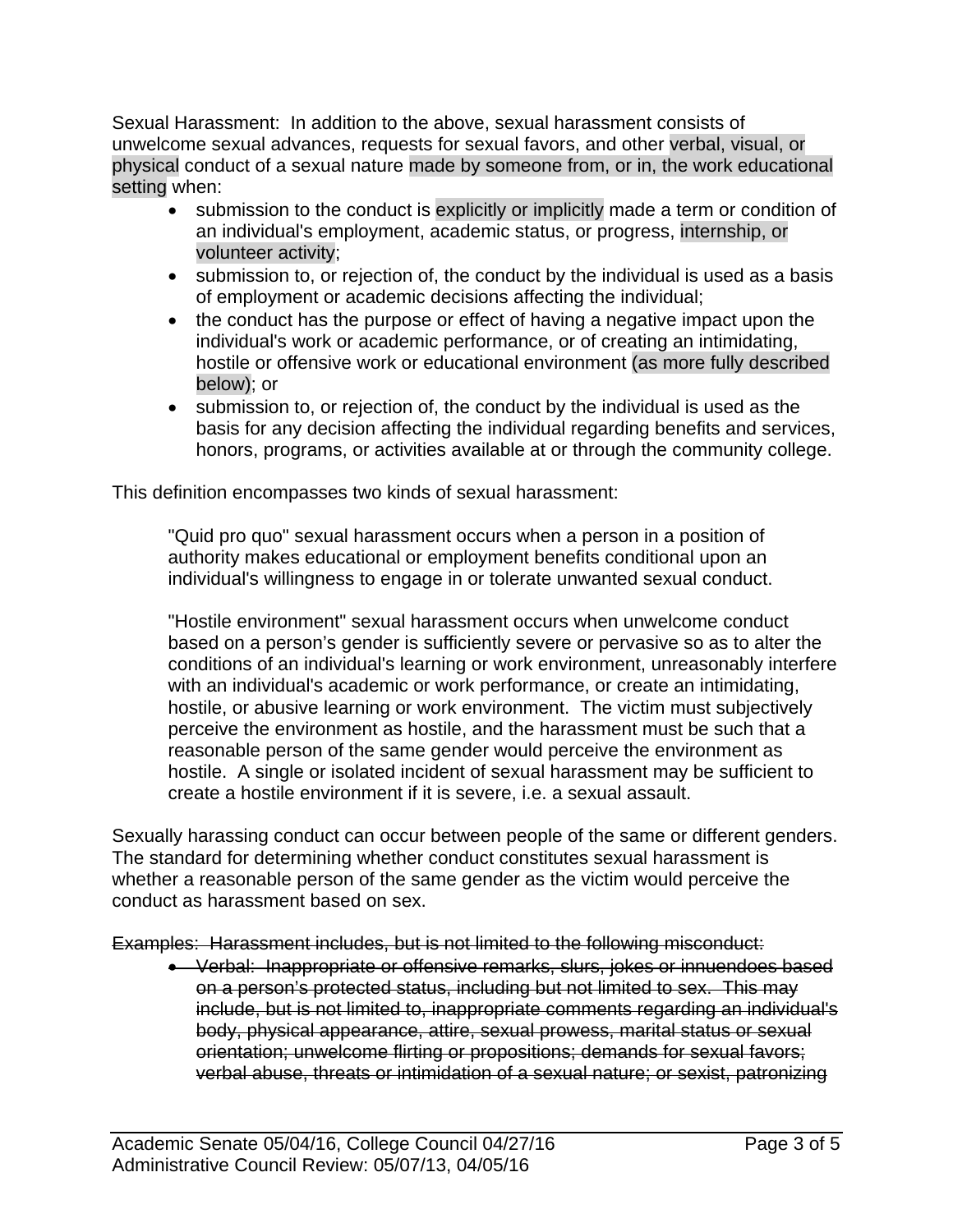Sexual Harassment: In addition to the above, sexual harassment consists of unwelcome sexual advances, requests for sexual favors, and other verbal, visual, or physical conduct of a sexual nature made by someone from, or in, the work educational setting when:

- submission to the conduct is explicitly or implicitly made a term or condition of an individual's employment, academic status, or progress, internship, or volunteer activity;
- submission to, or rejection of, the conduct by the individual is used as a basis of employment or academic decisions affecting the individual;
- the conduct has the purpose or effect of having a negative impact upon the individual's work or academic performance, or of creating an intimidating, hostile or offensive work or educational environment (as more fully described below); or
- submission to, or rejection of, the conduct by the individual is used as the basis for any decision affecting the individual regarding benefits and services, honors, programs, or activities available at or through the community college.

This definition encompasses two kinds of sexual harassment:

> "Quid pro quo" sexual harassment occurs when a person in a position of authority makes educational or employment benefits conditional upon an individual's willingness to engage in or tolerate unwanted sexual conduct.
>
> "Hostile environment" sexual harassment occurs when unwelcome conduct based on a person's gender is sufficiently severe or pervasive so as to alter the conditions of an individual's learning or work environment, unreasonably interfere with an individual's academic or work performance, or create an intimidating, hostile, or abusive learning or work environment. The victim must subjectively perceive the environment as hostile, and the harassment must be such that a reasonable person of the same gender would perceive the environment as hostile. A single or isolated incident of sexual harassment may be sufficient to create a hostile environment if it is severe, i.e. a sexual assault.

Sexually harassing conduct can occur between people of the same or different genders. The standard for determining whether conduct constitutes sexual harassment is whether a reasonable person of the same gender as the victim would perceive the conduct as harassment based on sex.

~~Examples: Harassment includes, but is not limited to the following misconduct:~~

- ~~Verbal: Inappropriate or offensive remarks, slurs, jokes or innuendoes based on a person's protected status, including but not limited to sex. This may include, but is not limited to, inappropriate comments regarding an individual's body, physical appearance, attire, sexual prowess, marital status or sexual orientation; unwelcome flirting or propositions; demands for sexual favors; verbal abuse, threats or intimidation of a sexual nature; or sexist, patronizing~~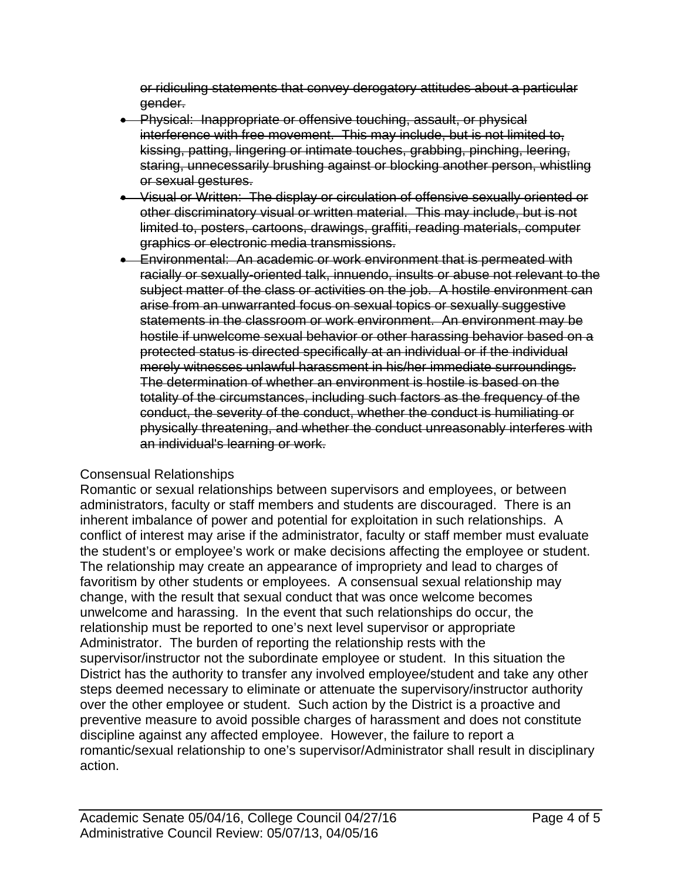~~or ridiculing statements that convey derogatory attitudes about a particular gender.~~

- ~~Physical: Inappropriate or offensive touching, assault, or physical interference with free movement. This may include, but is not limited to, kissing, patting, lingering or intimate touches, grabbing, pinching, leering, staring, unnecessarily brushing against or blocking another person, whistling or sexual gestures.~~
- ~~Visual or Written: The display or circulation of offensive sexually oriented or other discriminatory visual or written material. This may include, but is not limited to, posters, cartoons, drawings, graffiti, reading materials, computer graphics or electronic media transmissions.~~
- ~~Environmental: An academic or work environment that is permeated with racially or sexually-oriented talk, innuendo, insults or abuse not relevant to the subject matter of the class or activities on the job. A hostile environment can arise from an unwarranted focus on sexual topics or sexually suggestive statements in the classroom or work environment. An environment may be hostile if unwelcome sexual behavior or other harassing behavior based on a protected status is directed specifically at an individual or if the individual merely witnesses unlawful harassment in his/her immediate surroundings. The determination of whether an environment is hostile is based on the totality of the circumstances, including such factors as the frequency of the conduct, the severity of the conduct, whether the conduct is humiliating or physically threatening, and whether the conduct unreasonably interferes with an individual's learning or work.~~

Consensual Relationships

Romantic or sexual relationships between supervisors and employees, or between administrators, faculty or staff members and students are discouraged. There is an inherent imbalance of power and potential for exploitation in such relationships. A conflict of interest may arise if the administrator, faculty or staff member must evaluate the student's or employee's work or make decisions affecting the employee or student. The relationship may create an appearance of impropriety and lead to charges of favoritism by other students or employees. A consensual sexual relationship may change, with the result that sexual conduct that was once welcome becomes unwelcome and harassing. In the event that such relationships do occur, the relationship must be reported to one's next level supervisor or appropriate Administrator. The burden of reporting the relationship rests with the supervisor/instructor not the subordinate employee or student. In this situation the District has the authority to transfer any involved employee/student and take any other steps deemed necessary to eliminate or attenuate the supervisory/instructor authority over the other employee or student. Such action by the District is a proactive and preventive measure to avoid possible charges of harassment and does not constitute discipline against any affected employee. However, the failure to report a romantic/sexual relationship to one's supervisor/Administrator shall result in disciplinary action.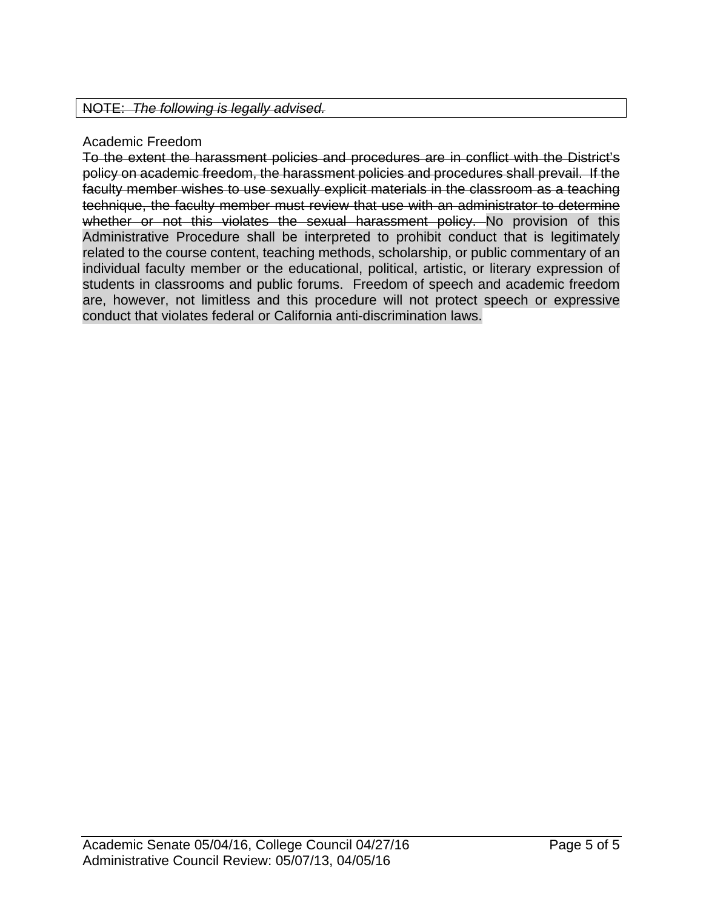~~NOTE: *The following is legally advised.*~~

Academic Freedom

~~To the extent the harassment policies and procedures are in conflict with the District's policy on academic freedom, the harassment policies and procedures shall prevail. If the faculty member wishes to use sexually explicit materials in the classroom as a teaching technique, the faculty member must review that use with an administrator to determine whether or not this violates the sexual harassment policy.~~ No provision of this Administrative Procedure shall be interpreted to prohibit conduct that is legitimately related to the course content, teaching methods, scholarship, or public commentary of an individual faculty member or the educational, political, artistic, or literary expression of students in classrooms and public forums. Freedom of speech and academic freedom are, however, not limitless and this procedure will not protect speech or expressive conduct that violates federal or California anti-discrimination laws.

Academic Senate 05/04/16, College Council 04/27/16
Administrative Council Review: 05/07/13, 04/05/16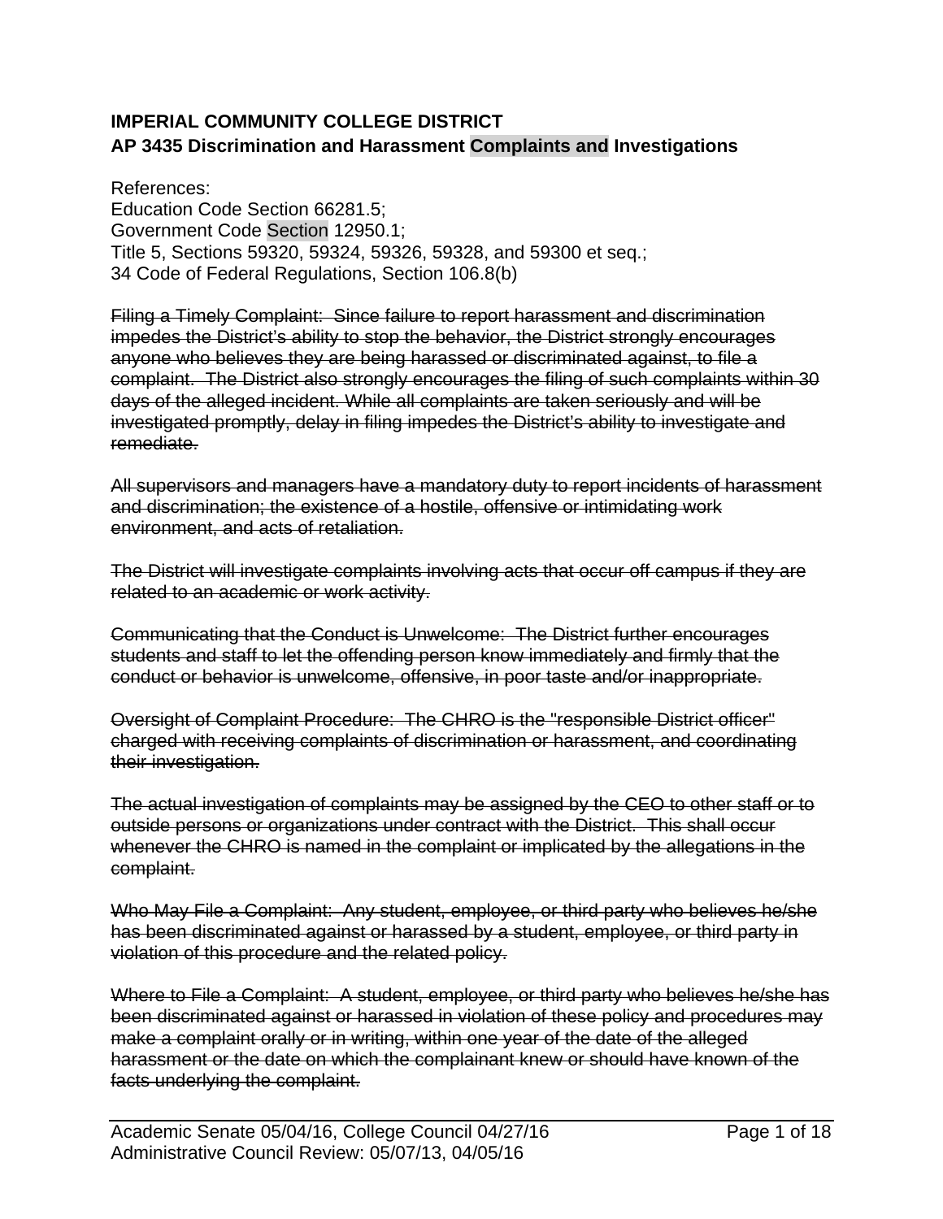## IMPERIAL COMMUNITY COLLEGE DISTRICT
## AP 3435 Discrimination and Harassment Complaints and Investigations

References:
Education Code Section 66281.5;
Government Code Section 12950.1;
Title 5, Sections 59320, 59324, 59326, 59328, and 59300 et seq.;
34 Code of Federal Regulations, Section 106.8(b)

~~Filing a Timely Complaint: Since failure to report harassment and discrimination impedes the District's ability to stop the behavior, the District strongly encourages anyone who believes they are being harassed or discriminated against, to file a complaint. The District also strongly encourages the filing of such complaints within 30 days of the alleged incident. While all complaints are taken seriously and will be investigated promptly, delay in filing impedes the District's ability to investigate and remediate.~~

~~All supervisors and managers have a mandatory duty to report incidents of harassment and discrimination; the existence of a hostile, offensive or intimidating work environment, and acts of retaliation.~~

~~The District will investigate complaints involving acts that occur off campus if they are related to an academic or work activity.~~

~~Communicating that the Conduct is Unwelcome: The District further encourages students and staff to let the offending person know immediately and firmly that the conduct or behavior is unwelcome, offensive, in poor taste and/or inappropriate.~~

~~Oversight of Complaint Procedure: The CHRO is the "responsible District officer" charged with receiving complaints of discrimination or harassment, and coordinating their investigation.~~

~~The actual investigation of complaints may be assigned by the CEO to other staff or to outside persons or organizations under contract with the District. This shall occur whenever the CHRO is named in the complaint or implicated by the allegations in the complaint.~~

~~Who May File a Complaint: Any student, employee, or third party who believes he/she has been discriminated against or harassed by a student, employee, or third party in violation of this procedure and the related policy.~~

~~Where to File a Complaint: A student, employee, or third party who believes he/she has been discriminated against or harassed in violation of these policy and procedures may make a complaint orally or in writing, within one year of the date of the alleged harassment or the date on which the complainant knew or should have known of the facts underlying the complaint.~~

Academic Senate 05/04/16, College Council 04/27/16
Administrative Council Review: 05/07/13, 04/05/16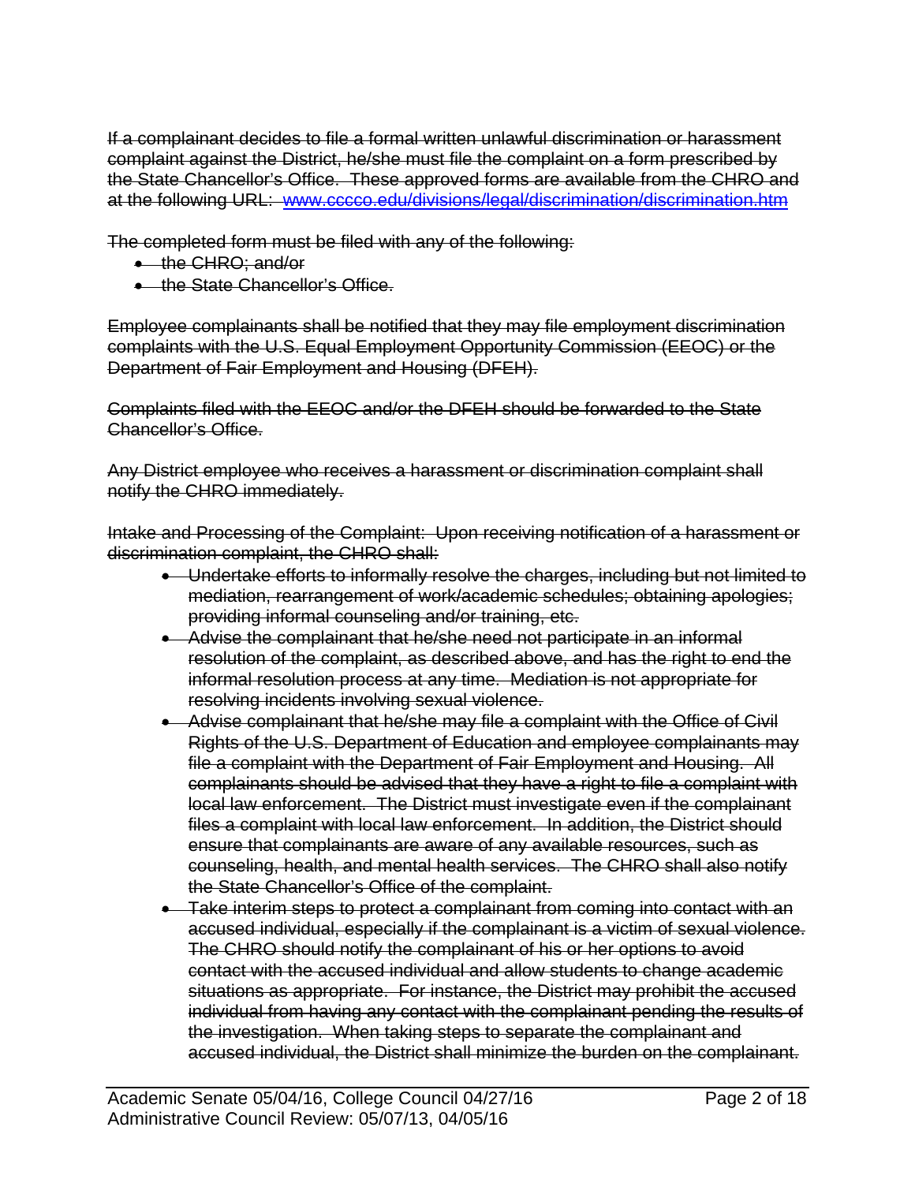~~If a complainant decides to file a formal written unlawful discrimination or harassment complaint against the District, he/she must file the complaint on a form prescribed by the State Chancellor's Office. These approved forms are available from the CHRO and at the following URL: [www.cccco.edu/divisions/legal/discrimination/discrimination.htm](www.cccco.edu/divisions/legal/discrimination/discrimination.htm)~~

~~The completed form must be filed with any of the following:~~

- ~~the CHRO; and/or~~
- ~~the State Chancellor's Office.~~

~~Employee complainants shall be notified that they may file employment discrimination complaints with the U.S. Equal Employment Opportunity Commission (EEOC) or the Department of Fair Employment and Housing (DFEH).~~

~~Complaints filed with the EEOC and/or the DFEH should be forwarded to the State Chancellor's Office.~~

~~Any District employee who receives a harassment or discrimination complaint shall notify the CHRO immediately.~~

~~Intake and Processing of the Complaint: Upon receiving notification of a harassment or discrimination complaint, the CHRO shall:~~

- ~~Undertake efforts to informally resolve the charges, including but not limited to mediation, rearrangement of work/academic schedules; obtaining apologies; providing informal counseling and/or training, etc.~~
- ~~Advise the complainant that he/she need not participate in an informal resolution of the complaint, as described above, and has the right to end the informal resolution process at any time. Mediation is not appropriate for resolving incidents involving sexual violence.~~
- ~~Advise complainant that he/she may file a complaint with the Office of Civil Rights of the U.S. Department of Education and employee complainants may file a complaint with the Department of Fair Employment and Housing. All complainants should be advised that they have a right to file a complaint with local law enforcement. The District must investigate even if the complainant files a complaint with local law enforcement. In addition, the District should ensure that complainants are aware of any available resources, such as counseling, health, and mental health services. The CHRO shall also notify the State Chancellor's Office of the complaint.~~
- ~~Take interim steps to protect a complainant from coming into contact with an accused individual, especially if the complainant is a victim of sexual violence. The CHRO should notify the complainant of his or her options to avoid contact with the accused individual and allow students to change academic situations as appropriate. For instance, the District may prohibit the accused individual from having any contact with the complainant pending the results of the investigation. When taking steps to separate the complainant and accused individual, the District shall minimize the burden on the complainant.~~

Academic Senate 05/04/16, College Council 04/27/16
Administrative Council Review: 05/07/13, 04/05/16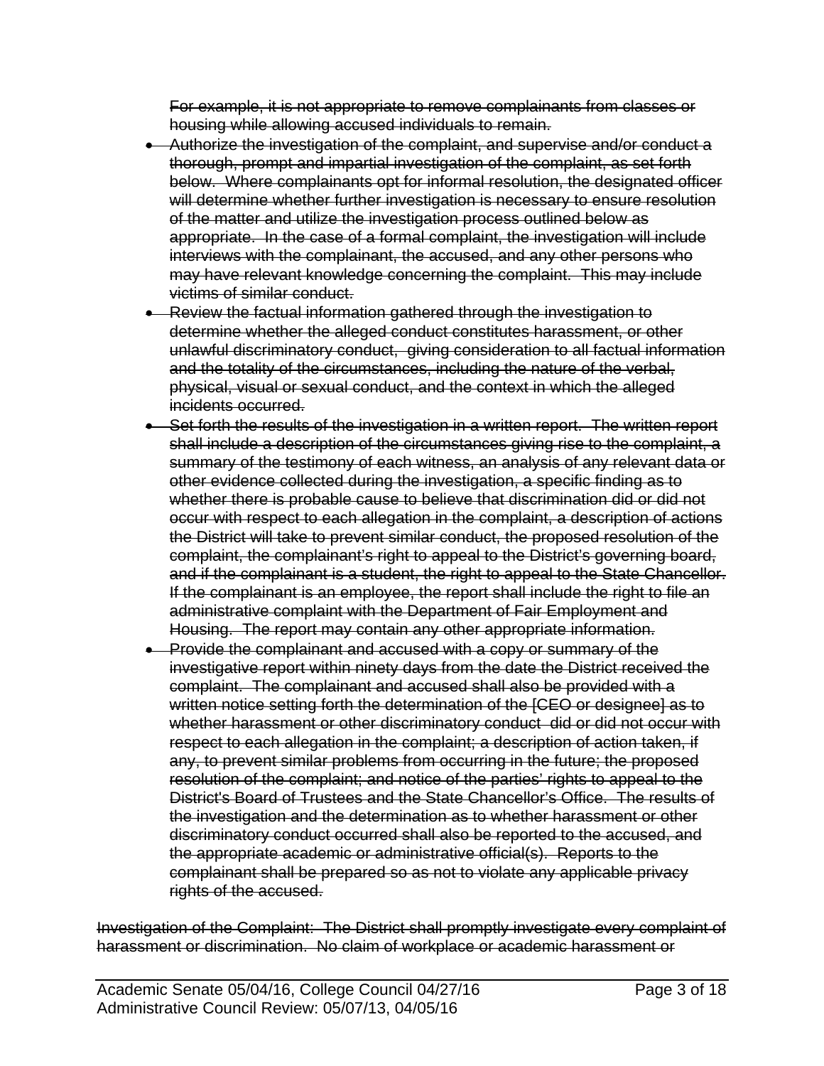~~For example, it is not appropriate to remove complainants from classes or housing while allowing accused individuals to remain.~~

- ~~Authorize the investigation of the complaint, and supervise and/or conduct a thorough, prompt and impartial investigation of the complaint, as set forth below. Where complainants opt for informal resolution, the designated officer will determine whether further investigation is necessary to ensure resolution of the matter and utilize the investigation process outlined below as appropriate. In the case of a formal complaint, the investigation will include interviews with the complainant, the accused, and any other persons who may have relevant knowledge concerning the complaint. This may include victims of similar conduct.~~
- ~~Review the factual information gathered through the investigation to determine whether the alleged conduct constitutes harassment, or other unlawful discriminatory conduct, giving consideration to all factual information and the totality of the circumstances, including the nature of the verbal, physical, visual or sexual conduct, and the context in which the alleged incidents occurred.~~
- ~~Set forth the results of the investigation in a written report. The written report shall include a description of the circumstances giving rise to the complaint, a summary of the testimony of each witness, an analysis of any relevant data or other evidence collected during the investigation, a specific finding as to whether there is probable cause to believe that discrimination did or did not occur with respect to each allegation in the complaint, a description of actions the District will take to prevent similar conduct, the proposed resolution of the complaint, the complainant's right to appeal to the District's governing board, and if the complainant is a student, the right to appeal to the State Chancellor. If the complainant is an employee, the report shall include the right to file an administrative complaint with the Department of Fair Employment and Housing. The report may contain any other appropriate information.~~
- ~~Provide the complainant and accused with a copy or summary of the investigative report within ninety days from the date the District received the complaint. The complainant and accused shall also be provided with a written notice setting forth the determination of the [CEO or designee] as to whether harassment or other discriminatory conduct did or did not occur with respect to each allegation in the complaint; a description of action taken, if any, to prevent similar problems from occurring in the future; the proposed resolution of the complaint; and notice of the parties' rights to appeal to the District's Board of Trustees and the State Chancellor's Office. The results of the investigation and the determination as to whether harassment or other discriminatory conduct occurred shall also be reported to the accused, and the appropriate academic or administrative official(s). Reports to the complainant shall be prepared so as not to violate any applicable privacy rights of the accused.~~

~~Investigation of the Complaint: The District shall promptly investigate every complaint of harassment or discrimination. No claim of workplace or academic harassment or~~

Academic Senate 05/04/16, College Council 04/27/16
Administrative Council Review: 05/07/13, 04/05/16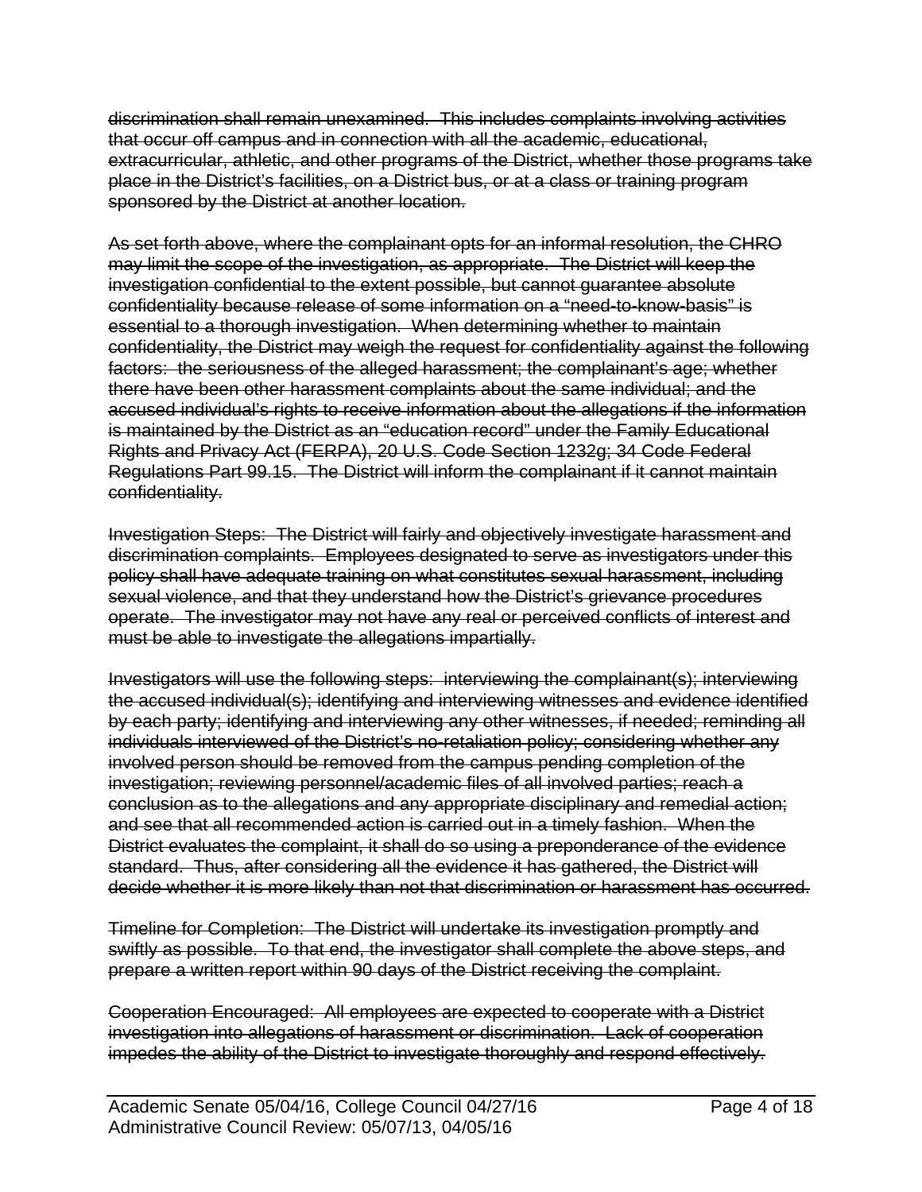~~discrimination shall remain unexamined. This includes complaints involving activities that occur off campus and in connection with all the academic, educational, extracurricular, athletic, and other programs of the District, whether those programs take place in the District's facilities, on a District bus, or at a class or training program sponsored by the District at another location.~~

~~As set forth above, where the complainant opts for an informal resolution, the CHRO may limit the scope of the investigation, as appropriate. The District will keep the investigation confidential to the extent possible, but cannot guarantee absolute confidentiality because release of some information on a "need-to-know-basis" is essential to a thorough investigation. When determining whether to maintain confidentiality, the District may weigh the request for confidentiality against the following factors: the seriousness of the alleged harassment; the complainant's age; whether there have been other harassment complaints about the same individual; and the accused individual's rights to receive information about the allegations if the information is maintained by the District as an "education record" under the Family Educational Rights and Privacy Act (FERPA), 20 U.S. Code Section 1232g; 34 Code Federal Regulations Part 99.15. The District will inform the complainant if it cannot maintain confidentiality.~~

~~Investigation Steps: The District will fairly and objectively investigate harassment and discrimination complaints. Employees designated to serve as investigators under this policy shall have adequate training on what constitutes sexual harassment, including sexual violence, and that they understand how the District's grievance procedures operate. The investigator may not have any real or perceived conflicts of interest and must be able to investigate the allegations impartially.~~

~~Investigators will use the following steps: interviewing the complainant(s); interviewing the accused individual(s); identifying and interviewing witnesses and evidence identified by each party; identifying and interviewing any other witnesses, if needed; reminding all individuals interviewed of the District's no-retaliation policy; considering whether any involved person should be removed from the campus pending completion of the investigation; reviewing personnel/academic files of all involved parties; reach a conclusion as to the allegations and any appropriate disciplinary and remedial action; and see that all recommended action is carried out in a timely fashion. When the District evaluates the complaint, it shall do so using a preponderance of the evidence standard. Thus, after considering all the evidence it has gathered, the District will decide whether it is more likely than not that discrimination or harassment has occurred.~~

~~Timeline for Completion: The District will undertake its investigation promptly and swiftly as possible. To that end, the investigator shall complete the above steps, and prepare a written report within 90 days of the District receiving the complaint.~~

~~Cooperation Encouraged: All employees are expected to cooperate with a District investigation into allegations of harassment or discrimination. Lack of cooperation impedes the ability of the District to investigate thoroughly and respond effectively.~~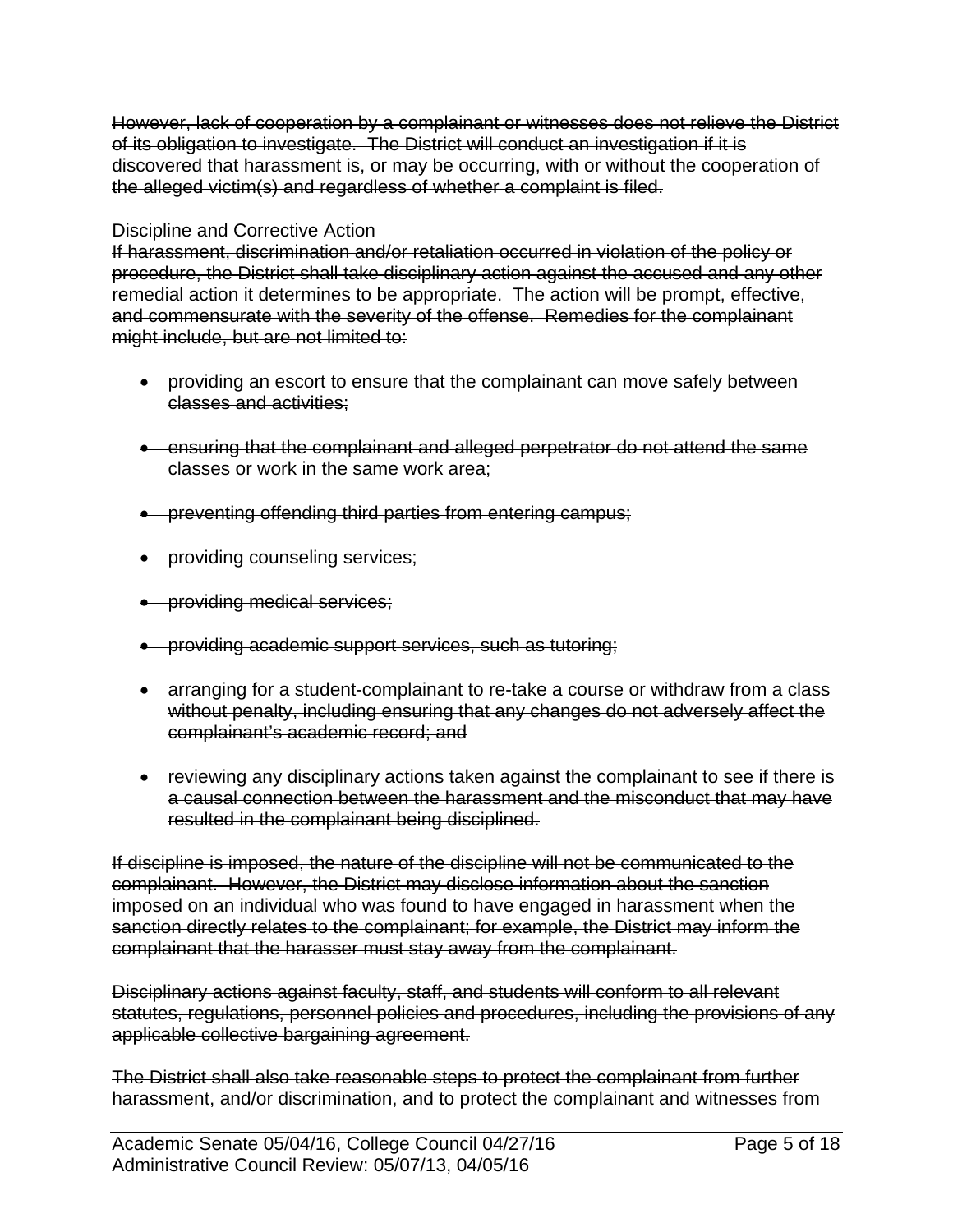~~However, lack of cooperation by a complainant or witnesses does not relieve the District of its obligation to investigate. The District will conduct an investigation if it is discovered that harassment is, or may be occurring, with or without the cooperation of the alleged victim(s) and regardless of whether a complaint is filed.~~

~~Discipline and Corrective Action~~
~~If harassment, discrimination and/or retaliation occurred in violation of the policy or procedure, the District shall take disciplinary action against the accused and any other remedial action it determines to be appropriate. The action will be prompt, effective, and commensurate with the severity of the offense. Remedies for the complainant might include, but are not limited to:~~

- ~~providing an escort to ensure that the complainant can move safely between classes and activities;~~
- ~~ensuring that the complainant and alleged perpetrator do not attend the same classes or work in the same work area;~~
- ~~preventing offending third parties from entering campus;~~
- ~~providing counseling services;~~
- ~~providing medical services;~~
- ~~providing academic support services, such as tutoring;~~
- ~~arranging for a student-complainant to re-take a course or withdraw from a class without penalty, including ensuring that any changes do not adversely affect the complainant's academic record; and~~
- ~~reviewing any disciplinary actions taken against the complainant to see if there is a causal connection between the harassment and the misconduct that may have resulted in the complainant being disciplined.~~

~~If discipline is imposed, the nature of the discipline will not be communicated to the complainant. However, the District may disclose information about the sanction imposed on an individual who was found to have engaged in harassment when the sanction directly relates to the complainant; for example, the District may inform the complainant that the harasser must stay away from the complainant.~~

~~Disciplinary actions against faculty, staff, and students will conform to all relevant statutes, regulations, personnel policies and procedures, including the provisions of any applicable collective bargaining agreement.~~

~~The District shall also take reasonable steps to protect the complainant from further harassment, and/or discrimination, and to protect the complainant and witnesses from~~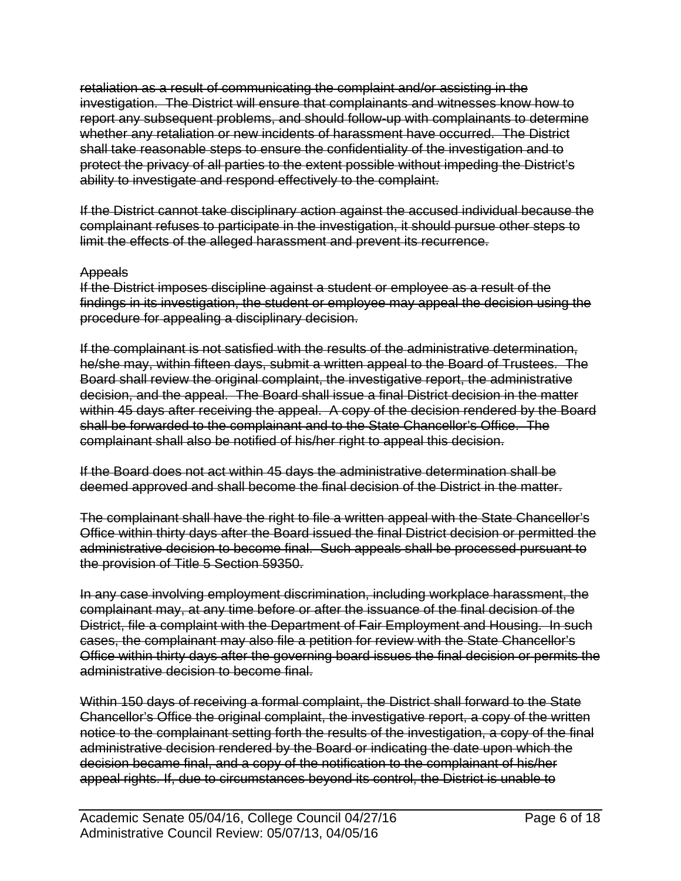~~retaliation as a result of communicating the complaint and/or assisting in the investigation. The District will ensure that complainants and witnesses know how to report any subsequent problems, and should follow-up with complainants to determine whether any retaliation or new incidents of harassment have occurred. The District shall take reasonable steps to ensure the confidentiality of the investigation and to protect the privacy of all parties to the extent possible without impeding the District's ability to investigate and respond effectively to the complaint.~~

~~If the District cannot take disciplinary action against the accused individual because the complainant refuses to participate in the investigation, it should pursue other steps to limit the effects of the alleged harassment and prevent its recurrence.~~

~~Appeals~~

~~If the District imposes discipline against a student or employee as a result of the findings in its investigation, the student or employee may appeal the decision using the procedure for appealing a disciplinary decision.~~

~~If the complainant is not satisfied with the results of the administrative determination, he/she may, within fifteen days, submit a written appeal to the Board of Trustees. The Board shall review the original complaint, the investigative report, the administrative decision, and the appeal. The Board shall issue a final District decision in the matter within 45 days after receiving the appeal. A copy of the decision rendered by the Board shall be forwarded to the complainant and to the State Chancellor's Office. The complainant shall also be notified of his/her right to appeal this decision.~~

~~If the Board does not act within 45 days the administrative determination shall be deemed approved and shall become the final decision of the District in the matter.~~

~~The complainant shall have the right to file a written appeal with the State Chancellor's Office within thirty days after the Board issued the final District decision or permitted the administrative decision to become final. Such appeals shall be processed pursuant to the provision of Title 5 Section 59350.~~

~~In any case involving employment discrimination, including workplace harassment, the complainant may, at any time before or after the issuance of the final decision of the District, file a complaint with the Department of Fair Employment and Housing. In such cases, the complainant may also file a petition for review with the State Chancellor's Office within thirty days after the governing board issues the final decision or permits the administrative decision to become final.~~

~~Within 150 days of receiving a formal complaint, the District shall forward to the State Chancellor's Office the original complaint, the investigative report, a copy of the written notice to the complainant setting forth the results of the investigation, a copy of the final administrative decision rendered by the Board or indicating the date upon which the decision became final, and a copy of the notification to the complainant of his/her appeal rights. If, due to circumstances beyond its control, the District is unable to~~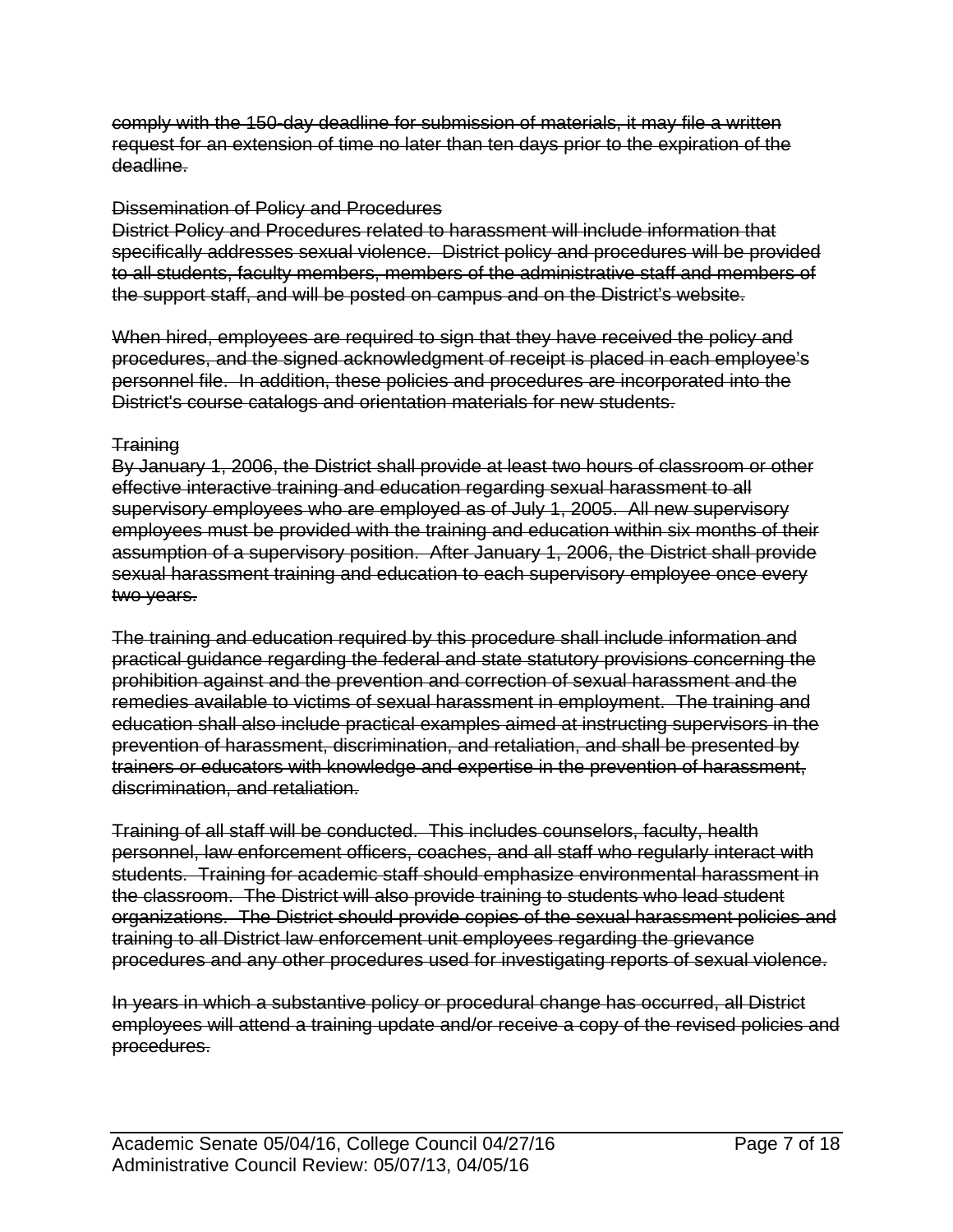~~comply with the 150-day deadline for submission of materials, it may file a written request for an extension of time no later than ten days prior to the expiration of the deadline.~~

~~Dissemination of Policy and Procedures~~
~~District Policy and Procedures related to harassment will include information that specifically addresses sexual violence. District policy and procedures will be provided to all students, faculty members, members of the administrative staff and members of the support staff, and will be posted on campus and on the District's website.~~

~~When hired, employees are required to sign that they have received the policy and procedures, and the signed acknowledgment of receipt is placed in each employee's personnel file. In addition, these policies and procedures are incorporated into the District's course catalogs and orientation materials for new students.~~

~~Training~~
~~By January 1, 2006, the District shall provide at least two hours of classroom or other effective interactive training and education regarding sexual harassment to all supervisory employees who are employed as of July 1, 2005. All new supervisory employees must be provided with the training and education within six months of their assumption of a supervisory position. After January 1, 2006, the District shall provide sexual harassment training and education to each supervisory employee once every two years.~~

~~The training and education required by this procedure shall include information and practical guidance regarding the federal and state statutory provisions concerning the prohibition against and the prevention and correction of sexual harassment and the remedies available to victims of sexual harassment in employment. The training and education shall also include practical examples aimed at instructing supervisors in the prevention of harassment, discrimination, and retaliation, and shall be presented by trainers or educators with knowledge and expertise in the prevention of harassment, discrimination, and retaliation.~~

~~Training of all staff will be conducted. This includes counselors, faculty, health personnel, law enforcement officers, coaches, and all staff who regularly interact with students. Training for academic staff should emphasize environmental harassment in the classroom. The District will also provide training to students who lead student organizations. The District should provide copies of the sexual harassment policies and training to all District law enforcement unit employees regarding the grievance procedures and any other procedures used for investigating reports of sexual violence.~~

~~In years in which a substantive policy or procedural change has occurred, all District employees will attend a training update and/or receive a copy of the revised policies and procedures.~~

Academic Senate 05/04/16, College Council 04/27/16
Administrative Council Review: 05/07/13, 04/05/16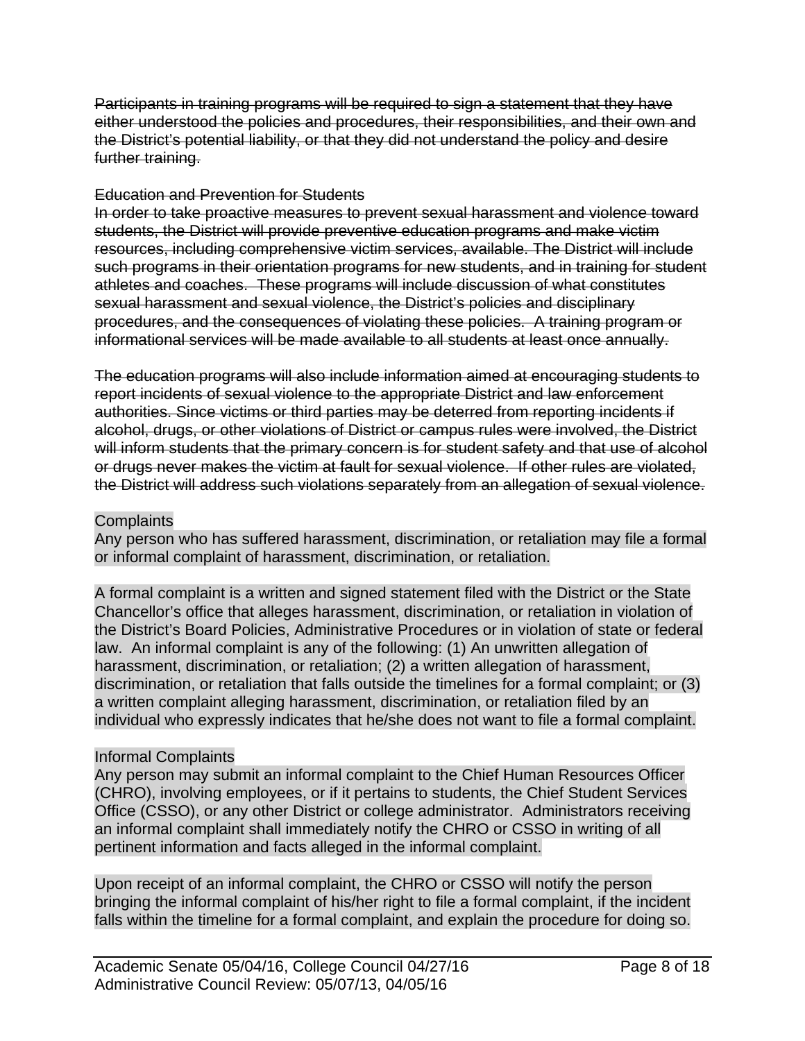~~Participants in training programs will be required to sign a statement that they have either understood the policies and procedures, their responsibilities, and their own and the District's potential liability, or that they did not understand the policy and desire further training.~~

~~Education and Prevention for Students~~

~~In order to take proactive measures to prevent sexual harassment and violence toward students, the District will provide preventive education programs and make victim resources, including comprehensive victim services, available. The District will include such programs in their orientation programs for new students, and in training for student athletes and coaches. These programs will include discussion of what constitutes sexual harassment and sexual violence, the District's policies and disciplinary procedures, and the consequences of violating these policies. A training program or informational services will be made available to all students at least once annually.~~

~~The education programs will also include information aimed at encouraging students to report incidents of sexual violence to the appropriate District and law enforcement authorities. Since victims or third parties may be deterred from reporting incidents if alcohol, drugs, or other violations of District or campus rules were involved, the District will inform students that the primary concern is for student safety and that use of alcohol or drugs never makes the victim at fault for sexual violence. If other rules are violated, the District will address such violations separately from an allegation of sexual violence.~~

Complaints

Any person who has suffered harassment, discrimination, or retaliation may file a formal or informal complaint of harassment, discrimination, or retaliation.

A formal complaint is a written and signed statement filed with the District or the State Chancellor's office that alleges harassment, discrimination, or retaliation in violation of the District's Board Policies, Administrative Procedures or in violation of state or federal law. An informal complaint is any of the following: (1) An unwritten allegation of harassment, discrimination, or retaliation; (2) a written allegation of harassment, discrimination, or retaliation that falls outside the timelines for a formal complaint; or (3) a written complaint alleging harassment, discrimination, or retaliation filed by an individual who expressly indicates that he/she does not want to file a formal complaint.

Informal Complaints

Any person may submit an informal complaint to the Chief Human Resources Officer (CHRO), involving employees, or if it pertains to students, the Chief Student Services Office (CSSO), or any other District or college administrator. Administrators receiving an informal complaint shall immediately notify the CHRO or CSSO in writing of all pertinent information and facts alleged in the informal complaint.

Upon receipt of an informal complaint, the CHRO or CSSO will notify the person bringing the informal complaint of his/her right to file a formal complaint, if the incident falls within the timeline for a formal complaint, and explain the procedure for doing so.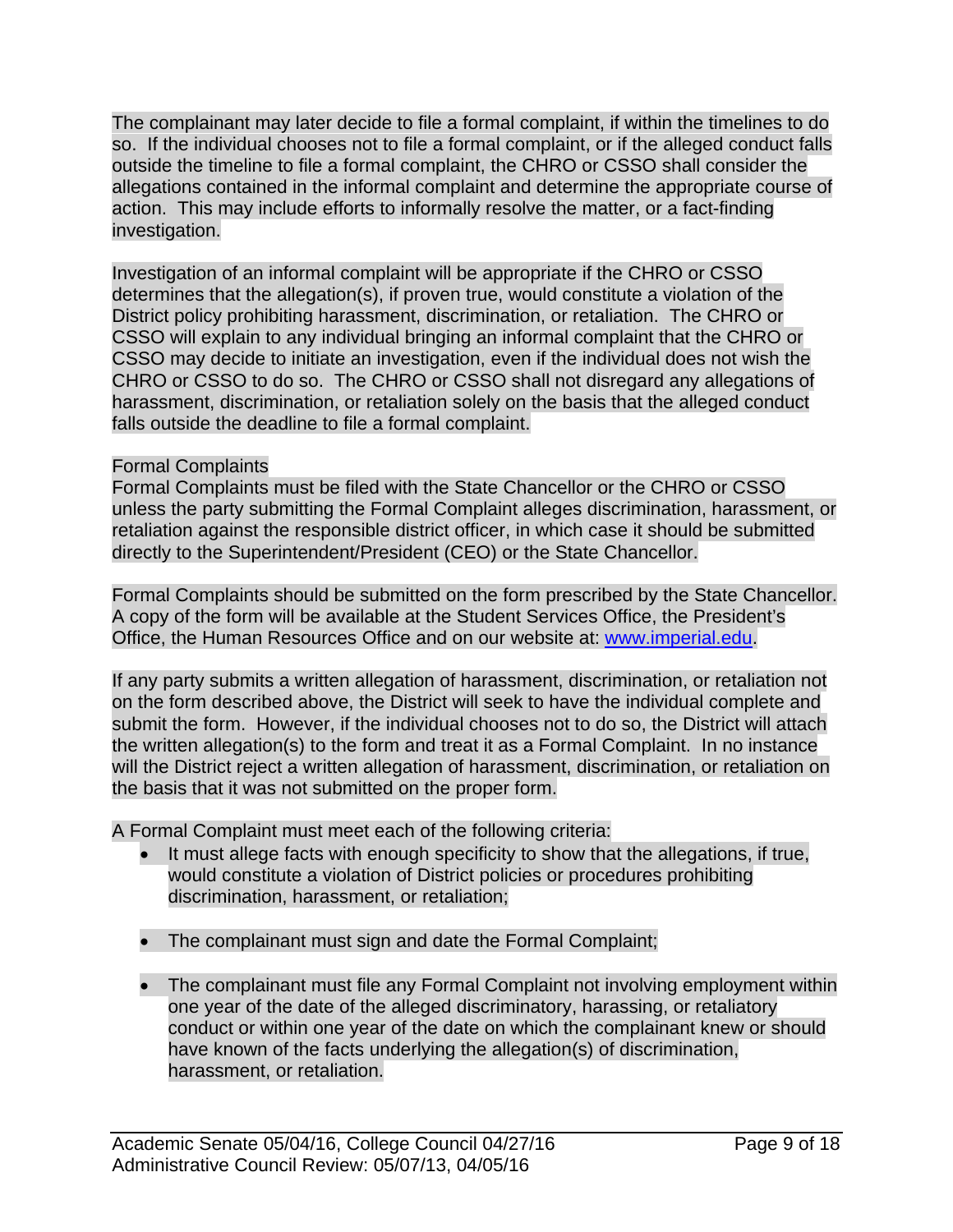The complainant may later decide to file a formal complaint, if within the timelines to do so. If the individual chooses not to file a formal complaint, or if the alleged conduct falls outside the timeline to file a formal complaint, the CHRO or CSSO shall consider the allegations contained in the informal complaint and determine the appropriate course of action. This may include efforts to informally resolve the matter, or a fact-finding investigation.

Investigation of an informal complaint will be appropriate if the CHRO or CSSO determines that the allegation(s), if proven true, would constitute a violation of the District policy prohibiting harassment, discrimination, or retaliation. The CHRO or CSSO will explain to any individual bringing an informal complaint that the CHRO or CSSO may decide to initiate an investigation, even if the individual does not wish the CHRO or CSSO to do so. The CHRO or CSSO shall not disregard any allegations of harassment, discrimination, or retaliation solely on the basis that the alleged conduct falls outside the deadline to file a formal complaint.

Formal Complaints

Formal Complaints must be filed with the State Chancellor or the CHRO or CSSO unless the party submitting the Formal Complaint alleges discrimination, harassment, or retaliation against the responsible district officer, in which case it should be submitted directly to the Superintendent/President (CEO) or the State Chancellor.

Formal Complaints should be submitted on the form prescribed by the State Chancellor. A copy of the form will be available at the Student Services Office, the President's Office, the Human Resources Office and on our website at: [www.imperial.edu](http://www.imperial.edu).

If any party submits a written allegation of harassment, discrimination, or retaliation not on the form described above, the District will seek to have the individual complete and submit the form. However, if the individual chooses not to do so, the District will attach the written allegation(s) to the form and treat it as a Formal Complaint. In no instance will the District reject a written allegation of harassment, discrimination, or retaliation on the basis that it was not submitted on the proper form.

A Formal Complaint must meet each of the following criteria:

- It must allege facts with enough specificity to show that the allegations, if true, would constitute a violation of District policies or procedures prohibiting discrimination, harassment, or retaliation;
- The complainant must sign and date the Formal Complaint;
- The complainant must file any Formal Complaint not involving employment within one year of the date of the alleged discriminatory, harassing, or retaliatory conduct or within one year of the date on which the complainant knew or should have known of the facts underlying the allegation(s) of discrimination, harassment, or retaliation.

Academic Senate 05/04/16, College Council 04/27/16
Administrative Council Review: 05/07/13, 04/05/16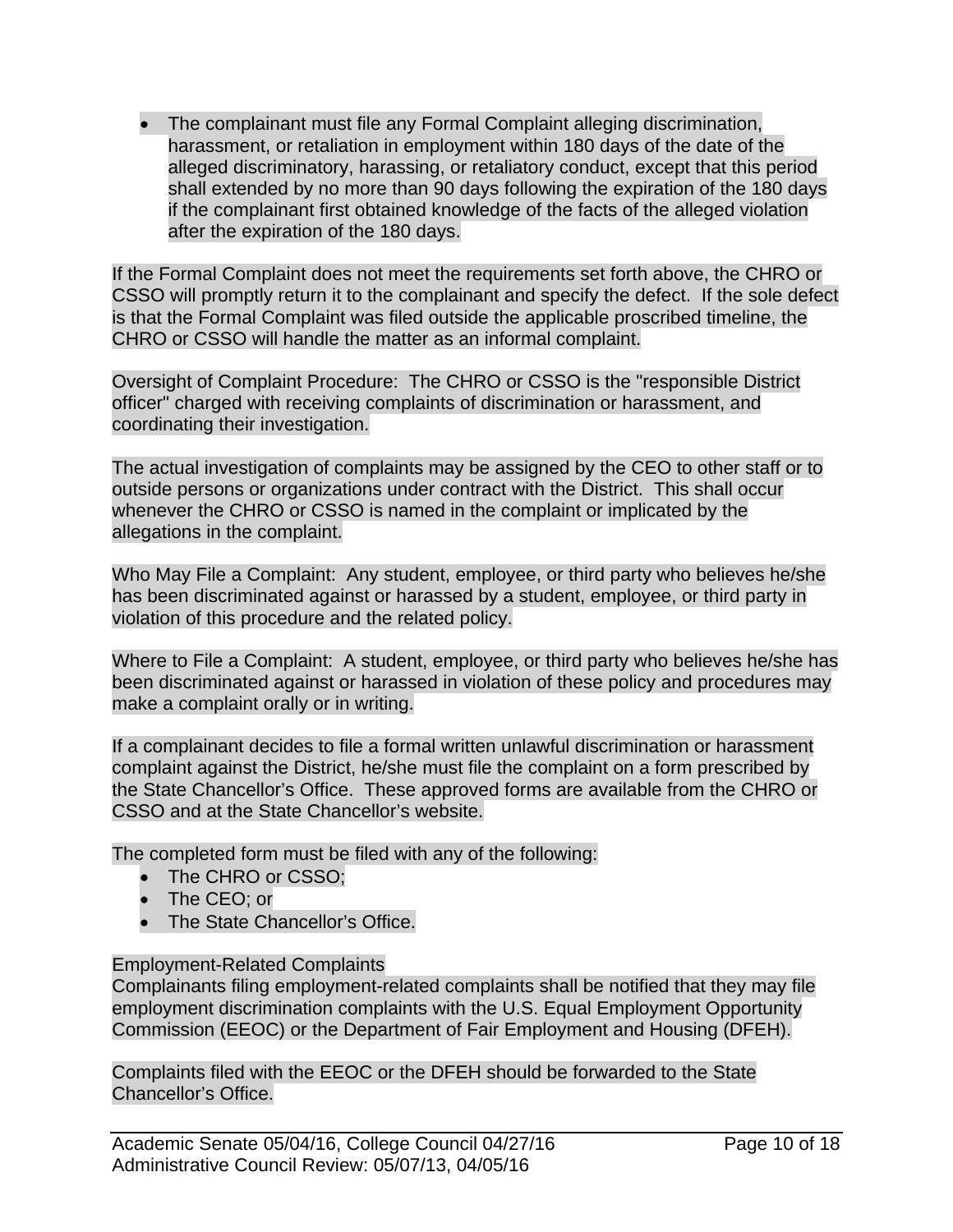- The complainant must file any Formal Complaint alleging discrimination, harassment, or retaliation in employment within 180 days of the date of the alleged discriminatory, harassing, or retaliatory conduct, except that this period shall extended by no more than 90 days following the expiration of the 180 days if the complainant first obtained knowledge of the facts of the alleged violation after the expiration of the 180 days.

If the Formal Complaint does not meet the requirements set forth above, the CHRO or CSSO will promptly return it to the complainant and specify the defect. If the sole defect is that the Formal Complaint was filed outside the applicable proscribed timeline, the CHRO or CSSO will handle the matter as an informal complaint.

Oversight of Complaint Procedure: The CHRO or CSSO is the "responsible District officer" charged with receiving complaints of discrimination or harassment, and coordinating their investigation.

The actual investigation of complaints may be assigned by the CEO to other staff or to outside persons or organizations under contract with the District. This shall occur whenever the CHRO or CSSO is named in the complaint or implicated by the allegations in the complaint.

Who May File a Complaint: Any student, employee, or third party who believes he/she has been discriminated against or harassed by a student, employee, or third party in violation of this procedure and the related policy.

Where to File a Complaint: A student, employee, or third party who believes he/she has been discriminated against or harassed in violation of these policy and procedures may make a complaint orally or in writing.

If a complainant decides to file a formal written unlawful discrimination or harassment complaint against the District, he/she must file the complaint on a form prescribed by the State Chancellor's Office. These approved forms are available from the CHRO or CSSO and at the State Chancellor's website.

The completed form must be filed with any of the following:

- The CHRO or CSSO;
- The CEO; or
- The State Chancellor's Office.

Employment-Related Complaints

Complainants filing employment-related complaints shall be notified that they may file employment discrimination complaints with the U.S. Equal Employment Opportunity Commission (EEOC) or the Department of Fair Employment and Housing (DFEH).

Complaints filed with the EEOC or the DFEH should be forwarded to the State Chancellor's Office.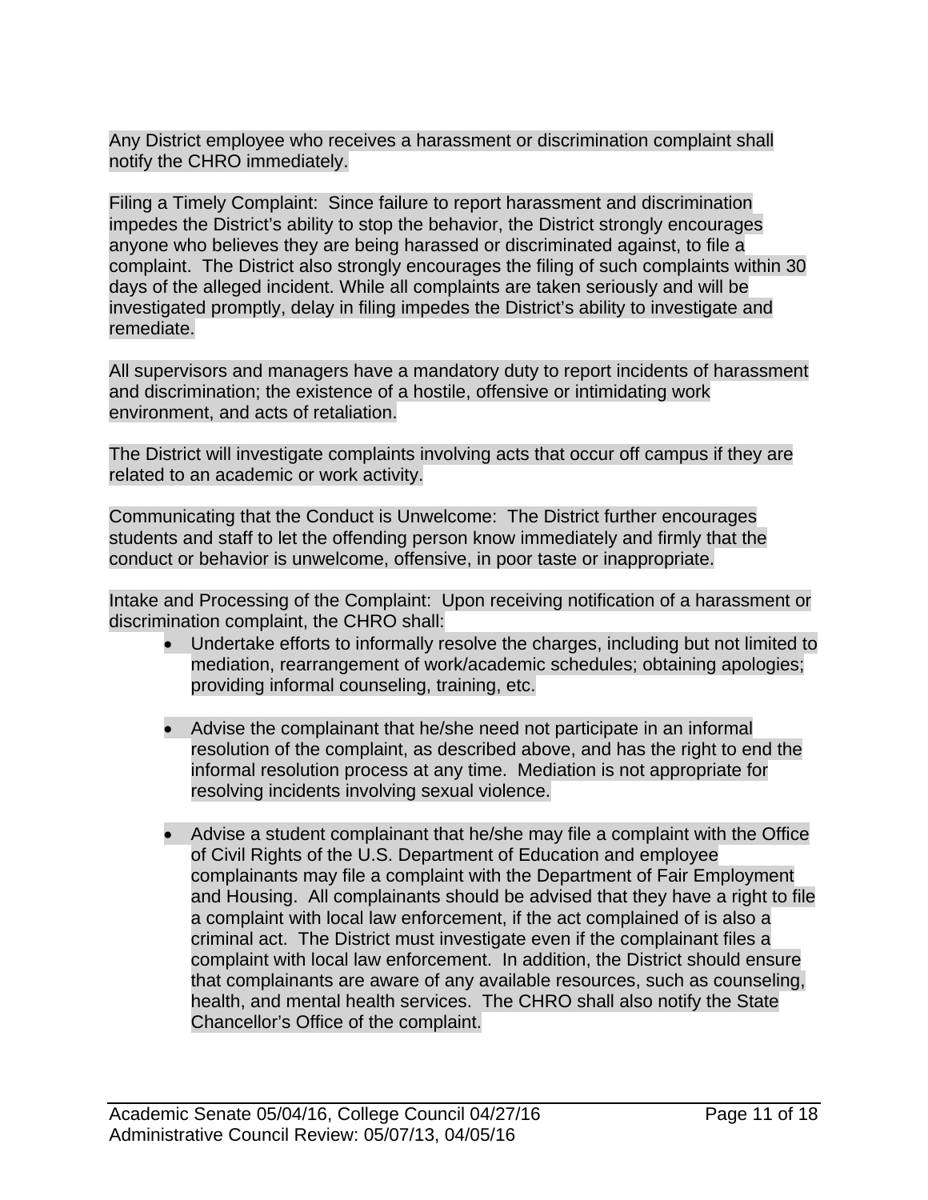Any District employee who receives a harassment or discrimination complaint shall notify the CHRO immediately.

Filing a Timely Complaint: Since failure to report harassment and discrimination impedes the District's ability to stop the behavior, the District strongly encourages anyone who believes they are being harassed or discriminated against, to file a complaint. The District also strongly encourages the filing of such complaints within 30 days of the alleged incident. While all complaints are taken seriously and will be investigated promptly, delay in filing impedes the District's ability to investigate and remediate.

All supervisors and managers have a mandatory duty to report incidents of harassment and discrimination; the existence of a hostile, offensive or intimidating work environment, and acts of retaliation.

The District will investigate complaints involving acts that occur off campus if they are related to an academic or work activity.

Communicating that the Conduct is Unwelcome: The District further encourages students and staff to let the offending person know immediately and firmly that the conduct or behavior is unwelcome, offensive, in poor taste or inappropriate.

Intake and Processing of the Complaint: Upon receiving notification of a harassment or discrimination complaint, the CHRO shall:

- Undertake efforts to informally resolve the charges, including but not limited to mediation, rearrangement of work/academic schedules; obtaining apologies; providing informal counseling, training, etc.

- Advise the complainant that he/she need not participate in an informal resolution of the complaint, as described above, and has the right to end the informal resolution process at any time. Mediation is not appropriate for resolving incidents involving sexual violence.

- Advise a student complainant that he/she may file a complaint with the Office of Civil Rights of the U.S. Department of Education and employee complainants may file a complaint with the Department of Fair Employment and Housing. All complainants should be advised that they have a right to file a complaint with local law enforcement, if the act complained of is also a criminal act. The District must investigate even if the complainant files a complaint with local law enforcement. In addition, the District should ensure that complainants are aware of any available resources, such as counseling, health, and mental health services. The CHRO shall also notify the State Chancellor's Office of the complaint.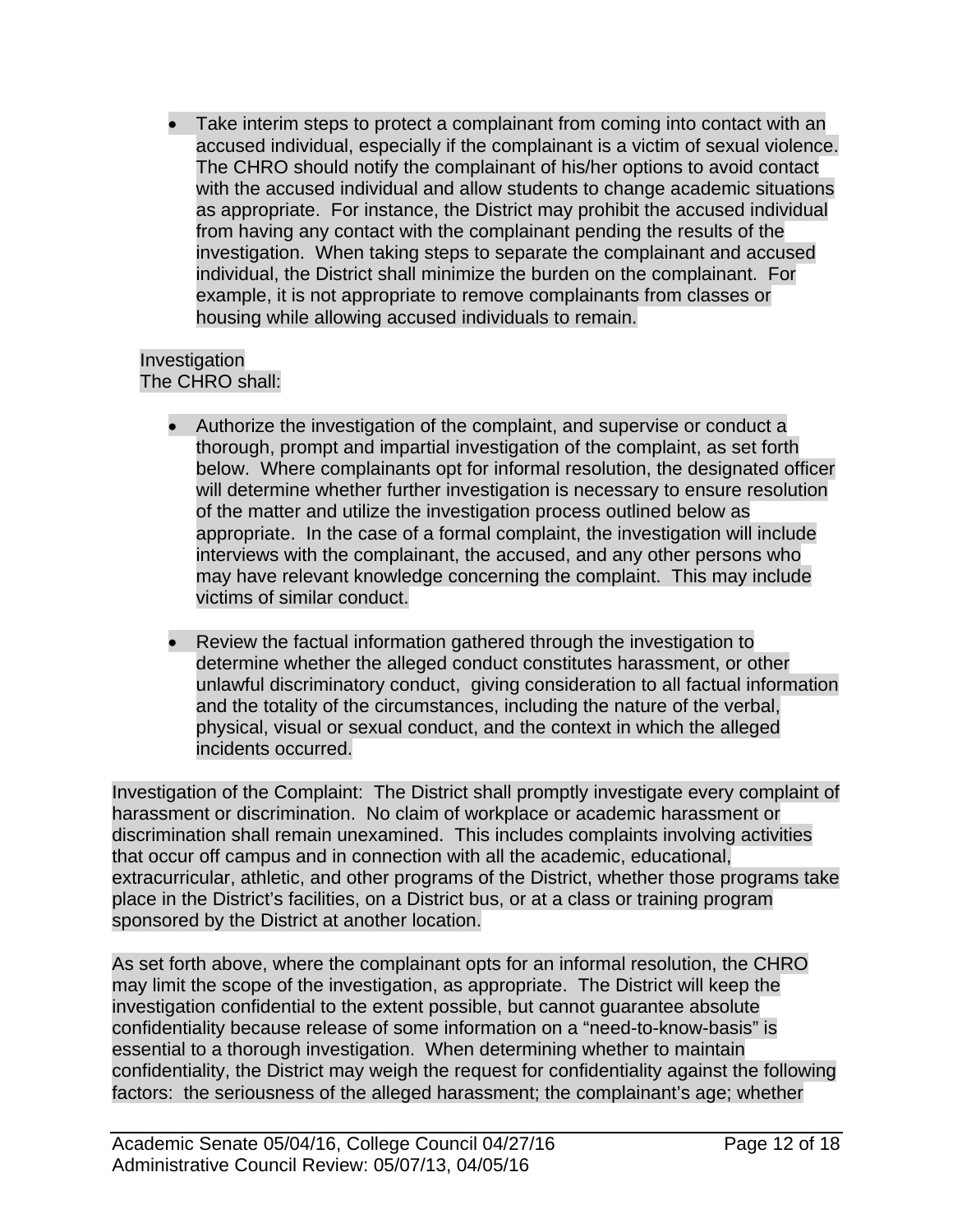- Take interim steps to protect a complainant from coming into contact with an accused individual, especially if the complainant is a victim of sexual violence. The CHRO should notify the complainant of his/her options to avoid contact with the accused individual and allow students to change academic situations as appropriate. For instance, the District may prohibit the accused individual from having any contact with the complainant pending the results of the investigation. When taking steps to separate the complainant and accused individual, the District shall minimize the burden on the complainant. For example, it is not appropriate to remove complainants from classes or housing while allowing accused individuals to remain.

Investigation
The CHRO shall:

- Authorize the investigation of the complaint, and supervise or conduct a thorough, prompt and impartial investigation of the complaint, as set forth below. Where complainants opt for informal resolution, the designated officer will determine whether further investigation is necessary to ensure resolution of the matter and utilize the investigation process outlined below as appropriate. In the case of a formal complaint, the investigation will include interviews with the complainant, the accused, and any other persons who may have relevant knowledge concerning the complaint. This may include victims of similar conduct.

- Review the factual information gathered through the investigation to determine whether the alleged conduct constitutes harassment, or other unlawful discriminatory conduct, giving consideration to all factual information and the totality of the circumstances, including the nature of the verbal, physical, visual or sexual conduct, and the context in which the alleged incidents occurred.

Investigation of the Complaint: The District shall promptly investigate every complaint of harassment or discrimination. No claim of workplace or academic harassment or discrimination shall remain unexamined. This includes complaints involving activities that occur off campus and in connection with all the academic, educational, extracurricular, athletic, and other programs of the District, whether those programs take place in the District's facilities, on a District bus, or at a class or training program sponsored by the District at another location.

As set forth above, where the complainant opts for an informal resolution, the CHRO may limit the scope of the investigation, as appropriate. The District will keep the investigation confidential to the extent possible, but cannot guarantee absolute confidentiality because release of some information on a "need-to-know-basis" is essential to a thorough investigation. When determining whether to maintain confidentiality, the District may weigh the request for confidentiality against the following factors: the seriousness of the alleged harassment; the complainant's age; whether

Academic Senate 05/04/16, College Council 04/27/16
Administrative Council Review: 05/07/13, 04/05/16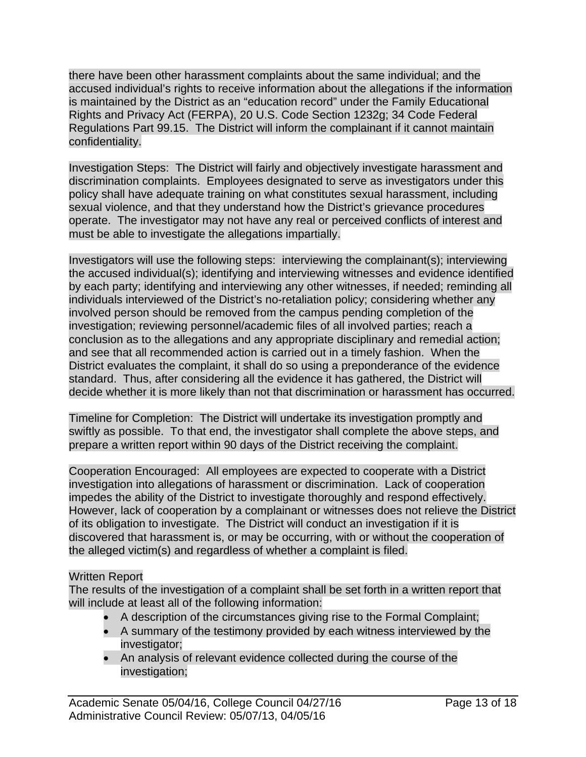there have been other harassment complaints about the same individual; and the accused individual's rights to receive information about the allegations if the information is maintained by the District as an "education record" under the Family Educational Rights and Privacy Act (FERPA), 20 U.S. Code Section 1232g; 34 Code Federal Regulations Part 99.15. The District will inform the complainant if it cannot maintain confidentiality.

Investigation Steps: The District will fairly and objectively investigate harassment and discrimination complaints. Employees designated to serve as investigators under this policy shall have adequate training on what constitutes sexual harassment, including sexual violence, and that they understand how the District's grievance procedures operate. The investigator may not have any real or perceived conflicts of interest and must be able to investigate the allegations impartially.

Investigators will use the following steps: interviewing the complainant(s); interviewing the accused individual(s); identifying and interviewing witnesses and evidence identified by each party; identifying and interviewing any other witnesses, if needed; reminding all individuals interviewed of the District's no-retaliation policy; considering whether any involved person should be removed from the campus pending completion of the investigation; reviewing personnel/academic files of all involved parties; reach a conclusion as to the allegations and any appropriate disciplinary and remedial action; and see that all recommended action is carried out in a timely fashion. When the District evaluates the complaint, it shall do so using a preponderance of the evidence standard. Thus, after considering all the evidence it has gathered, the District will decide whether it is more likely than not that discrimination or harassment has occurred.

Timeline for Completion: The District will undertake its investigation promptly and swiftly as possible. To that end, the investigator shall complete the above steps, and prepare a written report within 90 days of the District receiving the complaint.

Cooperation Encouraged: All employees are expected to cooperate with a District investigation into allegations of harassment or discrimination. Lack of cooperation impedes the ability of the District to investigate thoroughly and respond effectively. However, lack of cooperation by a complainant or witnesses does not relieve the District of its obligation to investigate. The District will conduct an investigation if it is discovered that harassment is, or may be occurring, with or without the cooperation of the alleged victim(s) and regardless of whether a complaint is filed.

Written Report

The results of the investigation of a complaint shall be set forth in a written report that will include at least all of the following information:

- A description of the circumstances giving rise to the Formal Complaint;
- A summary of the testimony provided by each witness interviewed by the investigator;
- An analysis of relevant evidence collected during the course of the investigation;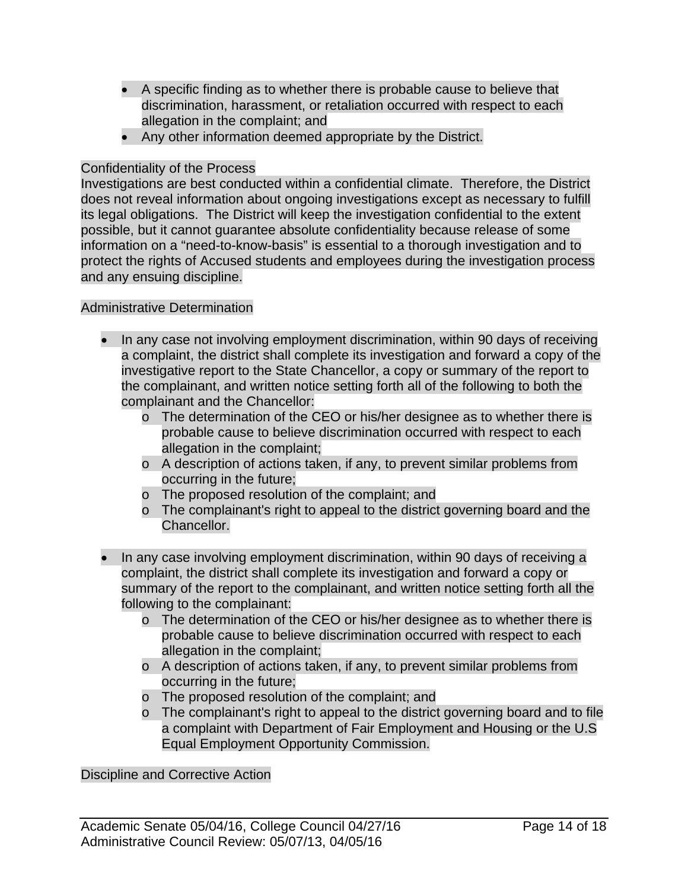- A specific finding as to whether there is probable cause to believe that discrimination, harassment, or retaliation occurred with respect to each allegation in the complaint; and
- Any other information deemed appropriate by the District.

Confidentiality of the Process

Investigations are best conducted within a confidential climate. Therefore, the District does not reveal information about ongoing investigations except as necessary to fulfill its legal obligations. The District will keep the investigation confidential to the extent possible, but it cannot guarantee absolute confidentiality because release of some information on a "need-to-know-basis" is essential to a thorough investigation and to protect the rights of Accused students and employees during the investigation process and any ensuing discipline.

Administrative Determination

- In any case not involving employment discrimination, within 90 days of receiving a complaint, the district shall complete its investigation and forward a copy of the investigative report to the State Chancellor, a copy or summary of the report to the complainant, and written notice setting forth all of the following to both the complainant and the Chancellor:
  - The determination of the CEO or his/her designee as to whether there is probable cause to believe discrimination occurred with respect to each allegation in the complaint;
  - A description of actions taken, if any, to prevent similar problems from occurring in the future;
  - The proposed resolution of the complaint; and
  - The complainant's right to appeal to the district governing board and the Chancellor.

- In any case involving employment discrimination, within 90 days of receiving a complaint, the district shall complete its investigation and forward a copy or summary of the report to the complainant, and written notice setting forth all the following to the complainant:
  - The determination of the CEO or his/her designee as to whether there is probable cause to believe discrimination occurred with respect to each allegation in the complaint;
  - A description of actions taken, if any, to prevent similar problems from occurring in the future;
  - The proposed resolution of the complaint; and
  - The complainant's right to appeal to the district governing board and to file a complaint with Department of Fair Employment and Housing or the U.S Equal Employment Opportunity Commission.

Discipline and Corrective Action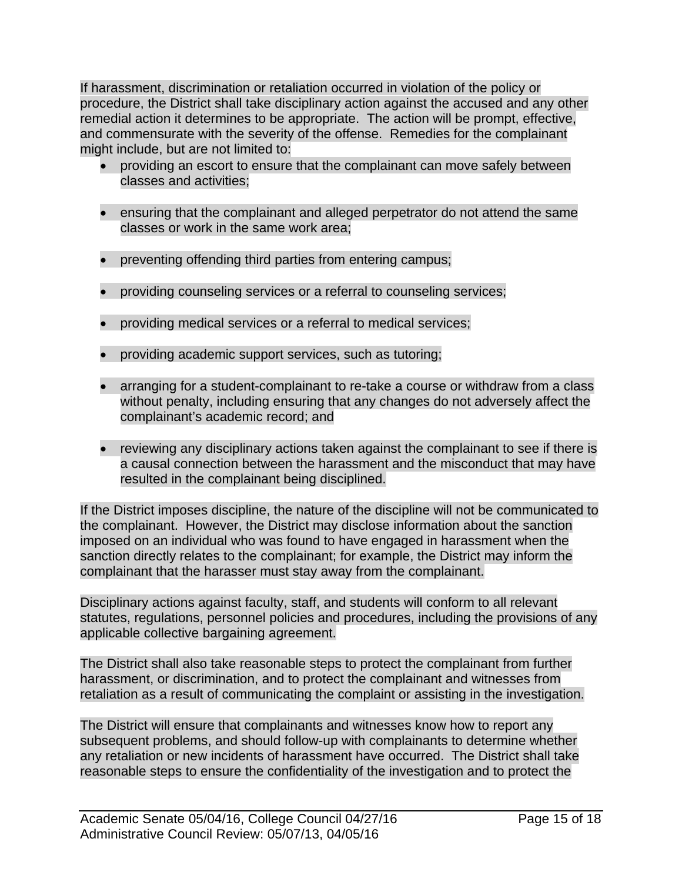If harassment, discrimination or retaliation occurred in violation of the policy or procedure, the District shall take disciplinary action against the accused and any other remedial action it determines to be appropriate. The action will be prompt, effective, and commensurate with the severity of the offense. Remedies for the complainant might include, but are not limited to:

- providing an escort to ensure that the complainant can move safely between classes and activities;
- ensuring that the complainant and alleged perpetrator do not attend the same classes or work in the same work area;
- preventing offending third parties from entering campus;
- providing counseling services or a referral to counseling services;
- providing medical services or a referral to medical services;
- providing academic support services, such as tutoring;
- arranging for a student-complainant to re-take a course or withdraw from a class without penalty, including ensuring that any changes do not adversely affect the complainant's academic record; and
- reviewing any disciplinary actions taken against the complainant to see if there is a causal connection between the harassment and the misconduct that may have resulted in the complainant being disciplined.

If the District imposes discipline, the nature of the discipline will not be communicated to the complainant. However, the District may disclose information about the sanction imposed on an individual who was found to have engaged in harassment when the sanction directly relates to the complainant; for example, the District may inform the complainant that the harasser must stay away from the complainant.

Disciplinary actions against faculty, staff, and students will conform to all relevant statutes, regulations, personnel policies and procedures, including the provisions of any applicable collective bargaining agreement.

The District shall also take reasonable steps to protect the complainant from further harassment, or discrimination, and to protect the complainant and witnesses from retaliation as a result of communicating the complaint or assisting in the investigation.

The District will ensure that complainants and witnesses know how to report any subsequent problems, and should follow-up with complainants to determine whether any retaliation or new incidents of harassment have occurred. The District shall take reasonable steps to ensure the confidentiality of the investigation and to protect the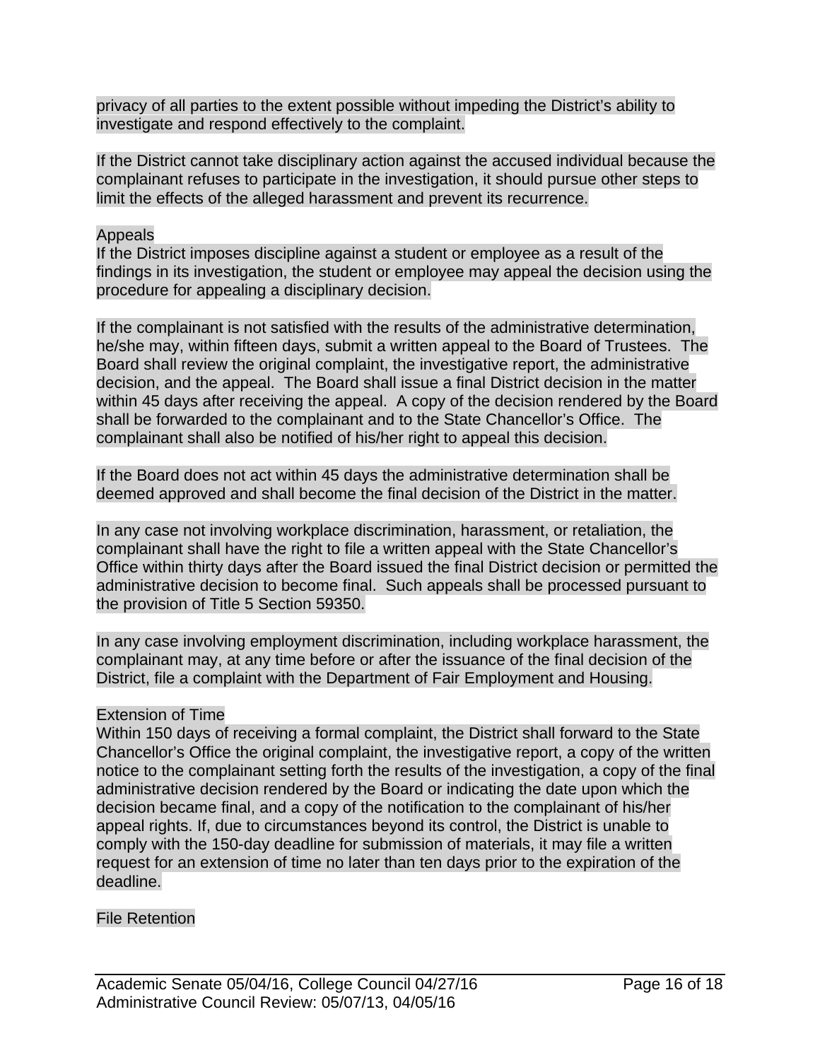privacy of all parties to the extent possible without impeding the District's ability to investigate and respond effectively to the complaint.

If the District cannot take disciplinary action against the accused individual because the complainant refuses to participate in the investigation, it should pursue other steps to limit the effects of the alleged harassment and prevent its recurrence.

Appeals

If the District imposes discipline against a student or employee as a result of the findings in its investigation, the student or employee may appeal the decision using the procedure for appealing a disciplinary decision.

If the complainant is not satisfied with the results of the administrative determination, he/she may, within fifteen days, submit a written appeal to the Board of Trustees. The Board shall review the original complaint, the investigative report, the administrative decision, and the appeal. The Board shall issue a final District decision in the matter within 45 days after receiving the appeal. A copy of the decision rendered by the Board shall be forwarded to the complainant and to the State Chancellor's Office. The complainant shall also be notified of his/her right to appeal this decision.

If the Board does not act within 45 days the administrative determination shall be deemed approved and shall become the final decision of the District in the matter.

In any case not involving workplace discrimination, harassment, or retaliation, the complainant shall have the right to file a written appeal with the State Chancellor's Office within thirty days after the Board issued the final District decision or permitted the administrative decision to become final. Such appeals shall be processed pursuant to the provision of Title 5 Section 59350.

In any case involving employment discrimination, including workplace harassment, the complainant may, at any time before or after the issuance of the final decision of the District, file a complaint with the Department of Fair Employment and Housing.

Extension of Time

Within 150 days of receiving a formal complaint, the District shall forward to the State Chancellor's Office the original complaint, the investigative report, a copy of the written notice to the complainant setting forth the results of the investigation, a copy of the final administrative decision rendered by the Board or indicating the date upon which the decision became final, and a copy of the notification to the complainant of his/her appeal rights. If, due to circumstances beyond its control, the District is unable to comply with the 150-day deadline for submission of materials, it may file a written request for an extension of time no later than ten days prior to the expiration of the deadline.

File Retention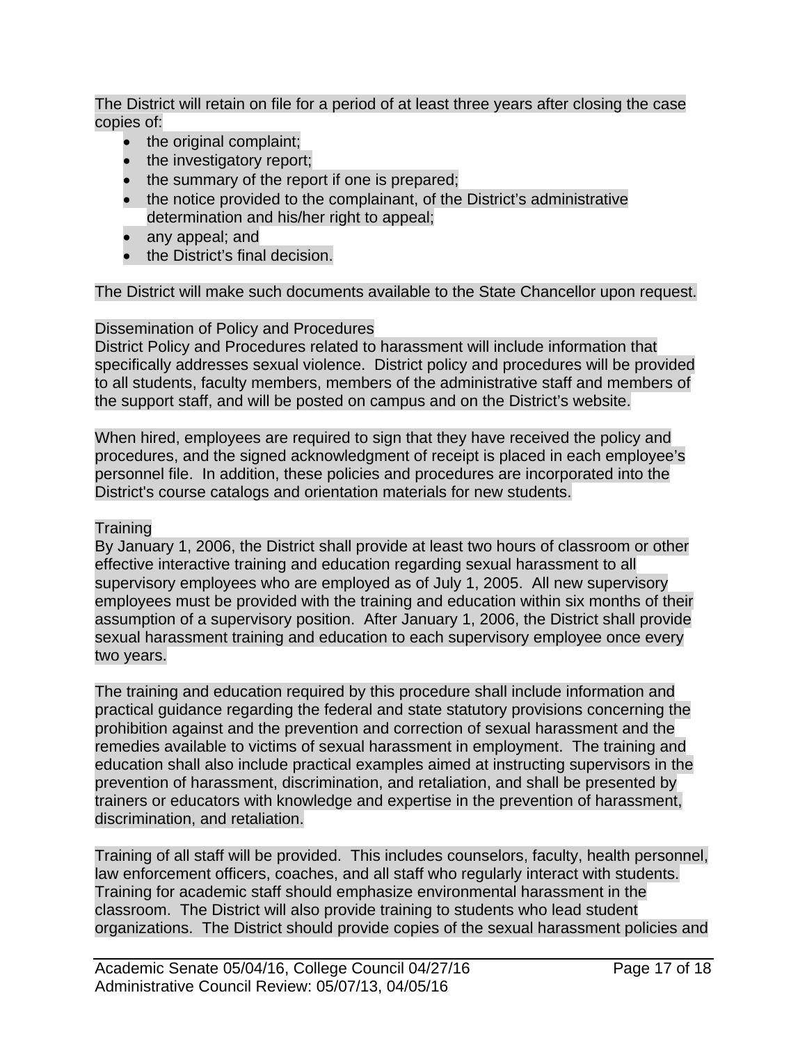The District will retain on file for a period of at least three years after closing the case copies of:

- the original complaint;
- the investigatory report;
- the summary of the report if one is prepared;
- the notice provided to the complainant, of the District's administrative determination and his/her right to appeal;
- any appeal; and
- the District's final decision.

The District will make such documents available to the State Chancellor upon request.

Dissemination of Policy and Procedures

District Policy and Procedures related to harassment will include information that specifically addresses sexual violence. District policy and procedures will be provided to all students, faculty members, members of the administrative staff and members of the support staff, and will be posted on campus and on the District's website.

When hired, employees are required to sign that they have received the policy and procedures, and the signed acknowledgment of receipt is placed in each employee's personnel file. In addition, these policies and procedures are incorporated into the District's course catalogs and orientation materials for new students.

Training

By January 1, 2006, the District shall provide at least two hours of classroom or other effective interactive training and education regarding sexual harassment to all supervisory employees who are employed as of July 1, 2005. All new supervisory employees must be provided with the training and education within six months of their assumption of a supervisory position. After January 1, 2006, the District shall provide sexual harassment training and education to each supervisory employee once every two years.

The training and education required by this procedure shall include information and practical guidance regarding the federal and state statutory provisions concerning the prohibition against and the prevention and correction of sexual harassment and the remedies available to victims of sexual harassment in employment. The training and education shall also include practical examples aimed at instructing supervisors in the prevention of harassment, discrimination, and retaliation, and shall be presented by trainers or educators with knowledge and expertise in the prevention of harassment, discrimination, and retaliation.

Training of all staff will be provided. This includes counselors, faculty, health personnel, law enforcement officers, coaches, and all staff who regularly interact with students. Training for academic staff should emphasize environmental harassment in the classroom. The District will also provide training to students who lead student organizations. The District should provide copies of the sexual harassment policies and

Academic Senate 05/04/16, College Council 04/27/16
Administrative Council Review: 05/07/13, 04/05/16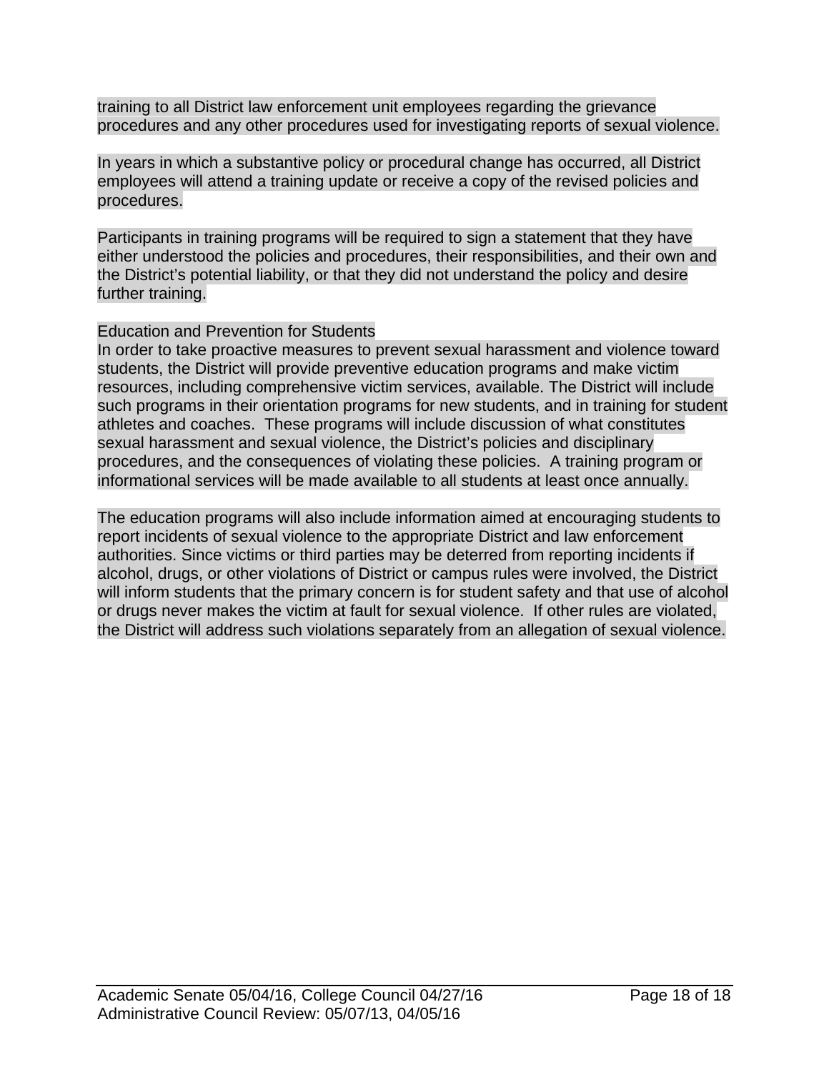training to all District law enforcement unit employees regarding the grievance procedures and any other procedures used for investigating reports of sexual violence.

In years in which a substantive policy or procedural change has occurred, all District employees will attend a training update or receive a copy of the revised policies and procedures.

Participants in training programs will be required to sign a statement that they have either understood the policies and procedures, their responsibilities, and their own and the District's potential liability, or that they did not understand the policy and desire further training.

Education and Prevention for Students

In order to take proactive measures to prevent sexual harassment and violence toward students, the District will provide preventive education programs and make victim resources, including comprehensive victim services, available. The District will include such programs in their orientation programs for new students, and in training for student athletes and coaches. These programs will include discussion of what constitutes sexual harassment and sexual violence, the District's policies and disciplinary procedures, and the consequences of violating these policies. A training program or informational services will be made available to all students at least once annually.

The education programs will also include information aimed at encouraging students to report incidents of sexual violence to the appropriate District and law enforcement authorities. Since victims or third parties may be deterred from reporting incidents if alcohol, drugs, or other violations of District or campus rules were involved, the District will inform students that the primary concern is for student safety and that use of alcohol or drugs never makes the victim at fault for sexual violence. If other rules are violated, the District will address such violations separately from an allegation of sexual violence.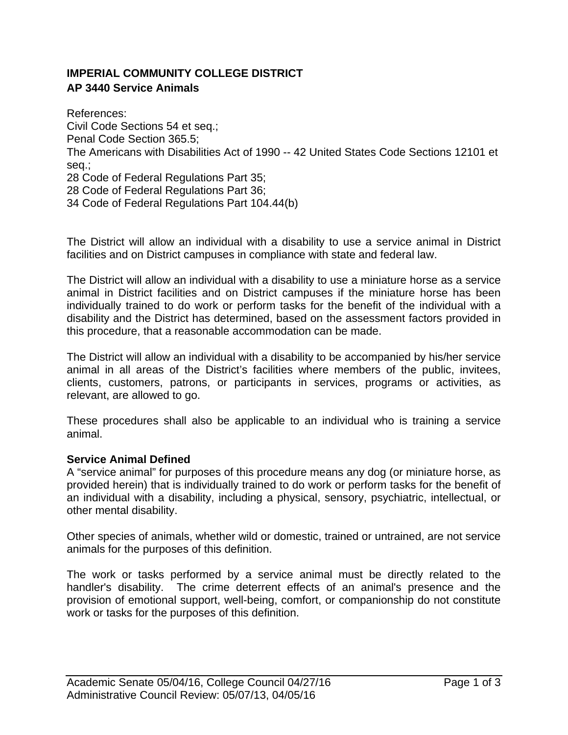## IMPERIAL COMMUNITY COLLEGE DISTRICT
## AP 3440 Service Animals

References:
Civil Code Sections 54 et seq.;
Penal Code Section 365.5;
The Americans with Disabilities Act of 1990 -- 42 United States Code Sections 12101 et seq.;
28 Code of Federal Regulations Part 35;
28 Code of Federal Regulations Part 36;
34 Code of Federal Regulations Part 104.44(b)

The District will allow an individual with a disability to use a service animal in District facilities and on District campuses in compliance with state and federal law.

The District will allow an individual with a disability to use a miniature horse as a service animal in District facilities and on District campuses if the miniature horse has been individually trained to do work or perform tasks for the benefit of the individual with a disability and the District has determined, based on the assessment factors provided in this procedure, that a reasonable accommodation can be made.

The District will allow an individual with a disability to be accompanied by his/her service animal in all areas of the District's facilities where members of the public, invitees, clients, customers, patrons, or participants in services, programs or activities, as relevant, are allowed to go.

These procedures shall also be applicable to an individual who is training a service animal.

**Service Animal Defined**
A "service animal" for purposes of this procedure means any dog (or miniature horse, as provided herein) that is individually trained to do work or perform tasks for the benefit of an individual with a disability, including a physical, sensory, psychiatric, intellectual, or other mental disability.

Other species of animals, whether wild or domestic, trained or untrained, are not service animals for the purposes of this definition.

The work or tasks performed by a service animal must be directly related to the handler's disability. The crime deterrent effects of an animal's presence and the provision of emotional support, well-being, comfort, or companionship do not constitute work or tasks for the purposes of this definition.

Academic Senate 05/04/16, College Council 04/27/16
Administrative Council Review: 05/07/13, 04/05/16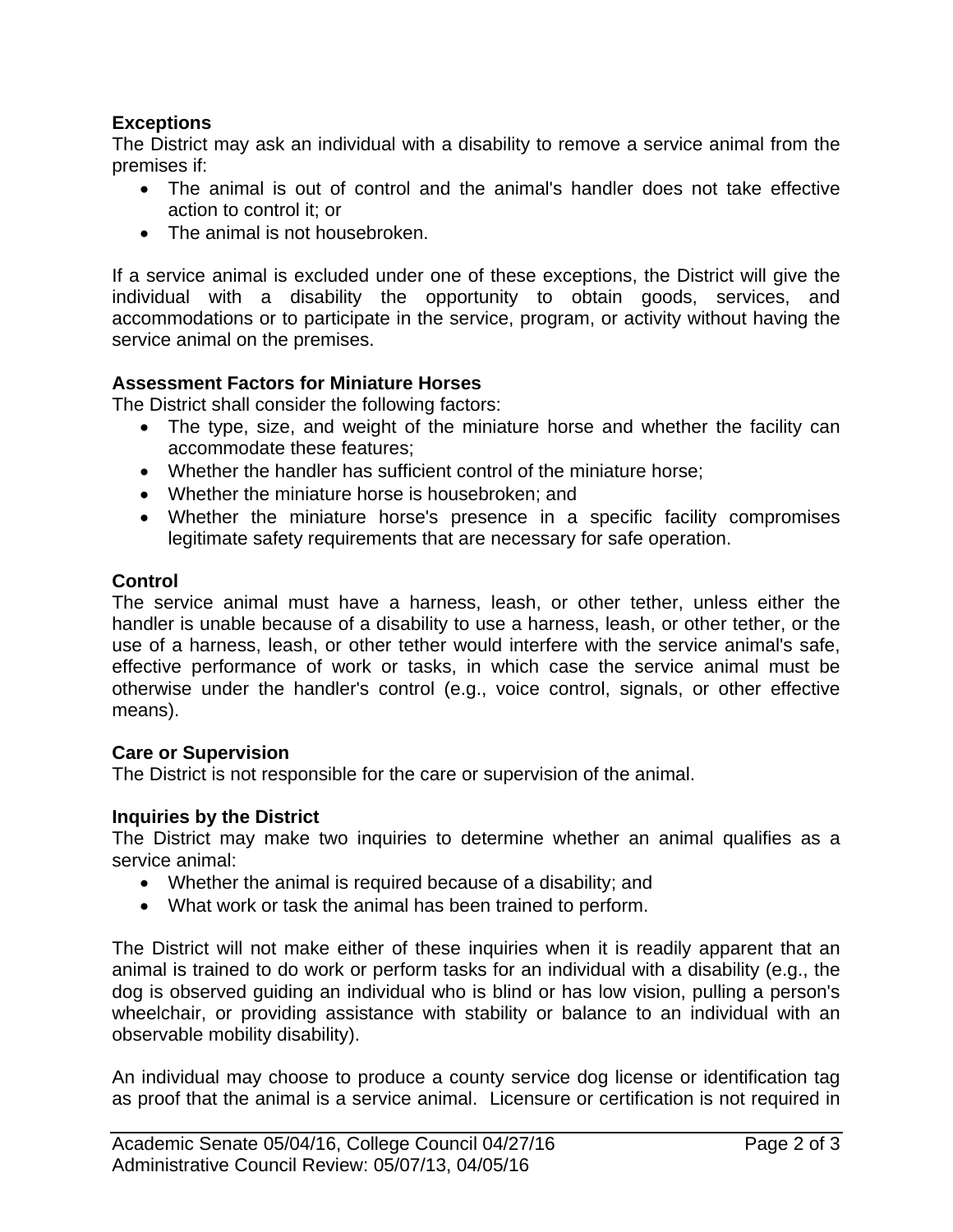**Exceptions**

The District may ask an individual with a disability to remove a service animal from the premises if:

- The animal is out of control and the animal's handler does not take effective action to control it; or
- The animal is not housebroken.

If a service animal is excluded under one of these exceptions, the District will give the individual with a disability the opportunity to obtain goods, services, and accommodations or to participate in the service, program, or activity without having the service animal on the premises.

**Assessment Factors for Miniature Horses**

The District shall consider the following factors:

- The type, size, and weight of the miniature horse and whether the facility can accommodate these features;
- Whether the handler has sufficient control of the miniature horse;
- Whether the miniature horse is housebroken; and
- Whether the miniature horse's presence in a specific facility compromises legitimate safety requirements that are necessary for safe operation.

**Control**

The service animal must have a harness, leash, or other tether, unless either the handler is unable because of a disability to use a harness, leash, or other tether, or the use of a harness, leash, or other tether would interfere with the service animal's safe, effective performance of work or tasks, in which case the service animal must be otherwise under the handler's control (e.g., voice control, signals, or other effective means).

**Care or Supervision**

The District is not responsible for the care or supervision of the animal.

**Inquiries by the District**

The District may make two inquiries to determine whether an animal qualifies as a service animal:

- Whether the animal is required because of a disability; and
- What work or task the animal has been trained to perform.

The District will not make either of these inquiries when it is readily apparent that an animal is trained to do work or perform tasks for an individual with a disability (e.g., the dog is observed guiding an individual who is blind or has low vision, pulling a person's wheelchair, or providing assistance with stability or balance to an individual with an observable mobility disability).

An individual may choose to produce a county service dog license or identification tag as proof that the animal is a service animal. Licensure or certification is not required in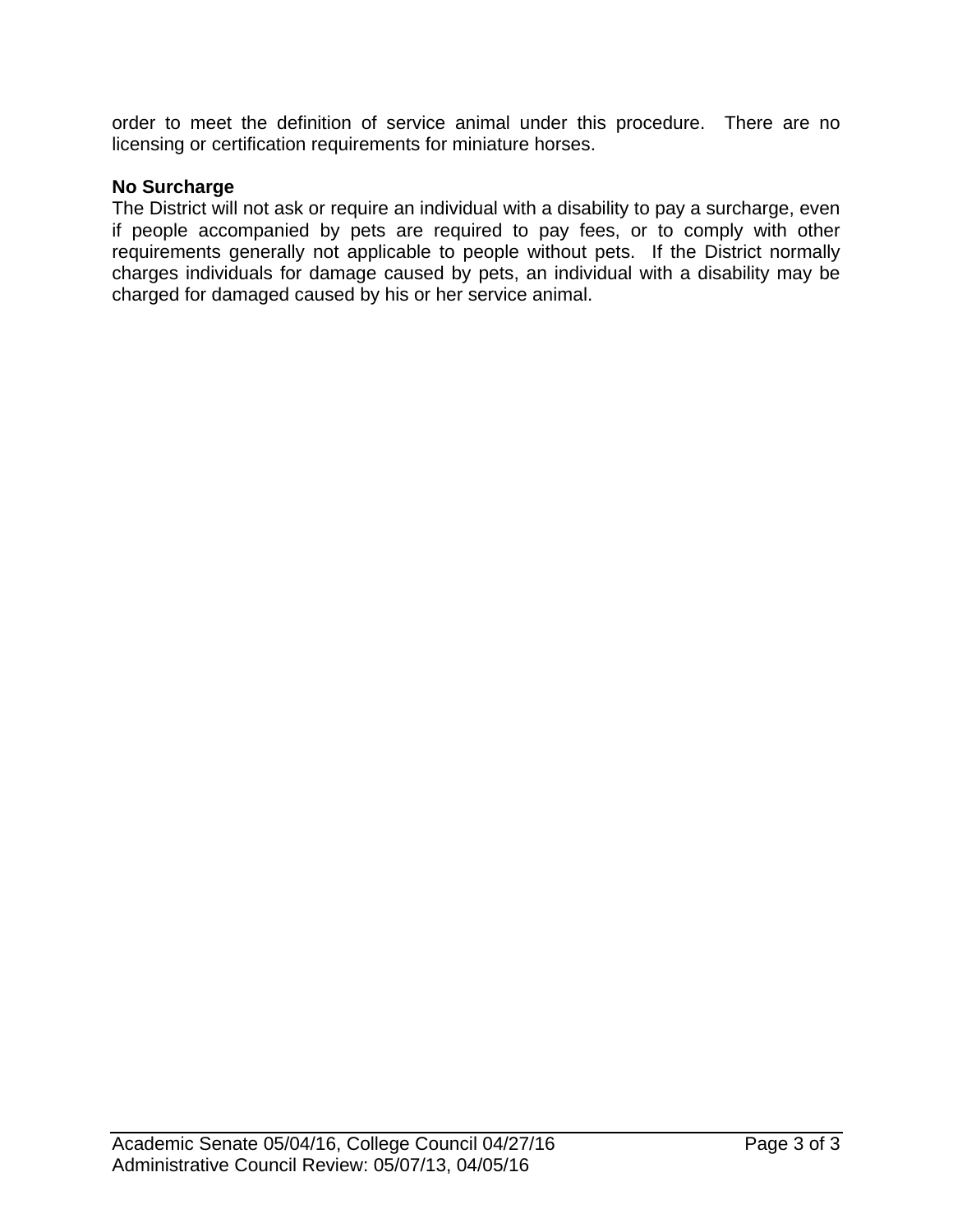order to meet the definition of service animal under this procedure. There are no licensing or certification requirements for miniature horses.

**No Surcharge**

The District will not ask or require an individual with a disability to pay a surcharge, even if people accompanied by pets are required to pay fees, or to comply with other requirements generally not applicable to people without pets. If the District normally charges individuals for damage caused by pets, an individual with a disability may be charged for damaged caused by his or her service animal.

Academic Senate 05/04/16, College Council 04/27/16
Administrative Council Review: 05/07/13, 04/05/16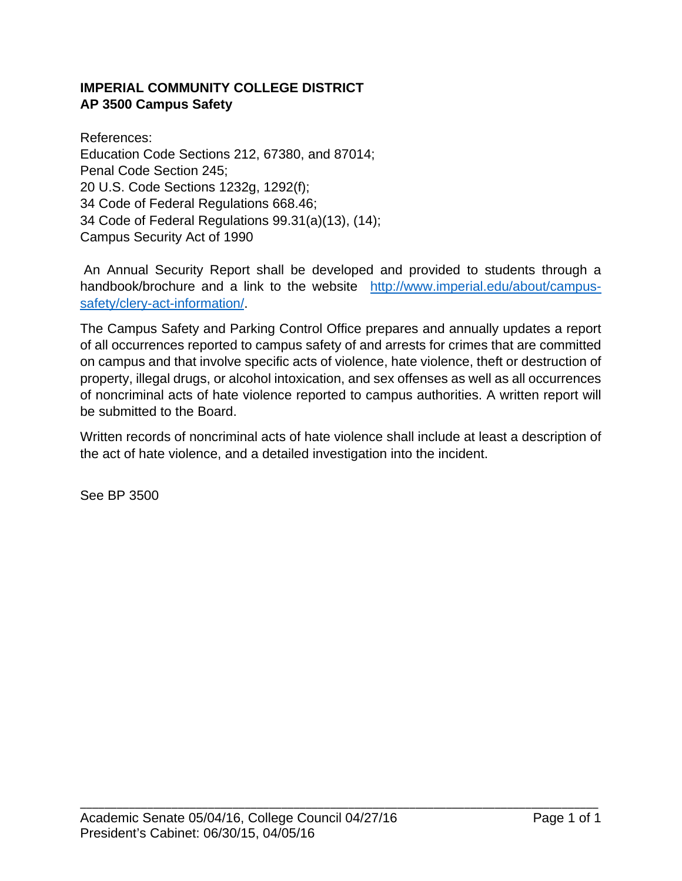**IMPERIAL COMMUNITY COLLEGE DISTRICT**
**AP 3500 Campus Safety**

References:
Education Code Sections 212, 67380, and 87014;
Penal Code Section 245;
20 U.S. Code Sections 1232g, 1292(f);
34 Code of Federal Regulations 668.46;
34 Code of Federal Regulations 99.31(a)(13), (14);
Campus Security Act of 1990

An Annual Security Report shall be developed and provided to students through a handbook/brochure and a link to the website [http://www.imperial.edu/about/campus-safety/clery-act-information/](http://www.imperial.edu/about/campus-safety/clery-act-information/).

The Campus Safety and Parking Control Office prepares and annually updates a report of all occurrences reported to campus safety of and arrests for crimes that are committed on campus and that involve specific acts of violence, hate violence, theft or destruction of property, illegal drugs, or alcohol intoxication, and sex offenses as well as all occurrences of noncriminal acts of hate violence reported to campus authorities. A written report will be submitted to the Board.

Written records of noncriminal acts of hate violence shall include at least a description of the act of hate violence, and a detailed investigation into the incident.

See BP 3500

Academic Senate 05/04/16, College Council 04/27/16
President's Cabinet: 06/30/15, 04/05/16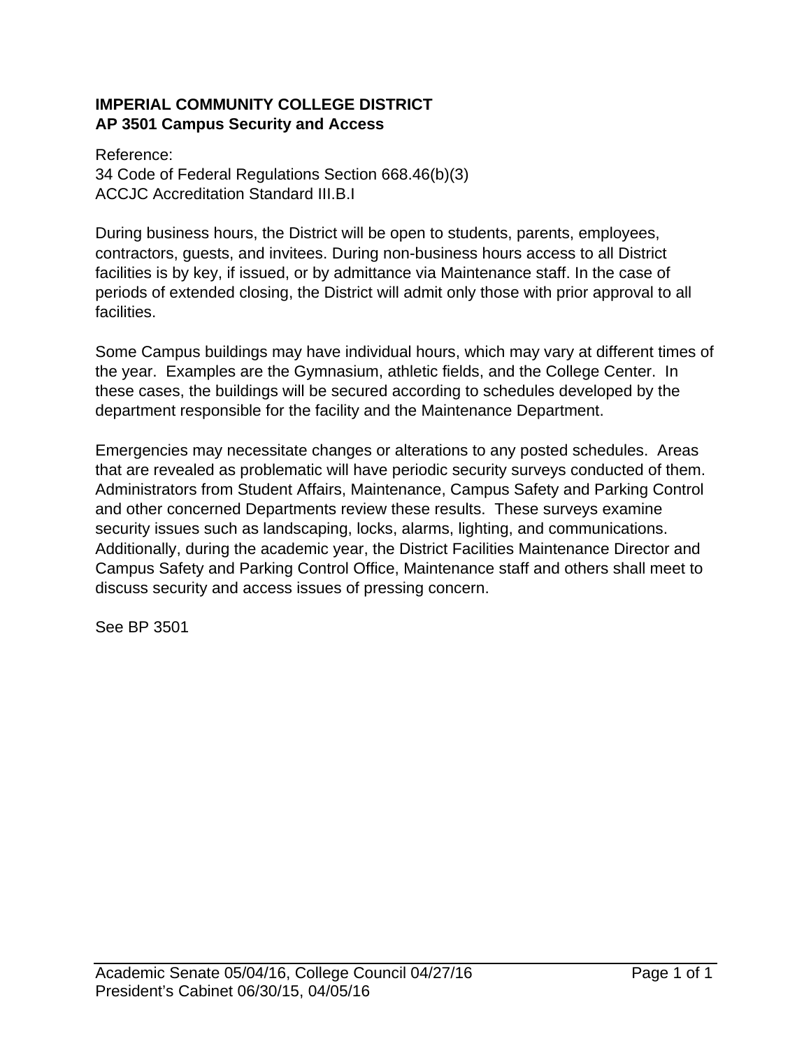**IMPERIAL COMMUNITY COLLEGE DISTRICT**
**AP 3501 Campus Security and Access**

Reference:
34 Code of Federal Regulations Section 668.46(b)(3)
ACCJC Accreditation Standard III.B.I

During business hours, the District will be open to students, parents, employees, contractors, guests, and invitees. During non-business hours access to all District facilities is by key, if issued, or by admittance via Maintenance staff. In the case of periods of extended closing, the District will admit only those with prior approval to all facilities.

Some Campus buildings may have individual hours, which may vary at different times of the year. Examples are the Gymnasium, athletic fields, and the College Center. In these cases, the buildings will be secured according to schedules developed by the department responsible for the facility and the Maintenance Department.

Emergencies may necessitate changes or alterations to any posted schedules. Areas that are revealed as problematic will have periodic security surveys conducted of them. Administrators from Student Affairs, Maintenance, Campus Safety and Parking Control and other concerned Departments review these results. These surveys examine security issues such as landscaping, locks, alarms, lighting, and communications. Additionally, during the academic year, the District Facilities Maintenance Director and Campus Safety and Parking Control Office, Maintenance staff and others shall meet to discuss security and access issues of pressing concern.

See BP 3501

Academic Senate 05/04/16, College Council 04/27/16
President's Cabinet 06/30/15, 04/05/16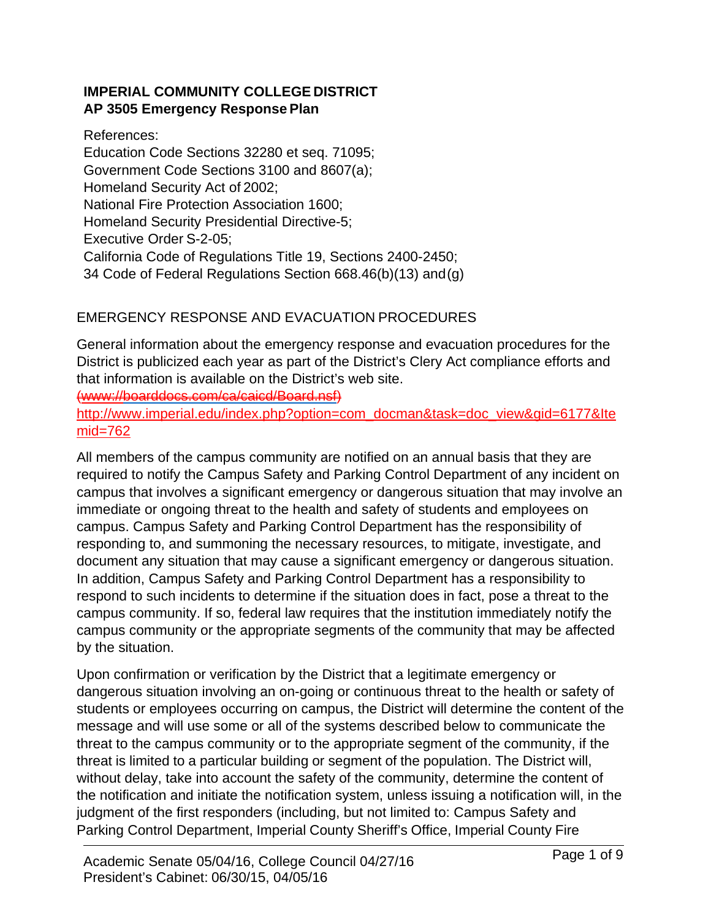**IMPERIAL COMMUNITY COLLEGE DISTRICT**
**AP 3505 Emergency Response Plan**

References:
Education Code Sections 32280 et seq. 71095;
Government Code Sections 3100 and 8607(a);
Homeland Security Act of 2002;
National Fire Protection Association 1600;
Homeland Security Presidential Directive-5;
Executive Order S-2-05;
California Code of Regulations Title 19, Sections 2400-2450;
34 Code of Federal Regulations Section 668.46(b)(13) and (g)

EMERGENCY RESPONSE AND EVACUATION PROCEDURES

General information about the emergency response and evacuation procedures for the District is publicized each year as part of the District's Clery Act compliance efforts and that information is available on the District's web site.
~~(www://boarddocs.com/ca/caicd/Board.nsf)~~
http://www.imperial.edu/index.php?option=com_docman&task=doc_view&gid=6177&Itemid=762

All members of the campus community are notified on an annual basis that they are required to notify the Campus Safety and Parking Control Department of any incident on campus that involves a significant emergency or dangerous situation that may involve an immediate or ongoing threat to the health and safety of students and employees on campus. Campus Safety and Parking Control Department has the responsibility of responding to, and summoning the necessary resources, to mitigate, investigate, and document any situation that may cause a significant emergency or dangerous situation. In addition, Campus Safety and Parking Control Department has a responsibility to respond to such incidents to determine if the situation does in fact, pose a threat to the campus community. If so, federal law requires that the institution immediately notify the campus community or the appropriate segments of the community that may be affected by the situation.

Upon confirmation or verification by the District that a legitimate emergency or dangerous situation involving an on-going or continuous threat to the health or safety of students or employees occurring on campus, the District will determine the content of the message and will use some or all of the systems described below to communicate the threat to the campus community or to the appropriate segment of the community, if the threat is limited to a particular building or segment of the population. The District will, without delay, take into account the safety of the community, determine the content of the notification and initiate the notification system, unless issuing a notification will, in the judgment of the first responders (including, but not limited to: Campus Safety and Parking Control Department, Imperial County Sheriff's Office, Imperial County Fire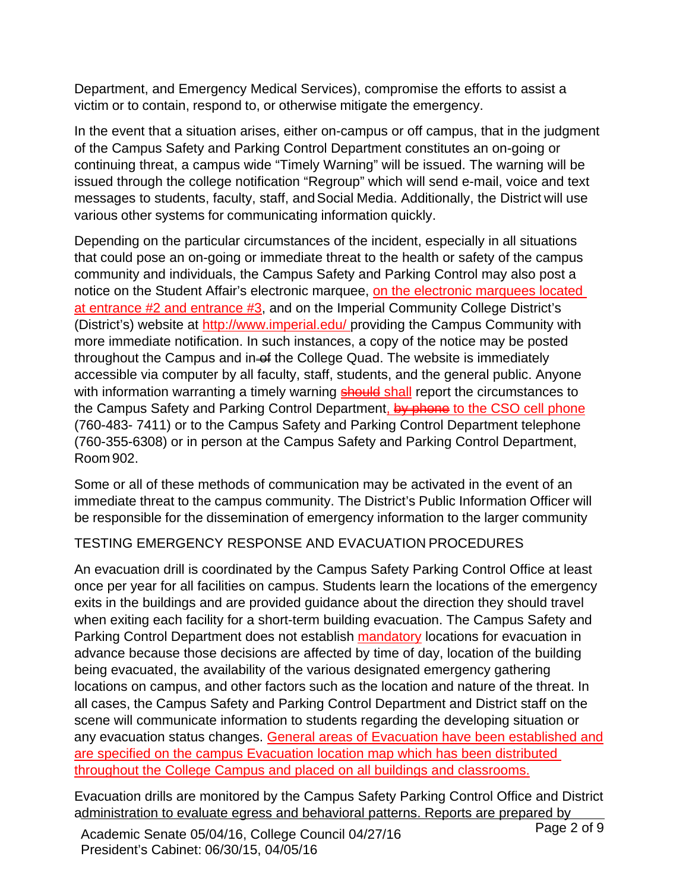Department, and Emergency Medical Services), compromise the efforts to assist a victim or to contain, respond to, or otherwise mitigate the emergency.

In the event that a situation arises, either on-campus or off campus, that in the judgment of the Campus Safety and Parking Control Department constitutes an on-going or continuing threat, a campus wide "Timely Warning" will be issued. The warning will be issued through the college notification "Regroup" which will send e-mail, voice and text messages to students, faculty, staff, and Social Media. Additionally, the District will use various other systems for communicating information quickly.

Depending on the particular circumstances of the incident, especially in all situations that could pose an on-going or immediate threat to the health or safety of the campus community and individuals, the Campus Safety and Parking Control may also post a notice on the Student Affair's electronic marquee, on the electronic marquees located at entrance #2 and entrance #3, and on the Imperial Community College District's (District's) website at http://www.imperial.edu/ providing the Campus Community with more immediate notification. In such instances, a copy of the notice may be posted throughout the Campus and in ~~of~~ the College Quad. The website is immediately accessible via computer by all faculty, staff, students, and the general public. Anyone with information warranting a timely warning ~~should~~ shall report the circumstances to the Campus Safety and Parking Control Department, ~~by phone~~ to the CSO cell phone (760-483- 7411) or to the Campus Safety and Parking Control Department telephone (760-355-6308) or in person at the Campus Safety and Parking Control Department, Room 902.

Some or all of these methods of communication may be activated in the event of an immediate threat to the campus community. The District's Public Information Officer will be responsible for the dissemination of emergency information to the larger community

TESTING EMERGENCY RESPONSE AND EVACUATION PROCEDURES

An evacuation drill is coordinated by the Campus Safety Parking Control Office at least once per year for all facilities on campus. Students learn the locations of the emergency exits in the buildings and are provided guidance about the direction they should travel when exiting each facility for a short-term building evacuation. The Campus Safety and Parking Control Department does not establish mandatory locations for evacuation in advance because those decisions are affected by time of day, location of the building being evacuated, the availability of the various designated emergency gathering locations on campus, and other factors such as the location and nature of the threat. In all cases, the Campus Safety and Parking Control Department and District staff on the scene will communicate information to students regarding the developing situation or any evacuation status changes. General areas of Evacuation have been established and are specified on the campus Evacuation location map which has been distributed throughout the College Campus and placed on all buildings and classrooms.

Evacuation drills are monitored by the Campus Safety Parking Control Office and District administration to evaluate egress and behavioral patterns. Reports are prepared by

Academic Senate 05/04/16, College Council 04/27/16
President's Cabinet: 06/30/15, 04/05/16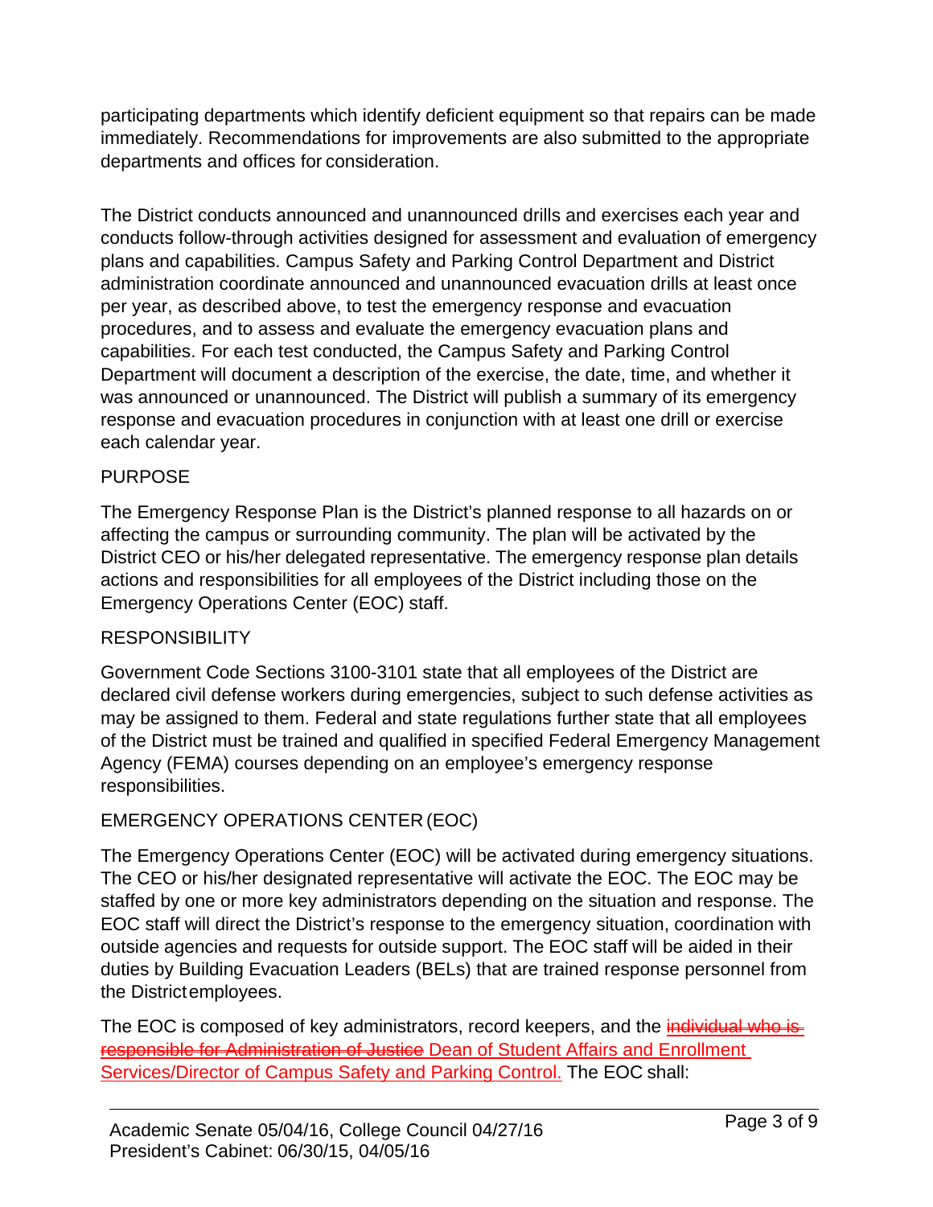participating departments which identify deficient equipment so that repairs can be made immediately. Recommendations for improvements are also submitted to the appropriate departments and offices for consideration.

The District conducts announced and unannounced drills and exercises each year and conducts follow-through activities designed for assessment and evaluation of emergency plans and capabilities. Campus Safety and Parking Control Department and District administration coordinate announced and unannounced evacuation drills at least once per year, as described above, to test the emergency response and evacuation procedures, and to assess and evaluate the emergency evacuation plans and capabilities. For each test conducted, the Campus Safety and Parking Control Department will document a description of the exercise, the date, time, and whether it was announced or unannounced. The District will publish a summary of its emergency response and evacuation procedures in conjunction with at least one drill or exercise each calendar year.

## PURPOSE

The Emergency Response Plan is the District's planned response to all hazards on or affecting the campus or surrounding community. The plan will be activated by the District CEO or his/her delegated representative. The emergency response plan details actions and responsibilities for all employees of the District including those on the Emergency Operations Center (EOC) staff.

## RESPONSIBILITY

Government Code Sections 3100-3101 state that all employees of the District are declared civil defense workers during emergencies, subject to such defense activities as may be assigned to them. Federal and state regulations further state that all employees of the District must be trained and qualified in specified Federal Emergency Management Agency (FEMA) courses depending on an employee's emergency response responsibilities.

## EMERGENCY OPERATIONS CENTER (EOC)

The Emergency Operations Center (EOC) will be activated during emergency situations. The CEO or his/her designated representative will activate the EOC. The EOC may be staffed by one or more key administrators depending on the situation and response. The EOC staff will direct the District's response to the emergency situation, coordination with outside agencies and requests for outside support. The EOC staff will be aided in their duties by Building Evacuation Leaders (BELs) that are trained response personnel from the District employees.

The EOC is composed of key administrators, record keepers, and the ~~individual who is responsible for Administration of Justice~~ Dean of Student Affairs and Enrollment Services/Director of Campus Safety and Parking Control. The EOC shall:

Academic Senate 05/04/16, College Council 04/27/16
President's Cabinet: 06/30/15, 04/05/16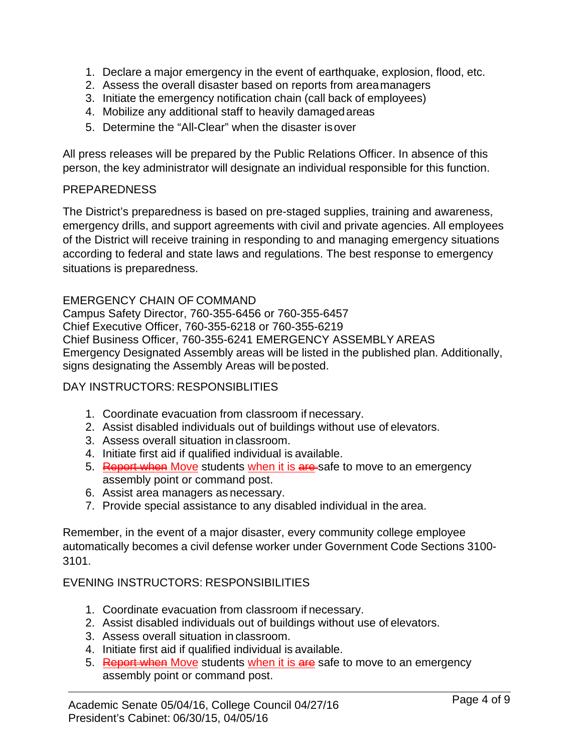1. Declare a major emergency in the event of earthquake, explosion, flood, etc.
2. Assess the overall disaster based on reports from area managers
3. Initiate the emergency notification chain (call back of employees)
4. Mobilize any additional staff to heavily damaged areas
5. Determine the "All-Clear" when the disaster is over

All press releases will be prepared by the Public Relations Officer. In absence of this person, the key administrator will designate an individual responsible for this function.

PREPAREDNESS

The District's preparedness is based on pre-staged supplies, training and awareness, emergency drills, and support agreements with civil and private agencies. All employees of the District will receive training in responding to and managing emergency situations according to federal and state laws and regulations. The best response to emergency situations is preparedness.

EMERGENCY CHAIN OF COMMAND
Campus Safety Director, 760-355-6456 or 760-355-6457
Chief Executive Officer, 760-355-6218 or 760-355-6219
Chief Business Officer, 760-355-6241 EMERGENCY ASSEMBLY AREAS
Emergency Designated Assembly areas will be listed in the published plan. Additionally, signs designating the Assembly Areas will be posted.

DAY INSTRUCTORS: RESPONSIBLITIES

1. Coordinate evacuation from classroom if necessary.
2. Assist disabled individuals out of buildings without use of elevators.
3. Assess overall situation in classroom.
4. Initiate first aid if qualified individual is available.
5. ~~Report when~~ Move students when it is ~~are~~ safe to move to an emergency assembly point or command post.
6. Assist area managers as necessary.
7. Provide special assistance to any disabled individual in the area.

Remember, in the event of a major disaster, every community college employee automatically becomes a civil defense worker under Government Code Sections 3100-3101.

EVENING INSTRUCTORS: RESPONSIBILITIES

1. Coordinate evacuation from classroom if necessary.
2. Assist disabled individuals out of buildings without use of elevators.
3. Assess overall situation in classroom.
4. Initiate first aid if qualified individual is available.
5. ~~Report when~~ Move students when it is ~~are~~ safe to move to an emergency assembly point or command post.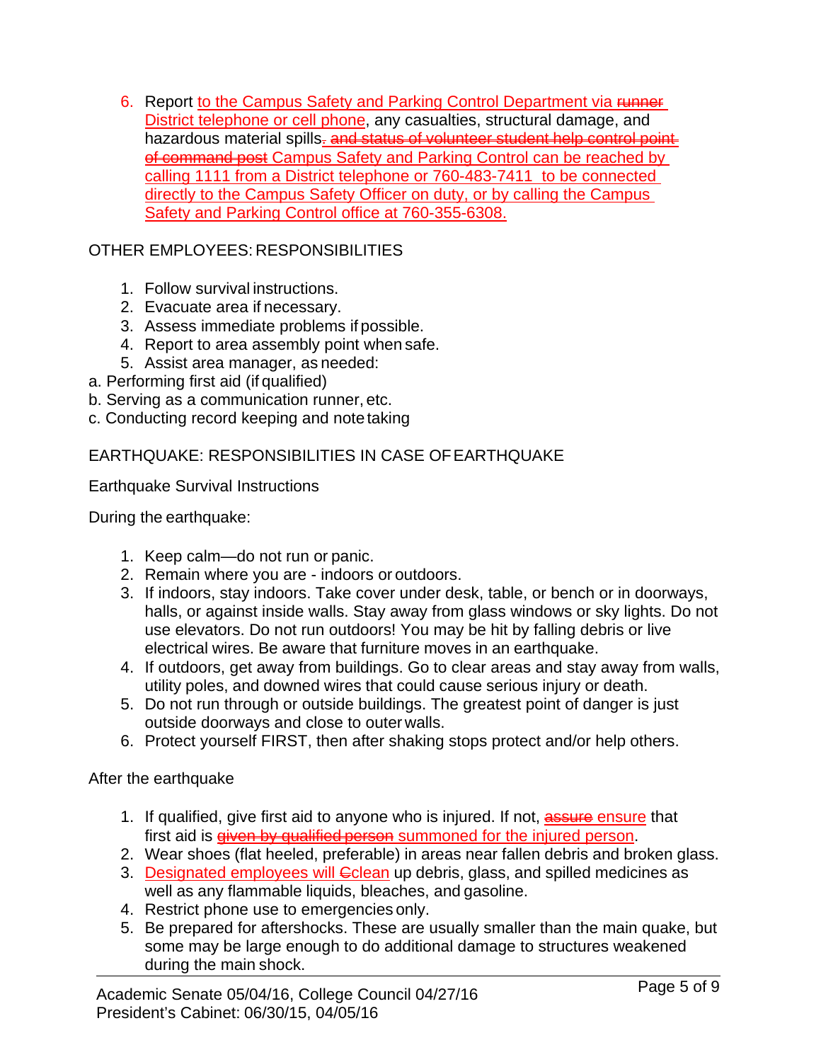6. Report to the Campus Safety and Parking Control Department via ~~runner~~ District telephone or cell phone, any casualties, structural damage, and hazardous material spills~~. and status of volunteer student help control point of command post~~ Campus Safety and Parking Control can be reached by calling 1111 from a District telephone or 760-483-7411 to be connected directly to the Campus Safety Officer on duty, or by calling the Campus Safety and Parking Control office at 760-355-6308.

OTHER EMPLOYEES: RESPONSIBILITIES

1. Follow survival instructions.
2. Evacuate area if necessary.
3. Assess immediate problems if possible.
4. Report to area assembly point when safe.
5. Assist area manager, as needed:

a. Performing first aid (if qualified)
b. Serving as a communication runner, etc.
c. Conducting record keeping and note taking

EARTHQUAKE: RESPONSIBILITIES IN CASE OF EARTHQUAKE

Earthquake Survival Instructions

During the earthquake:

1. Keep calm—do not run or panic.
2. Remain where you are - indoors or outdoors.
3. If indoors, stay indoors. Take cover under desk, table, or bench or in doorways, halls, or against inside walls. Stay away from glass windows or sky lights. Do not use elevators. Do not run outdoors! You may be hit by falling debris or live electrical wires. Be aware that furniture moves in an earthquake.
4. If outdoors, get away from buildings. Go to clear areas and stay away from walls, utility poles, and downed wires that could cause serious injury or death.
5. Do not run through or outside buildings. The greatest point of danger is just outside doorways and close to outer walls.
6. Protect yourself FIRST, then after shaking stops protect and/or help others.

After the earthquake

1. If qualified, give first aid to anyone who is injured. If not, ~~assure~~ ensure that first aid is ~~given by qualified person~~ summoned for the injured person.
2. Wear shoes (flat heeled, preferable) in areas near fallen debris and broken glass.
3. Designated employees will ~~C~~clean up debris, glass, and spilled medicines as well as any flammable liquids, bleaches, and gasoline.
4. Restrict phone use to emergencies only.
5. Be prepared for aftershocks. These are usually smaller than the main quake, but some may be large enough to do additional damage to structures weakened during the main shock.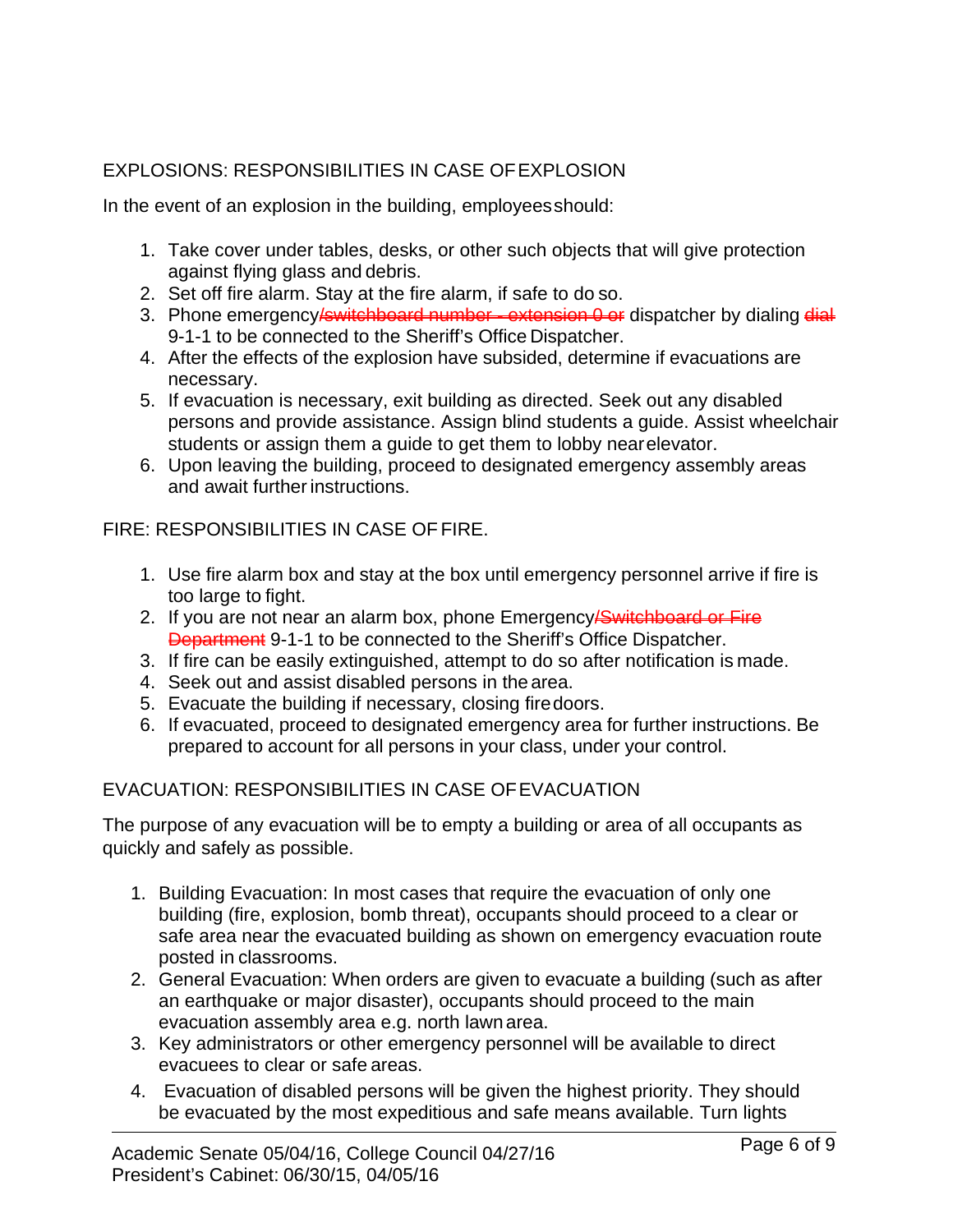EXPLOSIONS: RESPONSIBILITIES IN CASE OF EXPLOSION

In the event of an explosion in the building, employees should:

1. Take cover under tables, desks, or other such objects that will give protection against flying glass and debris.
2. Set off fire alarm. Stay at the fire alarm, if safe to do so.
3. Phone emergency~~/switchboard number - extension 0 or~~ dispatcher by dialing ~~dial~~ 9-1-1 to be connected to the Sheriff's Office Dispatcher.
4. After the effects of the explosion have subsided, determine if evacuations are necessary.
5. If evacuation is necessary, exit building as directed. Seek out any disabled persons and provide assistance. Assign blind students a guide. Assist wheelchair students or assign them a guide to get them to lobby near elevator.
6. Upon leaving the building, proceed to designated emergency assembly areas and await further instructions.

FIRE: RESPONSIBILITIES IN CASE OF FIRE.

1. Use fire alarm box and stay at the box until emergency personnel arrive if fire is too large to fight.
2. If you are not near an alarm box, phone Emergency~~/Switchboard or Fire Department~~ 9-1-1 to be connected to the Sheriff's Office Dispatcher.
3. If fire can be easily extinguished, attempt to do so after notification is made.
4. Seek out and assist disabled persons in the area.
5. Evacuate the building if necessary, closing fire doors.
6. If evacuated, proceed to designated emergency area for further instructions. Be prepared to account for all persons in your class, under your control.

EVACUATION: RESPONSIBILITIES IN CASE OF EVACUATION

The purpose of any evacuation will be to empty a building or area of all occupants as quickly and safely as possible.

1. Building Evacuation: In most cases that require the evacuation of only one building (fire, explosion, bomb threat), occupants should proceed to a clear or safe area near the evacuated building as shown on emergency evacuation route posted in classrooms.
2. General Evacuation: When orders are given to evacuate a building (such as after an earthquake or major disaster), occupants should proceed to the main evacuation assembly area e.g. north lawn area.
3. Key administrators or other emergency personnel will be available to direct evacuees to clear or safe areas.
4. Evacuation of disabled persons will be given the highest priority. They should be evacuated by the most expeditious and safe means available. Turn lights

Academic Senate 05/04/16, College Council 04/27/16
President's Cabinet: 06/30/15, 04/05/16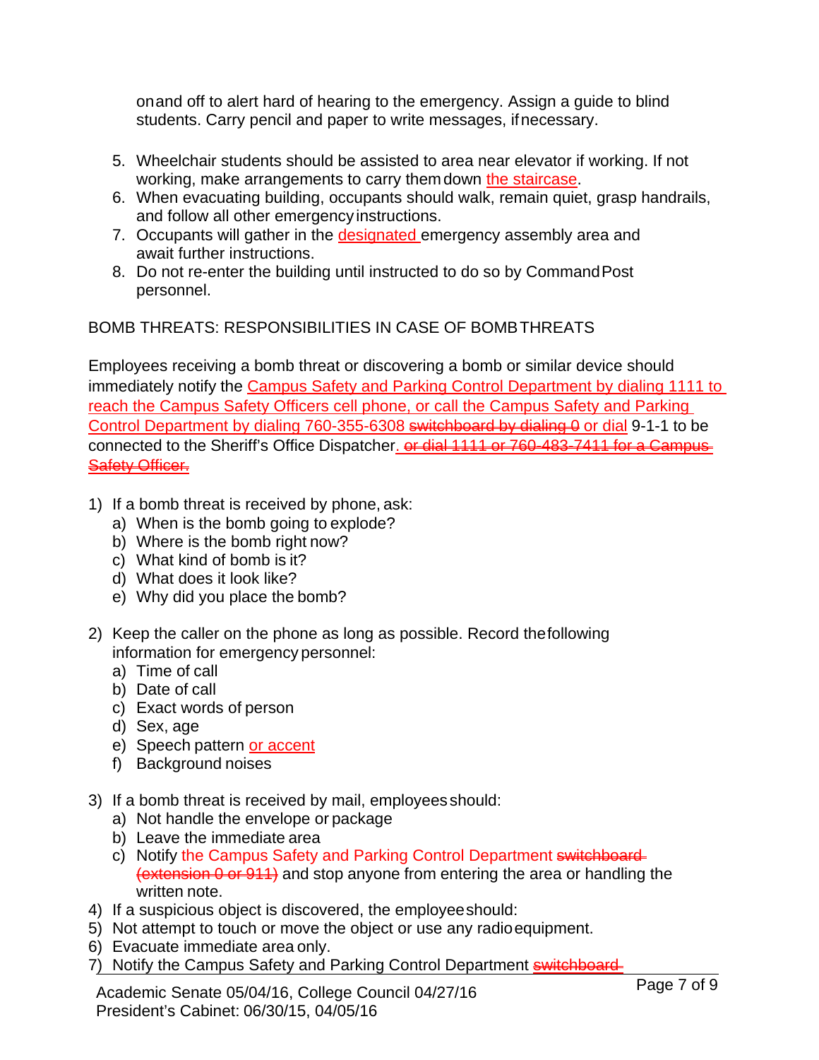on and off to alert hard of hearing to the emergency. Assign a guide to blind students. Carry pencil and paper to write messages, if necessary.

5. Wheelchair students should be assisted to area near elevator if working. If not working, make arrangements to carry them down the staircase.
6. When evacuating building, occupants should walk, remain quiet, grasp handrails, and follow all other emergency instructions.
7. Occupants will gather in the designated emergency assembly area and await further instructions.
8. Do not re-enter the building until instructed to do so by Command Post personnel.

BOMB THREATS: RESPONSIBILITIES IN CASE OF BOMB THREATS

Employees receiving a bomb threat or discovering a bomb or similar device should immediately notify the Campus Safety and Parking Control Department by dialing 1111 to reach the Campus Safety Officers cell phone, or call the Campus Safety and Parking Control Department by dialing 760-355-6308 ~~switchboard by dialing 0~~ or dial 9-1-1 to be connected to the Sheriff's Office Dispatcher~~. or dial 1111 or 760-483-7411 for a Campus Safety Officer.~~

1) If a bomb threat is received by phone, ask:
   a) When is the bomb going to explode?
   b) Where is the bomb right now?
   c) What kind of bomb is it?
   d) What does it look like?
   e) Why did you place the bomb?

2) Keep the caller on the phone as long as possible. Record the following information for emergency personnel:
   a) Time of call
   b) Date of call
   c) Exact words of person
   d) Sex, age
   e) Speech pattern or accent
   f) Background noises

3) If a bomb threat is received by mail, employees should:
   a) Not handle the envelope or package
   b) Leave the immediate area
   c) Notify the Campus Safety and Parking Control Department ~~switchboard (extension 0 or 911)~~ and stop anyone from entering the area or handling the written note.
4) If a suspicious object is discovered, the employee should:
5) Not attempt to touch or move the object or use any radio equipment.
6) Evacuate immediate area only.
7) Notify the Campus Safety and Parking Control Department ~~switchboard~~

Academic Senate 05/04/16, College Council 04/27/16
President's Cabinet: 06/30/15, 04/05/16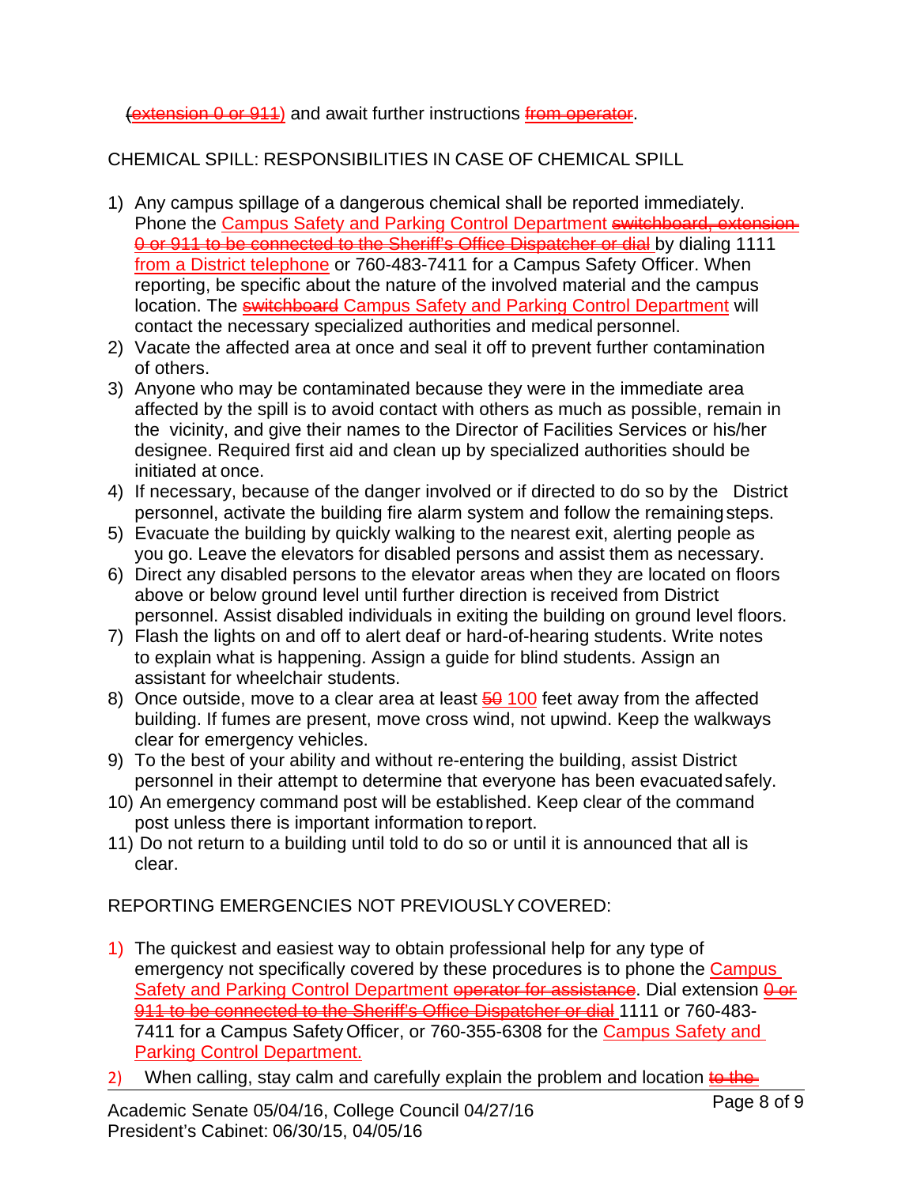(~~extension 0 or 911~~) and await further instructions ~~from operator~~.

CHEMICAL SPILL: RESPONSIBILITIES IN CASE OF CHEMICAL SPILL

1) Any campus spillage of a dangerous chemical shall be reported immediately. Phone the Campus Safety and Parking Control Department ~~switchboard, extension 0 or 911 to be connected to the Sheriff's Office Dispatcher or dial~~ by dialing 1111 from a District telephone or 760-483-7411 for a Campus Safety Officer. When reporting, be specific about the nature of the involved material and the campus location. The ~~switchboard~~ Campus Safety and Parking Control Department will contact the necessary specialized authorities and medical personnel.
2) Vacate the affected area at once and seal it off to prevent further contamination of others.
3) Anyone who may be contaminated because they were in the immediate area affected by the spill is to avoid contact with others as much as possible, remain in the vicinity, and give their names to the Director of Facilities Services or his/her designee. Required first aid and clean up by specialized authorities should be initiated at once.
4) If necessary, because of the danger involved or if directed to do so by the District personnel, activate the building fire alarm system and follow the remaining steps.
5) Evacuate the building by quickly walking to the nearest exit, alerting people as you go. Leave the elevators for disabled persons and assist them as necessary.
6) Direct any disabled persons to the elevator areas when they are located on floors above or below ground level until further direction is received from District personnel. Assist disabled individuals in exiting the building on ground level floors.
7) Flash the lights on and off to alert deaf or hard-of-hearing students. Write notes to explain what is happening. Assign a guide for blind students. Assign an assistant for wheelchair students.
8) Once outside, move to a clear area at least ~~50~~ 100 feet away from the affected building. If fumes are present, move cross wind, not upwind. Keep the walkways clear for emergency vehicles.
9) To the best of your ability and without re-entering the building, assist District personnel in their attempt to determine that everyone has been evacuated safely.
10) An emergency command post will be established. Keep clear of the command post unless there is important information to report.
11) Do not return to a building until told to do so or until it is announced that all is clear.

REPORTING EMERGENCIES NOT PREVIOUSLY COVERED:

1) The quickest and easiest way to obtain professional help for any type of emergency not specifically covered by these procedures is to phone the Campus Safety and Parking Control Department ~~operator for assistance~~. Dial extension ~~0 or 911 to be connected to the Sheriff's Office Dispatcher or dial~~ 1111 or 760-483-7411 for a Campus Safety Officer, or 760-355-6308 for the Campus Safety and Parking Control Department.
2) When calling, stay calm and carefully explain the problem and location ~~to the~~

Academic Senate 05/04/16, College Council 04/27/16
President's Cabinet: 06/30/15, 04/05/16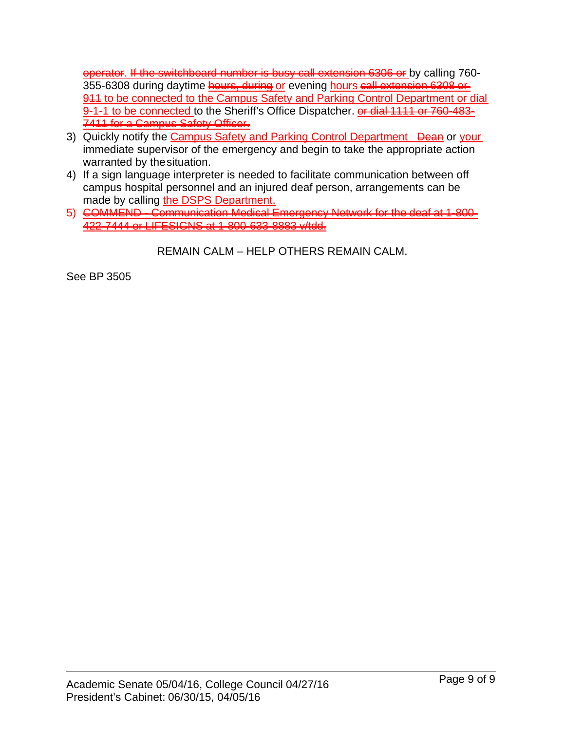~~operator~~. ~~If the switchboard number is busy call extension 6306 or~~ by calling 760-355-6308 during daytime ~~hours, during~~ or evening hours ~~call extension 6308 or 911~~ to be connected to the Campus Safety and Parking Control Department or dial 9-1-1 to be connected to the Sheriff's Office Dispatcher. ~~or dial 1111 or 760-483-7411 for a Campus Safety Officer.~~

3) Quickly notify the Campus Safety and Parking Control Department ~~Dean~~ or your immediate supervisor of the emergency and begin to take the appropriate action warranted by the situation.
4) If a sign language interpreter is needed to facilitate communication between off campus hospital personnel and an injured deaf person, arrangements can be made by calling the DSPS Department.
5) ~~COMMEND - Communication Medical Emergency Network for the deaf at 1-800-422-7444 or LIFESIGNS at 1-800-633-8883 v/tdd.~~

REMAIN CALM – HELP OTHERS REMAIN CALM.

See BP 3505

Academic Senate 05/04/16, College Council 04/27/16
President's Cabinet: 06/30/15, 04/05/16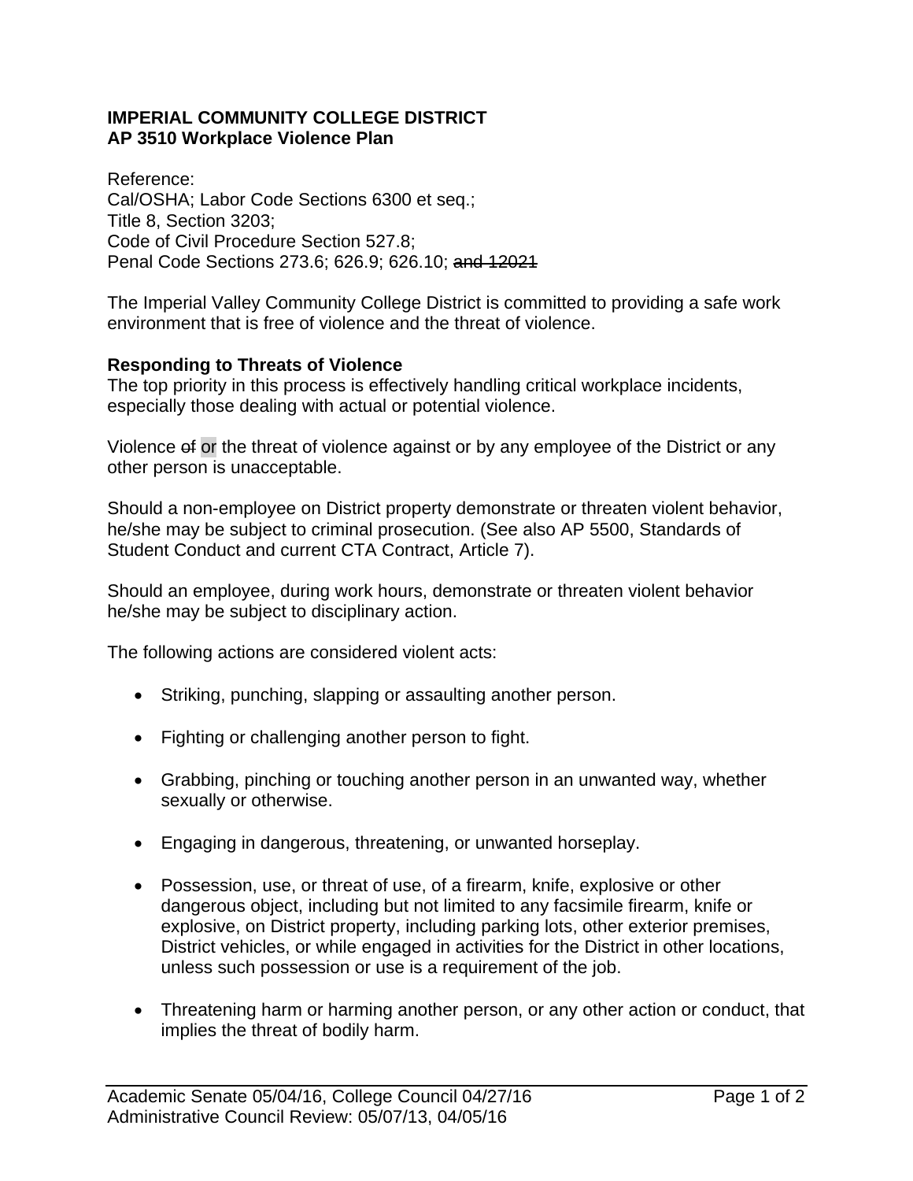**IMPERIAL COMMUNITY COLLEGE DISTRICT**
**AP 3510 Workplace Violence Plan**

Reference:
Cal/OSHA; Labor Code Sections 6300 et seq.;
Title 8, Section 3203;
Code of Civil Procedure Section 527.8;
Penal Code Sections 273.6; 626.9; 626.10; ~~and 12021~~

The Imperial Valley Community College District is committed to providing a safe work environment that is free of violence and the threat of violence.

**Responding to Threats of Violence**
The top priority in this process is effectively handling critical workplace incidents, especially those dealing with actual or potential violence.

Violence ~~of~~ or the threat of violence against or by any employee of the District or any other person is unacceptable.

Should a non-employee on District property demonstrate or threaten violent behavior, he/she may be subject to criminal prosecution. (See also AP 5500, Standards of Student Conduct and current CTA Contract, Article 7).

Should an employee, during work hours, demonstrate or threaten violent behavior he/she may be subject to disciplinary action.

The following actions are considered violent acts:

- Striking, punching, slapping or assaulting another person.
- Fighting or challenging another person to fight.
- Grabbing, pinching or touching another person in an unwanted way, whether sexually or otherwise.
- Engaging in dangerous, threatening, or unwanted horseplay.
- Possession, use, or threat of use, of a firearm, knife, explosive or other dangerous object, including but not limited to any facsimile firearm, knife or explosive, on District property, including parking lots, other exterior premises, District vehicles, or while engaged in activities for the District in other locations, unless such possession or use is a requirement of the job.
- Threatening harm or harming another person, or any other action or conduct, that implies the threat of bodily harm.

Academic Senate 05/04/16, College Council 04/27/16
Administrative Council Review: 05/07/13, 04/05/16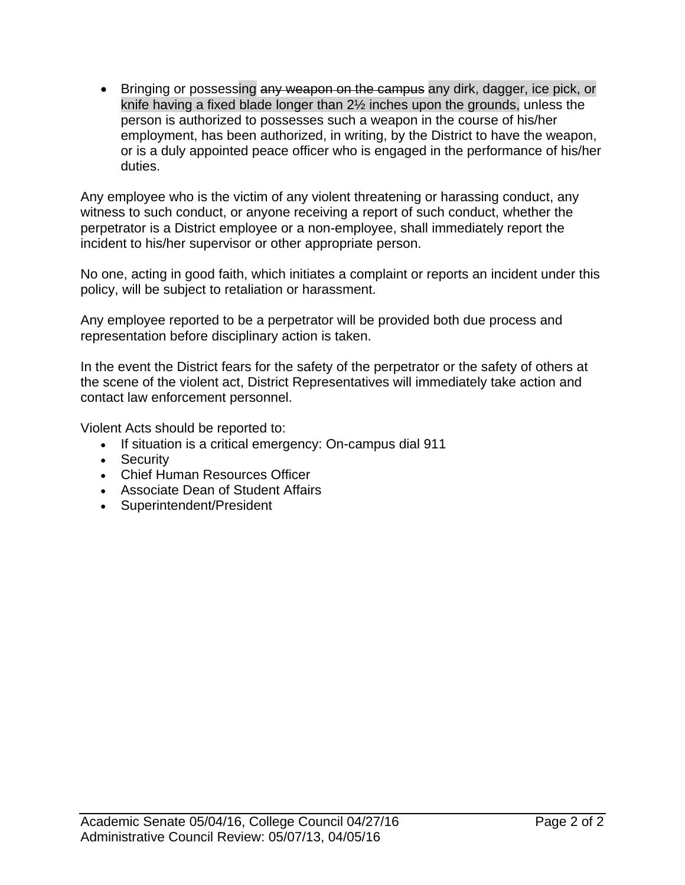- Bringing or possessing ~~any weapon on the campus~~ any dirk, dagger, ice pick, or knife having a fixed blade longer than 2½ inches upon the grounds, unless the person is authorized to possesses such a weapon in the course of his/her employment, has been authorized, in writing, by the District to have the weapon, or is a duly appointed peace officer who is engaged in the performance of his/her duties.

Any employee who is the victim of any violent threatening or harassing conduct, any witness to such conduct, or anyone receiving a report of such conduct, whether the perpetrator is a District employee or a non-employee, shall immediately report the incident to his/her supervisor or other appropriate person.

No one, acting in good faith, which initiates a complaint or reports an incident under this policy, will be subject to retaliation or harassment.

Any employee reported to be a perpetrator will be provided both due process and representation before disciplinary action is taken.

In the event the District fears for the safety of the perpetrator or the safety of others at the scene of the violent act, District Representatives will immediately take action and contact law enforcement personnel.

Violent Acts should be reported to:

- If situation is a critical emergency: On-campus dial 911
- Security
- Chief Human Resources Officer
- Associate Dean of Student Affairs
- Superintendent/President

Academic Senate 05/04/16, College Council 04/27/16
Administrative Council Review: 05/07/13, 04/05/16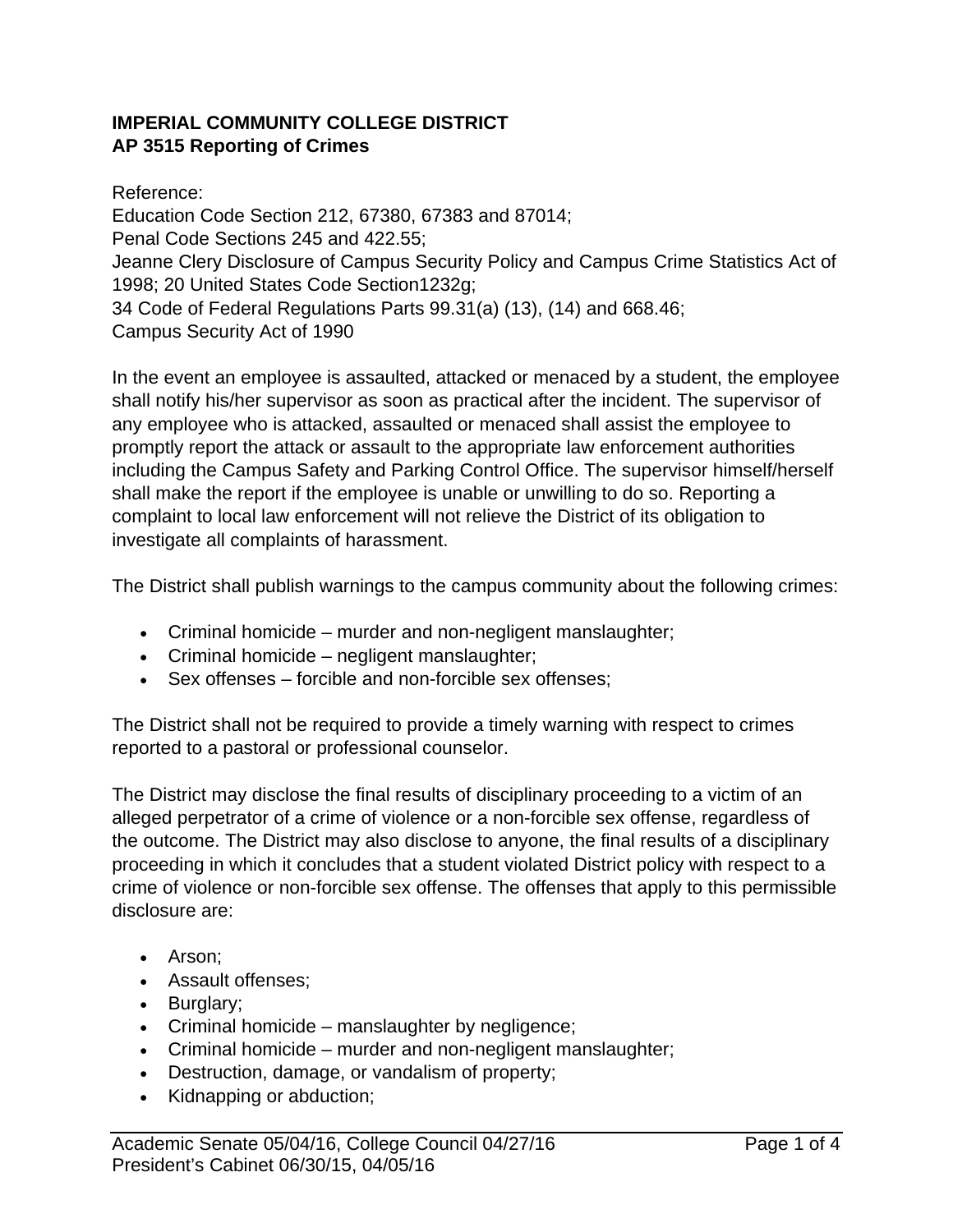**IMPERIAL COMMUNITY COLLEGE DISTRICT**
**AP 3515 Reporting of Crimes**

Reference:
Education Code Section 212, 67380, 67383 and 87014;
Penal Code Sections 245 and 422.55;
Jeanne Clery Disclosure of Campus Security Policy and Campus Crime Statistics Act of 1998; 20 United States Code Section1232g;
34 Code of Federal Regulations Parts 99.31(a) (13), (14) and 668.46;
Campus Security Act of 1990

In the event an employee is assaulted, attacked or menaced by a student, the employee shall notify his/her supervisor as soon as practical after the incident. The supervisor of any employee who is attacked, assaulted or menaced shall assist the employee to promptly report the attack or assault to the appropriate law enforcement authorities including the Campus Safety and Parking Control Office. The supervisor himself/herself shall make the report if the employee is unable or unwilling to do so. Reporting a complaint to local law enforcement will not relieve the District of its obligation to investigate all complaints of harassment.

The District shall publish warnings to the campus community about the following crimes:

- Criminal homicide – murder and non-negligent manslaughter;
- Criminal homicide – negligent manslaughter;
- Sex offenses – forcible and non-forcible sex offenses;

The District shall not be required to provide a timely warning with respect to crimes reported to a pastoral or professional counselor.

The District may disclose the final results of disciplinary proceeding to a victim of an alleged perpetrator of a crime of violence or a non-forcible sex offense, regardless of the outcome. The District may also disclose to anyone, the final results of a disciplinary proceeding in which it concludes that a student violated District policy with respect to a crime of violence or non-forcible sex offense. The offenses that apply to this permissible disclosure are:

- Arson;
- Assault offenses;
- Burglary;
- Criminal homicide – manslaughter by negligence;
- Criminal homicide – murder and non-negligent manslaughter;
- Destruction, damage, or vandalism of property;
- Kidnapping or abduction;

Academic Senate 05/04/16, College Council 04/27/16
President's Cabinet 06/30/15, 04/05/16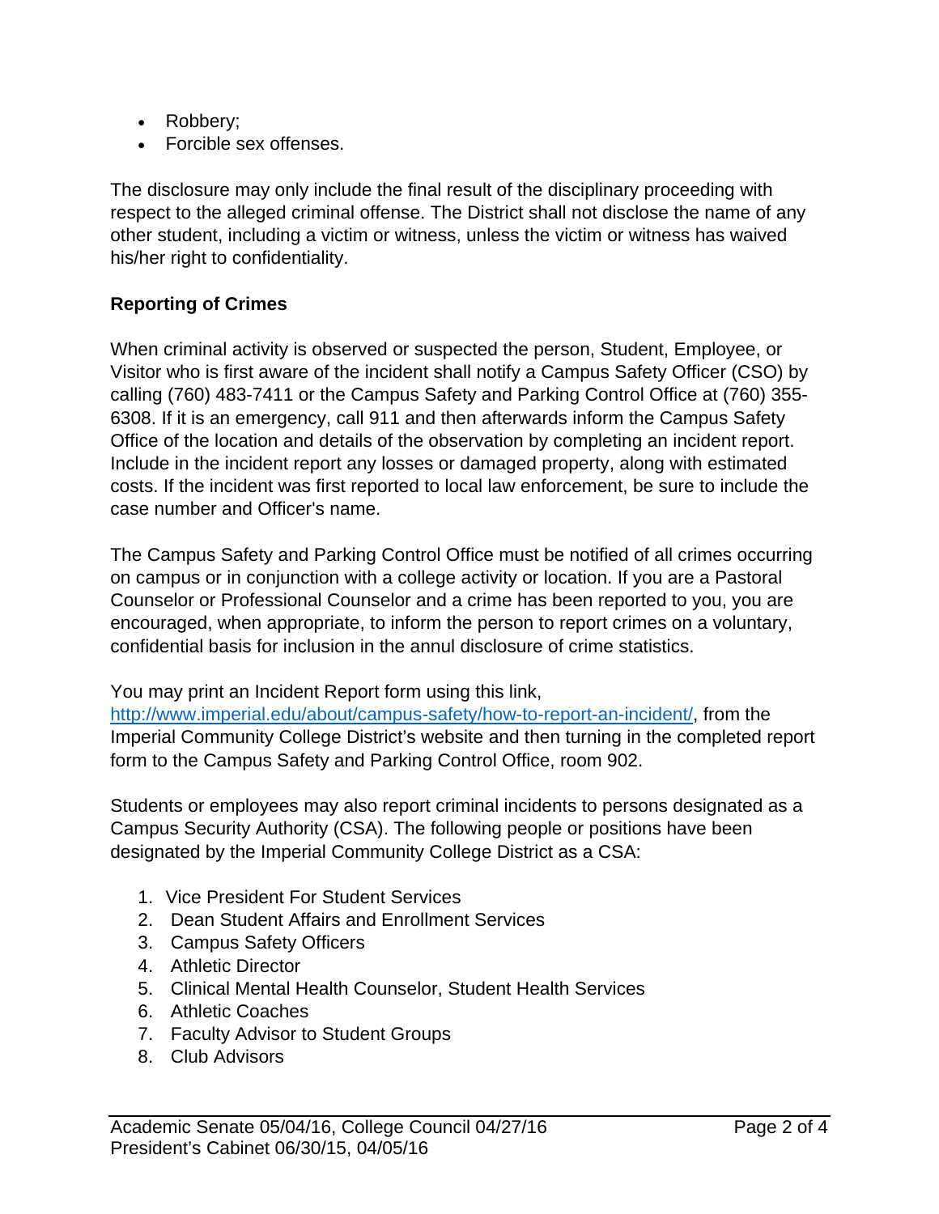- Robbery;
- Forcible sex offenses.

The disclosure may only include the final result of the disciplinary proceeding with respect to the alleged criminal offense. The District shall not disclose the name of any other student, including a victim or witness, unless the victim or witness has waived his/her right to confidentiality.

**Reporting of Crimes**

When criminal activity is observed or suspected the person, Student, Employee, or Visitor who is first aware of the incident shall notify a Campus Safety Officer (CSO) by calling (760) 483-7411 or the Campus Safety and Parking Control Office at (760) 355-6308. If it is an emergency, call 911 and then afterwards inform the Campus Safety Office of the location and details of the observation by completing an incident report. Include in the incident report any losses or damaged property, along with estimated costs. If the incident was first reported to local law enforcement, be sure to include the case number and Officer's name.

The Campus Safety and Parking Control Office must be notified of all crimes occurring on campus or in conjunction with a college activity or location. If you are a Pastoral Counselor or Professional Counselor and a crime has been reported to you, you are encouraged, when appropriate, to inform the person to report crimes on a voluntary, confidential basis for inclusion in the annul disclosure of crime statistics.

You may print an Incident Report form using this link, http://www.imperial.edu/about/campus-safety/how-to-report-an-incident/, from the Imperial Community College District's website and then turning in the completed report form to the Campus Safety and Parking Control Office, room 902.

Students or employees may also report criminal incidents to persons designated as a Campus Security Authority (CSA). The following people or positions have been designated by the Imperial Community College District as a CSA:

1. Vice President For Student Services
2. Dean Student Affairs and Enrollment Services
3. Campus Safety Officers
4. Athletic Director
5. Clinical Mental Health Counselor, Student Health Services
6. Athletic Coaches
7. Faculty Advisor to Student Groups
8. Club Advisors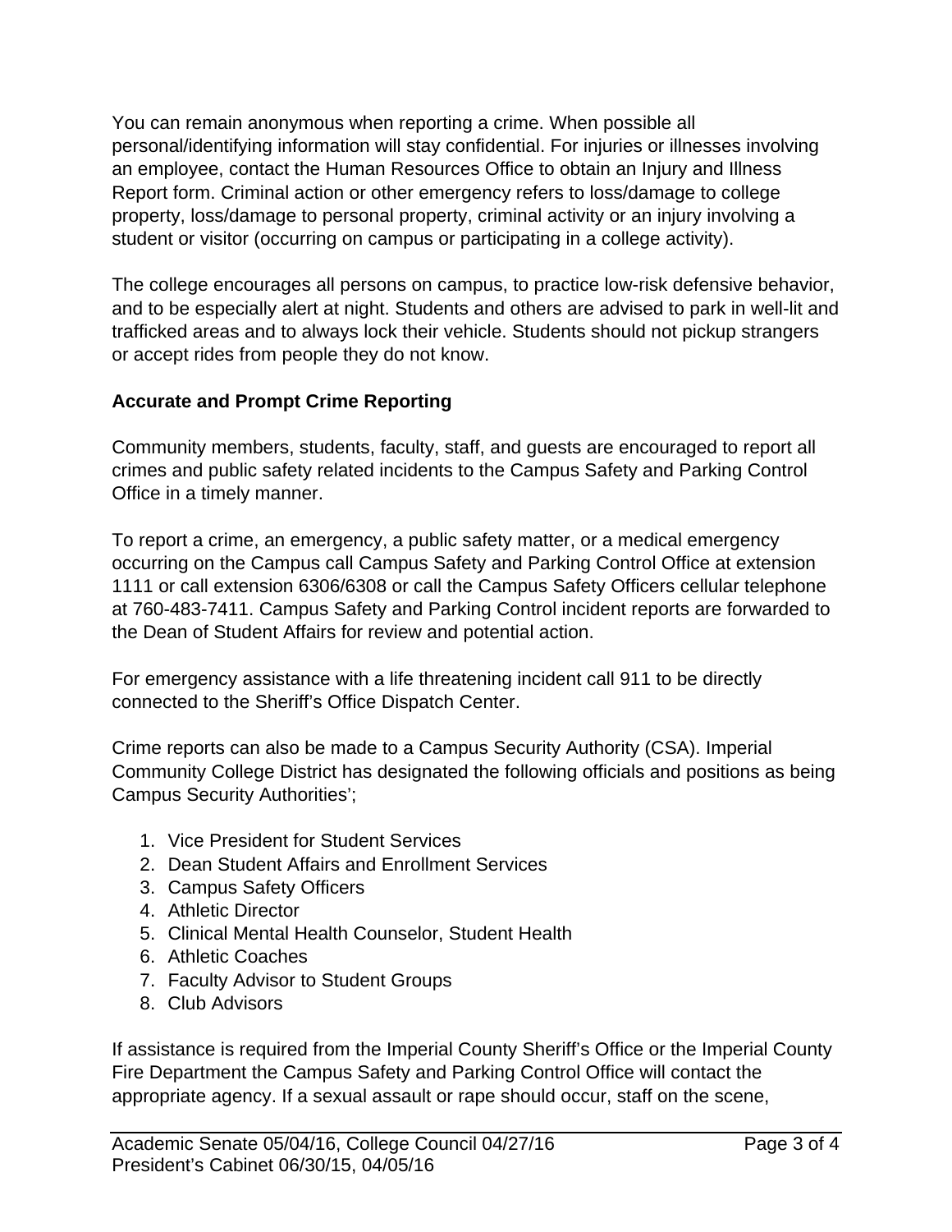You can remain anonymous when reporting a crime. When possible all personal/identifying information will stay confidential. For injuries or illnesses involving an employee, contact the Human Resources Office to obtain an Injury and Illness Report form. Criminal action or other emergency refers to loss/damage to college property, loss/damage to personal property, criminal activity or an injury involving a student or visitor (occurring on campus or participating in a college activity).

The college encourages all persons on campus, to practice low-risk defensive behavior, and to be especially alert at night. Students and others are advised to park in well-lit and trafficked areas and to always lock their vehicle. Students should not pickup strangers or accept rides from people they do not know.

**Accurate and Prompt Crime Reporting**

Community members, students, faculty, staff, and guests are encouraged to report all crimes and public safety related incidents to the Campus Safety and Parking Control Office in a timely manner.

To report a crime, an emergency, a public safety matter, or a medical emergency occurring on the Campus call Campus Safety and Parking Control Office at extension 1111 or call extension 6306/6308 or call the Campus Safety Officers cellular telephone at 760-483-7411. Campus Safety and Parking Control incident reports are forwarded to the Dean of Student Affairs for review and potential action.

For emergency assistance with a life threatening incident call 911 to be directly connected to the Sheriff's Office Dispatch Center.

Crime reports can also be made to a Campus Security Authority (CSA). Imperial Community College District has designated the following officials and positions as being Campus Security Authorities';

1. Vice President for Student Services
2. Dean Student Affairs and Enrollment Services
3. Campus Safety Officers
4. Athletic Director
5. Clinical Mental Health Counselor, Student Health
6. Athletic Coaches
7. Faculty Advisor to Student Groups
8. Club Advisors

If assistance is required from the Imperial County Sheriff's Office or the Imperial County Fire Department the Campus Safety and Parking Control Office will contact the appropriate agency. If a sexual assault or rape should occur, staff on the scene,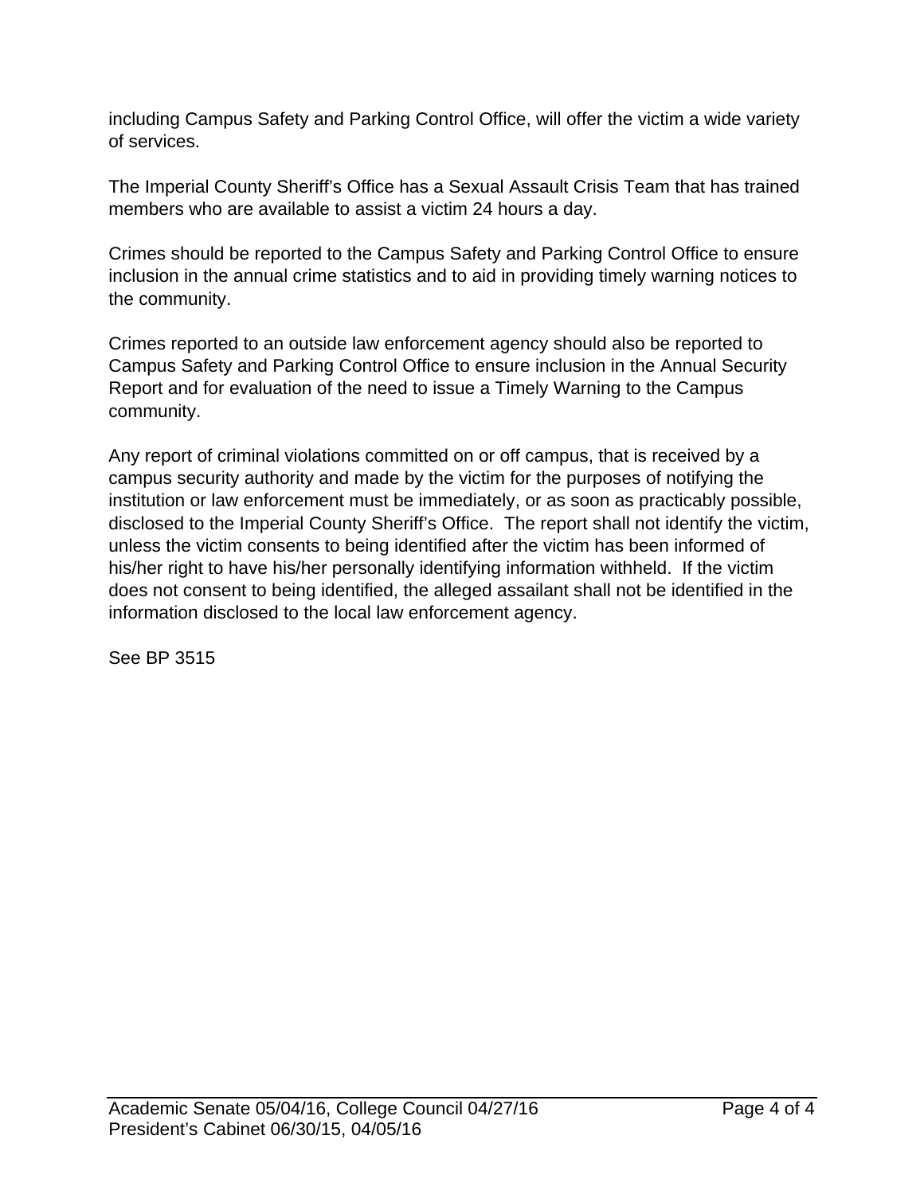including Campus Safety and Parking Control Office, will offer the victim a wide variety of services.

The Imperial County Sheriff's Office has a Sexual Assault Crisis Team that has trained members who are available to assist a victim 24 hours a day.

Crimes should be reported to the Campus Safety and Parking Control Office to ensure inclusion in the annual crime statistics and to aid in providing timely warning notices to the community.

Crimes reported to an outside law enforcement agency should also be reported to Campus Safety and Parking Control Office to ensure inclusion in the Annual Security Report and for evaluation of the need to issue a Timely Warning to the Campus community.

Any report of criminal violations committed on or off campus, that is received by a campus security authority and made by the victim for the purposes of notifying the institution or law enforcement must be immediately, or as soon as practicably possible, disclosed to the Imperial County Sheriff's Office. The report shall not identify the victim, unless the victim consents to being identified after the victim has been informed of his/her right to have his/her personally identifying information withheld. If the victim does not consent to being identified, the alleged assailant shall not be identified in the information disclosed to the local law enforcement agency.

See BP 3515

Academic Senate 05/04/16, College Council 04/27/16
President's Cabinet 06/30/15, 04/05/16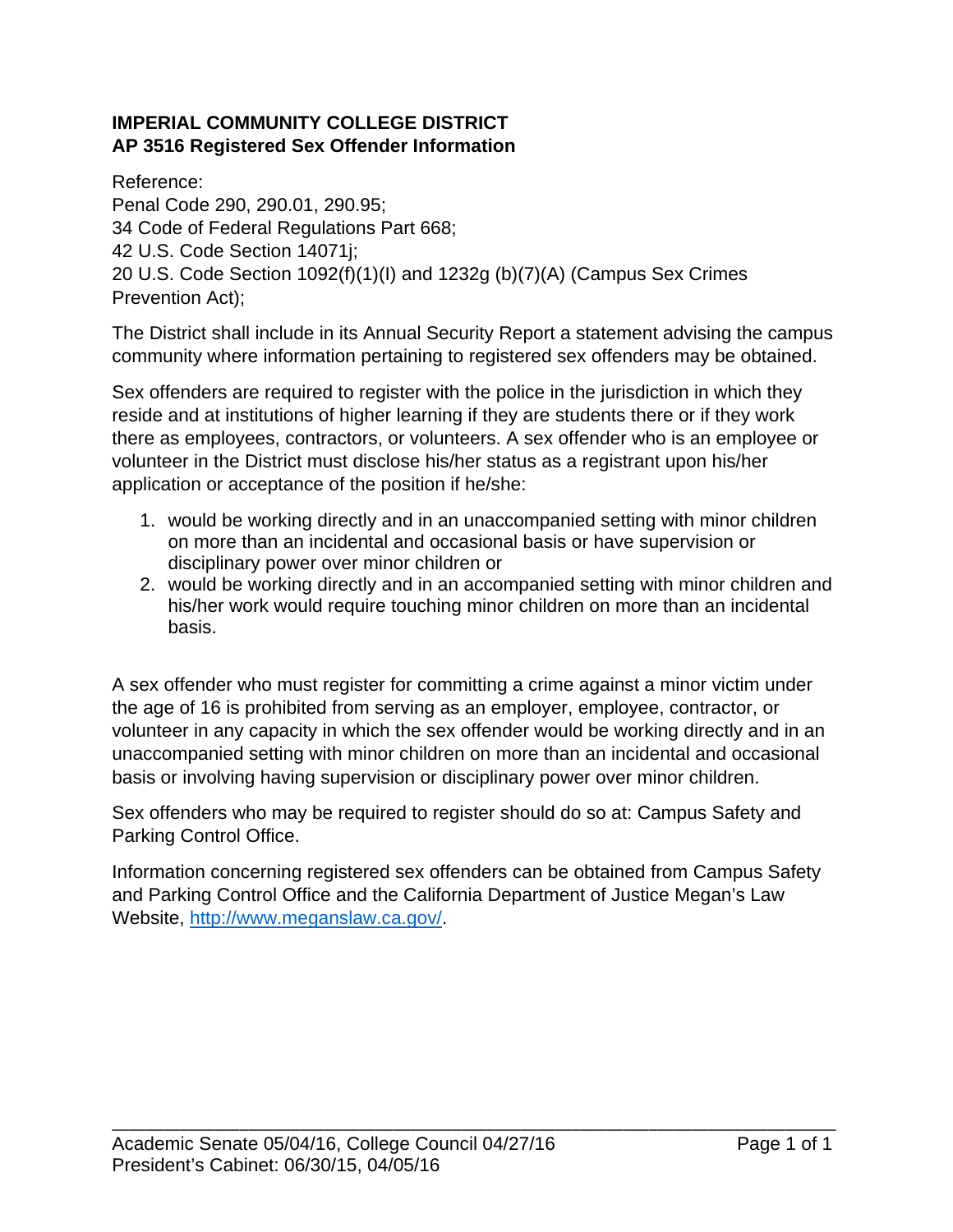**IMPERIAL COMMUNITY COLLEGE DISTRICT**
**AP 3516 Registered Sex Offender Information**

Reference:
Penal Code 290, 290.01, 290.95;
34 Code of Federal Regulations Part 668;
42 U.S. Code Section 14071j;
20 U.S. Code Section 1092(f)(1)(I) and 1232g (b)(7)(A) (Campus Sex Crimes Prevention Act);

The District shall include in its Annual Security Report a statement advising the campus community where information pertaining to registered sex offenders may be obtained.

Sex offenders are required to register with the police in the jurisdiction in which they reside and at institutions of higher learning if they are students there or if they work there as employees, contractors, or volunteers. A sex offender who is an employee or volunteer in the District must disclose his/her status as a registrant upon his/her application or acceptance of the position if he/she:

1. would be working directly and in an unaccompanied setting with minor children on more than an incidental and occasional basis or have supervision or disciplinary power over minor children or
2. would be working directly and in an accompanied setting with minor children and his/her work would require touching minor children on more than an incidental basis.

A sex offender who must register for committing a crime against a minor victim under the age of 16 is prohibited from serving as an employer, employee, contractor, or volunteer in any capacity in which the sex offender would be working directly and in an unaccompanied setting with minor children on more than an incidental and occasional basis or involving having supervision or disciplinary power over minor children.

Sex offenders who may be required to register should do so at: Campus Safety and Parking Control Office.

Information concerning registered sex offenders can be obtained from Campus Safety and Parking Control Office and the California Department of Justice Megan's Law Website, http://www.meganslaw.ca.gov/.

Academic Senate 05/04/16, College Council 04/27/16
President's Cabinet: 06/30/15, 04/05/16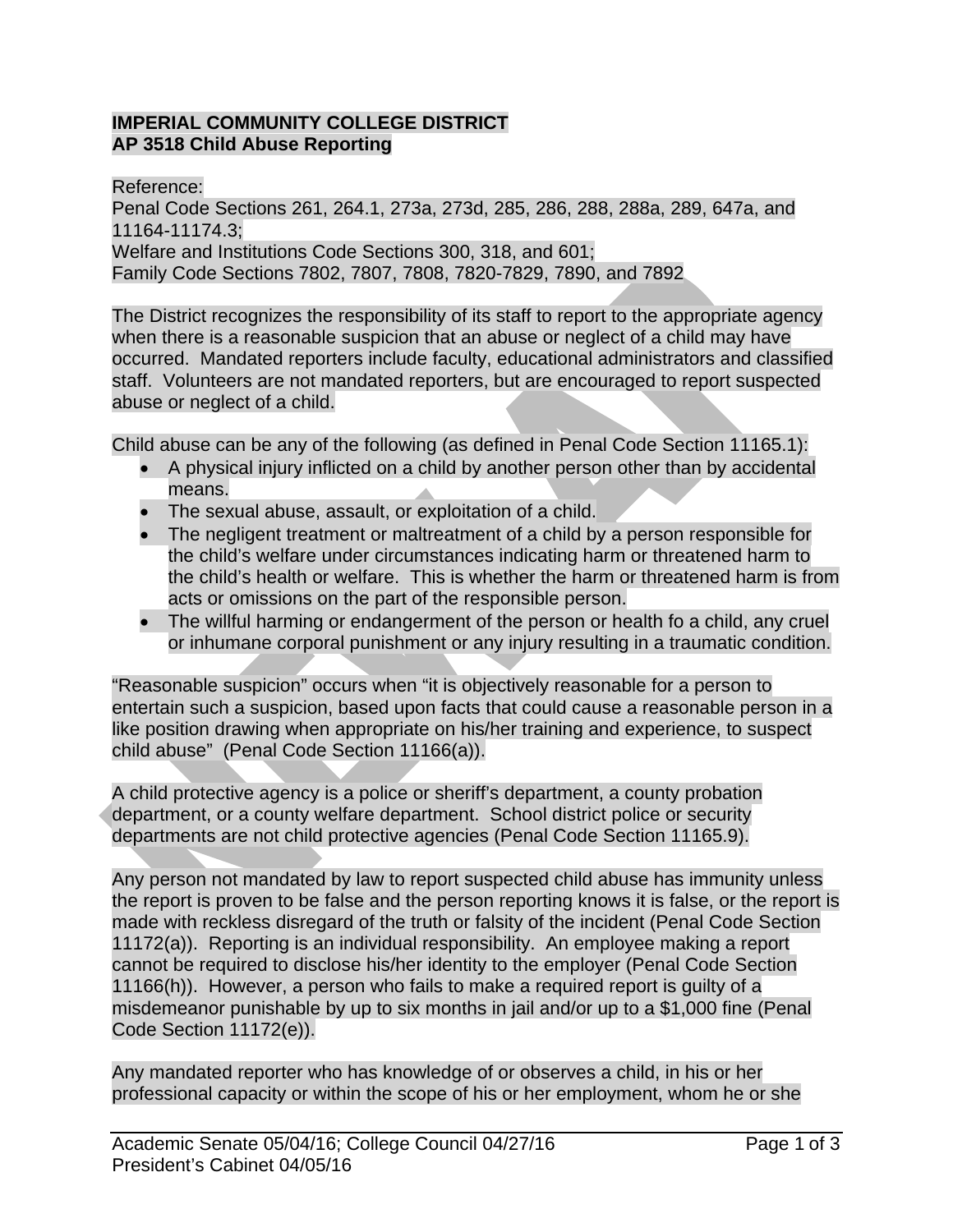**IMPERIAL COMMUNITY COLLEGE DISTRICT**
**AP 3518 Child Abuse Reporting**

Reference:
Penal Code Sections 261, 264.1, 273a, 273d, 285, 286, 288, 288a, 289, 647a, and 11164-11174.3;
Welfare and Institutions Code Sections 300, 318, and 601;
Family Code Sections 7802, 7807, 7808, 7820-7829, 7890, and 7892

The District recognizes the responsibility of its staff to report to the appropriate agency when there is a reasonable suspicion that an abuse or neglect of a child may have occurred. Mandated reporters include faculty, educational administrators and classified staff. Volunteers are not mandated reporters, but are encouraged to report suspected abuse or neglect of a child.

Child abuse can be any of the following (as defined in Penal Code Section 11165.1):

- A physical injury inflicted on a child by another person other than by accidental means.
- The sexual abuse, assault, or exploitation of a child.
- The negligent treatment or maltreatment of a child by a person responsible for the child's welfare under circumstances indicating harm or threatened harm to the child's health or welfare. This is whether the harm or threatened harm is from acts or omissions on the part of the responsible person.
- The willful harming or endangerment of the person or health fo a child, any cruel or inhumane corporal punishment or any injury resulting in a traumatic condition.

"Reasonable suspicion" occurs when "it is objectively reasonable for a person to entertain such a suspicion, based upon facts that could cause a reasonable person in a like position drawing when appropriate on his/her training and experience, to suspect child abuse" (Penal Code Section 11166(a)).

A child protective agency is a police or sheriff's department, a county probation department, or a county welfare department. School district police or security departments are not child protective agencies (Penal Code Section 11165.9).

Any person not mandated by law to report suspected child abuse has immunity unless the report is proven to be false and the person reporting knows it is false, or the report is made with reckless disregard of the truth or falsity of the incident (Penal Code Section 11172(a)). Reporting is an individual responsibility. An employee making a report cannot be required to disclose his/her identity to the employer (Penal Code Section 11166(h)). However, a person who fails to make a required report is guilty of a misdemeanor punishable by up to six months in jail and/or up to a $1,000 fine (Penal Code Section 11172(e)).

Any mandated reporter who has knowledge of or observes a child, in his or her professional capacity or within the scope of his or her employment, whom he or she

Academic Senate 05/04/16; College Council 04/27/16
President's Cabinet 04/05/16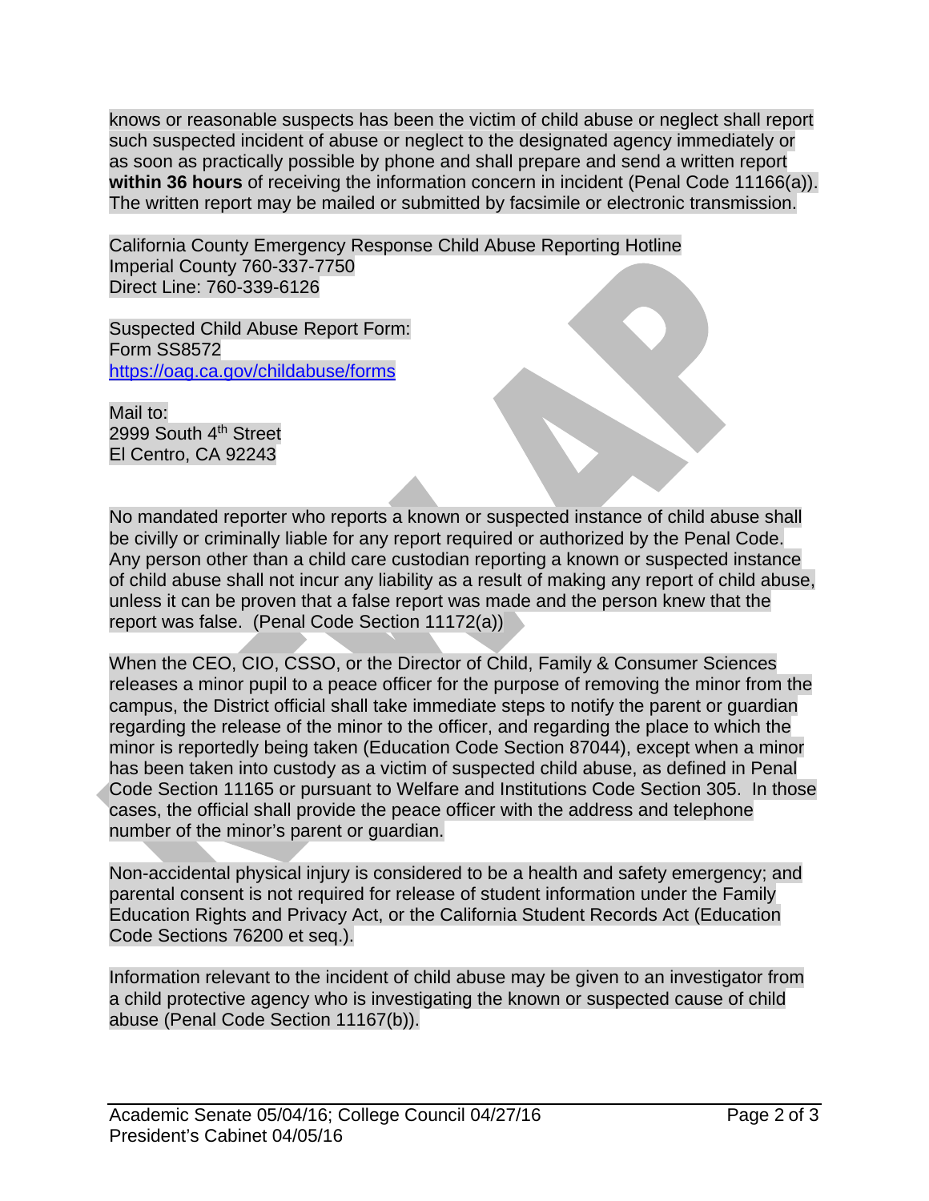knows or reasonable suspects has been the victim of child abuse or neglect shall report such suspected incident of abuse or neglect to the designated agency immediately or as soon as practically possible by phone and shall prepare and send a written report **within 36 hours** of receiving the information concern in incident (Penal Code 11166(a)). The written report may be mailed or submitted by facsimile or electronic transmission.

California County Emergency Response Child Abuse Reporting Hotline
Imperial County 760-337-7750
Direct Line: 760-339-6126

Suspected Child Abuse Report Form:
Form SS8572
https://oag.ca.gov/childabuse/forms

Mail to:
2999 South 4th Street
El Centro, CA 92243

No mandated reporter who reports a known or suspected instance of child abuse shall be civilly or criminally liable for any report required or authorized by the Penal Code. Any person other than a child care custodian reporting a known or suspected instance of child abuse shall not incur any liability as a result of making any report of child abuse, unless it can be proven that a false report was made and the person knew that the report was false. (Penal Code Section 11172(a))

When the CEO, CIO, CSSO, or the Director of Child, Family & Consumer Sciences releases a minor pupil to a peace officer for the purpose of removing the minor from the campus, the District official shall take immediate steps to notify the parent or guardian regarding the release of the minor to the officer, and regarding the place to which the minor is reportedly being taken (Education Code Section 87044), except when a minor has been taken into custody as a victim of suspected child abuse, as defined in Penal Code Section 11165 or pursuant to Welfare and Institutions Code Section 305. In those cases, the official shall provide the peace officer with the address and telephone number of the minor's parent or guardian.

Non-accidental physical injury is considered to be a health and safety emergency; and parental consent is not required for release of student information under the Family Education Rights and Privacy Act, or the California Student Records Act (Education Code Sections 76200 et seq.).

Information relevant to the incident of child abuse may be given to an investigator from a child protective agency who is investigating the known or suspected cause of child abuse (Penal Code Section 11167(b)).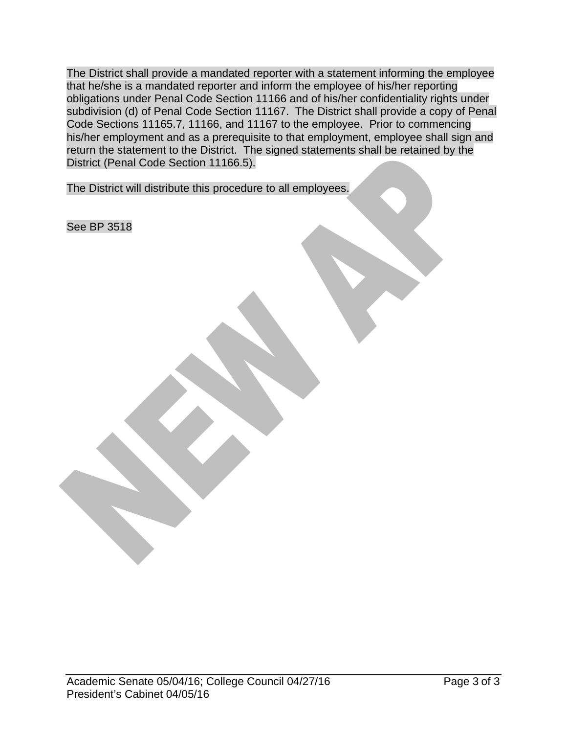The District shall provide a mandated reporter with a statement informing the employee that he/she is a mandated reporter and inform the employee of his/her reporting obligations under Penal Code Section 11166 and of his/her confidentiality rights under subdivision (d) of Penal Code Section 11167. The District shall provide a copy of Penal Code Sections 11165.7, 11166, and 11167 to the employee. Prior to commencing his/her employment and as a prerequisite to that employment, employee shall sign and return the statement to the District. The signed statements shall be retained by the District (Penal Code Section 11166.5).

The District will distribute this procedure to all employees.

See BP 3518

NEW AP

Academic Senate 05/04/16; College Council 04/27/16
President's Cabinet 04/05/16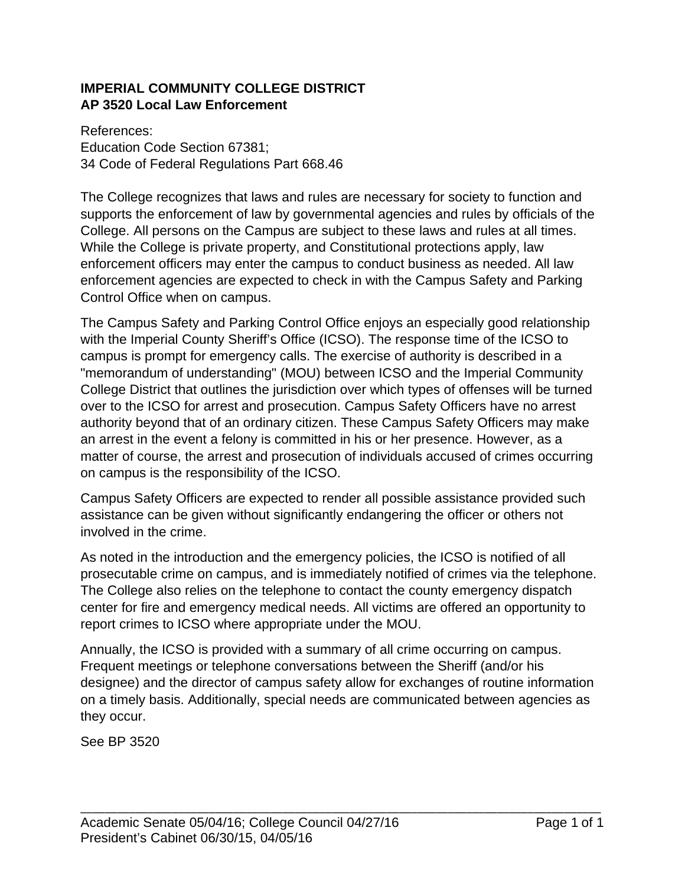**IMPERIAL COMMUNITY COLLEGE DISTRICT**
**AP 3520 Local Law Enforcement**

References:
Education Code Section 67381;
34 Code of Federal Regulations Part 668.46

The College recognizes that laws and rules are necessary for society to function and supports the enforcement of law by governmental agencies and rules by officials of the College. All persons on the Campus are subject to these laws and rules at all times. While the College is private property, and Constitutional protections apply, law enforcement officers may enter the campus to conduct business as needed. All law enforcement agencies are expected to check in with the Campus Safety and Parking Control Office when on campus.

The Campus Safety and Parking Control Office enjoys an especially good relationship with the Imperial County Sheriff's Office (ICSO). The response time of the ICSO to campus is prompt for emergency calls. The exercise of authority is described in a "memorandum of understanding" (MOU) between ICSO and the Imperial Community College District that outlines the jurisdiction over which types of offenses will be turned over to the ICSO for arrest and prosecution. Campus Safety Officers have no arrest authority beyond that of an ordinary citizen. These Campus Safety Officers may make an arrest in the event a felony is committed in his or her presence. However, as a matter of course, the arrest and prosecution of individuals accused of crimes occurring on campus is the responsibility of the ICSO.

Campus Safety Officers are expected to render all possible assistance provided such assistance can be given without significantly endangering the officer or others not involved in the crime.

As noted in the introduction and the emergency policies, the ICSO is notified of all prosecutable crime on campus, and is immediately notified of crimes via the telephone. The College also relies on the telephone to contact the county emergency dispatch center for fire and emergency medical needs. All victims are offered an opportunity to report crimes to ICSO where appropriate under the MOU.

Annually, the ICSO is provided with a summary of all crime occurring on campus. Frequent meetings or telephone conversations between the Sheriff (and/or his designee) and the director of campus safety allow for exchanges of routine information on a timely basis. Additionally, special needs are communicated between agencies as they occur.

See BP 3520

Academic Senate 05/04/16; College Council 04/27/16
President's Cabinet 06/30/15, 04/05/16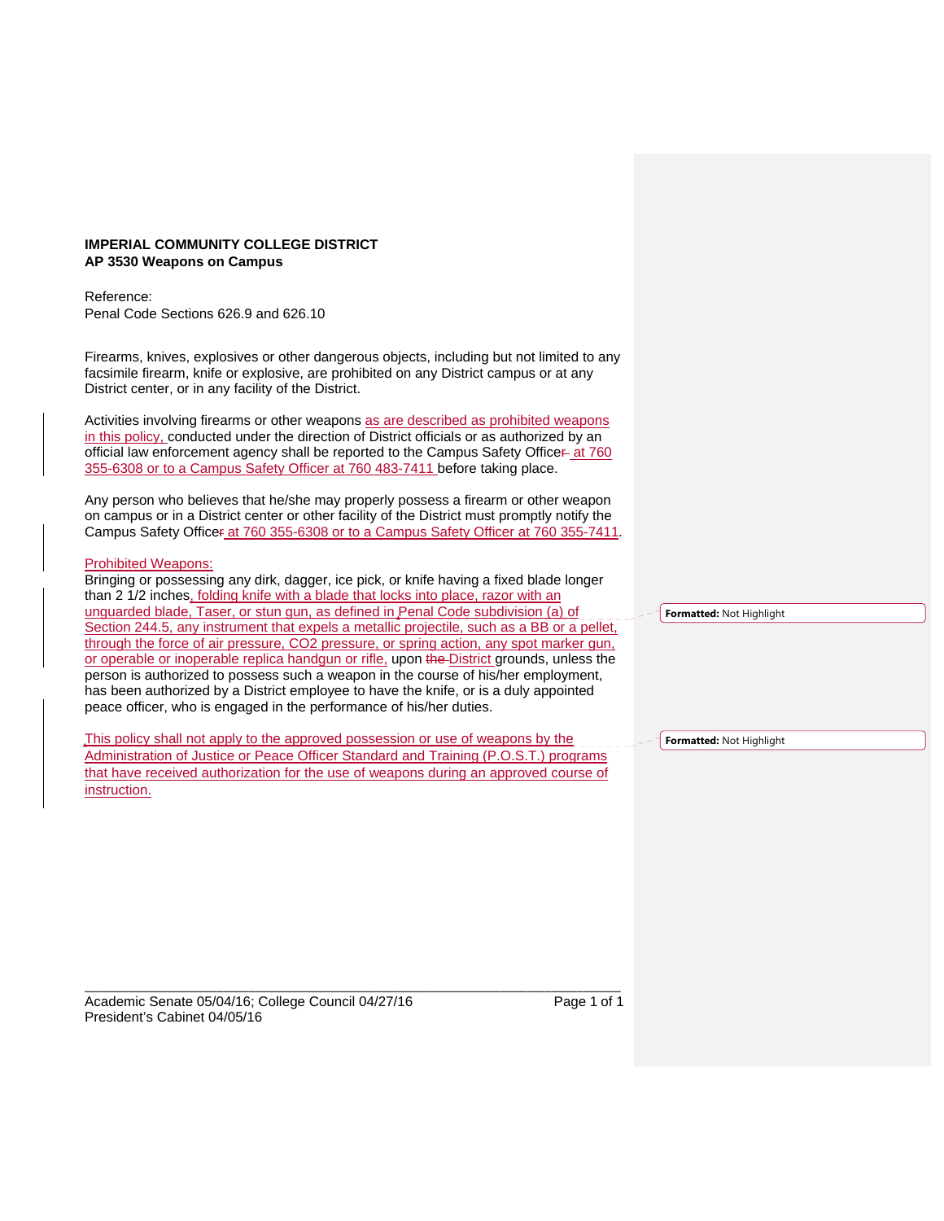**IMPERIAL COMMUNITY COLLEGE DISTRICT**
**AP 3530 Weapons on Campus**

Reference:
Penal Code Sections 626.9 and 626.10

Firearms, knives, explosives or other dangerous objects, including but not limited to any facsimile firearm, knife or explosive, are prohibited on any District campus or at any District center, or in any facility of the District.

Activities involving firearms or other weapons as are described as prohibited weapons in this policy, conducted under the direction of District officials or as authorized by an official law enforcement agency shall be reported to the Campus Safety Officer at 760 355-6308 or to a Campus Safety Officer at 760 483-7411 before taking place.

Any person who believes that he/she may properly possess a firearm or other weapon on campus or in a District center or other facility of the District must promptly notify the Campus Safety Officer at 760 355-6308 or to a Campus Safety Officer at 760 355-7411.

Prohibited Weapons:
Bringing or possessing any dirk, dagger, ice pick, or knife having a fixed blade longer than 2 1/2 inches, folding knife with a blade that locks into place, razor with an unguarded blade, Taser, or stun gun, as defined in Penal Code subdivision (a) of Section 244.5, any instrument that expels a metallic projectile, such as a BB or a pellet, through the force of air pressure, CO2 pressure, or spring action, any spot marker gun, or operable or inoperable replica handgun or rifle, upon District grounds, unless the person is authorized to possess such a weapon in the course of his/her employment, has been authorized by a District employee to have the knife, or is a duly appointed peace officer, who is engaged in the performance of his/her duties.

This policy shall not apply to the approved possession or use of weapons by the Administration of Justice or Peace Officer Standard and Training (P.O.S.T.) programs that have received authorization for the use of weapons during an approved course of instruction.

Academic Senate 05/04/16; College Council 04/27/16
President's Cabinet 04/05/16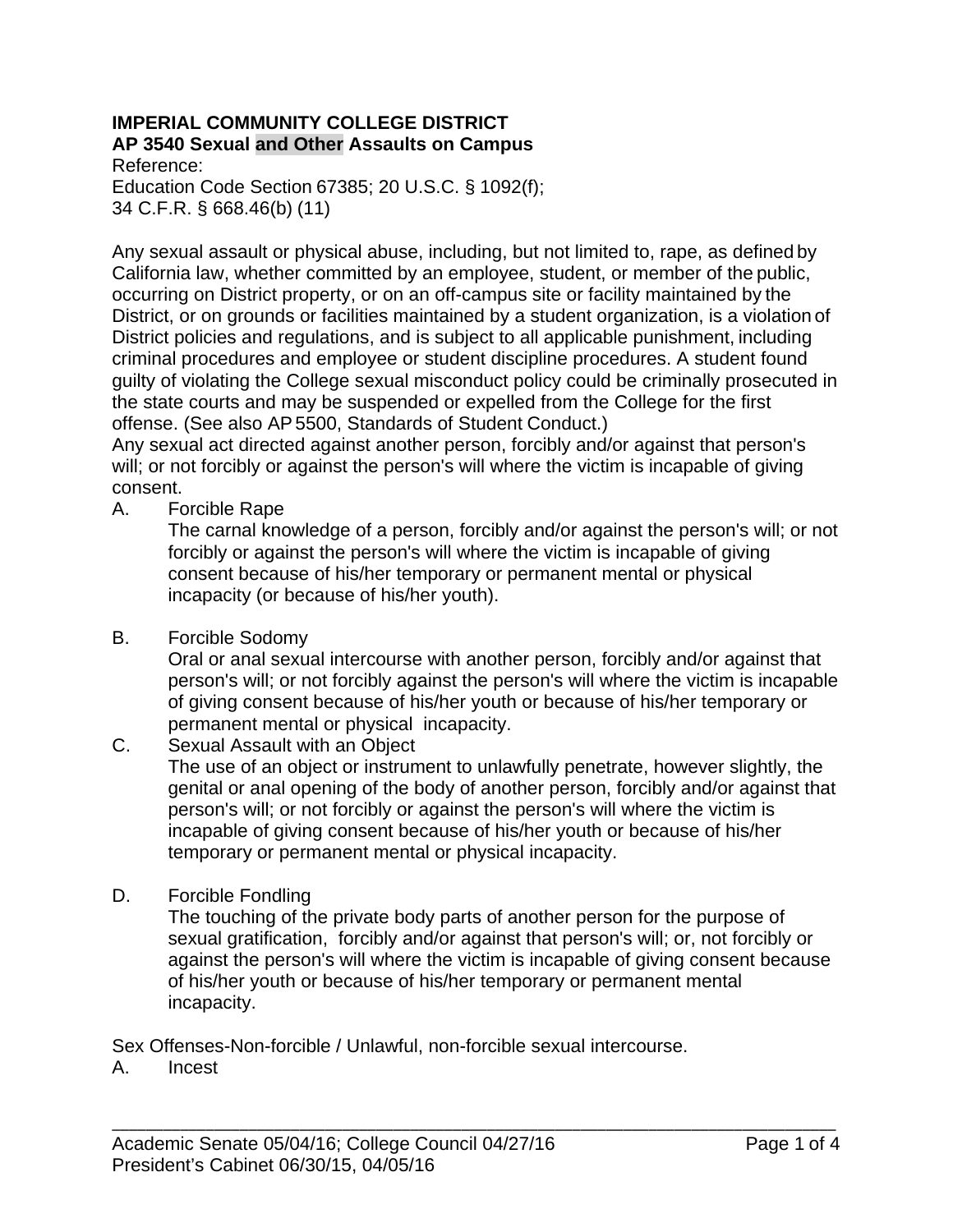**IMPERIAL COMMUNITY COLLEGE DISTRICT**
**AP 3540 Sexual and Other Assaults on Campus**

Reference:
Education Code Section 67385; 20 U.S.C. § 1092(f);
34 C.F.R. § 668.46(b) (11)

Any sexual assault or physical abuse, including, but not limited to, rape, as defined by California law, whether committed by an employee, student, or member of the public, occurring on District property, or on an off-campus site or facility maintained by the District, or on grounds or facilities maintained by a student organization, is a violation of District policies and regulations, and is subject to all applicable punishment, including criminal procedures and employee or student discipline procedures. A student found guilty of violating the College sexual misconduct policy could be criminally prosecuted in the state courts and may be suspended or expelled from the College for the first offense. (See also AP 5500, Standards of Student Conduct.)
Any sexual act directed against another person, forcibly and/or against that person's will; or not forcibly or against the person's will where the victim is incapable of giving consent.

A. Forcible Rape
The carnal knowledge of a person, forcibly and/or against the person's will; or not forcibly or against the person's will where the victim is incapable of giving consent because of his/her temporary or permanent mental or physical incapacity (or because of his/her youth).

B. Forcible Sodomy
Oral or anal sexual intercourse with another person, forcibly and/or against that person's will; or not forcibly against the person's will where the victim is incapable of giving consent because of his/her youth or because of his/her temporary or permanent mental or physical incapacity.

C. Sexual Assault with an Object
The use of an object or instrument to unlawfully penetrate, however slightly, the genital or anal opening of the body of another person, forcibly and/or against that person's will; or not forcibly or against the person's will where the victim is incapable of giving consent because of his/her youth or because of his/her temporary or permanent mental or physical incapacity.

D. Forcible Fondling
The touching of the private body parts of another person for the purpose of sexual gratification, forcibly and/or against that person's will; or, not forcibly or against the person's will where the victim is incapable of giving consent because of his/her youth or because of his/her temporary or permanent mental incapacity.

Sex Offenses-Non-forcible / Unlawful, non-forcible sexual intercourse.

A. Incest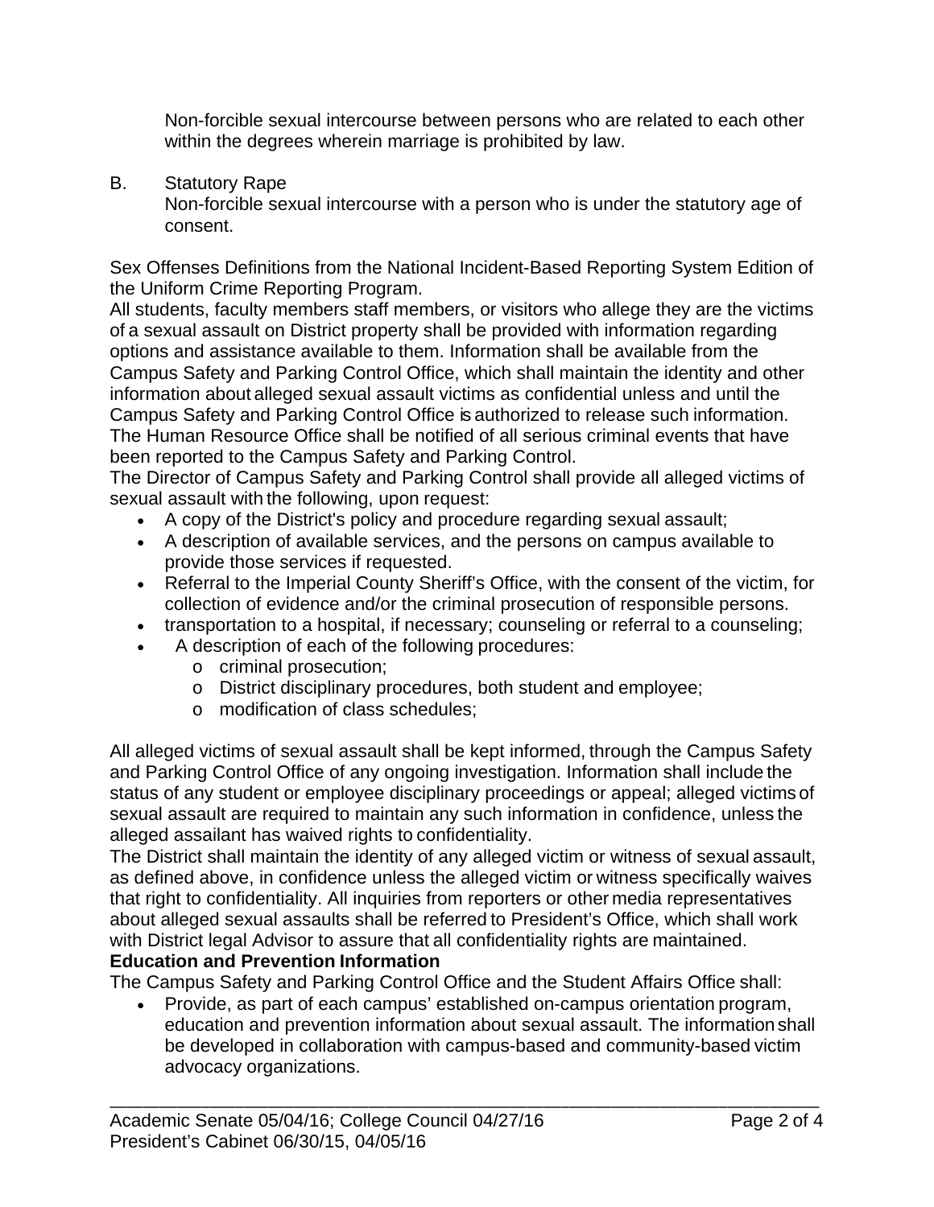Non-forcible sexual intercourse between persons who are related to each other within the degrees wherein marriage is prohibited by law.

B. Statutory Rape
Non-forcible sexual intercourse with a person who is under the statutory age of consent.

Sex Offenses Definitions from the National Incident-Based Reporting System Edition of the Uniform Crime Reporting Program.

All students, faculty members staff members, or visitors who allege they are the victims of a sexual assault on District property shall be provided with information regarding options and assistance available to them. Information shall be available from the Campus Safety and Parking Control Office, which shall maintain the identity and other information about alleged sexual assault victims as confidential unless and until the Campus Safety and Parking Control Office is authorized to release such information. The Human Resource Office shall be notified of all serious criminal events that have been reported to the Campus Safety and Parking Control.

The Director of Campus Safety and Parking Control shall provide all alleged victims of sexual assault with the following, upon request:

- A copy of the District's policy and procedure regarding sexual assault;
- A description of available services, and the persons on campus available to provide those services if requested.
- Referral to the Imperial County Sheriff's Office, with the consent of the victim, for collection of evidence and/or the criminal prosecution of responsible persons.
- transportation to a hospital, if necessary; counseling or referral to a counseling;
- A description of each of the following procedures:
  - criminal prosecution;
  - District disciplinary procedures, both student and employee;
  - modification of class schedules;

All alleged victims of sexual assault shall be kept informed, through the Campus Safety and Parking Control Office of any ongoing investigation. Information shall include the status of any student or employee disciplinary proceedings or appeal; alleged victims of sexual assault are required to maintain any such information in confidence, unless the alleged assailant has waived rights to confidentiality.

The District shall maintain the identity of any alleged victim or witness of sexual assault, as defined above, in confidence unless the alleged victim or witness specifically waives that right to confidentiality. All inquiries from reporters or other media representatives about alleged sexual assaults shall be referred to President's Office, which shall work with District legal Advisor to assure that all confidentiality rights are maintained.

**Education and Prevention Information**

The Campus Safety and Parking Control Office and the Student Affairs Office shall:

- Provide, as part of each campus' established on-campus orientation program, education and prevention information about sexual assault. The information shall be developed in collaboration with campus-based and community-based victim advocacy organizations.

Academic Senate 05/04/16; College Council 04/27/16
President's Cabinet 06/30/15, 04/05/16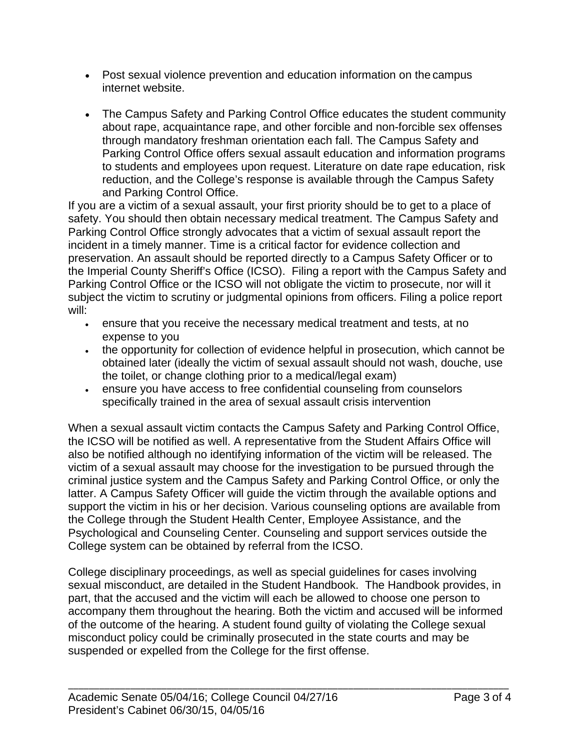- Post sexual violence prevention and education information on the campus internet website.

- The Campus Safety and Parking Control Office educates the student community about rape, acquaintance rape, and other forcible and non-forcible sex offenses through mandatory freshman orientation each fall. The Campus Safety and Parking Control Office offers sexual assault education and information programs to students and employees upon request. Literature on date rape education, risk reduction, and the College's response is available through the Campus Safety and Parking Control Office.

If you are a victim of a sexual assault, your first priority should be to get to a place of safety. You should then obtain necessary medical treatment. The Campus Safety and Parking Control Office strongly advocates that a victim of sexual assault report the incident in a timely manner. Time is a critical factor for evidence collection and preservation. An assault should be reported directly to a Campus Safety Officer or to the Imperial County Sheriff's Office (ICSO). Filing a report with the Campus Safety and Parking Control Office or the ICSO will not obligate the victim to prosecute, nor will it subject the victim to scrutiny or judgmental opinions from officers. Filing a police report will:

- ensure that you receive the necessary medical treatment and tests, at no expense to you
- the opportunity for collection of evidence helpful in prosecution, which cannot be obtained later (ideally the victim of sexual assault should not wash, douche, use the toilet, or change clothing prior to a medical/legal exam)
- ensure you have access to free confidential counseling from counselors specifically trained in the area of sexual assault crisis intervention

When a sexual assault victim contacts the Campus Safety and Parking Control Office, the ICSO will be notified as well. A representative from the Student Affairs Office will also be notified although no identifying information of the victim will be released. The victim of a sexual assault may choose for the investigation to be pursued through the criminal justice system and the Campus Safety and Parking Control Office, or only the latter. A Campus Safety Officer will guide the victim through the available options and support the victim in his or her decision. Various counseling options are available from the College through the Student Health Center, Employee Assistance, and the Psychological and Counseling Center. Counseling and support services outside the College system can be obtained by referral from the ICSO.

College disciplinary proceedings, as well as special guidelines for cases involving sexual misconduct, are detailed in the Student Handbook. The Handbook provides, in part, that the accused and the victim will each be allowed to choose one person to accompany them throughout the hearing. Both the victim and accused will be informed of the outcome of the hearing. A student found guilty of violating the College sexual misconduct policy could be criminally prosecuted in the state courts and may be suspended or expelled from the College for the first offense.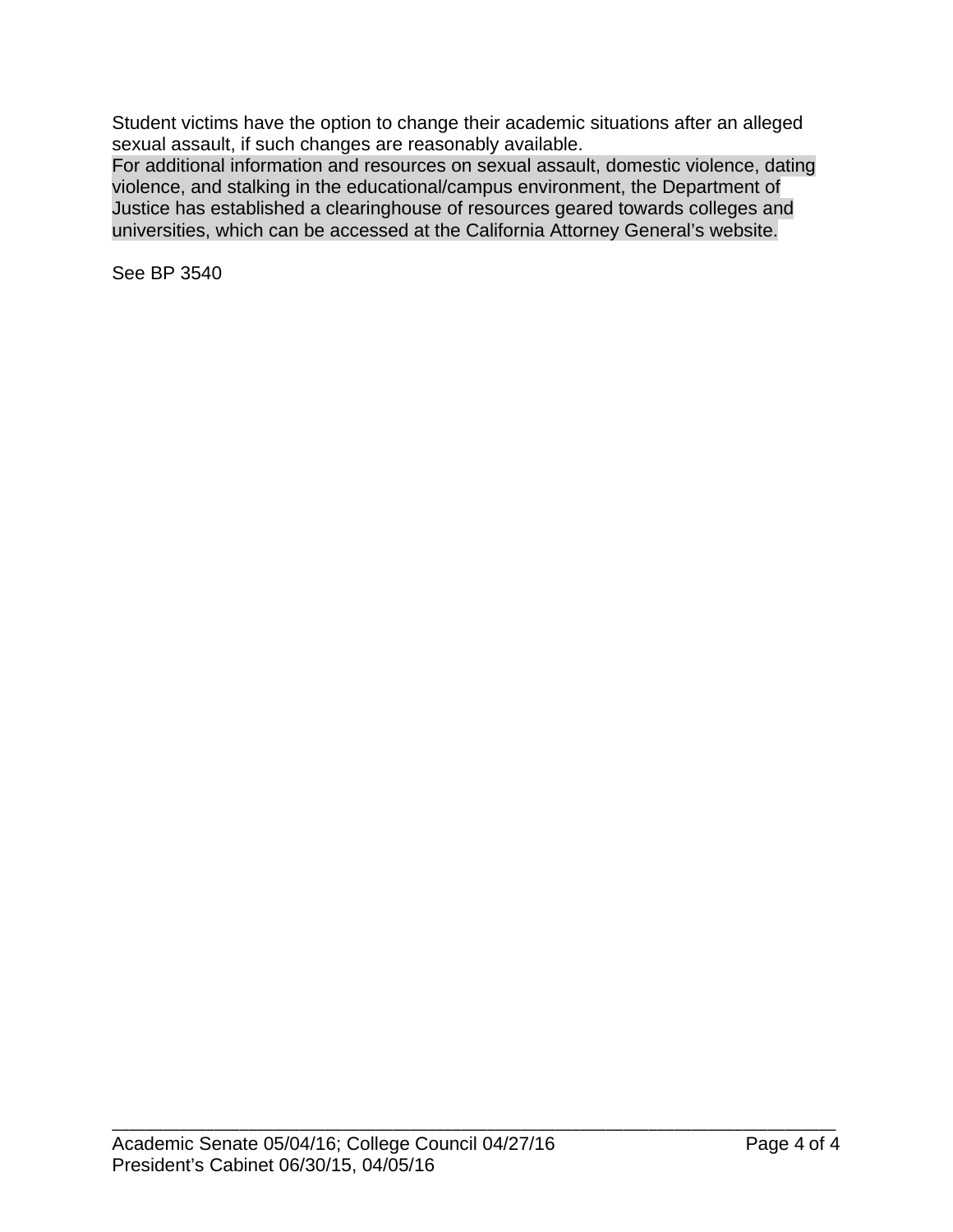Student victims have the option to change their academic situations after an alleged sexual assault, if such changes are reasonably available.
For additional information and resources on sexual assault, domestic violence, dating violence, and stalking in the educational/campus environment, the Department of Justice has established a clearinghouse of resources geared towards colleges and universities, which can be accessed at the California Attorney General's website.

See BP 3540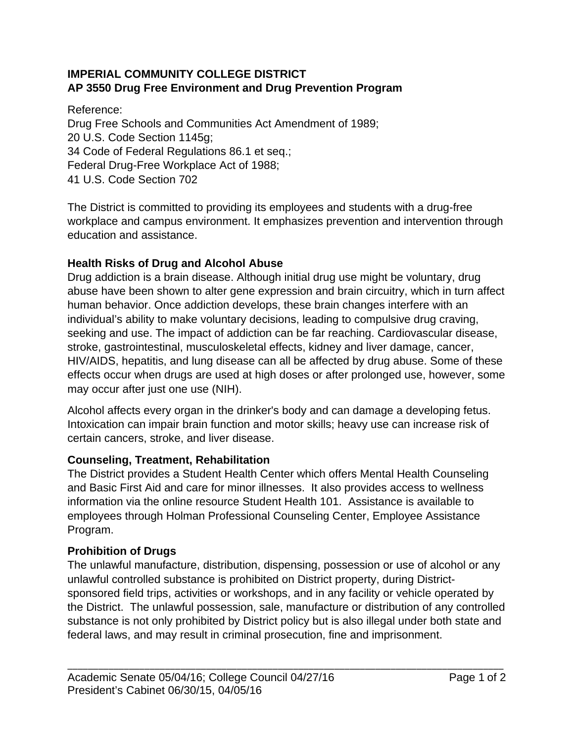**IMPERIAL COMMUNITY COLLEGE DISTRICT**
**AP 3550 Drug Free Environment and Drug Prevention Program**

Reference:
Drug Free Schools and Communities Act Amendment of 1989;
20 U.S. Code Section 1145g;
34 Code of Federal Regulations 86.1 et seq.;
Federal Drug-Free Workplace Act of 1988;
41 U.S. Code Section 702

The District is committed to providing its employees and students with a drug-free workplace and campus environment. It emphasizes prevention and intervention through education and assistance.

**Health Risks of Drug and Alcohol Abuse**

Drug addiction is a brain disease. Although initial drug use might be voluntary, drug abuse have been shown to alter gene expression and brain circuitry, which in turn affect human behavior. Once addiction develops, these brain changes interfere with an individual's ability to make voluntary decisions, leading to compulsive drug craving, seeking and use. The impact of addiction can be far reaching. Cardiovascular disease, stroke, gastrointestinal, musculoskeletal effects, kidney and liver damage, cancer, HIV/AIDS, hepatitis, and lung disease can all be affected by drug abuse. Some of these effects occur when drugs are used at high doses or after prolonged use, however, some may occur after just one use (NIH).

Alcohol affects every organ in the drinker's body and can damage a developing fetus. Intoxication can impair brain function and motor skills; heavy use can increase risk of certain cancers, stroke, and liver disease.

**Counseling, Treatment, Rehabilitation**

The District provides a Student Health Center which offers Mental Health Counseling and Basic First Aid and care for minor illnesses. It also provides access to wellness information via the online resource Student Health 101. Assistance is available to employees through Holman Professional Counseling Center, Employee Assistance Program.

**Prohibition of Drugs**

The unlawful manufacture, distribution, dispensing, possession or use of alcohol or any unlawful controlled substance is prohibited on District property, during District-sponsored field trips, activities or workshops, and in any facility or vehicle operated by the District. The unlawful possession, sale, manufacture or distribution of any controlled substance is not only prohibited by District policy but is also illegal under both state and federal laws, and may result in criminal prosecution, fine and imprisonment.

Academic Senate 05/04/16; College Council 04/27/16
President's Cabinet 06/30/15, 04/05/16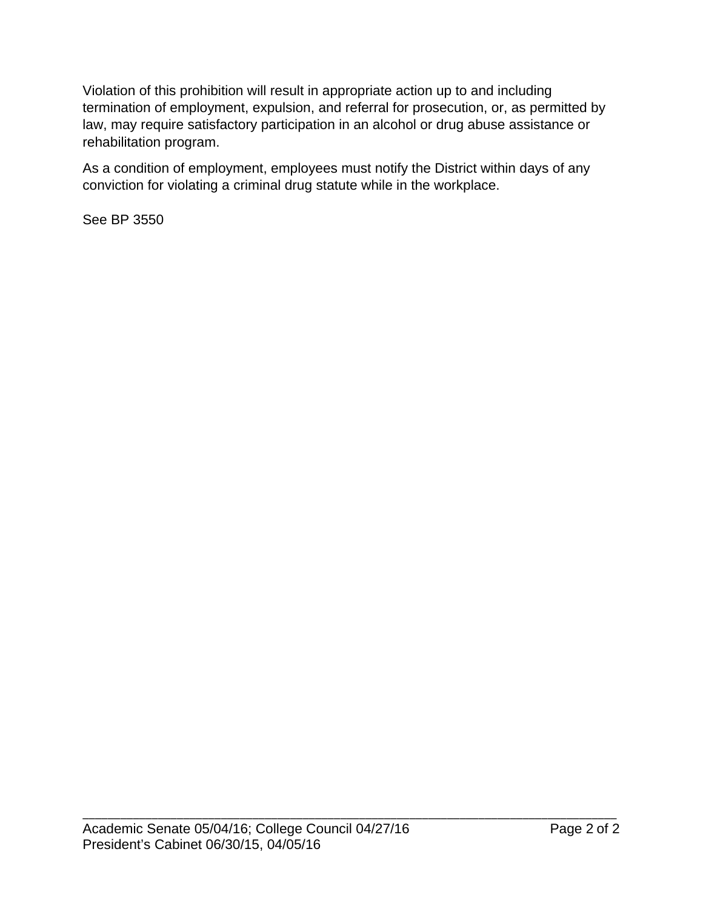Violation of this prohibition will result in appropriate action up to and including termination of employment, expulsion, and referral for prosecution, or, as permitted by law, may require satisfactory participation in an alcohol or drug abuse assistance or rehabilitation program.

As a condition of employment, employees must notify the District within days of any conviction for violating a criminal drug statute while in the workplace.

See BP 3550

Academic Senate 05/04/16; College Council 04/27/16
President's Cabinet 06/30/15, 04/05/16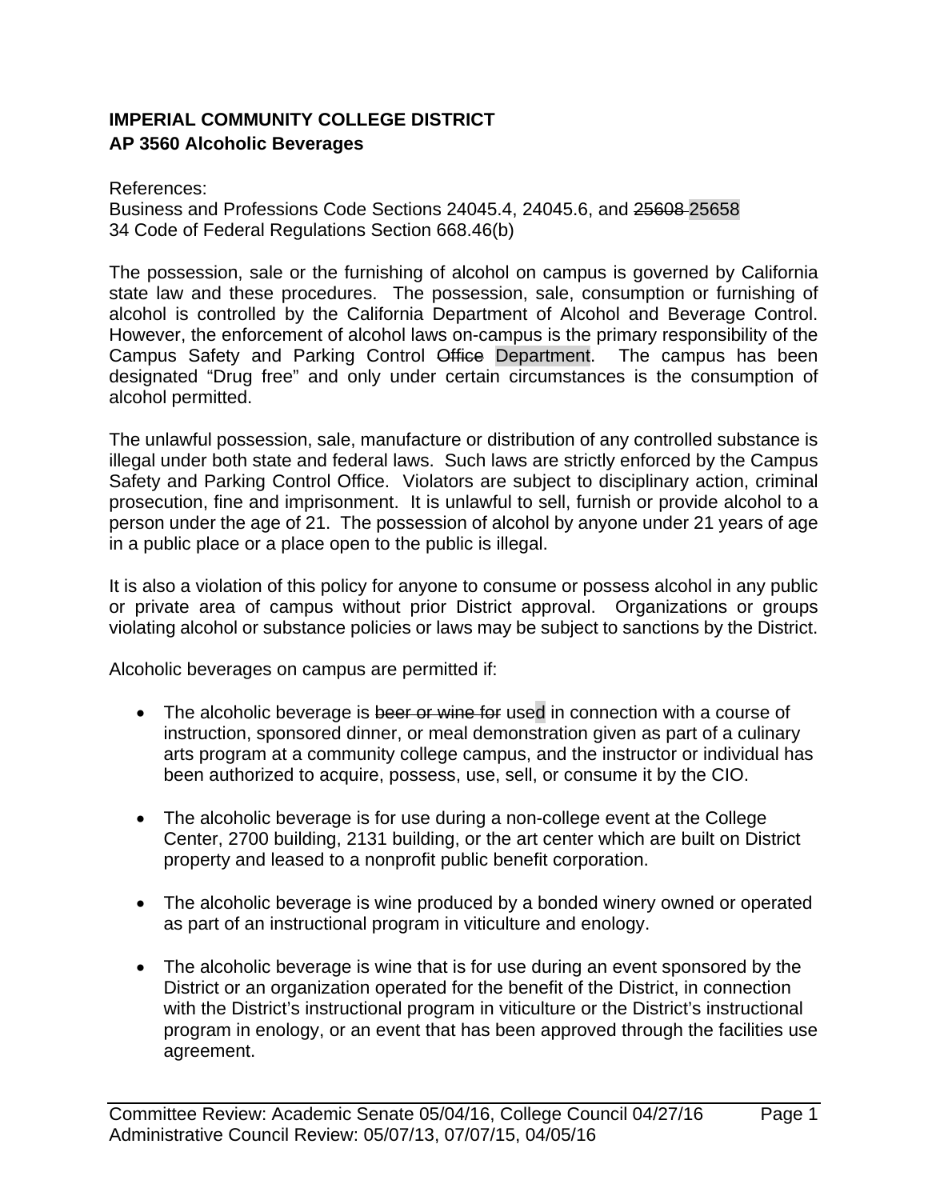**IMPERIAL COMMUNITY COLLEGE DISTRICT**
**AP 3560 Alcoholic Beverages**

References:
Business and Professions Code Sections 24045.4, 24045.6, and ~~25608~~ 25658
34 Code of Federal Regulations Section 668.46(b)

The possession, sale or the furnishing of alcohol on campus is governed by California state law and these procedures. The possession, sale, consumption or furnishing of alcohol is controlled by the California Department of Alcohol and Beverage Control. However, the enforcement of alcohol laws on-campus is the primary responsibility of the Campus Safety and Parking Control ~~Office~~ Department. The campus has been designated "Drug free" and only under certain circumstances is the consumption of alcohol permitted.

The unlawful possession, sale, manufacture or distribution of any controlled substance is illegal under both state and federal laws. Such laws are strictly enforced by the Campus Safety and Parking Control Office. Violators are subject to disciplinary action, criminal prosecution, fine and imprisonment. It is unlawful to sell, furnish or provide alcohol to a person under the age of 21. The possession of alcohol by anyone under 21 years of age in a public place or a place open to the public is illegal.

It is also a violation of this policy for anyone to consume or possess alcohol in any public or private area of campus without prior District approval. Organizations or groups violating alcohol or substance policies or laws may be subject to sanctions by the District.

Alcoholic beverages on campus are permitted if:

- The alcoholic beverage is ~~beer or wine for~~ used in connection with a course of instruction, sponsored dinner, or meal demonstration given as part of a culinary arts program at a community college campus, and the instructor or individual has been authorized to acquire, possess, use, sell, or consume it by the CIO.

- The alcoholic beverage is for use during a non-college event at the College Center, 2700 building, 2131 building, or the art center which are built on District property and leased to a nonprofit public benefit corporation.

- The alcoholic beverage is wine produced by a bonded winery owned or operated as part of an instructional program in viticulture and enology.

- The alcoholic beverage is wine that is for use during an event sponsored by the District or an organization operated for the benefit of the District, in connection with the District's instructional program in viticulture or the District's instructional program in enology, or an event that has been approved through the facilities use agreement.

Committee Review: Academic Senate 05/04/16, College Council 04/27/16
Administrative Council Review: 05/07/13, 07/07/15, 04/05/16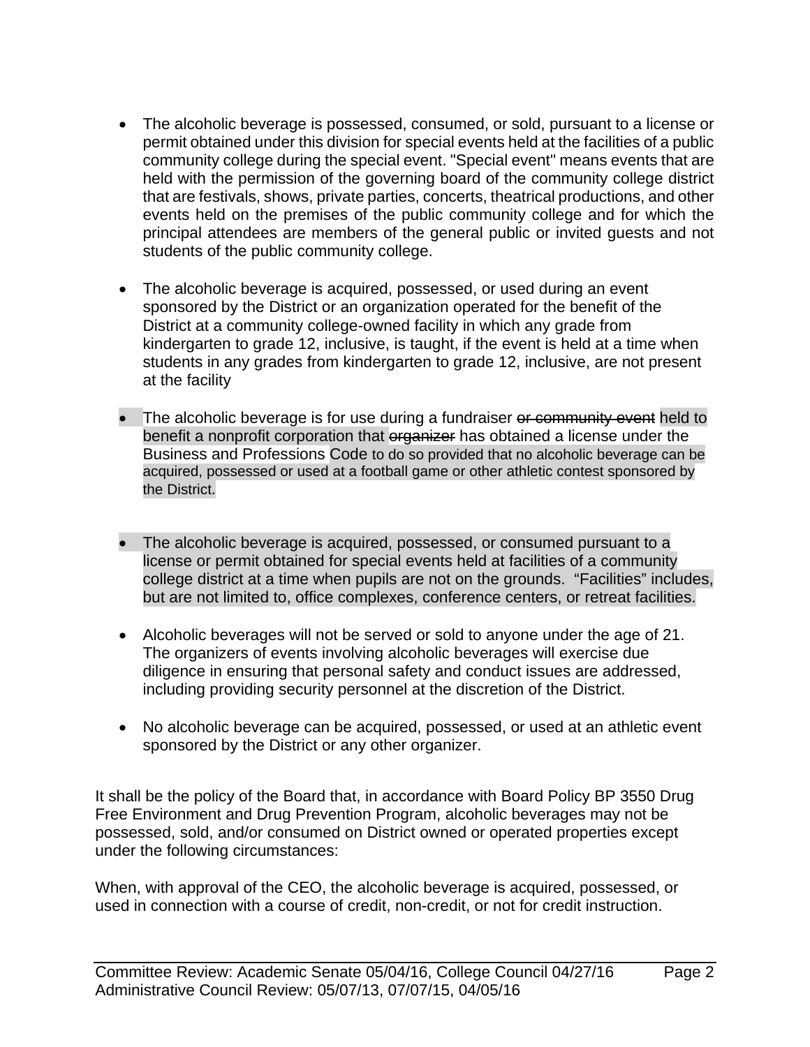- The alcoholic beverage is possessed, consumed, or sold, pursuant to a license or permit obtained under this division for special events held at the facilities of a public community college during the special event. "Special event" means events that are held with the permission of the governing board of the community college district that are festivals, shows, private parties, concerts, theatrical productions, and other events held on the premises of the public community college and for which the principal attendees are members of the general public or invited guests and not students of the public community college.

- The alcoholic beverage is acquired, possessed, or used during an event sponsored by the District or an organization operated for the benefit of the District at a community college-owned facility in which any grade from kindergarten to grade 12, inclusive, is taught, if the event is held at a time when students in any grades from kindergarten to grade 12, inclusive, are not present at the facility

- The alcoholic beverage is for use during a fundraiser ~~or community event~~ held to benefit a nonprofit corporation that ~~organizer~~ has obtained a license under the Business and Professions Code to do so provided that no alcoholic beverage can be acquired, possessed or used at a football game or other athletic contest sponsored by the District.

- The alcoholic beverage is acquired, possessed, or consumed pursuant to a license or permit obtained for special events held at facilities of a community college district at a time when pupils are not on the grounds. "Facilities" includes, but are not limited to, office complexes, conference centers, or retreat facilities.

- Alcoholic beverages will not be served or sold to anyone under the age of 21. The organizers of events involving alcoholic beverages will exercise due diligence in ensuring that personal safety and conduct issues are addressed, including providing security personnel at the discretion of the District.

- No alcoholic beverage can be acquired, possessed, or used at an athletic event sponsored by the District or any other organizer.

It shall be the policy of the Board that, in accordance with Board Policy BP 3550 Drug Free Environment and Drug Prevention Program, alcoholic beverages may not be possessed, sold, and/or consumed on District owned or operated properties except under the following circumstances:

When, with approval of the CEO, the alcoholic beverage is acquired, possessed, or used in connection with a course of credit, non-credit, or not for credit instruction.

Committee Review: Academic Senate 05/04/16, College Council 04/27/16
Administrative Council Review: 05/07/13, 07/07/15, 04/05/16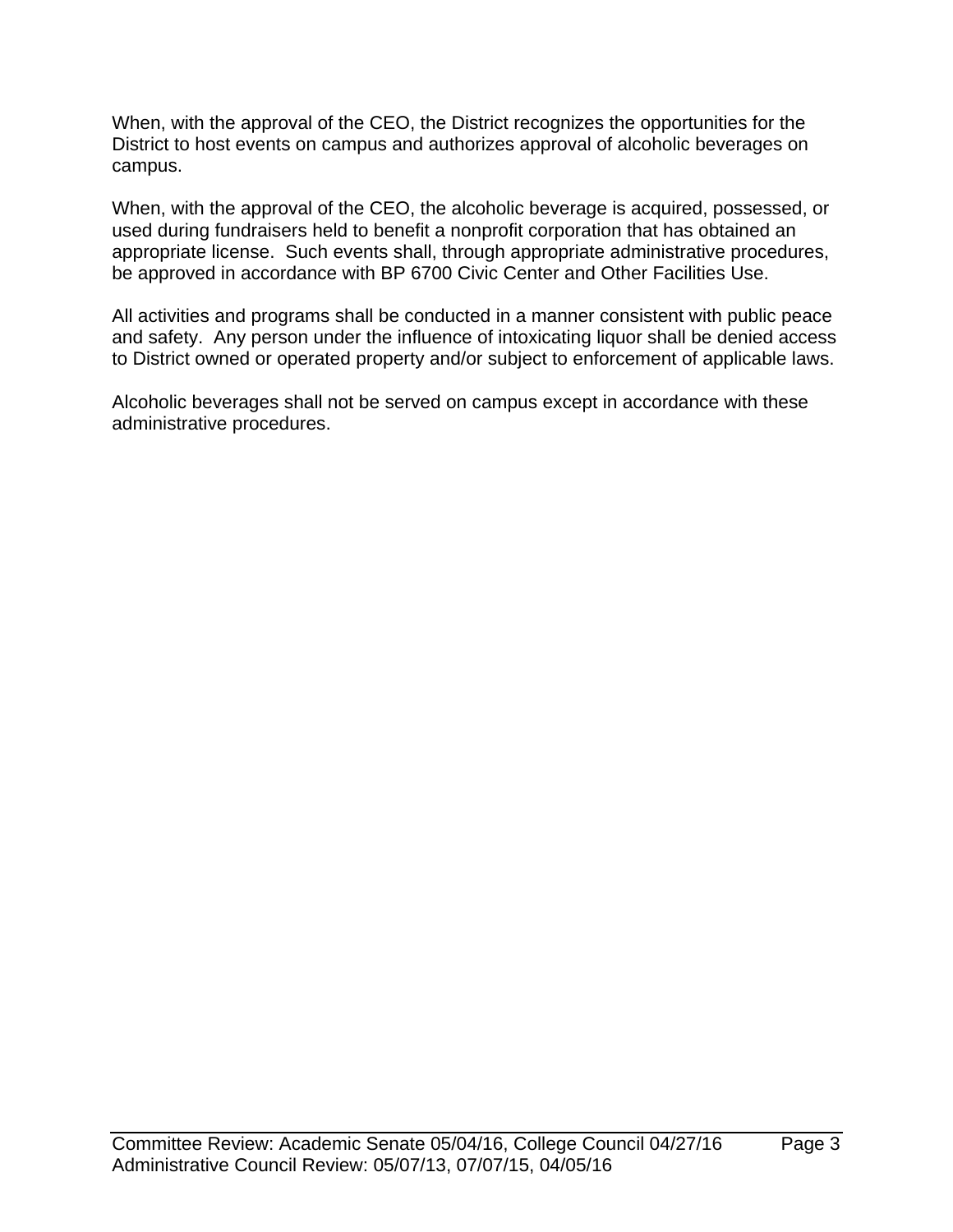When, with the approval of the CEO, the District recognizes the opportunities for the District to host events on campus and authorizes approval of alcoholic beverages on campus.

When, with the approval of the CEO, the alcoholic beverage is acquired, possessed, or used during fundraisers held to benefit a nonprofit corporation that has obtained an appropriate license. Such events shall, through appropriate administrative procedures, be approved in accordance with BP 6700 Civic Center and Other Facilities Use.

All activities and programs shall be conducted in a manner consistent with public peace and safety. Any person under the influence of intoxicating liquor shall be denied access to District owned or operated property and/or subject to enforcement of applicable laws.

Alcoholic beverages shall not be served on campus except in accordance with these administrative procedures.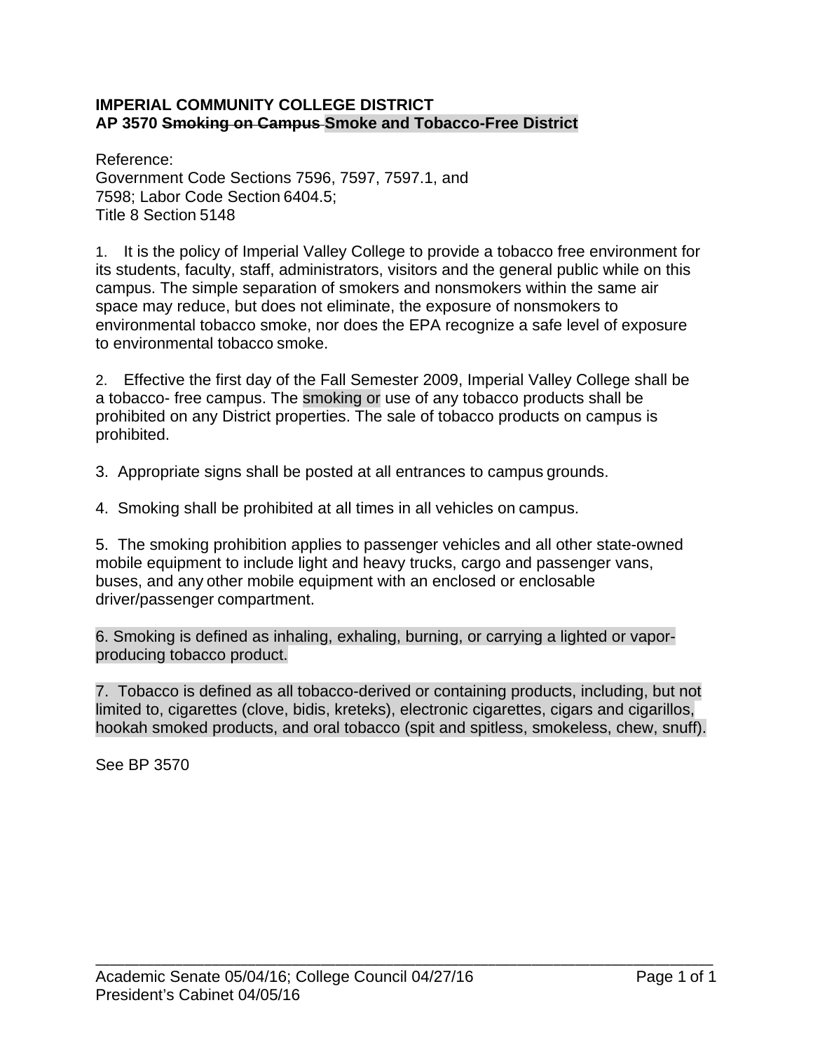**IMPERIAL COMMUNITY COLLEGE DISTRICT**
**AP 3570 ~~Smoking on Campus~~ Smoke and Tobacco-Free District**

Reference:
Government Code Sections 7596, 7597, 7597.1, and 7598; Labor Code Section 6404.5;
Title 8 Section 5148

1. It is the policy of Imperial Valley College to provide a tobacco free environment for its students, faculty, staff, administrators, visitors and the general public while on this campus. The simple separation of smokers and nonsmokers within the same air space may reduce, but does not eliminate, the exposure of nonsmokers to environmental tobacco smoke, nor does the EPA recognize a safe level of exposure to environmental tobacco smoke.

2. Effective the first day of the Fall Semester 2009, Imperial Valley College shall be a tobacco- free campus. The smoking or use of any tobacco products shall be prohibited on any District properties. The sale of tobacco products on campus is prohibited.

3. Appropriate signs shall be posted at all entrances to campus grounds.

4. Smoking shall be prohibited at all times in all vehicles on campus.

5. The smoking prohibition applies to passenger vehicles and all other state-owned mobile equipment to include light and heavy trucks, cargo and passenger vans, buses, and any other mobile equipment with an enclosed or enclosable driver/passenger compartment.

6. Smoking is defined as inhaling, exhaling, burning, or carrying a lighted or vapor-producing tobacco product.

7. Tobacco is defined as all tobacco-derived or containing products, including, but not limited to, cigarettes (clove, bidis, kreteks), electronic cigarettes, cigars and cigarillos, hookah smoked products, and oral tobacco (spit and spitless, smokeless, chew, snuff).

See BP 3570

Academic Senate 05/04/16; College Council 04/27/16
President's Cabinet 04/05/16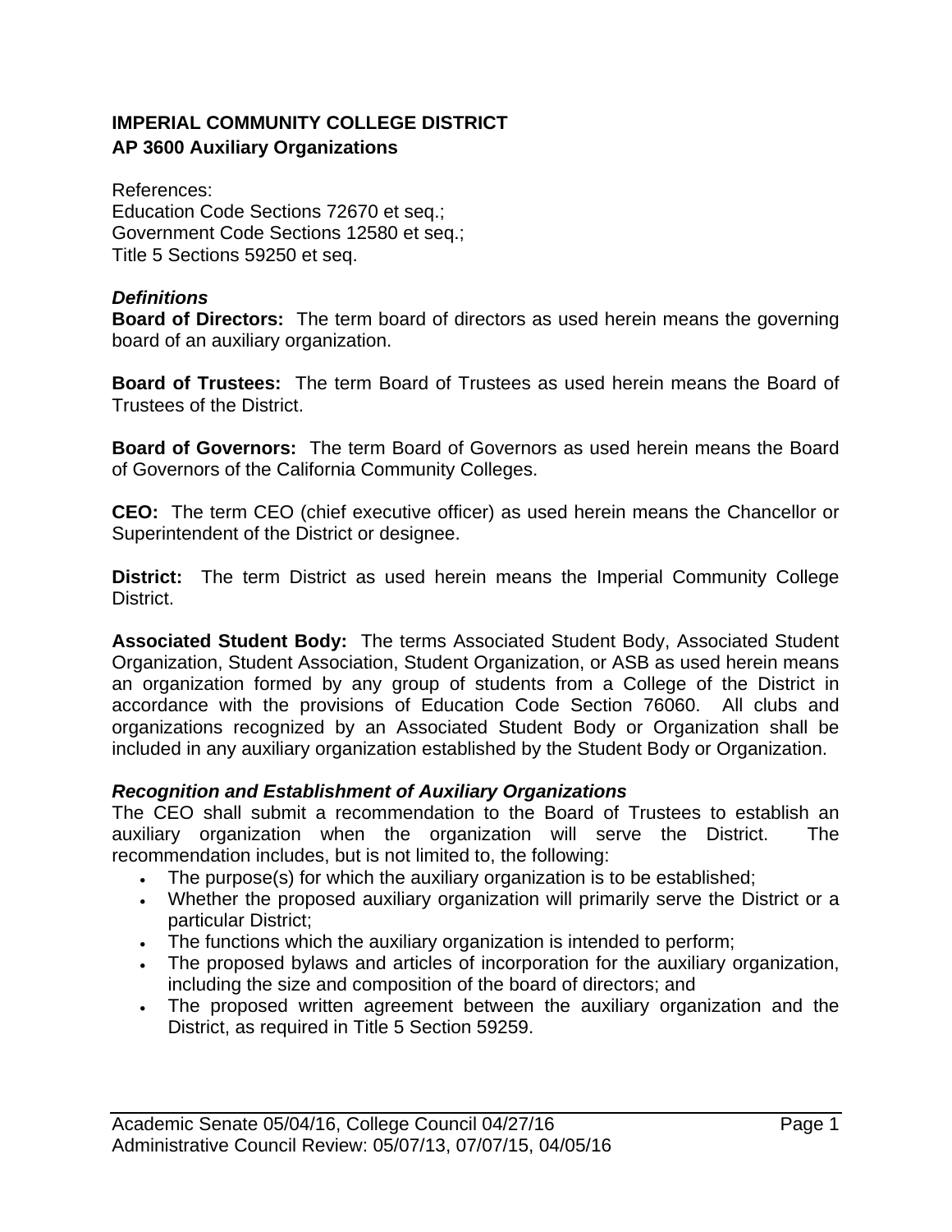**IMPERIAL COMMUNITY COLLEGE DISTRICT**
**AP 3600 Auxiliary Organizations**

References:
Education Code Sections 72670 et seq.;
Government Code Sections 12580 et seq.;
Title 5 Sections 59250 et seq.

***Definitions***

**Board of Directors:** The term board of directors as used herein means the governing board of an auxiliary organization.

**Board of Trustees:** The term Board of Trustees as used herein means the Board of Trustees of the District.

**Board of Governors:** The term Board of Governors as used herein means the Board of Governors of the California Community Colleges.

**CEO:** The term CEO (chief executive officer) as used herein means the Chancellor or Superintendent of the District or designee.

**District:** The term District as used herein means the Imperial Community College District.

**Associated Student Body:** The terms Associated Student Body, Associated Student Organization, Student Association, Student Organization, or ASB as used herein means an organization formed by any group of students from a College of the District in accordance with the provisions of Education Code Section 76060. All clubs and organizations recognized by an Associated Student Body or Organization shall be included in any auxiliary organization established by the Student Body or Organization.

***Recognition and Establishment of Auxiliary Organizations***

The CEO shall submit a recommendation to the Board of Trustees to establish an auxiliary organization when the organization will serve the District. The recommendation includes, but is not limited to, the following:

- The purpose(s) for which the auxiliary organization is to be established;
- Whether the proposed auxiliary organization will primarily serve the District or a particular District;
- The functions which the auxiliary organization is intended to perform;
- The proposed bylaws and articles of incorporation for the auxiliary organization, including the size and composition of the board of directors; and
- The proposed written agreement between the auxiliary organization and the District, as required in Title 5 Section 59259.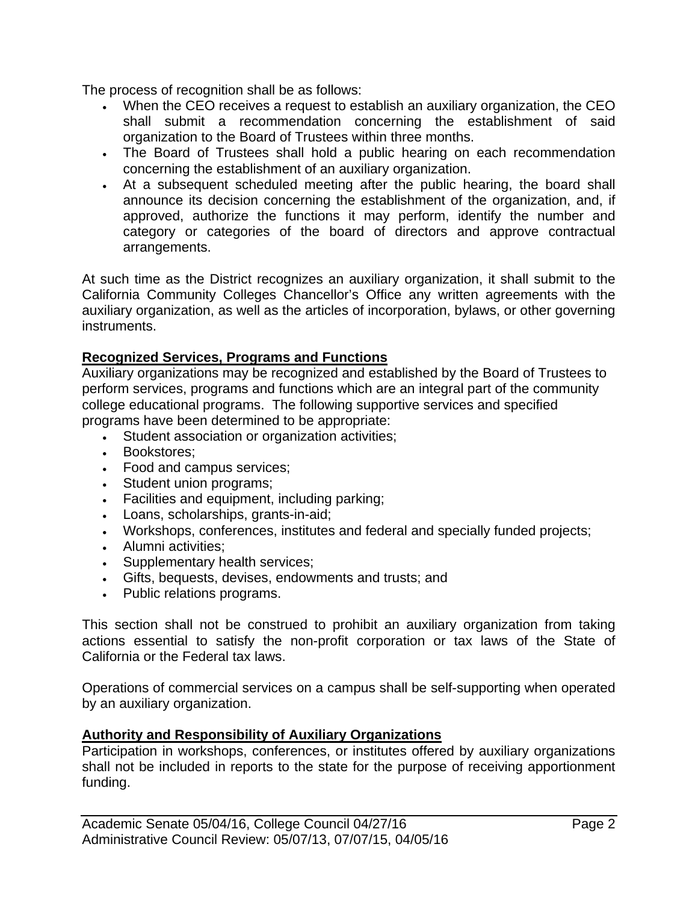The process of recognition shall be as follows:

- When the CEO receives a request to establish an auxiliary organization, the CEO shall submit a recommendation concerning the establishment of said organization to the Board of Trustees within three months.
- The Board of Trustees shall hold a public hearing on each recommendation concerning the establishment of an auxiliary organization.
- At a subsequent scheduled meeting after the public hearing, the board shall announce its decision concerning the establishment of the organization, and, if approved, authorize the functions it may perform, identify the number and category or categories of the board of directors and approve contractual arrangements.

At such time as the District recognizes an auxiliary organization, it shall submit to the California Community Colleges Chancellor's Office any written agreements with the auxiliary organization, as well as the articles of incorporation, bylaws, or other governing instruments.

**Recognized Services, Programs and Functions**

Auxiliary organizations may be recognized and established by the Board of Trustees to perform services, programs and functions which are an integral part of the community college educational programs. The following supportive services and specified programs have been determined to be appropriate:

- Student association or organization activities;
- Bookstores;
- Food and campus services;
- Student union programs;
- Facilities and equipment, including parking;
- Loans, scholarships, grants-in-aid;
- Workshops, conferences, institutes and federal and specially funded projects;
- Alumni activities;
- Supplementary health services;
- Gifts, bequests, devises, endowments and trusts; and
- Public relations programs.

This section shall not be construed to prohibit an auxiliary organization from taking actions essential to satisfy the non-profit corporation or tax laws of the State of California or the Federal tax laws.

Operations of commercial services on a campus shall be self-supporting when operated by an auxiliary organization.

**Authority and Responsibility of Auxiliary Organizations**

Participation in workshops, conferences, or institutes offered by auxiliary organizations shall not be included in reports to the state for the purpose of receiving apportionment funding.

Academic Senate 05/04/16, College Council 04/27/16
Administrative Council Review: 05/07/13, 07/07/15, 04/05/16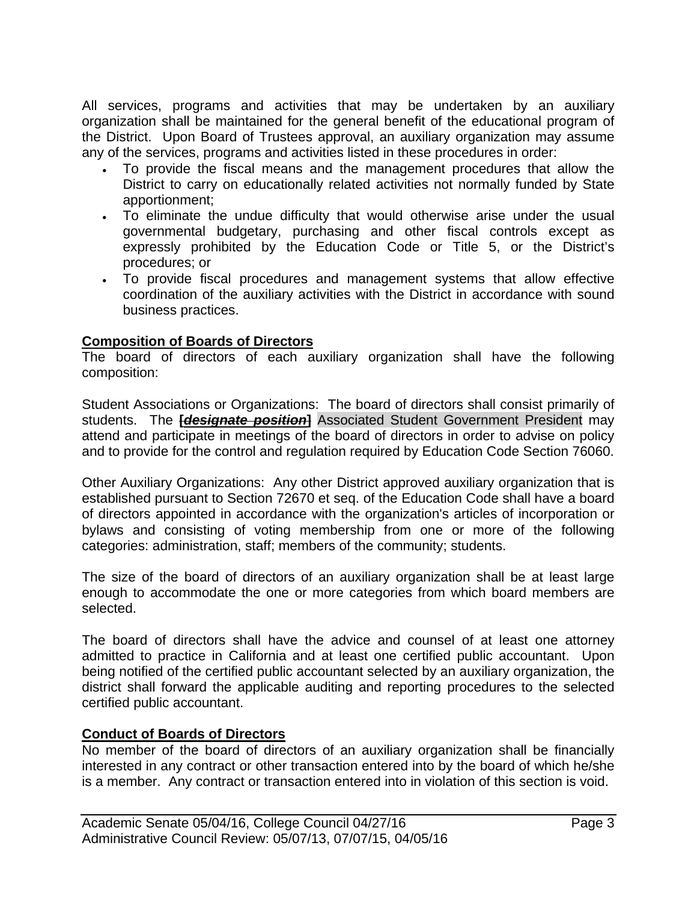All services, programs and activities that may be undertaken by an auxiliary organization shall be maintained for the general benefit of the educational program of the District. Upon Board of Trustees approval, an auxiliary organization may assume any of the services, programs and activities listed in these procedures in order:

- To provide the fiscal means and the management procedures that allow the District to carry on educationally related activities not normally funded by State apportionment;
- To eliminate the undue difficulty that would otherwise arise under the usual governmental budgetary, purchasing and other fiscal controls except as expressly prohibited by the Education Code or Title 5, or the District's procedures; or
- To provide fiscal procedures and management systems that allow effective coordination of the auxiliary activities with the District in accordance with sound business practices.

**Composition of Boards of Directors**

The board of directors of each auxiliary organization shall have the following composition:

Student Associations or Organizations: The board of directors shall consist primarily of students. The ~~**[*designate position*]**~~ Associated Student Government President may attend and participate in meetings of the board of directors in order to advise on policy and to provide for the control and regulation required by Education Code Section 76060.

Other Auxiliary Organizations: Any other District approved auxiliary organization that is established pursuant to Section 72670 et seq. of the Education Code shall have a board of directors appointed in accordance with the organization's articles of incorporation or bylaws and consisting of voting membership from one or more of the following categories: administration, staff; members of the community; students.

The size of the board of directors of an auxiliary organization shall be at least large enough to accommodate the one or more categories from which board members are selected.

The board of directors shall have the advice and counsel of at least one attorney admitted to practice in California and at least one certified public accountant. Upon being notified of the certified public accountant selected by an auxiliary organization, the district shall forward the applicable auditing and reporting procedures to the selected certified public accountant.

**Conduct of Boards of Directors**

No member of the board of directors of an auxiliary organization shall be financially interested in any contract or other transaction entered into by the board of which he/she is a member. Any contract or transaction entered into in violation of this section is void.

Academic Senate 05/04/16, College Council 04/27/16
Administrative Council Review: 05/07/13, 07/07/15, 04/05/16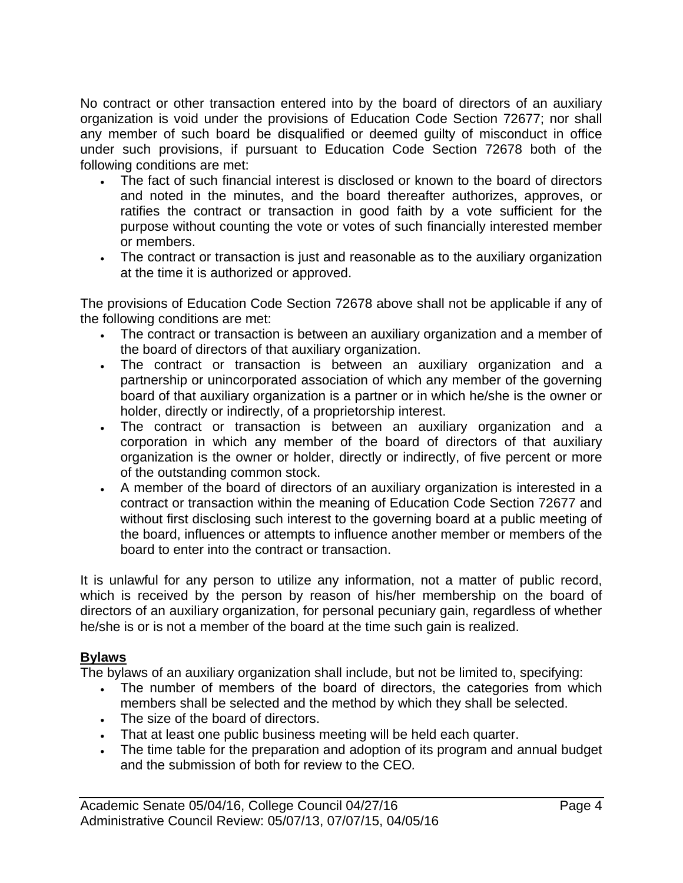No contract or other transaction entered into by the board of directors of an auxiliary organization is void under the provisions of Education Code Section 72677; nor shall any member of such board be disqualified or deemed guilty of misconduct in office under such provisions, if pursuant to Education Code Section 72678 both of the following conditions are met:

- The fact of such financial interest is disclosed or known to the board of directors and noted in the minutes, and the board thereafter authorizes, approves, or ratifies the contract or transaction in good faith by a vote sufficient for the purpose without counting the vote or votes of such financially interested member or members.
- The contract or transaction is just and reasonable as to the auxiliary organization at the time it is authorized or approved.

The provisions of Education Code Section 72678 above shall not be applicable if any of the following conditions are met:

- The contract or transaction is between an auxiliary organization and a member of the board of directors of that auxiliary organization.
- The contract or transaction is between an auxiliary organization and a partnership or unincorporated association of which any member of the governing board of that auxiliary organization is a partner or in which he/she is the owner or holder, directly or indirectly, of a proprietorship interest.
- The contract or transaction is between an auxiliary organization and a corporation in which any member of the board of directors of that auxiliary organization is the owner or holder, directly or indirectly, of five percent or more of the outstanding common stock.
- A member of the board of directors of an auxiliary organization is interested in a contract or transaction within the meaning of Education Code Section 72677 and without first disclosing such interest to the governing board at a public meeting of the board, influences or attempts to influence another member or members of the board to enter into the contract or transaction.

It is unlawful for any person to utilize any information, not a matter of public record, which is received by the person by reason of his/her membership on the board of directors of an auxiliary organization, for personal pecuniary gain, regardless of whether he/she is or is not a member of the board at the time such gain is realized.

**Bylaws**

The bylaws of an auxiliary organization shall include, but not be limited to, specifying:

- The number of members of the board of directors, the categories from which members shall be selected and the method by which they shall be selected.
- The size of the board of directors.
- That at least one public business meeting will be held each quarter.
- The time table for the preparation and adoption of its program and annual budget and the submission of both for review to the CEO.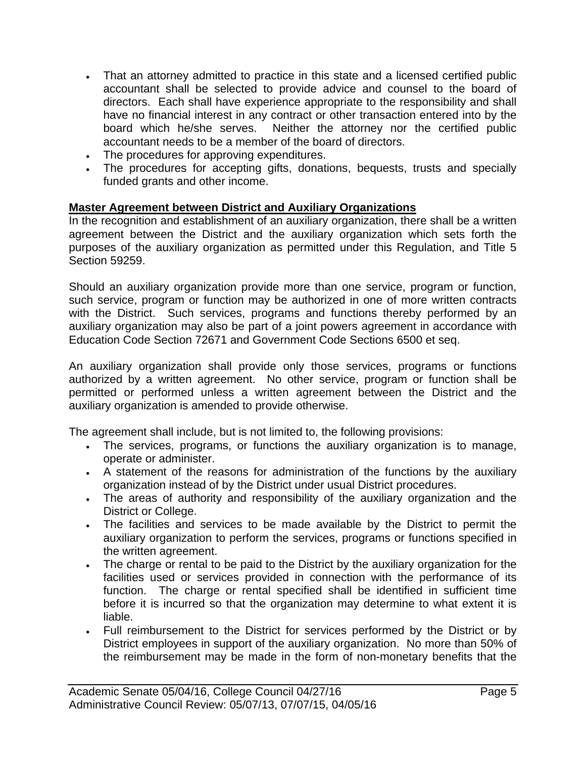- That an attorney admitted to practice in this state and a licensed certified public accountant shall be selected to provide advice and counsel to the board of directors. Each shall have experience appropriate to the responsibility and shall have no financial interest in any contract or other transaction entered into by the board which he/she serves. Neither the attorney nor the certified public accountant needs to be a member of the board of directors.
- The procedures for approving expenditures.
- The procedures for accepting gifts, donations, bequests, trusts and specially funded grants and other income.

**Master Agreement between District and Auxiliary Organizations**

In the recognition and establishment of an auxiliary organization, there shall be a written agreement between the District and the auxiliary organization which sets forth the purposes of the auxiliary organization as permitted under this Regulation, and Title 5 Section 59259.

Should an auxiliary organization provide more than one service, program or function, such service, program or function may be authorized in one of more written contracts with the District. Such services, programs and functions thereby performed by an auxiliary organization may also be part of a joint powers agreement in accordance with Education Code Section 72671 and Government Code Sections 6500 et seq.

An auxiliary organization shall provide only those services, programs or functions authorized by a written agreement. No other service, program or function shall be permitted or performed unless a written agreement between the District and the auxiliary organization is amended to provide otherwise.

The agreement shall include, but is not limited to, the following provisions:

- The services, programs, or functions the auxiliary organization is to manage, operate or administer.
- A statement of the reasons for administration of the functions by the auxiliary organization instead of by the District under usual District procedures.
- The areas of authority and responsibility of the auxiliary organization and the District or College.
- The facilities and services to be made available by the District to permit the auxiliary organization to perform the services, programs or functions specified in the written agreement.
- The charge or rental to be paid to the District by the auxiliary organization for the facilities used or services provided in connection with the performance of its function. The charge or rental specified shall be identified in sufficient time before it is incurred so that the organization may determine to what extent it is liable.
- Full reimbursement to the District for services performed by the District or by District employees in support of the auxiliary organization. No more than 50% of the reimbursement may be made in the form of non-monetary benefits that the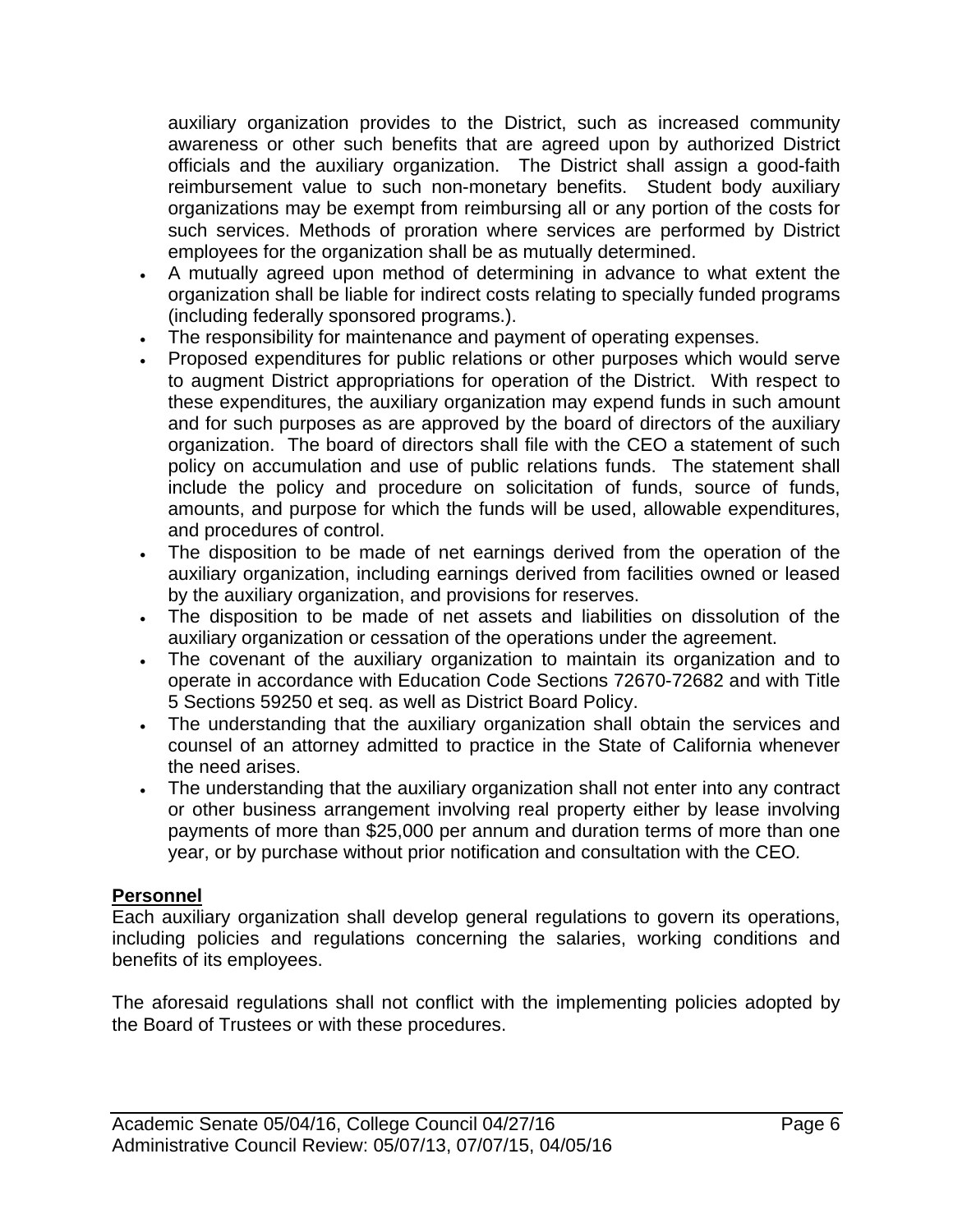auxiliary organization provides to the District, such as increased community awareness or other such benefits that are agreed upon by authorized District officials and the auxiliary organization. The District shall assign a good-faith reimbursement value to such non-monetary benefits. Student body auxiliary organizations may be exempt from reimbursing all or any portion of the costs for such services. Methods of proration where services are performed by District employees for the organization shall be as mutually determined.

- A mutually agreed upon method of determining in advance to what extent the organization shall be liable for indirect costs relating to specially funded programs (including federally sponsored programs.).
- The responsibility for maintenance and payment of operating expenses.
- Proposed expenditures for public relations or other purposes which would serve to augment District appropriations for operation of the District. With respect to these expenditures, the auxiliary organization may expend funds in such amount and for such purposes as are approved by the board of directors of the auxiliary organization. The board of directors shall file with the CEO a statement of such policy on accumulation and use of public relations funds. The statement shall include the policy and procedure on solicitation of funds, source of funds, amounts, and purpose for which the funds will be used, allowable expenditures, and procedures of control.
- The disposition to be made of net earnings derived from the operation of the auxiliary organization, including earnings derived from facilities owned or leased by the auxiliary organization, and provisions for reserves.
- The disposition to be made of net assets and liabilities on dissolution of the auxiliary organization or cessation of the operations under the agreement.
- The covenant of the auxiliary organization to maintain its organization and to operate in accordance with Education Code Sections 72670-72682 and with Title 5 Sections 59250 et seq. as well as District Board Policy.
- The understanding that the auxiliary organization shall obtain the services and counsel of an attorney admitted to practice in the State of California whenever the need arises.
- The understanding that the auxiliary organization shall not enter into any contract or other business arrangement involving real property either by lease involving payments of more than $25,000 per annum and duration terms of more than one year, or by purchase without prior notification and consultation with the CEO*.*

**Personnel**

Each auxiliary organization shall develop general regulations to govern its operations, including policies and regulations concerning the salaries, working conditions and benefits of its employees.

The aforesaid regulations shall not conflict with the implementing policies adopted by the Board of Trustees or with these procedures.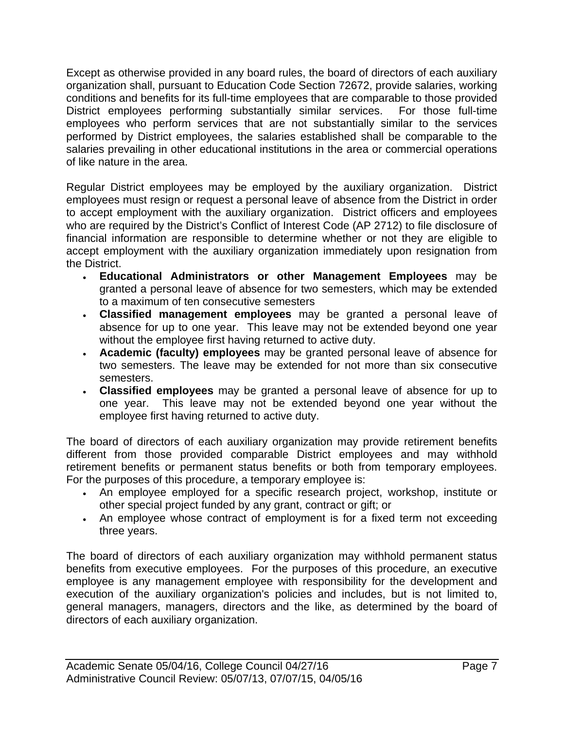Except as otherwise provided in any board rules, the board of directors of each auxiliary organization shall, pursuant to Education Code Section 72672, provide salaries, working conditions and benefits for its full-time employees that are comparable to those provided District employees performing substantially similar services. For those full-time employees who perform services that are not substantially similar to the services performed by District employees, the salaries established shall be comparable to the salaries prevailing in other educational institutions in the area or commercial operations of like nature in the area.

Regular District employees may be employed by the auxiliary organization. District employees must resign or request a personal leave of absence from the District in order to accept employment with the auxiliary organization. District officers and employees who are required by the District's Conflict of Interest Code (AP 2712) to file disclosure of financial information are responsible to determine whether or not they are eligible to accept employment with the auxiliary organization immediately upon resignation from the District.

- **Educational Administrators or other Management Employees** may be granted a personal leave of absence for two semesters, which may be extended to a maximum of ten consecutive semesters
- **Classified management employees** may be granted a personal leave of absence for up to one year. This leave may not be extended beyond one year without the employee first having returned to active duty.
- **Academic (faculty) employees** may be granted personal leave of absence for two semesters. The leave may be extended for not more than six consecutive semesters.
- **Classified employees** may be granted a personal leave of absence for up to one year. This leave may not be extended beyond one year without the employee first having returned to active duty.

The board of directors of each auxiliary organization may provide retirement benefits different from those provided comparable District employees and may withhold retirement benefits or permanent status benefits or both from temporary employees. For the purposes of this procedure, a temporary employee is:

- An employee employed for a specific research project, workshop, institute or other special project funded by any grant, contract or gift; or
- An employee whose contract of employment is for a fixed term not exceeding three years.

The board of directors of each auxiliary organization may withhold permanent status benefits from executive employees. For the purposes of this procedure, an executive employee is any management employee with responsibility for the development and execution of the auxiliary organization's policies and includes, but is not limited to, general managers, managers, directors and the like, as determined by the board of directors of each auxiliary organization.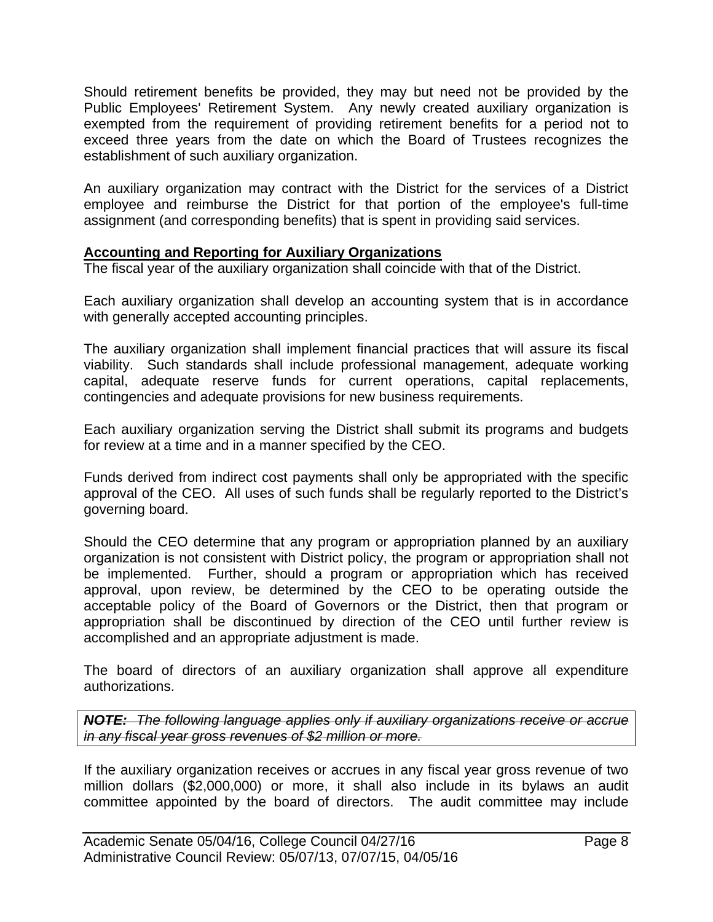Should retirement benefits be provided, they may but need not be provided by the Public Employees' Retirement System. Any newly created auxiliary organization is exempted from the requirement of providing retirement benefits for a period not to exceed three years from the date on which the Board of Trustees recognizes the establishment of such auxiliary organization.

An auxiliary organization may contract with the District for the services of a District employee and reimburse the District for that portion of the employee's full-time assignment (and corresponding benefits) that is spent in providing said services.

**Accounting and Reporting for Auxiliary Organizations**

The fiscal year of the auxiliary organization shall coincide with that of the District.

Each auxiliary organization shall develop an accounting system that is in accordance with generally accepted accounting principles.

The auxiliary organization shall implement financial practices that will assure its fiscal viability. Such standards shall include professional management, adequate working capital, adequate reserve funds for current operations, capital replacements, contingencies and adequate provisions for new business requirements.

Each auxiliary organization serving the District shall submit its programs and budgets for review at a time and in a manner specified by the CEO.

Funds derived from indirect cost payments shall only be appropriated with the specific approval of the CEO. All uses of such funds shall be regularly reported to the District's governing board.

Should the CEO determine that any program or appropriation planned by an auxiliary organization is not consistent with District policy, the program or appropriation shall not be implemented. Further, should a program or appropriation which has received approval, upon review, be determined by the CEO to be operating outside the acceptable policy of the Board of Governors or the District, then that program or appropriation shall be discontinued by direction of the CEO until further review is accomplished and an appropriate adjustment is made.

The board of directors of an auxiliary organization shall approve all expenditure authorizations.

~~***NOTE:*** *The following language applies only if auxiliary organizations receive or accrue in any fiscal year gross revenues of \$2 million or more.*~~

If the auxiliary organization receives or accrues in any fiscal year gross revenue of two million dollars (\$2,000,000) or more, it shall also include in its bylaws an audit committee appointed by the board of directors. The audit committee may include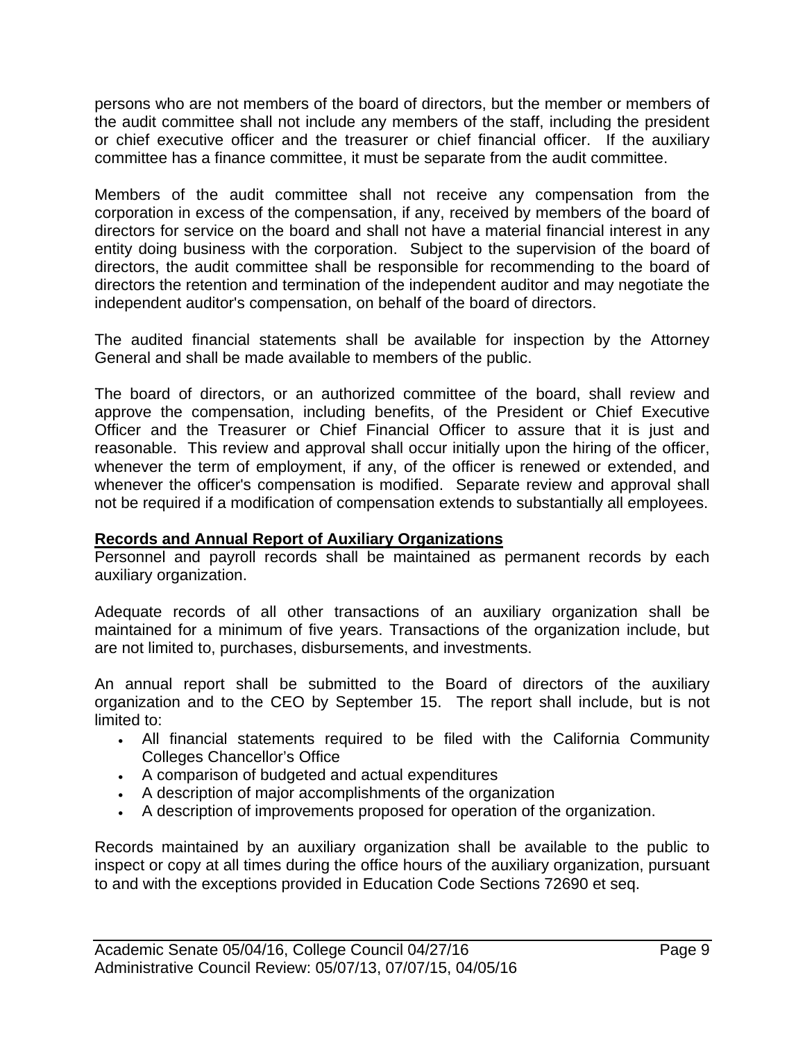persons who are not members of the board of directors, but the member or members of the audit committee shall not include any members of the staff, including the president or chief executive officer and the treasurer or chief financial officer. If the auxiliary committee has a finance committee, it must be separate from the audit committee.

Members of the audit committee shall not receive any compensation from the corporation in excess of the compensation, if any, received by members of the board of directors for service on the board and shall not have a material financial interest in any entity doing business with the corporation. Subject to the supervision of the board of directors, the audit committee shall be responsible for recommending to the board of directors the retention and termination of the independent auditor and may negotiate the independent auditor's compensation, on behalf of the board of directors.

The audited financial statements shall be available for inspection by the Attorney General and shall be made available to members of the public.

The board of directors, or an authorized committee of the board, shall review and approve the compensation, including benefits, of the President or Chief Executive Officer and the Treasurer or Chief Financial Officer to assure that it is just and reasonable. This review and approval shall occur initially upon the hiring of the officer, whenever the term of employment, if any, of the officer is renewed or extended, and whenever the officer's compensation is modified. Separate review and approval shall not be required if a modification of compensation extends to substantially all employees.

**Records and Annual Report of Auxiliary Organizations**

Personnel and payroll records shall be maintained as permanent records by each auxiliary organization.

Adequate records of all other transactions of an auxiliary organization shall be maintained for a minimum of five years. Transactions of the organization include, but are not limited to, purchases, disbursements, and investments.

An annual report shall be submitted to the Board of directors of the auxiliary organization and to the CEO by September 15. The report shall include, but is not limited to:

- All financial statements required to be filed with the California Community Colleges Chancellor's Office
- A comparison of budgeted and actual expenditures
- A description of major accomplishments of the organization
- A description of improvements proposed for operation of the organization.

Records maintained by an auxiliary organization shall be available to the public to inspect or copy at all times during the office hours of the auxiliary organization, pursuant to and with the exceptions provided in Education Code Sections 72690 et seq.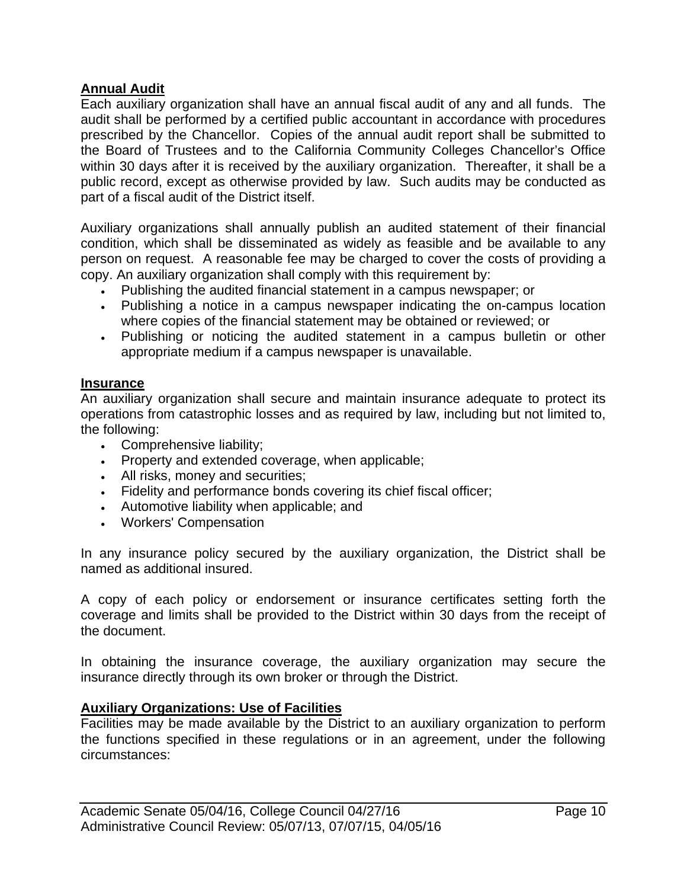**Annual Audit**

Each auxiliary organization shall have an annual fiscal audit of any and all funds. The audit shall be performed by a certified public accountant in accordance with procedures prescribed by the Chancellor. Copies of the annual audit report shall be submitted to the Board of Trustees and to the California Community Colleges Chancellor's Office within 30 days after it is received by the auxiliary organization. Thereafter, it shall be a public record, except as otherwise provided by law. Such audits may be conducted as part of a fiscal audit of the District itself.

Auxiliary organizations shall annually publish an audited statement of their financial condition, which shall be disseminated as widely as feasible and be available to any person on request. A reasonable fee may be charged to cover the costs of providing a copy. An auxiliary organization shall comply with this requirement by:

- Publishing the audited financial statement in a campus newspaper; or
- Publishing a notice in a campus newspaper indicating the on-campus location where copies of the financial statement may be obtained or reviewed; or
- Publishing or noticing the audited statement in a campus bulletin or other appropriate medium if a campus newspaper is unavailable.

**Insurance**

An auxiliary organization shall secure and maintain insurance adequate to protect its operations from catastrophic losses and as required by law, including but not limited to, the following:

- Comprehensive liability;
- Property and extended coverage, when applicable;
- All risks, money and securities;
- Fidelity and performance bonds covering its chief fiscal officer;
- Automotive liability when applicable; and
- Workers' Compensation

In any insurance policy secured by the auxiliary organization, the District shall be named as additional insured.

A copy of each policy or endorsement or insurance certificates setting forth the coverage and limits shall be provided to the District within 30 days from the receipt of the document.

In obtaining the insurance coverage, the auxiliary organization may secure the insurance directly through its own broker or through the District.

**Auxiliary Organizations: Use of Facilities**

Facilities may be made available by the District to an auxiliary organization to perform the functions specified in these regulations or in an agreement, under the following circumstances: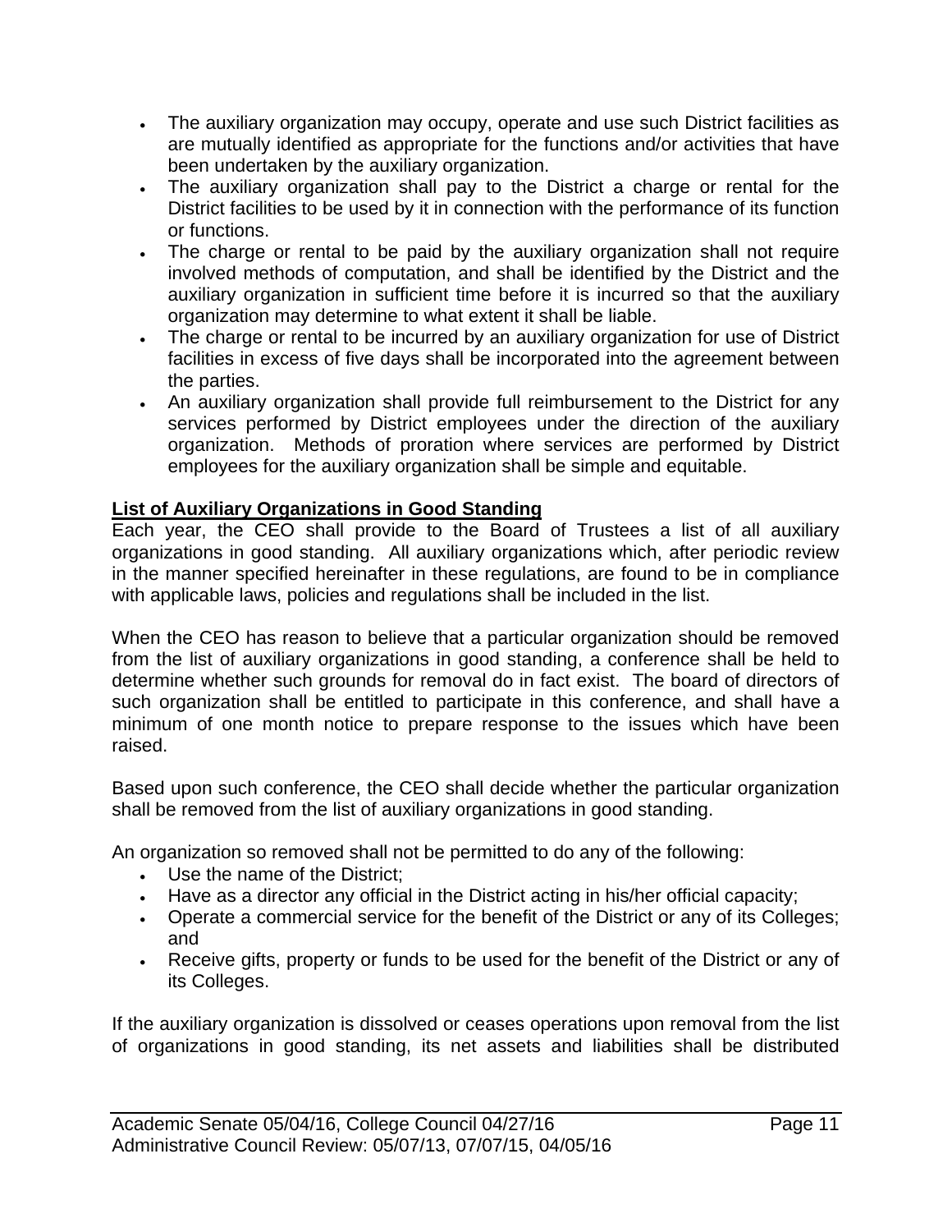- The auxiliary organization may occupy, operate and use such District facilities as are mutually identified as appropriate for the functions and/or activities that have been undertaken by the auxiliary organization.
- The auxiliary organization shall pay to the District a charge or rental for the District facilities to be used by it in connection with the performance of its function or functions.
- The charge or rental to be paid by the auxiliary organization shall not require involved methods of computation, and shall be identified by the District and the auxiliary organization in sufficient time before it is incurred so that the auxiliary organization may determine to what extent it shall be liable.
- The charge or rental to be incurred by an auxiliary organization for use of District facilities in excess of five days shall be incorporated into the agreement between the parties.
- An auxiliary organization shall provide full reimbursement to the District for any services performed by District employees under the direction of the auxiliary organization. Methods of proration where services are performed by District employees for the auxiliary organization shall be simple and equitable.

**List of Auxiliary Organizations in Good Standing**

Each year, the CEO shall provide to the Board of Trustees a list of all auxiliary organizations in good standing. All auxiliary organizations which, after periodic review in the manner specified hereinafter in these regulations, are found to be in compliance with applicable laws, policies and regulations shall be included in the list.

When the CEO has reason to believe that a particular organization should be removed from the list of auxiliary organizations in good standing, a conference shall be held to determine whether such grounds for removal do in fact exist. The board of directors of such organization shall be entitled to participate in this conference, and shall have a minimum of one month notice to prepare response to the issues which have been raised.

Based upon such conference, the CEO shall decide whether the particular organization shall be removed from the list of auxiliary organizations in good standing.

An organization so removed shall not be permitted to do any of the following:

- Use the name of the District;
- Have as a director any official in the District acting in his/her official capacity;
- Operate a commercial service for the benefit of the District or any of its Colleges; and
- Receive gifts, property or funds to be used for the benefit of the District or any of its Colleges.

If the auxiliary organization is dissolved or ceases operations upon removal from the list of organizations in good standing, its net assets and liabilities shall be distributed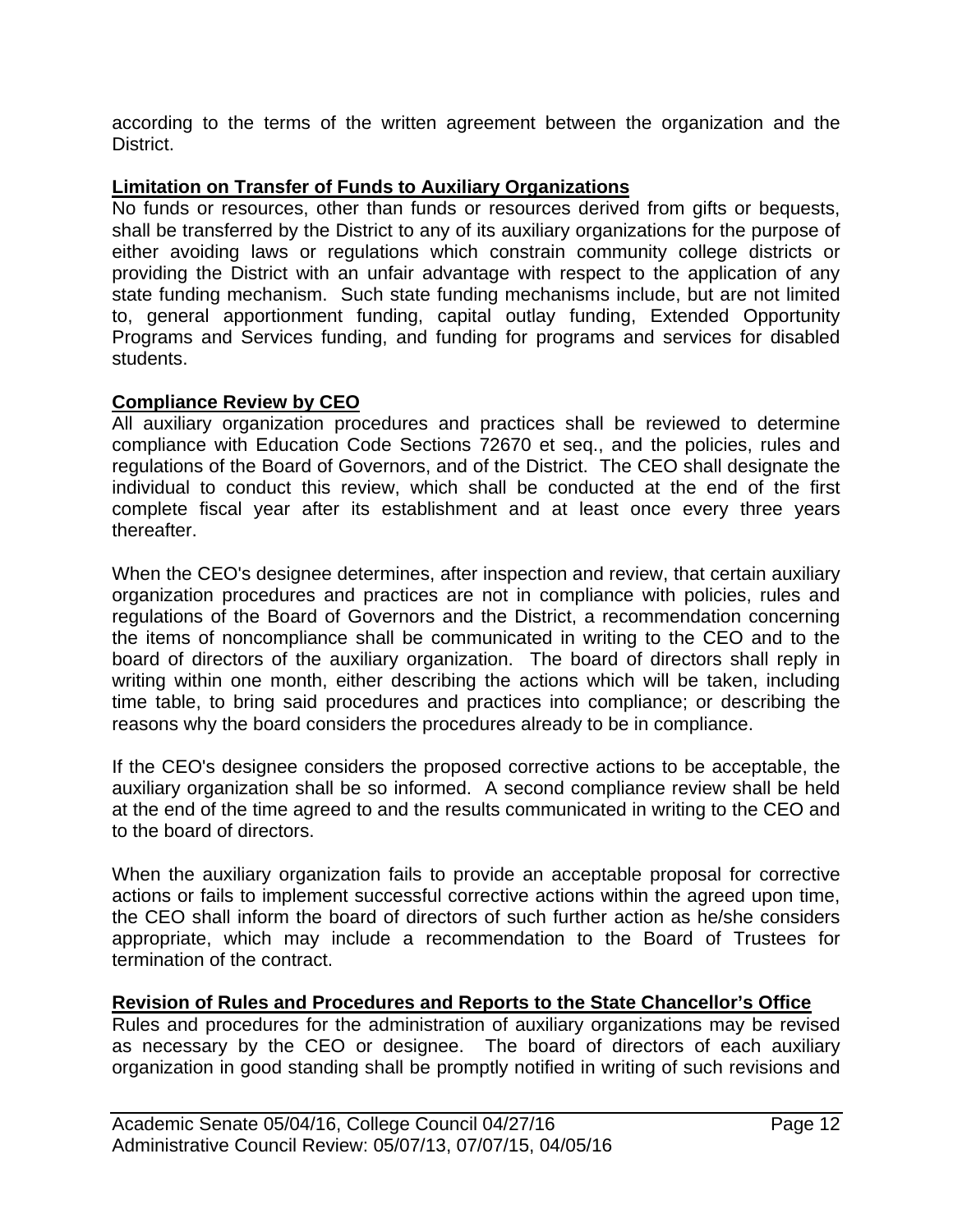according to the terms of the written agreement between the organization and the District.

**Limitation on Transfer of Funds to Auxiliary Organizations**

No funds or resources, other than funds or resources derived from gifts or bequests, shall be transferred by the District to any of its auxiliary organizations for the purpose of either avoiding laws or regulations which constrain community college districts or providing the District with an unfair advantage with respect to the application of any state funding mechanism. Such state funding mechanisms include, but are not limited to, general apportionment funding, capital outlay funding, Extended Opportunity Programs and Services funding, and funding for programs and services for disabled students.

**Compliance Review by CEO**

All auxiliary organization procedures and practices shall be reviewed to determine compliance with Education Code Sections 72670 et seq., and the policies, rules and regulations of the Board of Governors, and of the District. The CEO shall designate the individual to conduct this review, which shall be conducted at the end of the first complete fiscal year after its establishment and at least once every three years thereafter.

When the CEO's designee determines, after inspection and review, that certain auxiliary organization procedures and practices are not in compliance with policies, rules and regulations of the Board of Governors and the District, a recommendation concerning the items of noncompliance shall be communicated in writing to the CEO and to the board of directors of the auxiliary organization. The board of directors shall reply in writing within one month, either describing the actions which will be taken, including time table, to bring said procedures and practices into compliance; or describing the reasons why the board considers the procedures already to be in compliance.

If the CEO's designee considers the proposed corrective actions to be acceptable, the auxiliary organization shall be so informed. A second compliance review shall be held at the end of the time agreed to and the results communicated in writing to the CEO and to the board of directors.

When the auxiliary organization fails to provide an acceptable proposal for corrective actions or fails to implement successful corrective actions within the agreed upon time, the CEO shall inform the board of directors of such further action as he/she considers appropriate, which may include a recommendation to the Board of Trustees for termination of the contract.

**Revision of Rules and Procedures and Reports to the State Chancellor's Office**

Rules and procedures for the administration of auxiliary organizations may be revised as necessary by the CEO or designee. The board of directors of each auxiliary organization in good standing shall be promptly notified in writing of such revisions and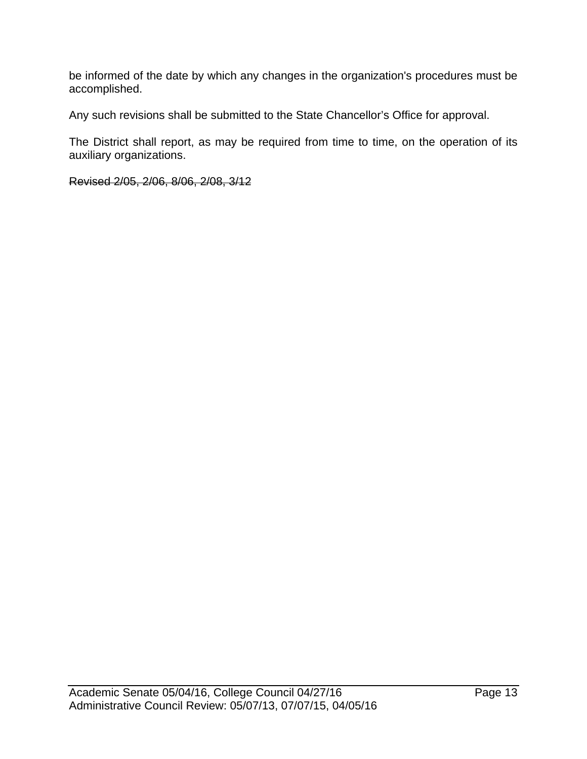be informed of the date by which any changes in the organization's procedures must be accomplished.

Any such revisions shall be submitted to the State Chancellor's Office for approval.

The District shall report, as may be required from time to time, on the operation of its auxiliary organizations.

~~Revised 2/05, 2/06, 8/06, 2/08, 3/12~~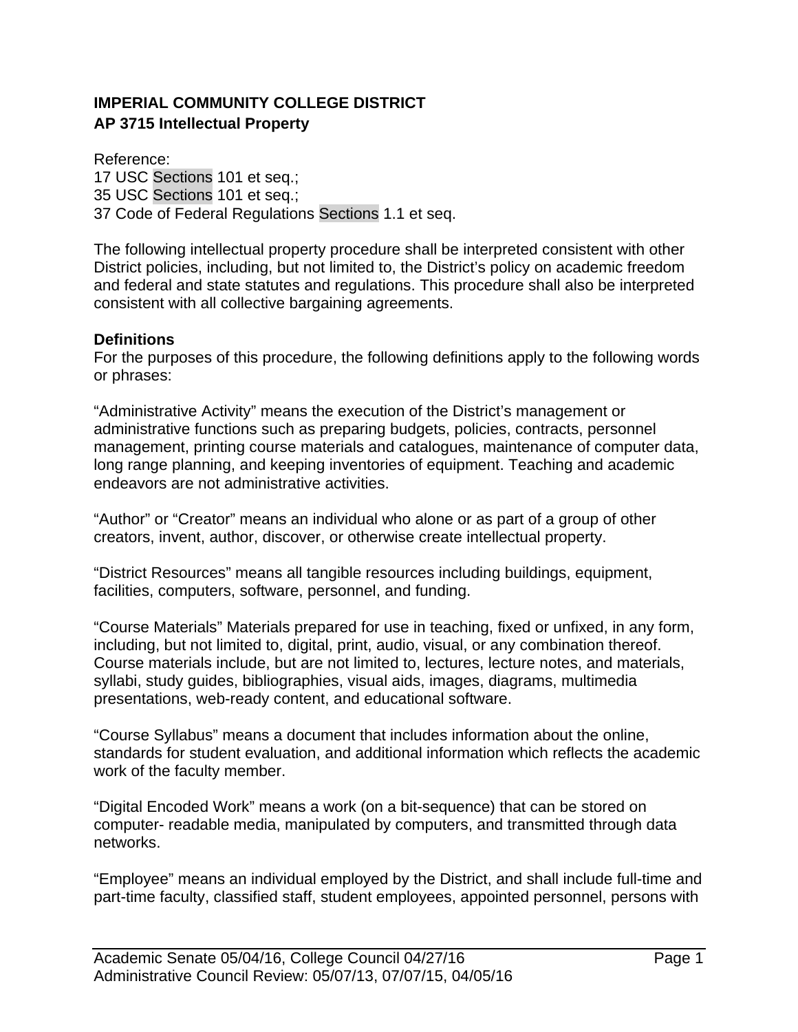**IMPERIAL COMMUNITY COLLEGE DISTRICT**
**AP 3715 Intellectual Property**

Reference:
17 USC Sections 101 et seq.;
35 USC Sections 101 et seq.;
37 Code of Federal Regulations Sections 1.1 et seq.

The following intellectual property procedure shall be interpreted consistent with other District policies, including, but not limited to, the District's policy on academic freedom and federal and state statutes and regulations. This procedure shall also be interpreted consistent with all collective bargaining agreements.

**Definitions**
For the purposes of this procedure, the following definitions apply to the following words or phrases:

"Administrative Activity" means the execution of the District's management or administrative functions such as preparing budgets, policies, contracts, personnel management, printing course materials and catalogues, maintenance of computer data, long range planning, and keeping inventories of equipment. Teaching and academic endeavors are not administrative activities.

"Author" or "Creator" means an individual who alone or as part of a group of other creators, invent, author, discover, or otherwise create intellectual property.

"District Resources" means all tangible resources including buildings, equipment, facilities, computers, software, personnel, and funding.

"Course Materials" Materials prepared for use in teaching, fixed or unfixed, in any form, including, but not limited to, digital, print, audio, visual, or any combination thereof. Course materials include, but are not limited to, lectures, lecture notes, and materials, syllabi, study guides, bibliographies, visual aids, images, diagrams, multimedia presentations, web-ready content, and educational software.

"Course Syllabus" means a document that includes information about the online, standards for student evaluation, and additional information which reflects the academic work of the faculty member.

"Digital Encoded Work" means a work (on a bit-sequence) that can be stored on computer- readable media, manipulated by computers, and transmitted through data networks.

"Employee" means an individual employed by the District, and shall include full-time and part-time faculty, classified staff, student employees, appointed personnel, persons with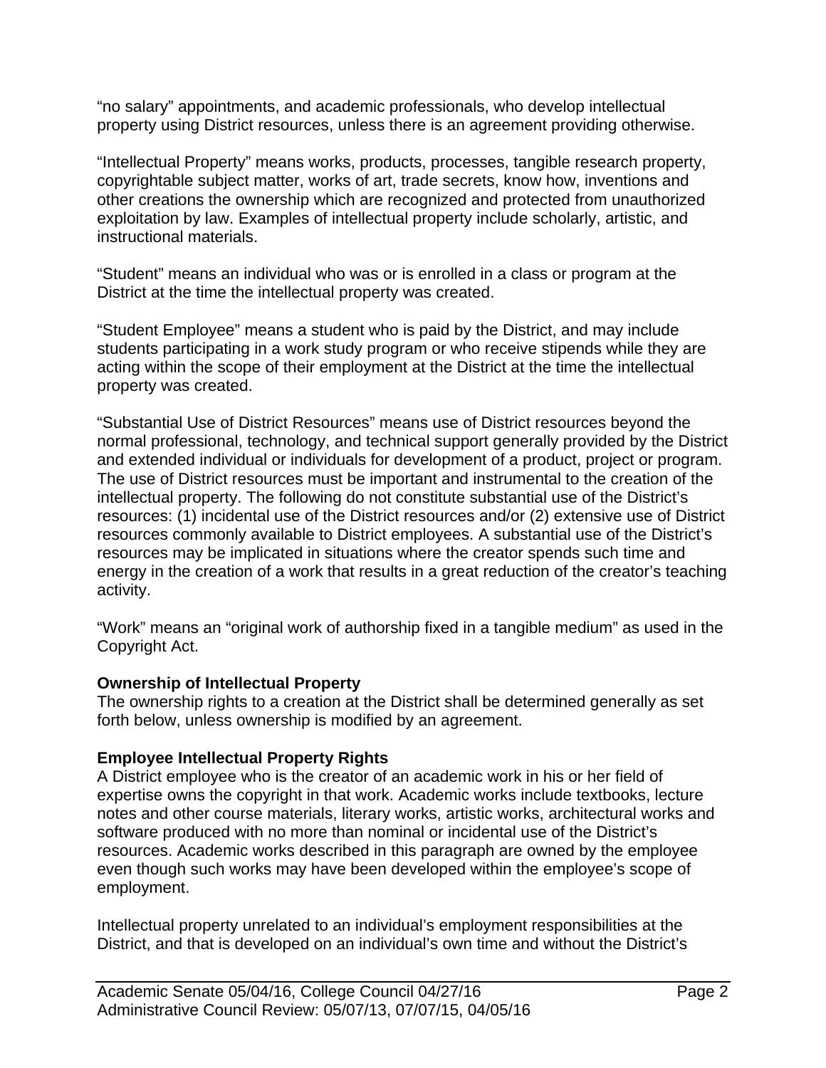"no salary" appointments, and academic professionals, who develop intellectual property using District resources, unless there is an agreement providing otherwise.

"Intellectual Property" means works, products, processes, tangible research property, copyrightable subject matter, works of art, trade secrets, know how, inventions and other creations the ownership which are recognized and protected from unauthorized exploitation by law. Examples of intellectual property include scholarly, artistic, and instructional materials.

"Student" means an individual who was or is enrolled in a class or program at the District at the time the intellectual property was created.

"Student Employee" means a student who is paid by the District, and may include students participating in a work study program or who receive stipends while they are acting within the scope of their employment at the District at the time the intellectual property was created.

"Substantial Use of District Resources" means use of District resources beyond the normal professional, technology, and technical support generally provided by the District and extended individual or individuals for development of a product, project or program. The use of District resources must be important and instrumental to the creation of the intellectual property. The following do not constitute substantial use of the District's resources: (1) incidental use of the District resources and/or (2) extensive use of District resources commonly available to District employees. A substantial use of the District's resources may be implicated in situations where the creator spends such time and energy in the creation of a work that results in a great reduction of the creator's teaching activity.

"Work" means an "original work of authorship fixed in a tangible medium" as used in the Copyright Act.

**Ownership of Intellectual Property**
The ownership rights to a creation at the District shall be determined generally as set forth below, unless ownership is modified by an agreement.

**Employee Intellectual Property Rights**
A District employee who is the creator of an academic work in his or her field of expertise owns the copyright in that work. Academic works include textbooks, lecture notes and other course materials, literary works, artistic works, architectural works and software produced with no more than nominal or incidental use of the District's resources. Academic works described in this paragraph are owned by the employee even though such works may have been developed within the employee's scope of employment.

Intellectual property unrelated to an individual's employment responsibilities at the District, and that is developed on an individual's own time and without the District's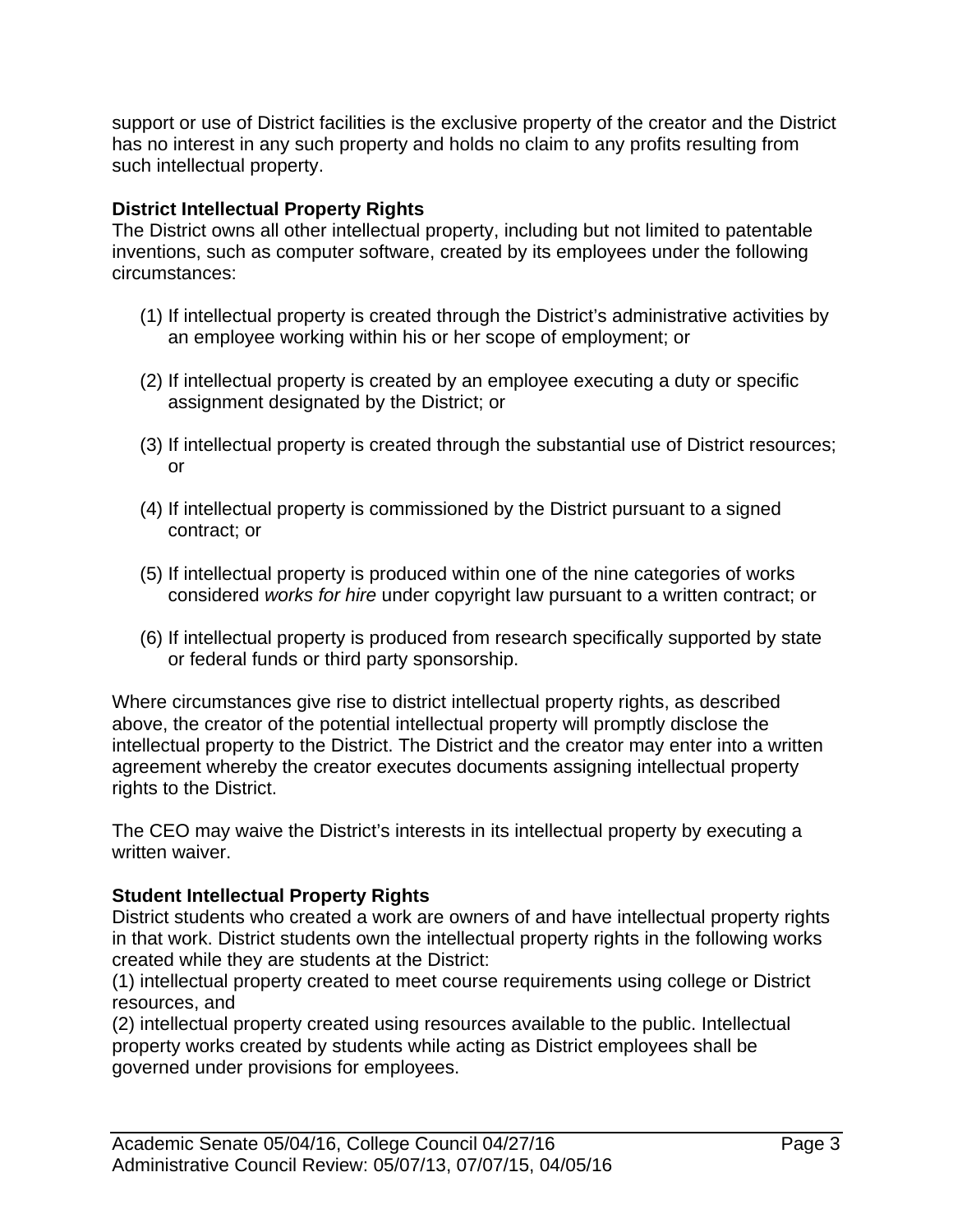support or use of District facilities is the exclusive property of the creator and the District has no interest in any such property and holds no claim to any profits resulting from such intellectual property.

**District Intellectual Property Rights**
The District owns all other intellectual property, including but not limited to patentable inventions, such as computer software, created by its employees under the following circumstances:

(1) If intellectual property is created through the District's administrative activities by an employee working within his or her scope of employment; or

(2) If intellectual property is created by an employee executing a duty or specific assignment designated by the District; or

(3) If intellectual property is created through the substantial use of District resources; or

(4) If intellectual property is commissioned by the District pursuant to a signed contract; or

(5) If intellectual property is produced within one of the nine categories of works considered *works for hire* under copyright law pursuant to a written contract; or

(6) If intellectual property is produced from research specifically supported by state or federal funds or third party sponsorship.

Where circumstances give rise to district intellectual property rights, as described above, the creator of the potential intellectual property will promptly disclose the intellectual property to the District. The District and the creator may enter into a written agreement whereby the creator executes documents assigning intellectual property rights to the District.

The CEO may waive the District's interests in its intellectual property by executing a written waiver.

**Student Intellectual Property Rights**
District students who created a work are owners of and have intellectual property rights in that work. District students own the intellectual property rights in the following works created while they are students at the District:
(1) intellectual property created to meet course requirements using college or District resources, and
(2) intellectual property created using resources available to the public. Intellectual property works created by students while acting as District employees shall be governed under provisions for employees.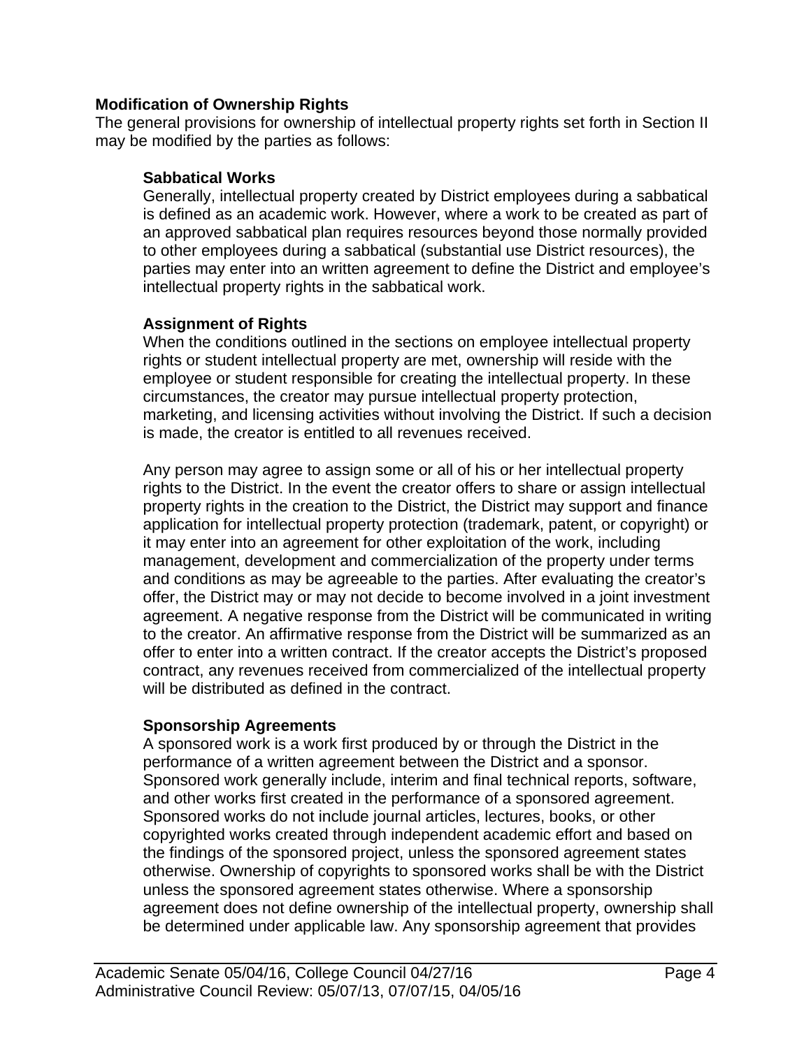**Modification of Ownership Rights**

The general provisions for ownership of intellectual property rights set forth in Section II may be modified by the parties as follows:

**Sabbatical Works**

Generally, intellectual property created by District employees during a sabbatical is defined as an academic work. However, where a work to be created as part of an approved sabbatical plan requires resources beyond those normally provided to other employees during a sabbatical (substantial use District resources), the parties may enter into an written agreement to define the District and employee's intellectual property rights in the sabbatical work.

**Assignment of Rights**

When the conditions outlined in the sections on employee intellectual property rights or student intellectual property are met, ownership will reside with the employee or student responsible for creating the intellectual property. In these circumstances, the creator may pursue intellectual property protection, marketing, and licensing activities without involving the District. If such a decision is made, the creator is entitled to all revenues received.

Any person may agree to assign some or all of his or her intellectual property rights to the District. In the event the creator offers to share or assign intellectual property rights in the creation to the District, the District may support and finance application for intellectual property protection (trademark, patent, or copyright) or it may enter into an agreement for other exploitation of the work, including management, development and commercialization of the property under terms and conditions as may be agreeable to the parties. After evaluating the creator's offer, the District may or may not decide to become involved in a joint investment agreement. A negative response from the District will be communicated in writing to the creator. An affirmative response from the District will be summarized as an offer to enter into a written contract. If the creator accepts the District's proposed contract, any revenues received from commercialized of the intellectual property will be distributed as defined in the contract.

**Sponsorship Agreements**

A sponsored work is a work first produced by or through the District in the performance of a written agreement between the District and a sponsor. Sponsored work generally include, interim and final technical reports, software, and other works first created in the performance of a sponsored agreement. Sponsored works do not include journal articles, lectures, books, or other copyrighted works created through independent academic effort and based on the findings of the sponsored project, unless the sponsored agreement states otherwise. Ownership of copyrights to sponsored works shall be with the District unless the sponsored agreement states otherwise. Where a sponsorship agreement does not define ownership of the intellectual property, ownership shall be determined under applicable law. Any sponsorship agreement that provides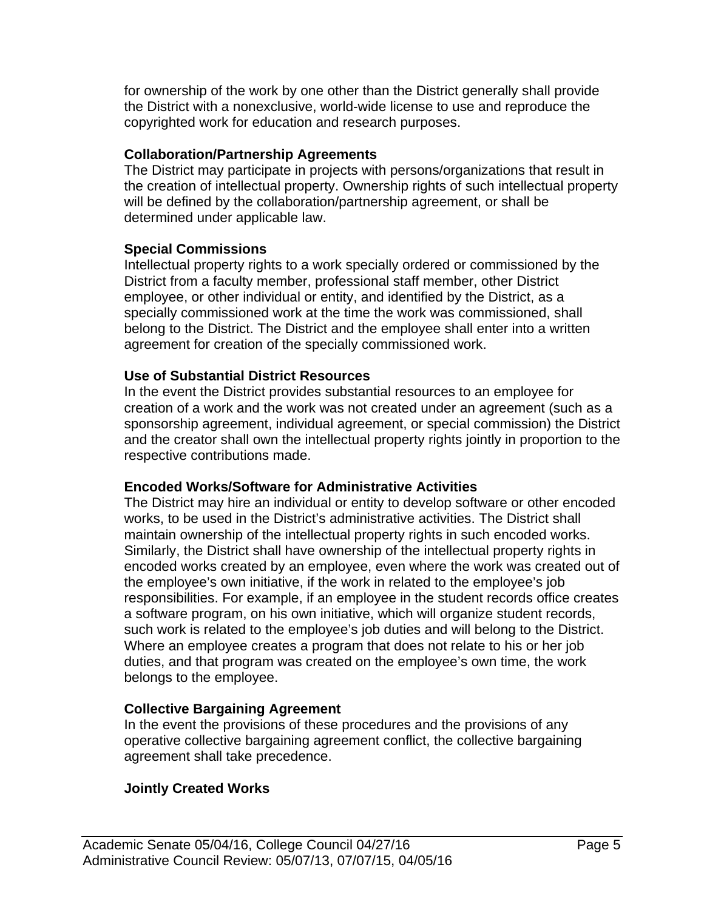for ownership of the work by one other than the District generally shall provide the District with a nonexclusive, world-wide license to use and reproduce the copyrighted work for education and research purposes.

**Collaboration/Partnership Agreements**

The District may participate in projects with persons/organizations that result in the creation of intellectual property. Ownership rights of such intellectual property will be defined by the collaboration/partnership agreement, or shall be determined under applicable law.

**Special Commissions**

Intellectual property rights to a work specially ordered or commissioned by the District from a faculty member, professional staff member, other District employee, or other individual or entity, and identified by the District, as a specially commissioned work at the time the work was commissioned, shall belong to the District. The District and the employee shall enter into a written agreement for creation of the specially commissioned work.

**Use of Substantial District Resources**

In the event the District provides substantial resources to an employee for creation of a work and the work was not created under an agreement (such as a sponsorship agreement, individual agreement, or special commission) the District and the creator shall own the intellectual property rights jointly in proportion to the respective contributions made.

**Encoded Works/Software for Administrative Activities**

The District may hire an individual or entity to develop software or other encoded works, to be used in the District's administrative activities. The District shall maintain ownership of the intellectual property rights in such encoded works. Similarly, the District shall have ownership of the intellectual property rights in encoded works created by an employee, even where the work was created out of the employee's own initiative, if the work in related to the employee's job responsibilities. For example, if an employee in the student records office creates a software program, on his own initiative, which will organize student records, such work is related to the employee's job duties and will belong to the District. Where an employee creates a program that does not relate to his or her job duties, and that program was created on the employee's own time, the work belongs to the employee.

**Collective Bargaining Agreement**

In the event the provisions of these procedures and the provisions of any operative collective bargaining agreement conflict, the collective bargaining agreement shall take precedence.

**Jointly Created Works**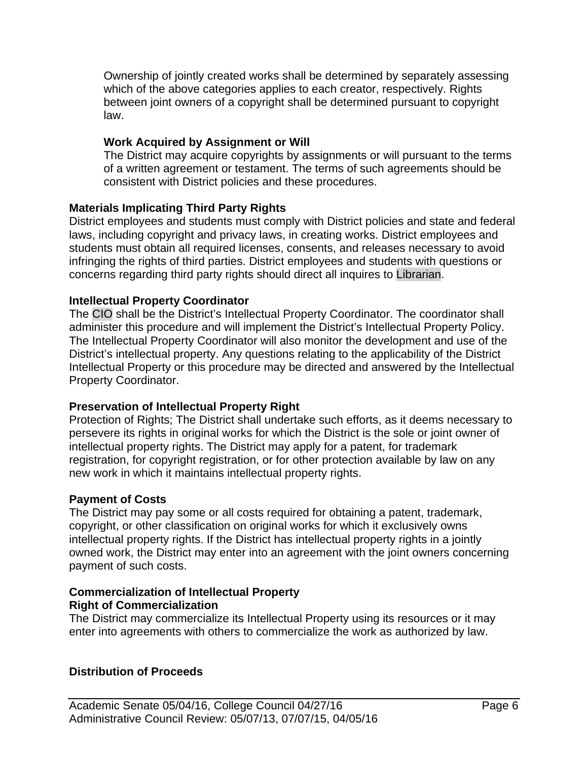Ownership of jointly created works shall be determined by separately assessing which of the above categories applies to each creator, respectively. Rights between joint owners of a copyright shall be determined pursuant to copyright law.

**Work Acquired by Assignment or Will**

The District may acquire copyrights by assignments or will pursuant to the terms of a written agreement or testament. The terms of such agreements should be consistent with District policies and these procedures.

**Materials Implicating Third Party Rights**

District employees and students must comply with District policies and state and federal laws, including copyright and privacy laws, in creating works. District employees and students must obtain all required licenses, consents, and releases necessary to avoid infringing the rights of third parties. District employees and students with questions or concerns regarding third party rights should direct all inquires to Librarian.

**Intellectual Property Coordinator**

The CIO shall be the District's Intellectual Property Coordinator. The coordinator shall administer this procedure and will implement the District's Intellectual Property Policy. The Intellectual Property Coordinator will also monitor the development and use of the District's intellectual property. Any questions relating to the applicability of the District Intellectual Property or this procedure may be directed and answered by the Intellectual Property Coordinator.

**Preservation of Intellectual Property Right**

Protection of Rights; The District shall undertake such efforts, as it deems necessary to persevere its rights in original works for which the District is the sole or joint owner of intellectual property rights. The District may apply for a patent, for trademark registration, for copyright registration, or for other protection available by law on any new work in which it maintains intellectual property rights.

**Payment of Costs**

The District may pay some or all costs required for obtaining a patent, trademark, copyright, or other classification on original works for which it exclusively owns intellectual property rights. If the District has intellectual property rights in a jointly owned work, the District may enter into an agreement with the joint owners concerning payment of such costs.

**Commercialization of Intellectual Property**
**Right of Commercialization**

The District may commercialize its Intellectual Property using its resources or it may enter into agreements with others to commercialize the work as authorized by law.

**Distribution of Proceeds**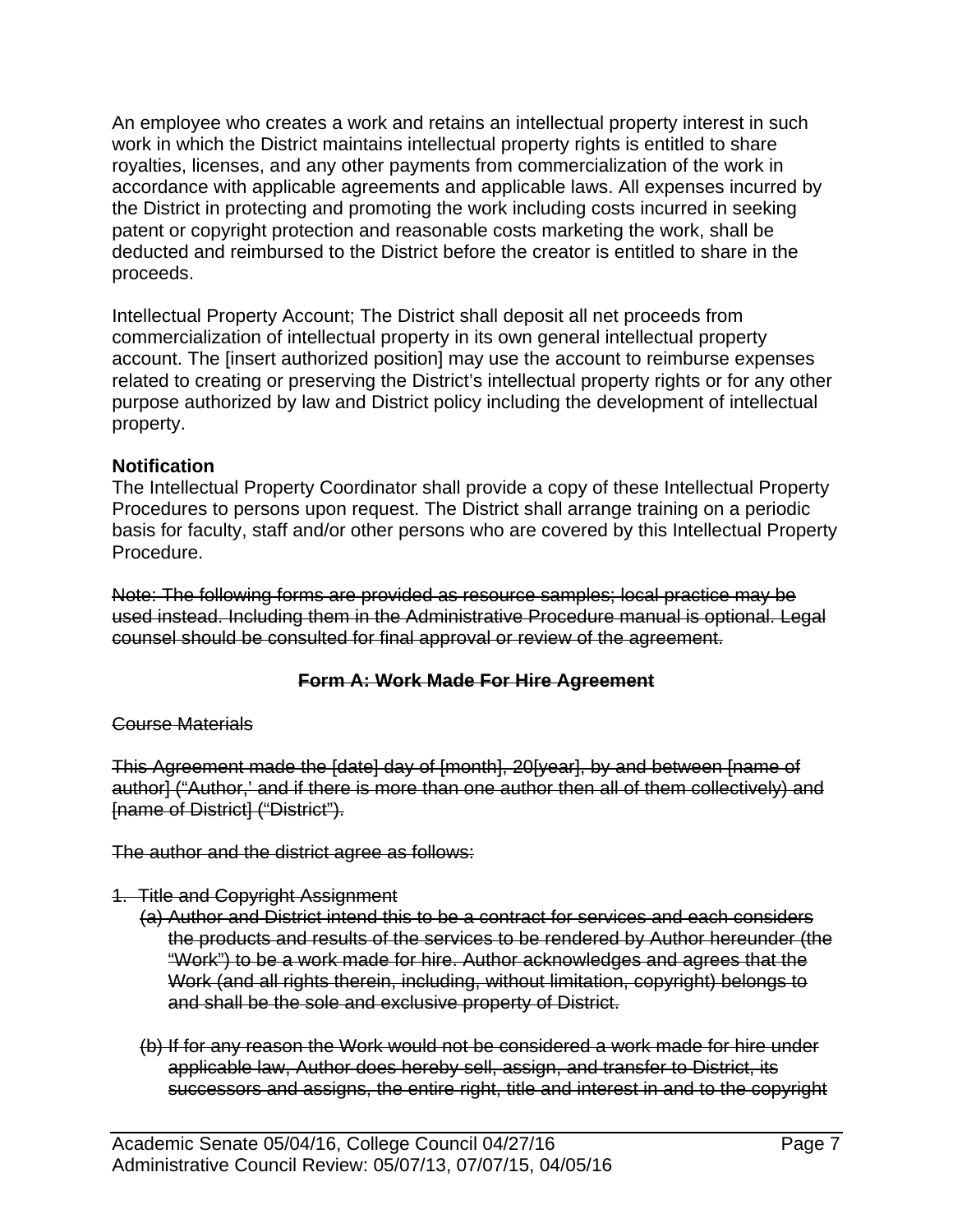An employee who creates a work and retains an intellectual property interest in such work in which the District maintains intellectual property rights is entitled to share royalties, licenses, and any other payments from commercialization of the work in accordance with applicable agreements and applicable laws. All expenses incurred by the District in protecting and promoting the work including costs incurred in seeking patent or copyright protection and reasonable costs marketing the work, shall be deducted and reimbursed to the District before the creator is entitled to share in the proceeds.

Intellectual Property Account; The District shall deposit all net proceeds from commercialization of intellectual property in its own general intellectual property account. The [insert authorized position] may use the account to reimburse expenses related to creating or preserving the District's intellectual property rights or for any other purpose authorized by law and District policy including the development of intellectual property.

**Notification**
The Intellectual Property Coordinator shall provide a copy of these Intellectual Property Procedures to persons upon request. The District shall arrange training on a periodic basis for faculty, staff and/or other persons who are covered by this Intellectual Property Procedure.

~~Note: The following forms are provided as resource samples; local practice may be used instead. Including them in the Administrative Procedure manual is optional. Legal counsel should be consulted for final approval or review of the agreement.~~

**~~Form A: Work Made For Hire Agreement~~**

~~Course Materials~~

~~This Agreement made the [date] day of [month], 20[year], by and between [name of author] ("Author,' and if there is more than one author then all of them collectively) and [name of District] ("District").~~

~~The author and the district agree as follows:~~

1. ~~Title and Copyright Assignment~~
   (a) ~~Author and District intend this to be a contract for services and each considers the products and results of the services to be rendered by Author hereunder (the "Work") to be a work made for hire. Author acknowledges and agrees that the Work (and all rights therein, including, without limitation, copyright) belongs to and shall be the sole and exclusive property of District.~~

   (b) ~~If for any reason the Work would not be considered a work made for hire under applicable law, Author does hereby sell, assign, and transfer to District, its successors and assigns, the entire right, title and interest in and to the copyright~~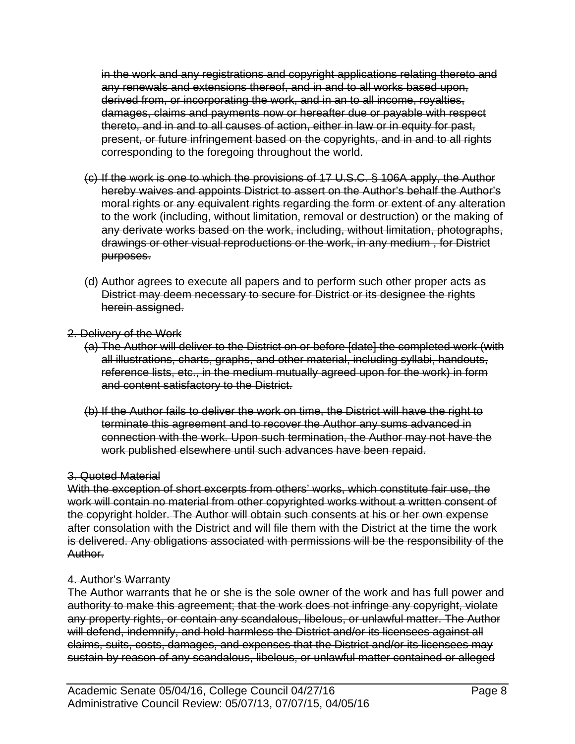~~in the work and any registrations and copyright applications relating thereto and any renewals and extensions thereof, and in and to all works based upon, derived from, or incorporating the work, and in an to all income, royalties, damages, claims and payments now or hereafter due or payable with respect thereto, and in and to all causes of action, either in law or in equity for past, present, or future infringement based on the copyrights, and in and to all rights corresponding to the foregoing throughout the world.~~

~~(c) If the work is one to which the provisions of 17 U.S.C. § 106A apply, the Author hereby waives and appoints District to assert on the Author's behalf the Author's moral rights or any equivalent rights regarding the form or extent of any alteration to the work (including, without limitation, removal or destruction) or the making of any derivate works based on the work, including, without limitation, photographs, drawings or other visual reproductions or the work, in any medium , for District purposes.~~

~~(d) Author agrees to execute all papers and to perform such other proper acts as District may deem necessary to secure for District or its designee the rights herein assigned.~~

~~2. Delivery of the Work~~

~~(a) The Author will deliver to the District on or before [date] the completed work (with all illustrations, charts, graphs, and other material, including syllabi, handouts, reference lists, etc., in the medium mutually agreed upon for the work) in form and content satisfactory to the District.~~

~~(b) If the Author fails to deliver the work on time, the District will have the right to terminate this agreement and to recover the Author any sums advanced in connection with the work. Upon such termination, the Author may not have the work published elsewhere until such advances have been repaid.~~

~~3. Quoted Material~~

~~With the exception of short excerpts from others' works, which constitute fair use, the work will contain no material from other copyrighted works without a written consent of the copyright holder. The Author will obtain such consents at his or her own expense after consolation with the District and will file them with the District at the time the work is delivered. Any obligations associated with permissions will be the responsibility of the Author.~~

~~4. Author's Warranty~~

~~The Author warrants that he or she is the sole owner of the work and has full power and authority to make this agreement; that the work does not infringe any copyright, violate any property rights, or contain any scandalous, libelous, or unlawful matter. The Author will defend, indemnify, and hold harmless the District and/or its licensees against all claims, suits, costs, damages, and expenses that the District and/or its licensees may sustain by reason of any scandalous, libelous, or unlawful matter contained or alleged~~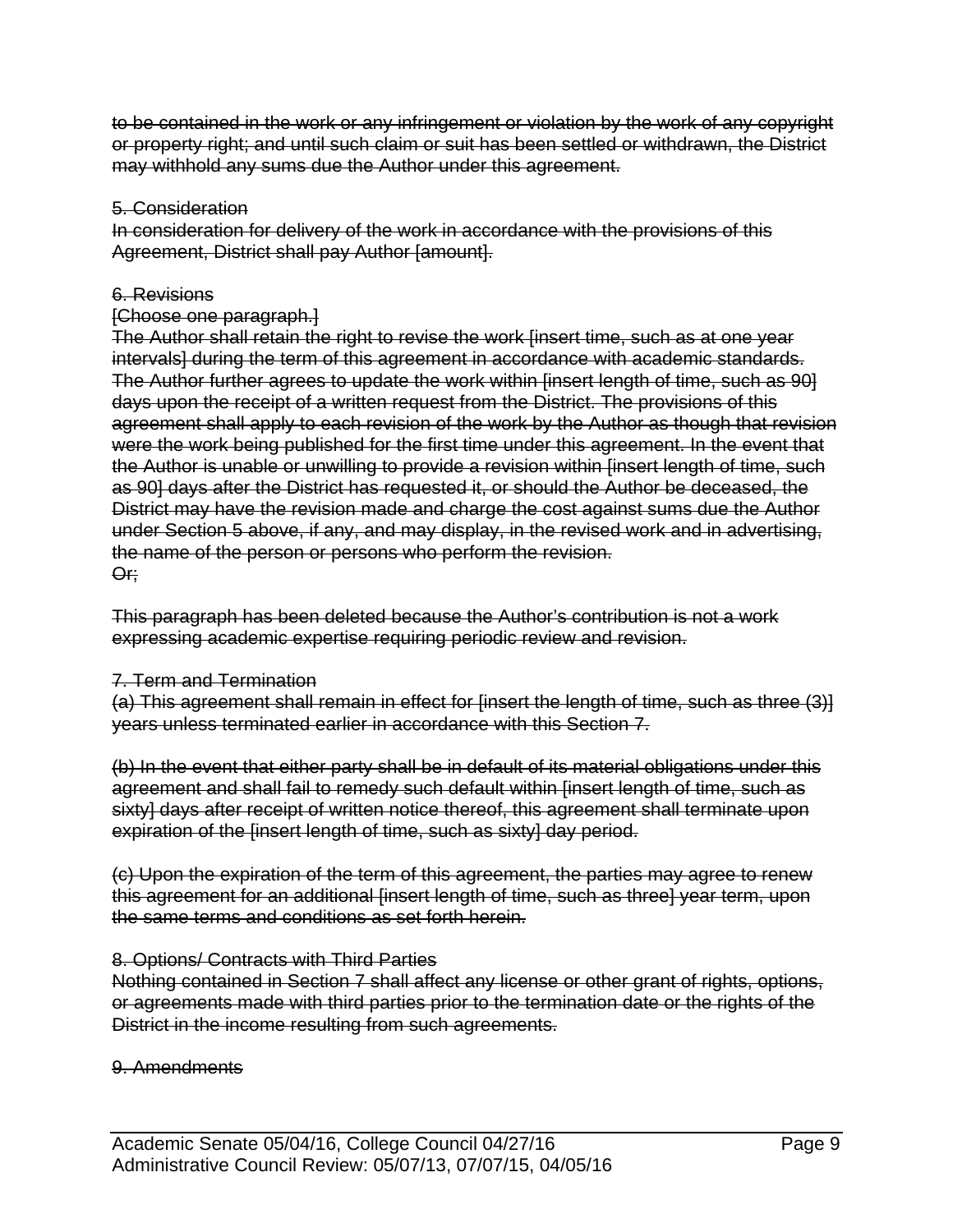~~to be contained in the work or any infringement or violation by the work of any copyright or property right; and until such claim or suit has been settled or withdrawn, the District may withhold any sums due the Author under this agreement.~~

~~5. Consideration~~
~~In consideration for delivery of the work in accordance with the provisions of this Agreement, District shall pay Author [amount].~~

~~6. Revisions~~
~~[Choose one paragraph.]~~
~~The Author shall retain the right to revise the work [insert time, such as at one year intervals] during the term of this agreement in accordance with academic standards. The Author further agrees to update the work within [insert length of time, such as 90] days upon the receipt of a written request from the District. The provisions of this agreement shall apply to each revision of the work by the Author as though that revision were the work being published for the first time under this agreement. In the event that the Author is unable or unwilling to provide a revision within [insert length of time, such as 90] days after the District has requested it, or should the Author be deceased, the District may have the revision made and charge the cost against sums due the Author under Section 5 above, if any, and may display, in the revised work and in advertising, the name of the person or persons who perform the revision.~~
~~Or;~~

~~This paragraph has been deleted because the Author's contribution is not a work expressing academic expertise requiring periodic review and revision.~~

~~7. Term and Termination~~
~~(a) This agreement shall remain in effect for [insert the length of time, such as three (3)] years unless terminated earlier in accordance with this Section 7.~~

~~(b) In the event that either party shall be in default of its material obligations under this agreement and shall fail to remedy such default within [insert length of time, such as sixty] days after receipt of written notice thereof, this agreement shall terminate upon expiration of the [insert length of time, such as sixty] day period.~~

~~(c) Upon the expiration of the term of this agreement, the parties may agree to renew this agreement for an additional [insert length of time, such as three] year term, upon the same terms and conditions as set forth herein.~~

~~8. Options/ Contracts with Third Parties~~
~~Nothing contained in Section 7 shall affect any license or other grant of rights, options, or agreements made with third parties prior to the termination date or the rights of the District in the income resulting from such agreements.~~

~~9. Amendments~~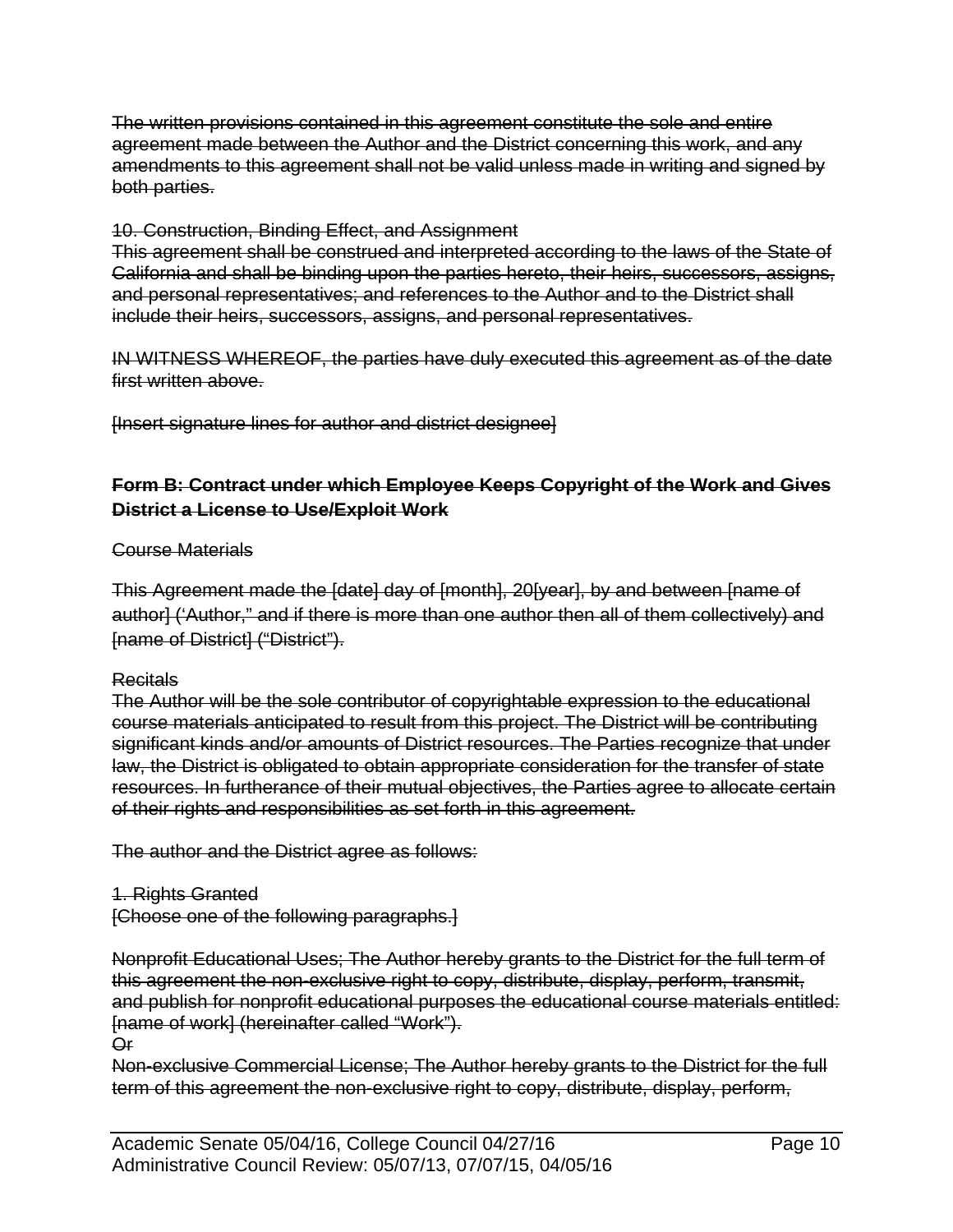~~The written provisions contained in this agreement constitute the sole and entire agreement made between the Author and the District concerning this work, and any amendments to this agreement shall not be valid unless made in writing and signed by both parties.~~

~~10. Construction, Binding Effect, and Assignment~~
~~This agreement shall be construed and interpreted according to the laws of the State of California and shall be binding upon the parties hereto, their heirs, successors, assigns, and personal representatives; and references to the Author and to the District shall include their heirs, successors, assigns, and personal representatives.~~

~~IN WITNESS WHEREOF, the parties have duly executed this agreement as of the date first written above.~~

~~[Insert signature lines for author and district designee]~~

**~~Form B: Contract under which Employee Keeps Copyright of the Work and Gives District a License to Use/Exploit Work~~**

~~Course Materials~~

~~This Agreement made the [date] day of [month], 20[year], by and between [name of author] ('Author," and if there is more than one author then all of them collectively) and [name of District] ("District").~~

~~Recitals~~
~~The Author will be the sole contributor of copyrightable expression to the educational course materials anticipated to result from this project. The District will be contributing significant kinds and/or amounts of District resources. The Parties recognize that under law, the District is obligated to obtain appropriate consideration for the transfer of state resources. In furtherance of their mutual objectives, the Parties agree to allocate certain of their rights and responsibilities as set forth in this agreement.~~

~~The author and the District agree as follows:~~

~~1. Rights Granted~~
~~[Choose one of the following paragraphs.]~~

~~Nonprofit Educational Uses; The Author hereby grants to the District for the full term of this agreement the non-exclusive right to copy, distribute, display, perform, transmit, and publish for nonprofit educational purposes the educational course materials entitled: [name of work] (hereinafter called "Work").~~
~~Or~~
~~Non-exclusive Commercial License; The Author hereby grants to the District for the full term of this agreement the non-exclusive right to copy, distribute, display, perform,~~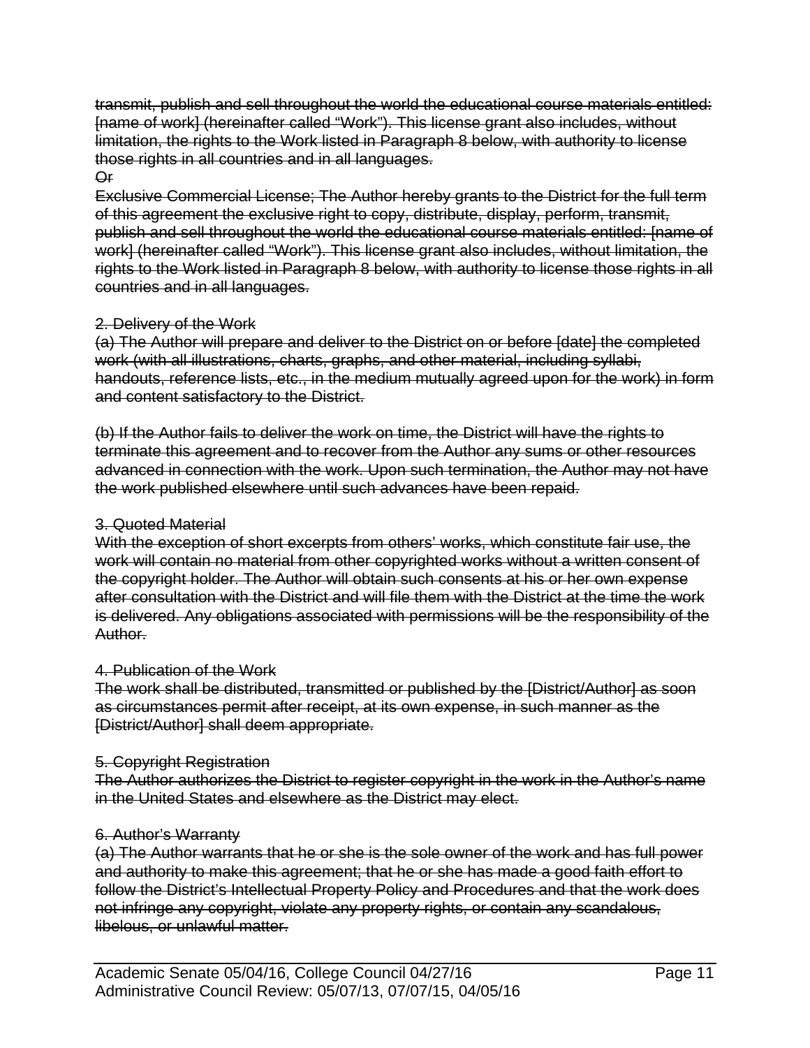~~transmit, publish and sell throughout the world the educational course materials entitled: [name of work] (hereinafter called "Work"). This license grant also includes, without limitation, the rights to the Work listed in Paragraph 8 below, with authority to license those rights in all countries and in all languages.~~

~~Or~~

~~Exclusive Commercial License; The Author hereby grants to the District for the full term of this agreement the exclusive right to copy, distribute, display, perform, transmit, publish and sell throughout the world the educational course materials entitled: [name of work] (hereinafter called "Work"). This license grant also includes, without limitation, the rights to the Work listed in Paragraph 8 below, with authority to license those rights in all countries and in all languages.~~

~~2. Delivery of the Work~~

~~(a) The Author will prepare and deliver to the District on or before [date] the completed work (with all illustrations, charts, graphs, and other material, including syllabi, handouts, reference lists, etc., in the medium mutually agreed upon for the work) in form and content satisfactory to the District.~~

~~(b) If the Author fails to deliver the work on time, the District will have the rights to terminate this agreement and to recover from the Author any sums or other resources advanced in connection with the work. Upon such termination, the Author may not have the work published elsewhere until such advances have been repaid.~~

~~3. Quoted Material~~

~~With the exception of short excerpts from others' works, which constitute fair use, the work will contain no material from other copyrighted works without a written consent of the copyright holder. The Author will obtain such consents at his or her own expense after consultation with the District and will file them with the District at the time the work is delivered. Any obligations associated with permissions will be the responsibility of the Author.~~

~~4. Publication of the Work~~

~~The work shall be distributed, transmitted or published by the [District/Author] as soon as circumstances permit after receipt, at its own expense, in such manner as the [District/Author] shall deem appropriate.~~

~~5. Copyright Registration~~

~~The Author authorizes the District to register copyright in the work in the Author's name in the United States and elsewhere as the District may elect.~~

~~6. Author's Warranty~~

~~(a) The Author warrants that he or she is the sole owner of the work and has full power and authority to make this agreement; that he or she has made a good faith effort to follow the District's Intellectual Property Policy and Procedures and that the work does not infringe any copyright, violate any property rights, or contain any scandalous, libelous, or unlawful matter.~~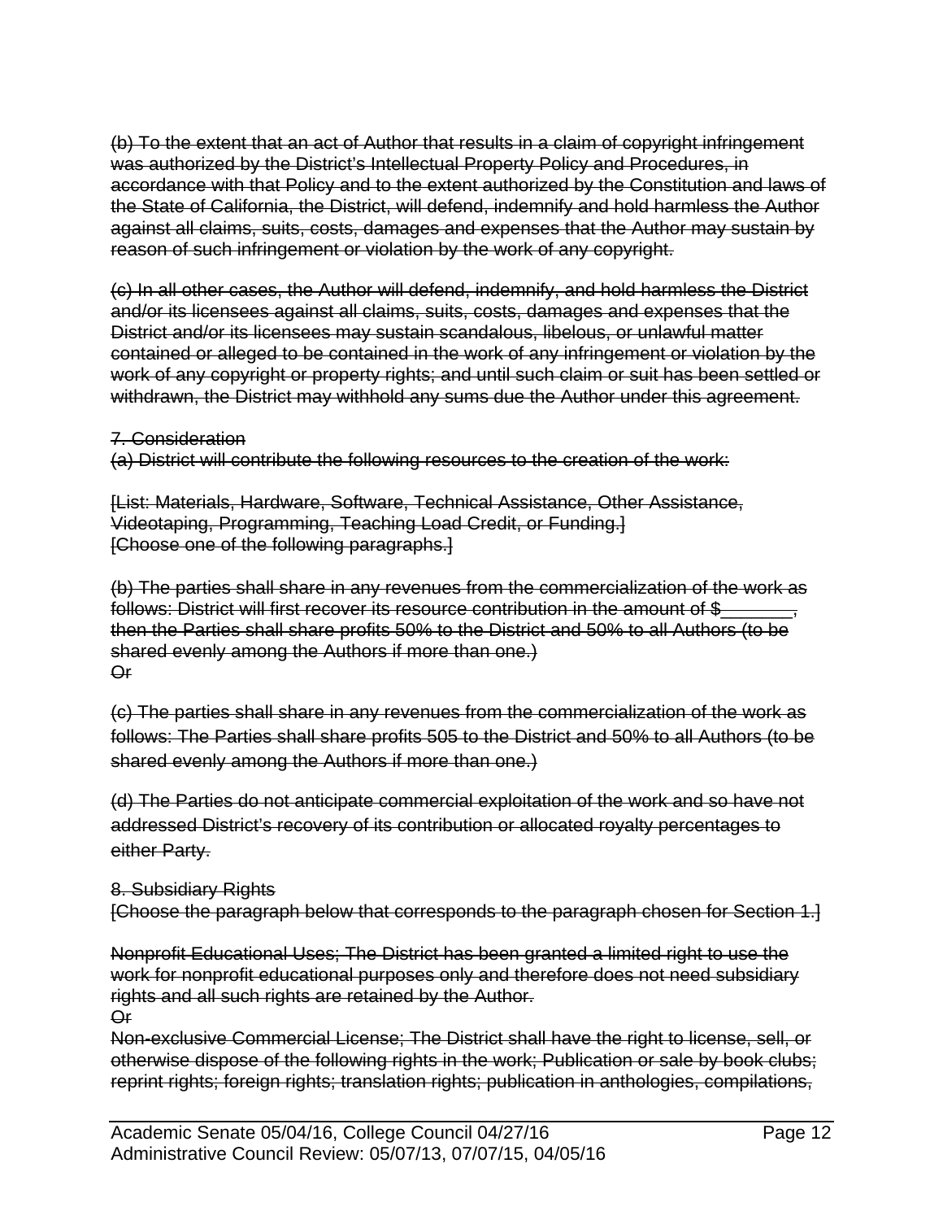~~(b) To the extent that an act of Author that results in a claim of copyright infringement was authorized by the District's Intellectual Property Policy and Procedures, in accordance with that Policy and to the extent authorized by the Constitution and laws of the State of California, the District, will defend, indemnify and hold harmless the Author against all claims, suits, costs, damages and expenses that the Author may sustain by reason of such infringement or violation by the work of any copyright.~~

~~(c) In all other cases, the Author will defend, indemnify, and hold harmless the District and/or its licensees against all claims, suits, costs, damages and expenses that the District and/or its licensees may sustain scandalous, libelous, or unlawful matter contained or alleged to be contained in the work of any infringement or violation by the work of any copyright or property rights; and until such claim or suit has been settled or withdrawn, the District may withhold any sums due the Author under this agreement.~~

~~7. Consideration~~
~~(a) District will contribute the following resources to the creation of the work:~~

~~[List: Materials, Hardware, Software, Technical Assistance, Other Assistance, Videotaping, Programming, Teaching Load Credit, or Funding.]~~
~~[Choose one of the following paragraphs.]~~

~~(b) The parties shall share in any revenues from the commercialization of the work as follows: District will first recover its resource contribution in the amount of $_______, then the Parties shall share profits 50% to the District and 50% to all Authors (to be shared evenly among the Authors if more than one.)~~
~~Or~~

~~(c) The parties shall share in any revenues from the commercialization of the work as follows: The Parties shall share profits 505 to the District and 50% to all Authors (to be shared evenly among the Authors if more than one.)~~

~~(d) The Parties do not anticipate commercial exploitation of the work and so have not addressed District's recovery of its contribution or allocated royalty percentages to either Party.~~

~~8. Subsidiary Rights~~
~~[Choose the paragraph below that corresponds to the paragraph chosen for Section 1.]~~

~~Nonprofit Educational Uses; The District has been granted a limited right to use the work for nonprofit educational purposes only and therefore does not need subsidiary rights and all such rights are retained by the Author.~~
~~Or~~
~~Non-exclusive Commercial License; The District shall have the right to license, sell, or otherwise dispose of the following rights in the work; Publication or sale by book clubs; reprint rights; foreign rights; translation rights; publication in anthologies, compilations,~~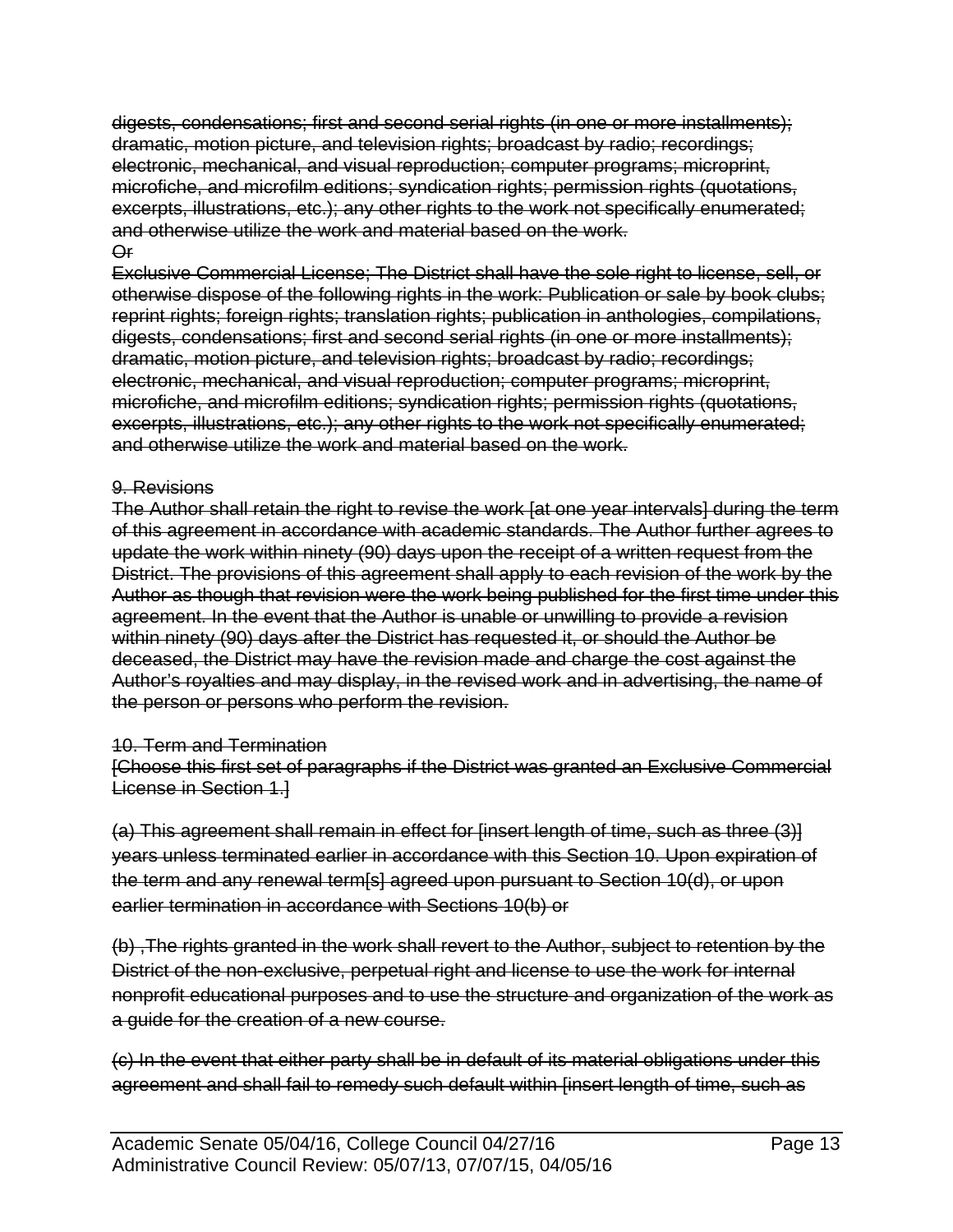~~digests, condensations; first and second serial rights (in one or more installments); dramatic, motion picture, and television rights; broadcast by radio; recordings; electronic, mechanical, and visual reproduction; computer programs; microprint, microfiche, and microfilm editions; syndication rights; permission rights (quotations, excerpts, illustrations, etc.); any other rights to the work not specifically enumerated; and otherwise utilize the work and material based on the work.~~
~~Or~~
~~Exclusive Commercial License; The District shall have the sole right to license, sell, or otherwise dispose of the following rights in the work: Publication or sale by book clubs; reprint rights; foreign rights; translation rights; publication in anthologies, compilations, digests, condensations; first and second serial rights (in one or more installments); dramatic, motion picture, and television rights; broadcast by radio; recordings; electronic, mechanical, and visual reproduction; computer programs; microprint, microfiche, and microfilm editions; syndication rights; permission rights (quotations, excerpts, illustrations, etc.); any other rights to the work not specifically enumerated; and otherwise utilize the work and material based on the work.~~

~~9. Revisions~~
~~The Author shall retain the right to revise the work [at one year intervals] during the term of this agreement in accordance with academic standards. The Author further agrees to update the work within ninety (90) days upon the receipt of a written request from the District. The provisions of this agreement shall apply to each revision of the work by the Author as though that revision were the work being published for the first time under this agreement. In the event that the Author is unable or unwilling to provide a revision within ninety (90) days after the District has requested it, or should the Author be deceased, the District may have the revision made and charge the cost against the Author's royalties and may display, in the revised work and in advertising, the name of the person or persons who perform the revision.~~

~~10. Term and Termination~~
~~[Choose this first set of paragraphs if the District was granted an Exclusive Commercial License in Section 1.]~~

~~(a) This agreement shall remain in effect for [insert length of time, such as three (3)] years unless terminated earlier in accordance with this Section 10. Upon expiration of the term and any renewal term[s] agreed upon pursuant to Section 10(d), or upon earlier termination in accordance with Sections 10(b) or~~

~~(b) ,The rights granted in the work shall revert to the Author, subject to retention by the District of the non-exclusive, perpetual right and license to use the work for internal nonprofit educational purposes and to use the structure and organization of the work as a guide for the creation of a new course.~~

~~(c) In the event that either party shall be in default of its material obligations under this agreement and shall fail to remedy such default within [insert length of time, such as~~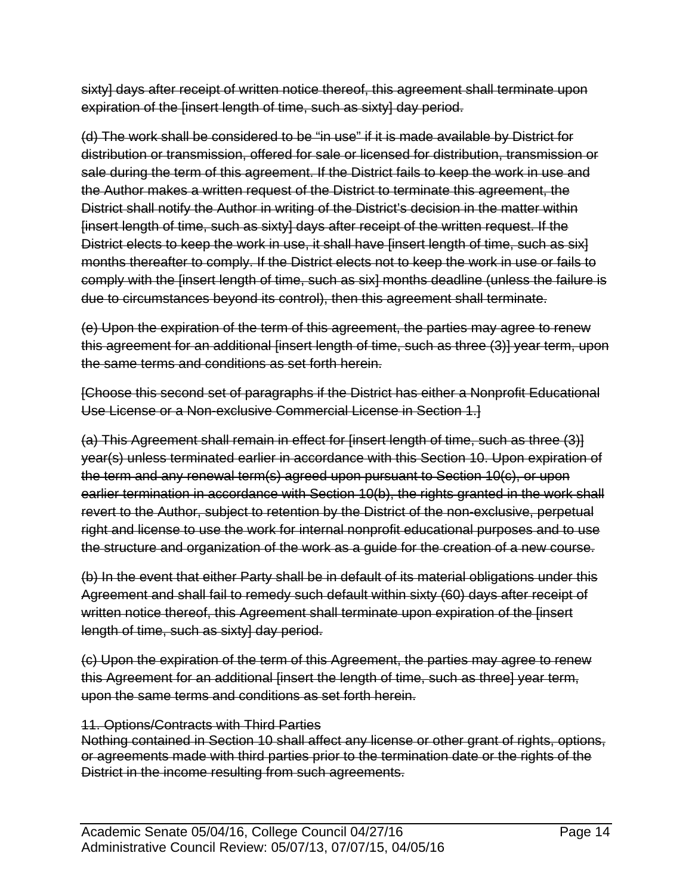~~sixty] days after receipt of written notice thereof, this agreement shall terminate upon expiration of the [insert length of time, such as sixty] day period.~~

~~(d) The work shall be considered to be "in use" if it is made available by District for distribution or transmission, offered for sale or licensed for distribution, transmission or sale during the term of this agreement. If the District fails to keep the work in use and the Author makes a written request of the District to terminate this agreement, the District shall notify the Author in writing of the District's decision in the matter within [insert length of time, such as sixty] days after receipt of the written request. If the District elects to keep the work in use, it shall have [insert length of time, such as six] months thereafter to comply. If the District elects not to keep the work in use or fails to comply with the [insert length of time, such as six] months deadline (unless the failure is due to circumstances beyond its control), then this agreement shall terminate.~~

~~(e) Upon the expiration of the term of this agreement, the parties may agree to renew this agreement for an additional [insert length of time, such as three (3)] year term, upon the same terms and conditions as set forth herein.~~

~~[Choose this second set of paragraphs if the District has either a Nonprofit Educational Use License or a Non-exclusive Commercial License in Section 1.]~~

~~(a) This Agreement shall remain in effect for [insert length of time, such as three (3)] year(s) unless terminated earlier in accordance with this Section 10. Upon expiration of the term and any renewal term(s) agreed upon pursuant to Section 10(c), or upon earlier termination in accordance with Section 10(b), the rights granted in the work shall revert to the Author, subject to retention by the District of the non-exclusive, perpetual right and license to use the work for internal nonprofit educational purposes and to use the structure and organization of the work as a guide for the creation of a new course.~~

~~(b) In the event that either Party shall be in default of its material obligations under this Agreement and shall fail to remedy such default within sixty (60) days after receipt of written notice thereof, this Agreement shall terminate upon expiration of the [insert length of time, such as sixty] day period.~~

~~(c) Upon the expiration of the term of this Agreement, the parties may agree to renew this Agreement for an additional [insert the length of time, such as three] year term, upon the same terms and conditions as set forth herein.~~

~~11. Options/Contracts with Third Parties~~
~~Nothing contained in Section 10 shall affect any license or other grant of rights, options, or agreements made with third parties prior to the termination date or the rights of the District in the income resulting from such agreements.~~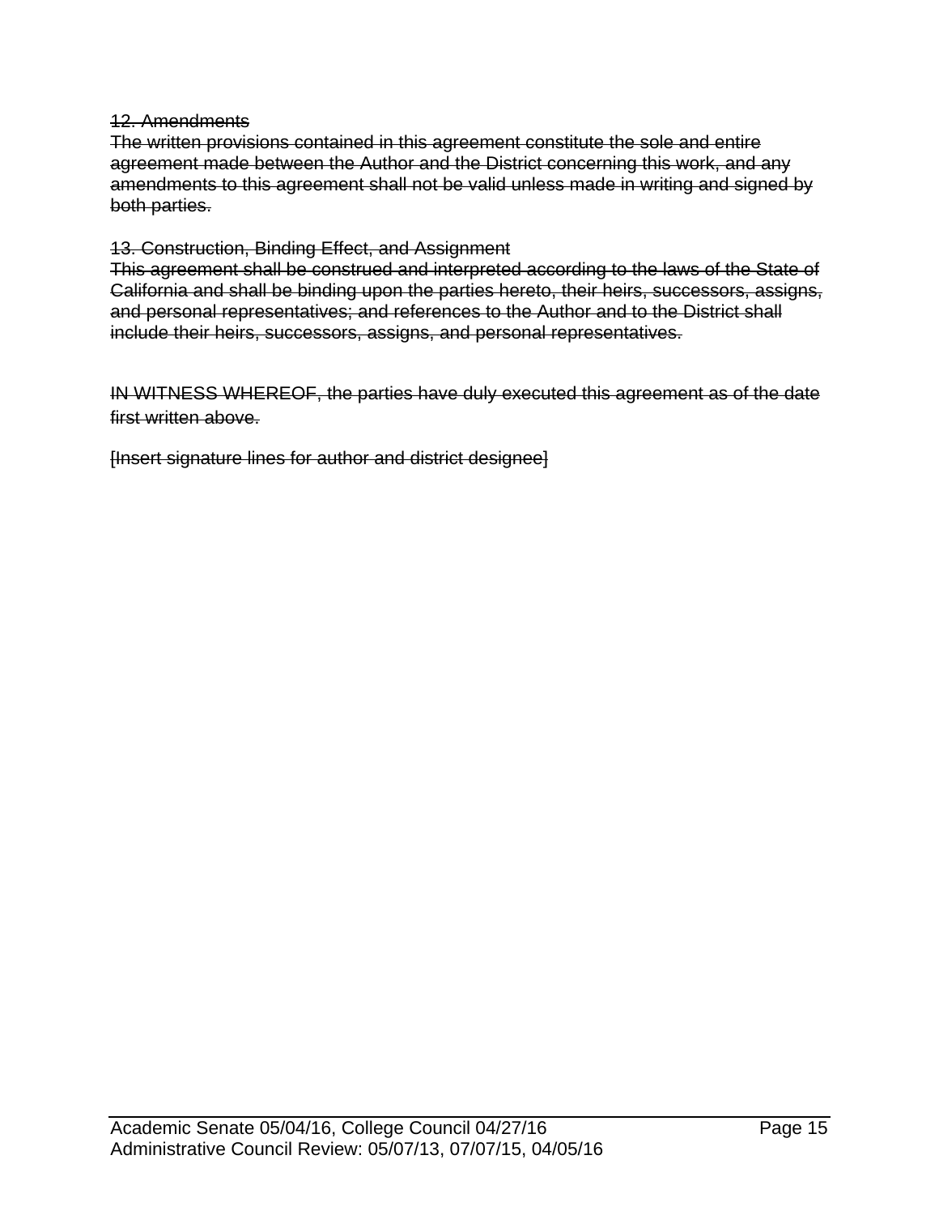~~12. Amendments~~

~~The written provisions contained in this agreement constitute the sole and entire agreement made between the Author and the District concerning this work, and any amendments to this agreement shall not be valid unless made in writing and signed by both parties.~~

~~13. Construction, Binding Effect, and Assignment~~

~~This agreement shall be construed and interpreted according to the laws of the State of California and shall be binding upon the parties hereto, their heirs, successors, assigns, and personal representatives; and references to the Author and to the District shall include their heirs, successors, assigns, and personal representatives.~~

~~IN WITNESS WHEREOF, the parties have duly executed this agreement as of the date first written above.~~

~~[Insert signature lines for author and district designee]~~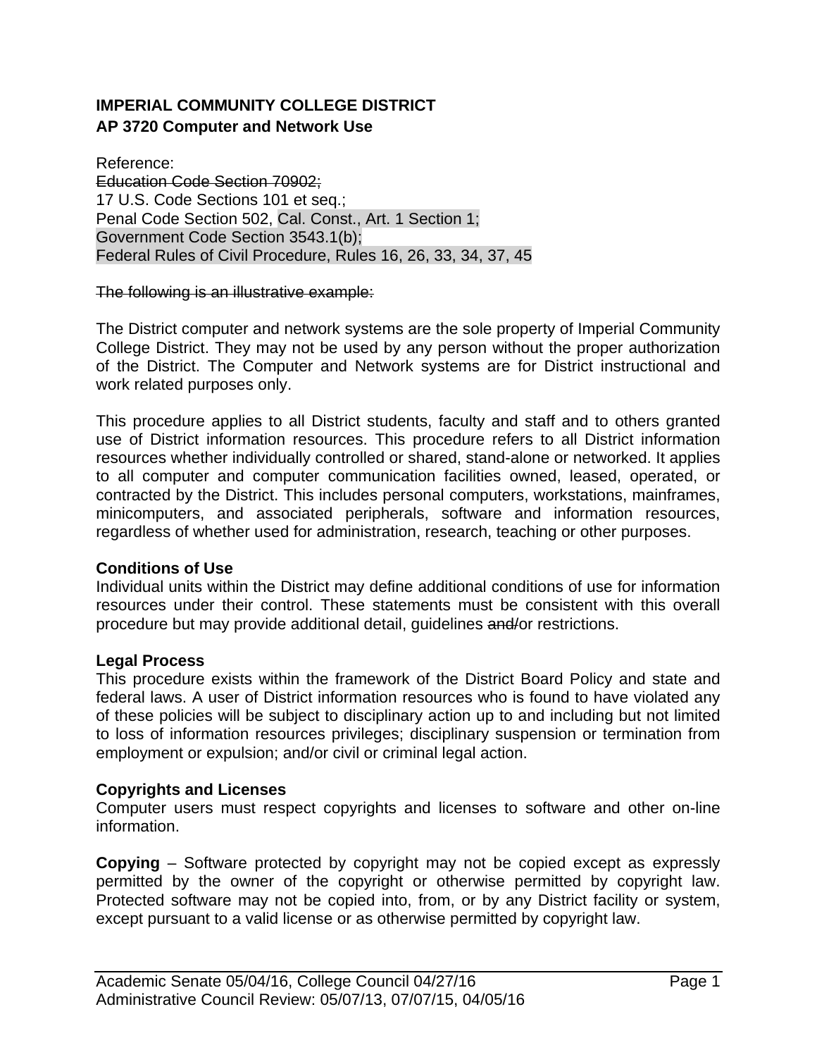**IMPERIAL COMMUNITY COLLEGE DISTRICT**
**AP 3720 Computer and Network Use**

Reference:
~~Education Code Section 70902;~~
17 U.S. Code Sections 101 et seq.;
Penal Code Section 502, Cal. Const., Art. 1 Section 1;
Government Code Section 3543.1(b);
Federal Rules of Civil Procedure, Rules 16, 26, 33, 34, 37, 45

~~The following is an illustrative example:~~

The District computer and network systems are the sole property of Imperial Community College District. They may not be used by any person without the proper authorization of the District. The Computer and Network systems are for District instructional and work related purposes only.

This procedure applies to all District students, faculty and staff and to others granted use of District information resources. This procedure refers to all District information resources whether individually controlled or shared, stand-alone or networked. It applies to all computer and computer communication facilities owned, leased, operated, or contracted by the District. This includes personal computers, workstations, mainframes, minicomputers, and associated peripherals, software and information resources, regardless of whether used for administration, research, teaching or other purposes.

**Conditions of Use**
Individual units within the District may define additional conditions of use for information resources under their control. These statements must be consistent with this overall procedure but may provide additional detail, guidelines ~~and/~~or restrictions.

**Legal Process**
This procedure exists within the framework of the District Board Policy and state and federal laws. A user of District information resources who is found to have violated any of these policies will be subject to disciplinary action up to and including but not limited to loss of information resources privileges; disciplinary suspension or termination from employment or expulsion; and/or civil or criminal legal action.

**Copyrights and Licenses**
Computer users must respect copyrights and licenses to software and other on-line information.

**Copying** – Software protected by copyright may not be copied except as expressly permitted by the owner of the copyright or otherwise permitted by copyright law. Protected software may not be copied into, from, or by any District facility or system, except pursuant to a valid license or as otherwise permitted by copyright law.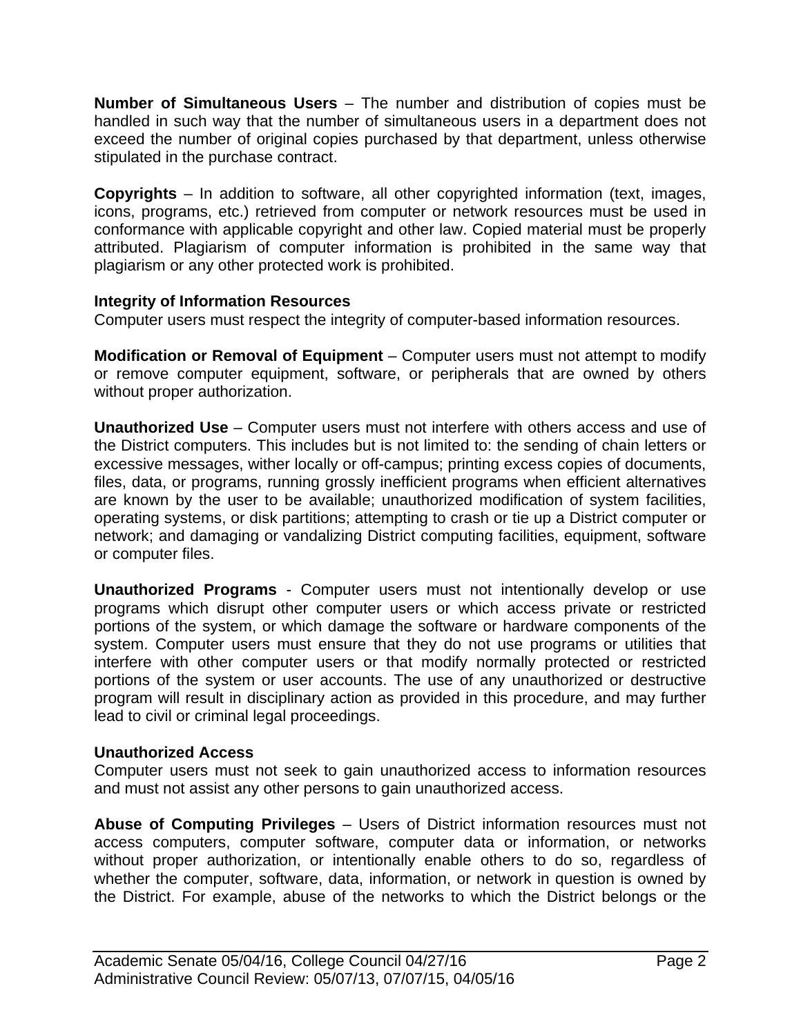**Number of Simultaneous Users** – The number and distribution of copies must be handled in such way that the number of simultaneous users in a department does not exceed the number of original copies purchased by that department, unless otherwise stipulated in the purchase contract.

**Copyrights** – In addition to software, all other copyrighted information (text, images, icons, programs, etc.) retrieved from computer or network resources must be used in conformance with applicable copyright and other law. Copied material must be properly attributed. Plagiarism of computer information is prohibited in the same way that plagiarism or any other protected work is prohibited.

**Integrity of Information Resources**

Computer users must respect the integrity of computer-based information resources.

**Modification or Removal of Equipment** – Computer users must not attempt to modify or remove computer equipment, software, or peripherals that are owned by others without proper authorization.

**Unauthorized Use** – Computer users must not interfere with others access and use of the District computers. This includes but is not limited to: the sending of chain letters or excessive messages, wither locally or off-campus; printing excess copies of documents, files, data, or programs, running grossly inefficient programs when efficient alternatives are known by the user to be available; unauthorized modification of system facilities, operating systems, or disk partitions; attempting to crash or tie up a District computer or network; and damaging or vandalizing District computing facilities, equipment, software or computer files.

**Unauthorized Programs** - Computer users must not intentionally develop or use programs which disrupt other computer users or which access private or restricted portions of the system, or which damage the software or hardware components of the system. Computer users must ensure that they do not use programs or utilities that interfere with other computer users or that modify normally protected or restricted portions of the system or user accounts. The use of any unauthorized or destructive program will result in disciplinary action as provided in this procedure, and may further lead to civil or criminal legal proceedings.

**Unauthorized Access**

Computer users must not seek to gain unauthorized access to information resources and must not assist any other persons to gain unauthorized access.

**Abuse of Computing Privileges** – Users of District information resources must not access computers, computer software, computer data or information, or networks without proper authorization, or intentionally enable others to do so, regardless of whether the computer, software, data, information, or network in question is owned by the District. For example, abuse of the networks to which the District belongs or the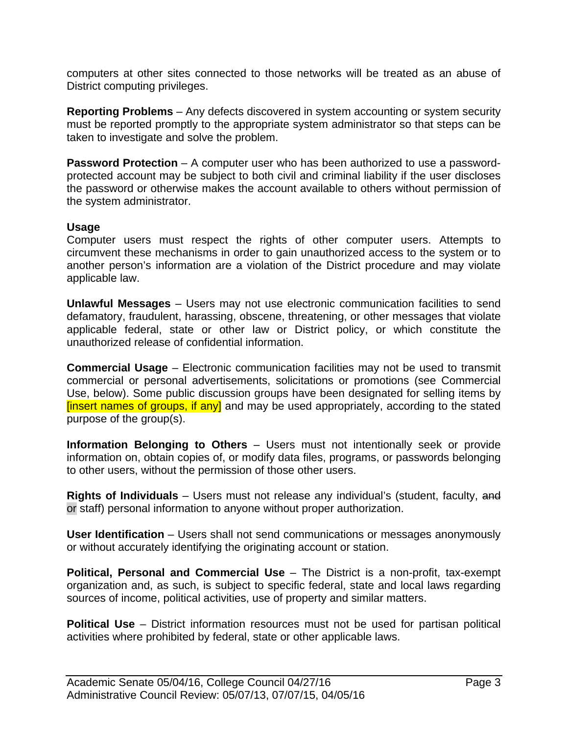computers at other sites connected to those networks will be treated as an abuse of District computing privileges.

**Reporting Problems** – Any defects discovered in system accounting or system security must be reported promptly to the appropriate system administrator so that steps can be taken to investigate and solve the problem.

**Password Protection** – A computer user who has been authorized to use a password-protected account may be subject to both civil and criminal liability if the user discloses the password or otherwise makes the account available to others without permission of the system administrator.

**Usage**

Computer users must respect the rights of other computer users. Attempts to circumvent these mechanisms in order to gain unauthorized access to the system or to another person's information are a violation of the District procedure and may violate applicable law.

**Unlawful Messages** – Users may not use electronic communication facilities to send defamatory, fraudulent, harassing, obscene, threatening, or other messages that violate applicable federal, state or other law or District policy, or which constitute the unauthorized release of confidential information.

**Commercial Usage** – Electronic communication facilities may not be used to transmit commercial or personal advertisements, solicitations or promotions (see Commercial Use, below). Some public discussion groups have been designated for selling items by [insert names of groups, if any] and may be used appropriately, according to the stated purpose of the group(s).

**Information Belonging to Others** – Users must not intentionally seek or provide information on, obtain copies of, or modify data files, programs, or passwords belonging to other users, without the permission of those other users.

**Rights of Individuals** – Users must not release any individual's (student, faculty, ~~and~~ or staff) personal information to anyone without proper authorization.

**User Identification** – Users shall not send communications or messages anonymously or without accurately identifying the originating account or station.

**Political, Personal and Commercial Use** – The District is a non-profit, tax-exempt organization and, as such, is subject to specific federal, state and local laws regarding sources of income, political activities, use of property and similar matters.

**Political Use** – District information resources must not be used for partisan political activities where prohibited by federal, state or other applicable laws.

Academic Senate 05/04/16, College Council 04/27/16
Administrative Council Review: 05/07/13, 07/07/15, 04/05/16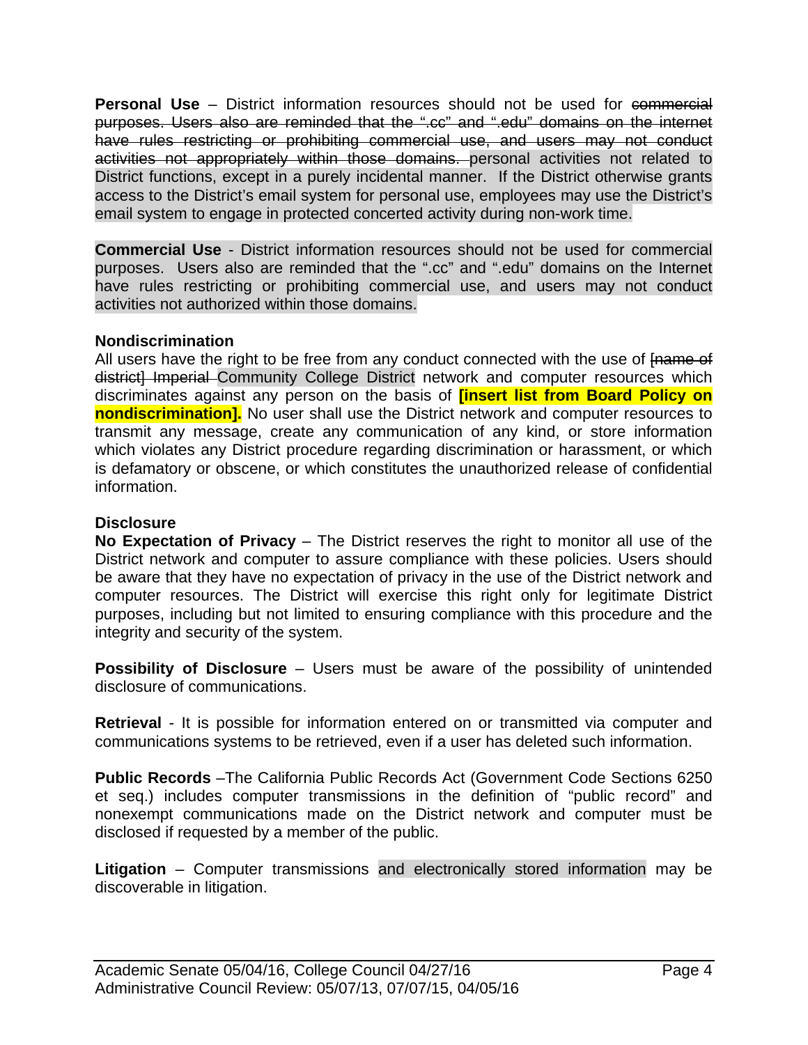**Personal Use** – District information resources should not be used for ~~commercial purposes. Users also are reminded that the ".cc" and ".edu" domains on the internet have rules restricting or prohibiting commercial use, and users may not conduct activities not appropriately within those domains.~~ personal activities not related to District functions, except in a purely incidental manner. If the District otherwise grants access to the District's email system for personal use, employees may use the District's email system to engage in protected concerted activity during non-work time.

**Commercial Use** - District information resources should not be used for commercial purposes. Users also are reminded that the ".cc" and ".edu" domains on the Internet have rules restricting or prohibiting commercial use, and users may not conduct activities not authorized within those domains.

**Nondiscrimination**

All users have the right to be free from any conduct connected with the use of ~~[name of district] Imperial~~ Community College District network and computer resources which discriminates against any person on the basis of **[insert list from Board Policy on nondiscrimination].** No user shall use the District network and computer resources to transmit any message, create any communication of any kind, or store information which violates any District procedure regarding discrimination or harassment, or which is defamatory or obscene, or which constitutes the unauthorized release of confidential information.

**Disclosure**

**No Expectation of Privacy** – The District reserves the right to monitor all use of the District network and computer to assure compliance with these policies. Users should be aware that they have no expectation of privacy in the use of the District network and computer resources. The District will exercise this right only for legitimate District purposes, including but not limited to ensuring compliance with this procedure and the integrity and security of the system.

**Possibility of Disclosure** – Users must be aware of the possibility of unintended disclosure of communications.

**Retrieval** - It is possible for information entered on or transmitted via computer and communications systems to be retrieved, even if a user has deleted such information.

**Public Records** –The California Public Records Act (Government Code Sections 6250 et seq.) includes computer transmissions in the definition of "public record" and nonexempt communications made on the District network and computer must be disclosed if requested by a member of the public.

**Litigation** – Computer transmissions and electronically stored information may be discoverable in litigation.

Academic Senate 05/04/16, College Council 04/27/16
Administrative Council Review: 05/07/13, 07/07/15, 04/05/16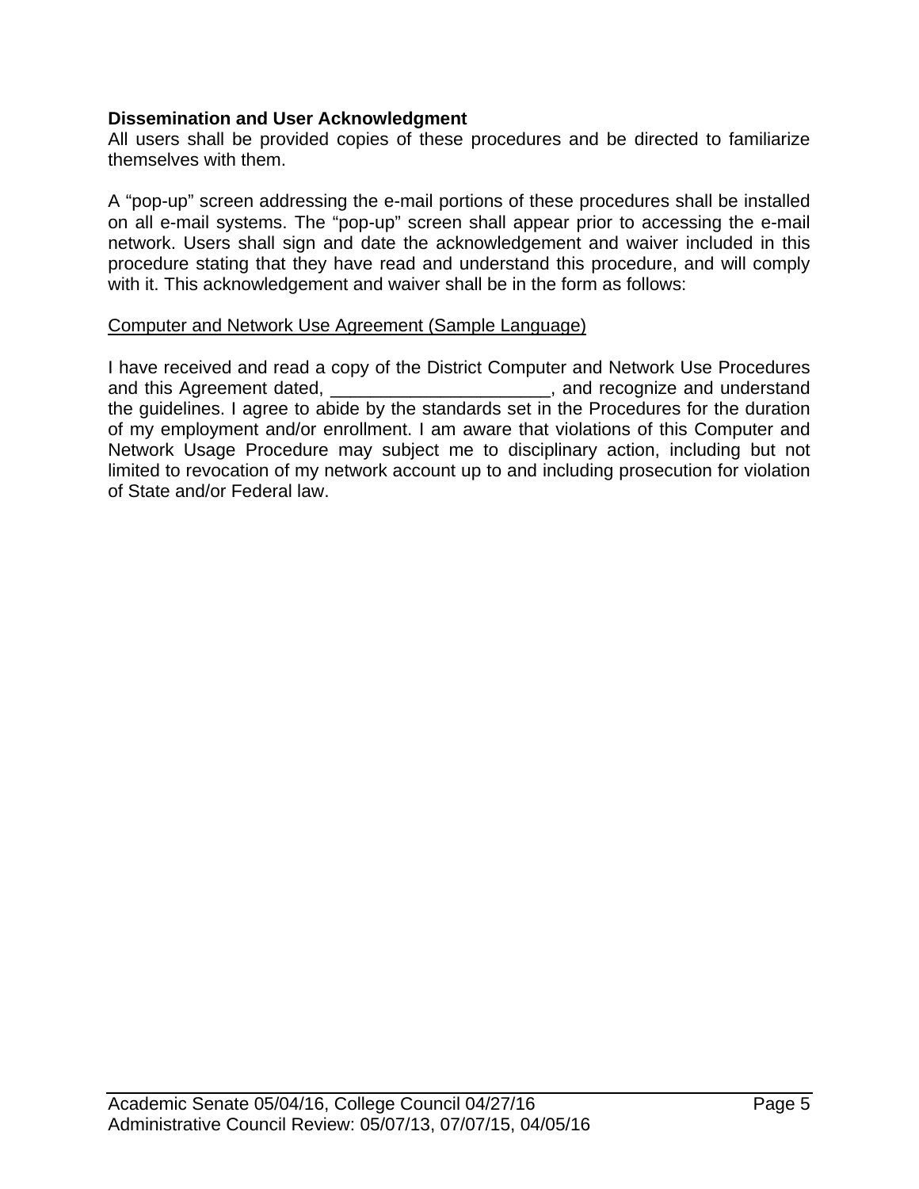**Dissemination and User Acknowledgment**

All users shall be provided copies of these procedures and be directed to familiarize themselves with them.

A "pop-up" screen addressing the e-mail portions of these procedures shall be installed on all e-mail systems. The "pop-up" screen shall appear prior to accessing the e-mail network. Users shall sign and date the acknowledgement and waiver included in this procedure stating that they have read and understand this procedure, and will comply with it. This acknowledgement and waiver shall be in the form as follows:

<u>Computer and Network Use Agreement (Sample Language)</u>

I have received and read a copy of the District Computer and Network Use Procedures and this Agreement dated, ______________________, and recognize and understand the guidelines. I agree to abide by the standards set in the Procedures for the duration of my employment and/or enrollment. I am aware that violations of this Computer and Network Usage Procedure may subject me to disciplinary action, including but not limited to revocation of my network account up to and including prosecution for violation of State and/or Federal law.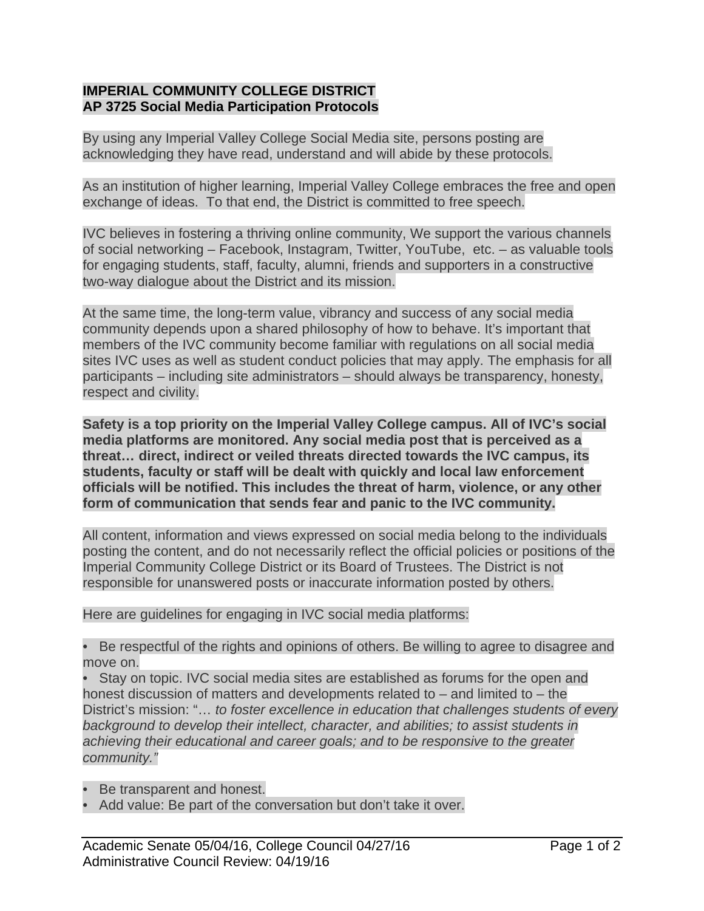**IMPERIAL COMMUNITY COLLEGE DISTRICT**
**AP 3725 Social Media Participation Protocols**

By using any Imperial Valley College Social Media site, persons posting are acknowledging they have read, understand and will abide by these protocols.

As an institution of higher learning, Imperial Valley College embraces the free and open exchange of ideas. To that end, the District is committed to free speech.

IVC believes in fostering a thriving online community, We support the various channels of social networking – Facebook, Instagram, Twitter, YouTube, etc. – as valuable tools for engaging students, staff, faculty, alumni, friends and supporters in a constructive two-way dialogue about the District and its mission.

At the same time, the long-term value, vibrancy and success of any social media community depends upon a shared philosophy of how to behave. It's important that members of the IVC community become familiar with regulations on all social media sites IVC uses as well as student conduct policies that may apply. The emphasis for all participants – including site administrators – should always be transparency, honesty, respect and civility.

**Safety is a top priority on the Imperial Valley College campus. All of IVC's social media platforms are monitored. Any social media post that is perceived as a threat… direct, indirect or veiled threats directed towards the IVC campus, its students, faculty or staff will be dealt with quickly and local law enforcement officials will be notified. This includes the threat of harm, violence, or any other form of communication that sends fear and panic to the IVC community.**

All content, information and views expressed on social media belong to the individuals posting the content, and do not necessarily reflect the official policies or positions of the Imperial Community College District or its Board of Trustees. The District is not responsible for unanswered posts or inaccurate information posted by others.

Here are guidelines for engaging in IVC social media platforms:

- Be respectful of the rights and opinions of others. Be willing to agree to disagree and move on.
- Stay on topic. IVC social media sites are established as forums for the open and honest discussion of matters and developments related to – and limited to – the District's mission: "… *to foster excellence in education that challenges students of every background to develop their intellect, character, and abilities; to assist students in achieving their educational and career goals; and to be responsive to the greater community."*

- Be transparent and honest.
- Add value: Be part of the conversation but don't take it over.

Academic Senate 05/04/16, College Council 04/27/16
Administrative Council Review: 04/19/16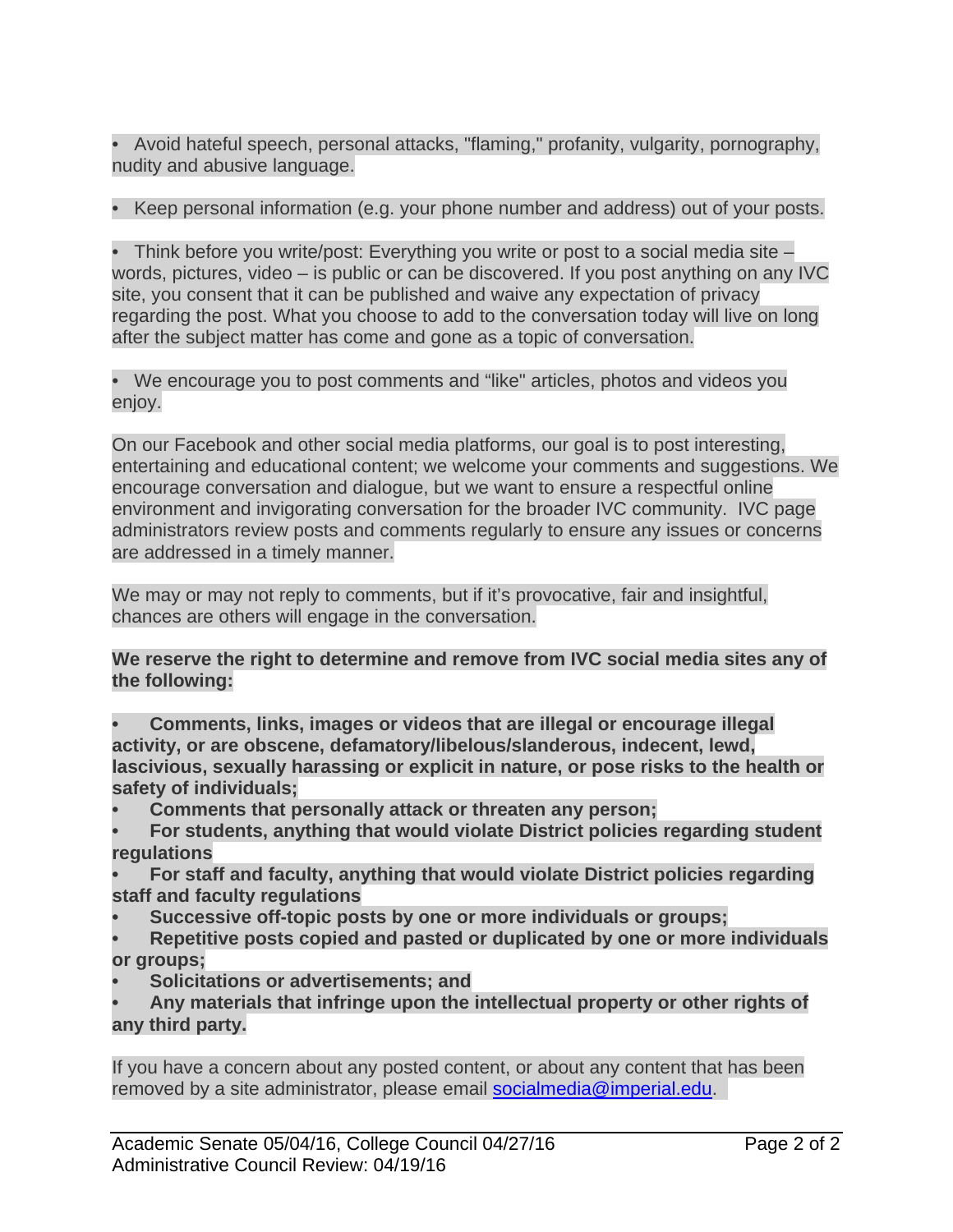- Avoid hateful speech, personal attacks, "flaming," profanity, vulgarity, pornography, nudity and abusive language.

- Keep personal information (e.g. your phone number and address) out of your posts.

- Think before you write/post: Everything you write or post to a social media site – words, pictures, video – is public or can be discovered. If you post anything on any IVC site, you consent that it can be published and waive any expectation of privacy regarding the post. What you choose to add to the conversation today will live on long after the subject matter has come and gone as a topic of conversation.

- We encourage you to post comments and "like" articles, photos and videos you enjoy.

On our Facebook and other social media platforms, our goal is to post interesting, entertaining and educational content; we welcome your comments and suggestions. We encourage conversation and dialogue, but we want to ensure a respectful online environment and invigorating conversation for the broader IVC community. IVC page administrators review posts and comments regularly to ensure any issues or concerns are addressed in a timely manner.

We may or may not reply to comments, but if it's provocative, fair and insightful, chances are others will engage in the conversation.

**We reserve the right to determine and remove from IVC social media sites any of the following:**

- **Comments, links, images or videos that are illegal or encourage illegal activity, or are obscene, defamatory/libelous/slanderous, indecent, lewd, lascivious, sexually harassing or explicit in nature, or pose risks to the health or safety of individuals;**
- **Comments that personally attack or threaten any person;**
- **For students, anything that would violate District policies regarding student regulations**
- **For staff and faculty, anything that would violate District policies regarding staff and faculty regulations**
- **Successive off-topic posts by one or more individuals or groups;**
- **Repetitive posts copied and pasted or duplicated by one or more individuals or groups;**
- **Solicitations or advertisements; and**
- **Any materials that infringe upon the intellectual property or other rights of any third party.**

If you have a concern about any posted content, or about any content that has been removed by a site administrator, please email socialmedia@imperial.edu.

Academic Senate 05/04/16, College Council 04/27/16
Administrative Council Review: 04/19/16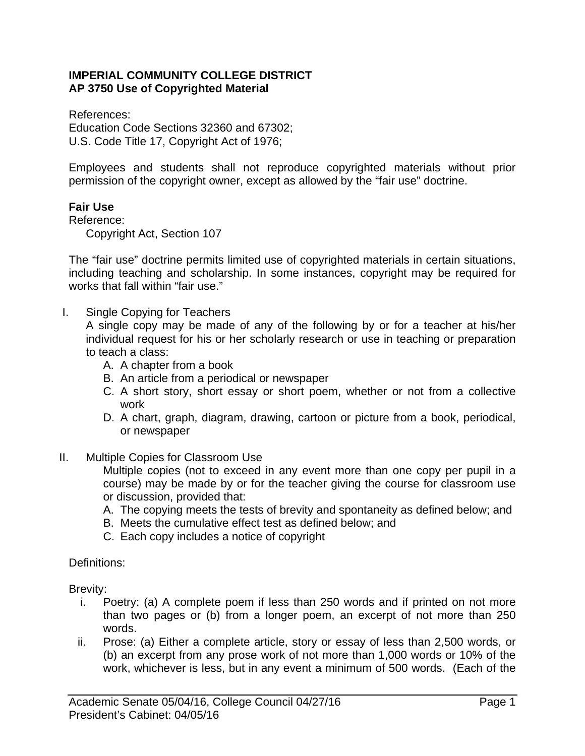**IMPERIAL COMMUNITY COLLEGE DISTRICT**
**AP 3750 Use of Copyrighted Material**

References:
Education Code Sections 32360 and 67302;
U.S. Code Title 17, Copyright Act of 1976;

Employees and students shall not reproduce copyrighted materials without prior permission of the copyright owner, except as allowed by the "fair use" doctrine.

**Fair Use**
Reference:
Copyright Act, Section 107

The "fair use" doctrine permits limited use of copyrighted materials in certain situations, including teaching and scholarship. In some instances, copyright may be required for works that fall within "fair use."

I. Single Copying for Teachers
A single copy may be made of any of the following by or for a teacher at his/her individual request for his or her scholarly research or use in teaching or preparation to teach a class:
   A. A chapter from a book
   B. An article from a periodical or newspaper
   C. A short story, short essay or short poem, whether or not from a collective work
   D. A chart, graph, diagram, drawing, cartoon or picture from a book, periodical, or newspaper

II. Multiple Copies for Classroom Use
Multiple copies (not to exceed in any event more than one copy per pupil in a course) may be made by or for the teacher giving the course for classroom use or discussion, provided that:
   A. The copying meets the tests of brevity and spontaneity as defined below; and
   B. Meets the cumulative effect test as defined below; and
   C. Each copy includes a notice of copyright

Definitions:

Brevity:
   i. Poetry: (a) A complete poem if less than 250 words and if printed on not more than two pages or (b) from a longer poem, an excerpt of not more than 250 words.
   ii. Prose: (a) Either a complete article, story or essay of less than 2,500 words, or (b) an excerpt from any prose work of not more than 1,000 words or 10% of the work, whichever is less, but in any event a minimum of 500 words. (Each of the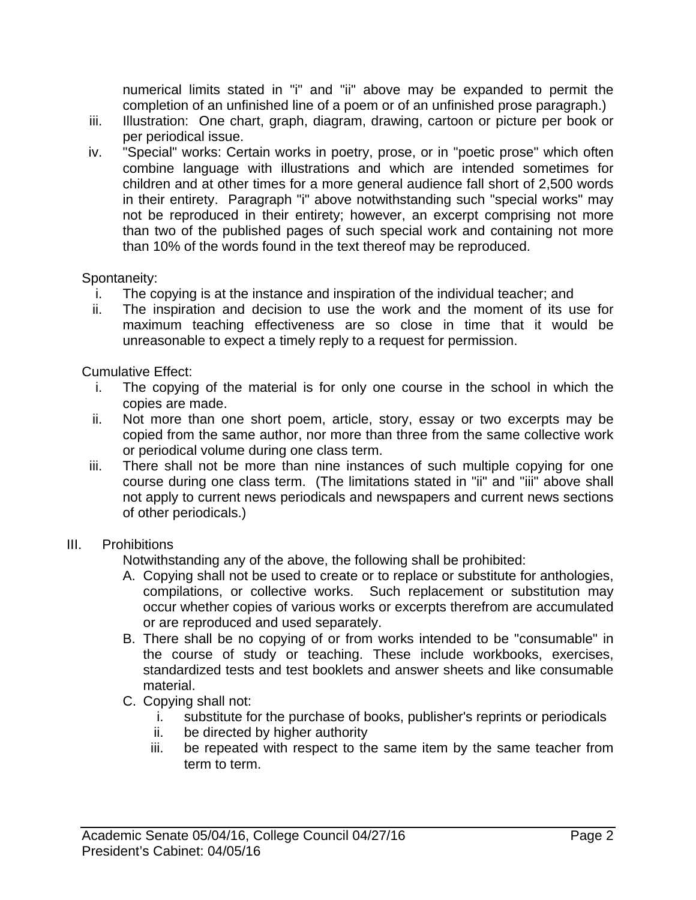numerical limits stated in "i" and "ii" above may be expanded to permit the completion of an unfinished line of a poem or of an unfinished prose paragraph.)

iii. Illustration: One chart, graph, diagram, drawing, cartoon or picture per book or per periodical issue.

iv. "Special" works: Certain works in poetry, prose, or in "poetic prose" which often combine language with illustrations and which are intended sometimes for children and at other times for a more general audience fall short of 2,500 words in their entirety. Paragraph "i" above notwithstanding such "special works" may not be reproduced in their entirety; however, an excerpt comprising not more than two of the published pages of such special work and containing not more than 10% of the words found in the text thereof may be reproduced.

Spontaneity:

i. The copying is at the instance and inspiration of the individual teacher; and
ii. The inspiration and decision to use the work and the moment of its use for maximum teaching effectiveness are so close in time that it would be unreasonable to expect a timely reply to a request for permission.

Cumulative Effect:

i. The copying of the material is for only one course in the school in which the copies are made.
ii. Not more than one short poem, article, story, essay or two excerpts may be copied from the same author, nor more than three from the same collective work or periodical volume during one class term.
iii. There shall not be more than nine instances of such multiple copying for one course during one class term. (The limitations stated in "ii" and "iii" above shall not apply to current news periodicals and newspapers and current news sections of other periodicals.)

III. Prohibitions

Notwithstanding any of the above, the following shall be prohibited:

A. Copying shall not be used to create or to replace or substitute for anthologies, compilations, or collective works. Such replacement or substitution may occur whether copies of various works or excerpts therefrom are accumulated or are reproduced and used separately.
B. There shall be no copying of or from works intended to be "consumable" in the course of study or teaching. These include workbooks, exercises, standardized tests and test booklets and answer sheets and like consumable material.
C. Copying shall not:
   i. substitute for the purchase of books, publisher's reprints or periodicals
   ii. be directed by higher authority
   iii. be repeated with respect to the same item by the same teacher from term to term.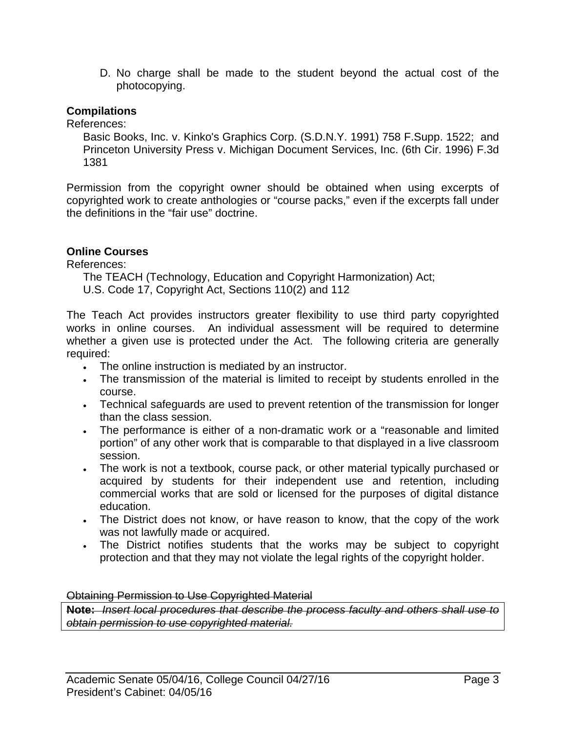D. No charge shall be made to the student beyond the actual cost of the photocopying.

**Compilations**

References:

Basic Books, Inc. v. Kinko's Graphics Corp. (S.D.N.Y. 1991) 758 F.Supp. 1522; and Princeton University Press v. Michigan Document Services, Inc. (6th Cir. 1996) F.3d 1381

Permission from the copyright owner should be obtained when using excerpts of copyrighted work to create anthologies or "course packs," even if the excerpts fall under the definitions in the "fair use" doctrine.

**Online Courses**

References:

The TEACH (Technology, Education and Copyright Harmonization) Act;
U.S. Code 17, Copyright Act, Sections 110(2) and 112

The Teach Act provides instructors greater flexibility to use third party copyrighted works in online courses. An individual assessment will be required to determine whether a given use is protected under the Act. The following criteria are generally required:

- The online instruction is mediated by an instructor.
- The transmission of the material is limited to receipt by students enrolled in the course.
- Technical safeguards are used to prevent retention of the transmission for longer than the class session.
- The performance is either of a non-dramatic work or a "reasonable and limited portion" of any other work that is comparable to that displayed in a live classroom session.
- The work is not a textbook, course pack, or other material typically purchased or acquired by students for their independent use and retention, including commercial works that are sold or licensed for the purposes of digital distance education.
- The District does not know, or have reason to know, that the copy of the work was not lawfully made or acquired.
- The District notifies students that the works may be subject to copyright protection and that they may not violate the legal rights of the copyright holder.

~~Obtaining Permission to Use Copyrighted Material~~

~~**Note:** *Insert local procedures that describe the process faculty and others shall use to obtain permission to use copyrighted material.*~~

Academic Senate 05/04/16, College Council 04/27/16
President's Cabinet: 04/05/16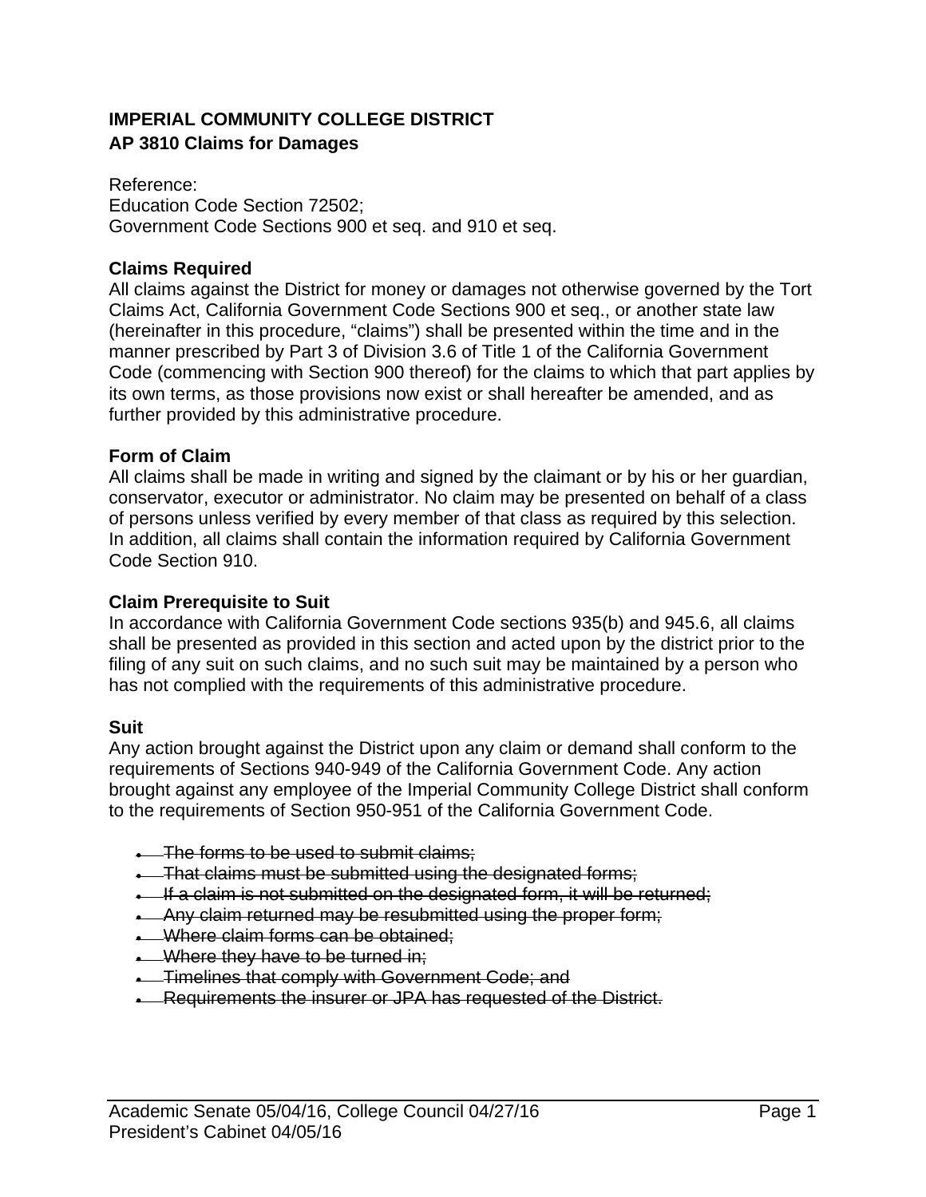**IMPERIAL COMMUNITY COLLEGE DISTRICT**
**AP 3810 Claims for Damages**

Reference:
Education Code Section 72502;
Government Code Sections 900 et seq. and 910 et seq.

**Claims Required**
All claims against the District for money or damages not otherwise governed by the Tort Claims Act, California Government Code Sections 900 et seq., or another state law (hereinafter in this procedure, "claims") shall be presented within the time and in the manner prescribed by Part 3 of Division 3.6 of Title 1 of the California Government Code (commencing with Section 900 thereof) for the claims to which that part applies by its own terms, as those provisions now exist or shall hereafter be amended, and as further provided by this administrative procedure.

**Form of Claim**
All claims shall be made in writing and signed by the claimant or by his or her guardian, conservator, executor or administrator. No claim may be presented on behalf of a class of persons unless verified by every member of that class as required by this selection. In addition, all claims shall contain the information required by California Government Code Section 910.

**Claim Prerequisite to Suit**
In accordance with California Government Code sections 935(b) and 945.6, all claims shall be presented as provided in this section and acted upon by the district prior to the filing of any suit on such claims, and no such suit may be maintained by a person who has not complied with the requirements of this administrative procedure.

**Suit**
Any action brought against the District upon any claim or demand shall conform to the requirements of Sections 940-949 of the California Government Code. Any action brought against any employee of the Imperial Community College District shall conform to the requirements of Section 950-951 of the California Government Code.

- ~~The forms to be used to submit claims;~~
- ~~That claims must be submitted using the designated forms;~~
- ~~If a claim is not submitted on the designated form, it will be returned;~~
- ~~Any claim returned may be resubmitted using the proper form;~~
- ~~Where claim forms can be obtained;~~
- ~~Where they have to be turned in;~~
- ~~Timelines that comply with Government Code; and~~
- ~~Requirements the insurer or JPA has requested of the District.~~

Academic Senate 05/04/16, College Council 04/27/16
President's Cabinet 04/05/16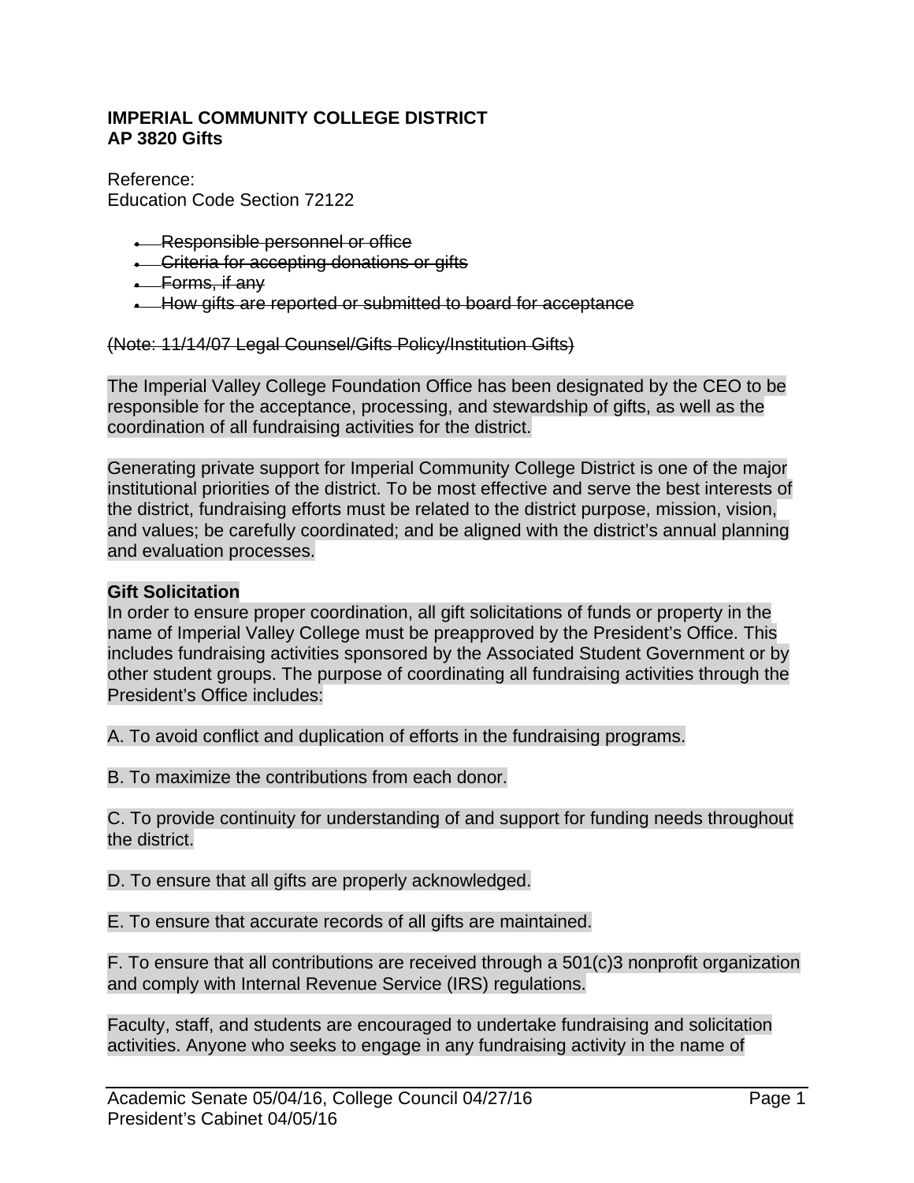**IMPERIAL COMMUNITY COLLEGE DISTRICT**
**AP 3820 Gifts**

Reference:
Education Code Section 72122

- ~~Responsible personnel or office~~
- ~~Criteria for accepting donations or gifts~~
- ~~Forms, if any~~
- ~~How gifts are reported or submitted to board for acceptance~~

~~(Note: 11/14/07 Legal Counsel/Gifts Policy/Institution Gifts)~~

The Imperial Valley College Foundation Office has been designated by the CEO to be responsible for the acceptance, processing, and stewardship of gifts, as well as the coordination of all fundraising activities for the district.

Generating private support for Imperial Community College District is one of the major institutional priorities of the district. To be most effective and serve the best interests of the district, fundraising efforts must be related to the district purpose, mission, vision, and values; be carefully coordinated; and be aligned with the district's annual planning and evaluation processes.

**Gift Solicitation**

In order to ensure proper coordination, all gift solicitations of funds or property in the name of Imperial Valley College must be preapproved by the President's Office. This includes fundraising activities sponsored by the Associated Student Government or by other student groups. The purpose of coordinating all fundraising activities through the President's Office includes:

A. To avoid conflict and duplication of efforts in the fundraising programs.

B. To maximize the contributions from each donor.

C. To provide continuity for understanding of and support for funding needs throughout the district.

D. To ensure that all gifts are properly acknowledged.

E. To ensure that accurate records of all gifts are maintained.

F. To ensure that all contributions are received through a 501(c)3 nonprofit organization and comply with Internal Revenue Service (IRS) regulations.

Faculty, staff, and students are encouraged to undertake fundraising and solicitation activities. Anyone who seeks to engage in any fundraising activity in the name of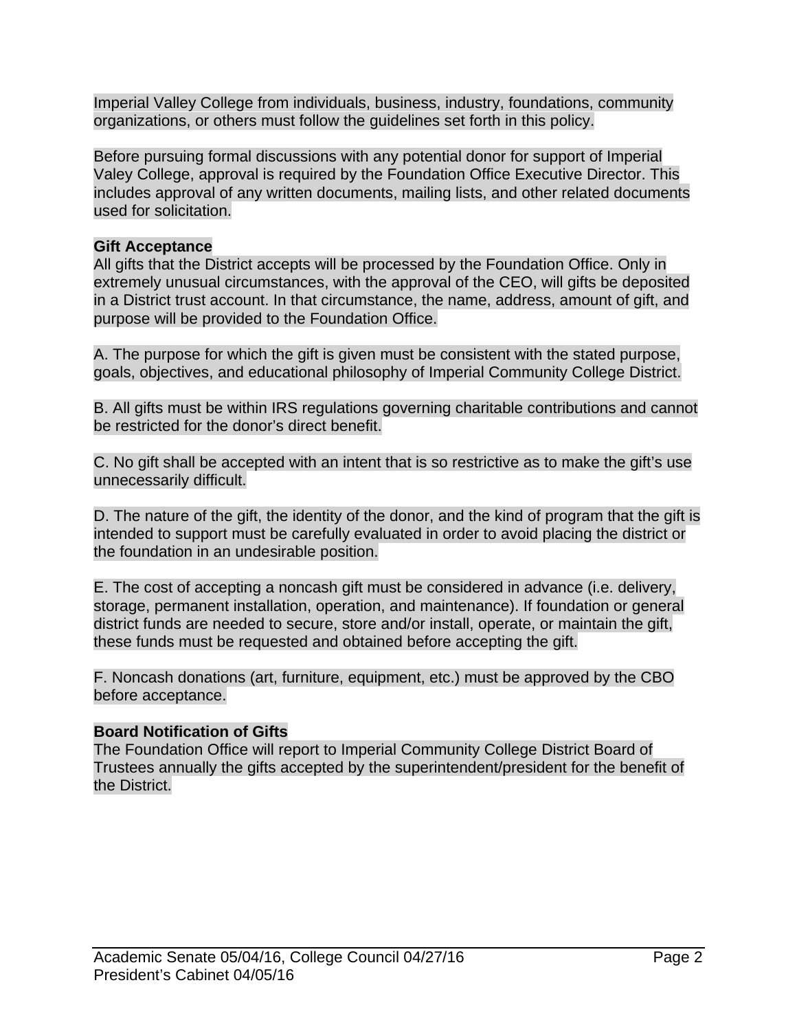Imperial Valley College from individuals, business, industry, foundations, community organizations, or others must follow the guidelines set forth in this policy.

Before pursuing formal discussions with any potential donor for support of Imperial Valey College, approval is required by the Foundation Office Executive Director. This includes approval of any written documents, mailing lists, and other related documents used for solicitation.

**Gift Acceptance**

All gifts that the District accepts will be processed by the Foundation Office. Only in extremely unusual circumstances, with the approval of the CEO, will gifts be deposited in a District trust account. In that circumstance, the name, address, amount of gift, and purpose will be provided to the Foundation Office.

A. The purpose for which the gift is given must be consistent with the stated purpose, goals, objectives, and educational philosophy of Imperial Community College District.

B. All gifts must be within IRS regulations governing charitable contributions and cannot be restricted for the donor's direct benefit.

C. No gift shall be accepted with an intent that is so restrictive as to make the gift's use unnecessarily difficult.

D. The nature of the gift, the identity of the donor, and the kind of program that the gift is intended to support must be carefully evaluated in order to avoid placing the district or the foundation in an undesirable position.

E. The cost of accepting a noncash gift must be considered in advance (i.e. delivery, storage, permanent installation, operation, and maintenance). If foundation or general district funds are needed to secure, store and/or install, operate, or maintain the gift, these funds must be requested and obtained before accepting the gift.

F. Noncash donations (art, furniture, equipment, etc.) must be approved by the CBO before acceptance.

**Board Notification of Gifts**

The Foundation Office will report to Imperial Community College District Board of Trustees annually the gifts accepted by the superintendent/president for the benefit of the District.

Academic Senate 05/04/16, College Council 04/27/16
President's Cabinet 04/05/16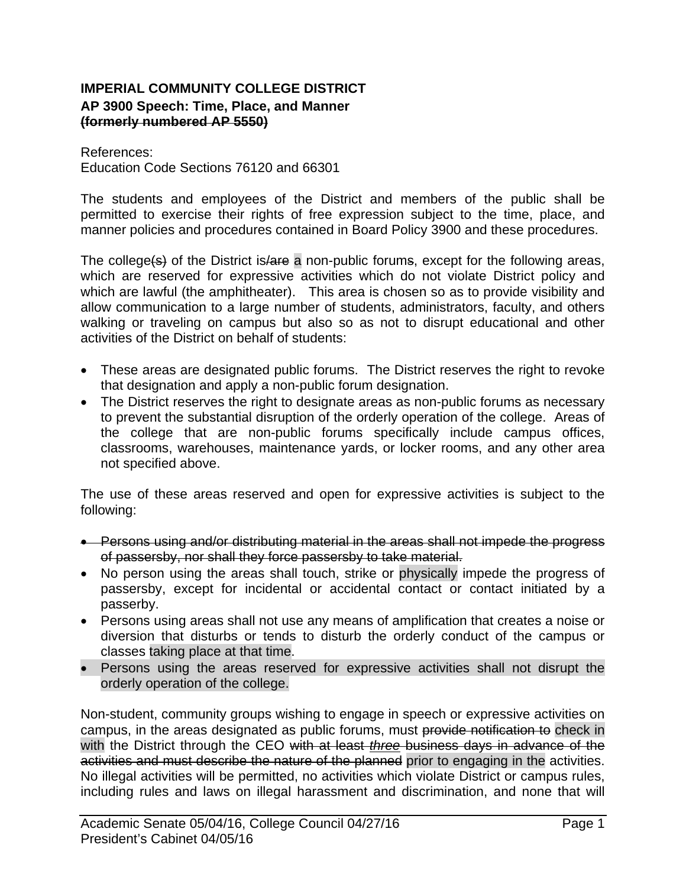**IMPERIAL COMMUNITY COLLEGE DISTRICT**
**AP 3900 Speech: Time, Place, and Manner**
**~~(formerly numbered AP 5550)~~**

References:
Education Code Sections 76120 and 66301

The students and employees of the District and members of the public shall be permitted to exercise their rights of free expression subject to the time, place, and manner policies and procedures contained in Board Policy 3900 and these procedures.

The college~~(s)~~ of the District is~~/are~~ a non-public forum~~s~~, except for the following areas, which are reserved for expressive activities which do not violate District policy and which are lawful (the amphitheater). This area is chosen so as to provide visibility and allow communication to a large number of students, administrators, faculty, and others walking or traveling on campus but also so as not to disrupt educational and other activities of the District on behalf of students:

- These areas are designated public forums. The District reserves the right to revoke that designation and apply a non-public forum designation.
- The District reserves the right to designate areas as non-public forums as necessary to prevent the substantial disruption of the orderly operation of the college. Areas of the college that are non-public forums specifically include campus offices, classrooms, warehouses, maintenance yards, or locker rooms, and any other area not specified above.

The use of these areas reserved and open for expressive activities is subject to the following:

- ~~Persons using and/or distributing material in the areas shall not impede the progress of passersby, nor shall they force passersby to take material.~~
- No person using the areas shall touch, strike or physically impede the progress of passersby, except for incidental or accidental contact or contact initiated by a passerby.
- Persons using areas shall not use any means of amplification that creates a noise or diversion that disturbs or tends to disturb the orderly conduct of the campus or classes taking place at that time.
- Persons using the areas reserved for expressive activities shall not disrupt the orderly operation of the college.

Non-student, community groups wishing to engage in speech or expressive activities on campus, in the areas designated as public forums, must ~~provide notification to~~ check in with the District through the CEO ~~with at least *three* business days in advance of the activities and must describe the nature of the planned~~ prior to engaging in the activities. No illegal activities will be permitted, no activities which violate District or campus rules, including rules and laws on illegal harassment and discrimination, and none that will

Academic Senate 05/04/16, College Council 04/27/16
President's Cabinet 04/05/16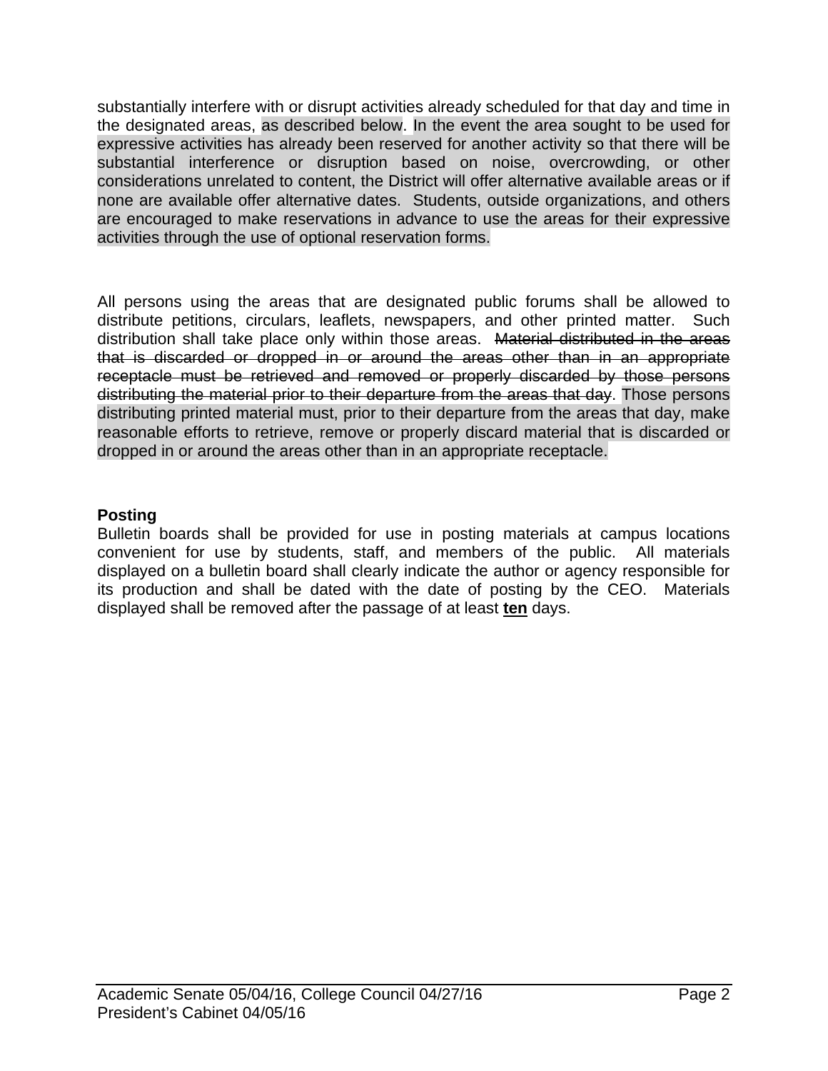substantially interfere with or disrupt activities already scheduled for that day and time in the designated areas, as described below. In the event the area sought to be used for expressive activities has already been reserved for another activity so that there will be substantial interference or disruption based on noise, overcrowding, or other considerations unrelated to content, the District will offer alternative available areas or if none are available offer alternative dates. Students, outside organizations, and others are encouraged to make reservations in advance to use the areas for their expressive activities through the use of optional reservation forms.

All persons using the areas that are designated public forums shall be allowed to distribute petitions, circulars, leaflets, newspapers, and other printed matter. Such distribution shall take place only within those areas. ~~Material distributed in the areas that is discarded or dropped in or around the areas other than in an appropriate receptacle must be retrieved and removed or properly discarded by those persons distributing the material prior to their departure from the areas that day~~. Those persons distributing printed material must, prior to their departure from the areas that day, make reasonable efforts to retrieve, remove or properly discard material that is discarded or dropped in or around the areas other than in an appropriate receptacle.

**Posting**

Bulletin boards shall be provided for use in posting materials at campus locations convenient for use by students, staff, and members of the public. All materials displayed on a bulletin board shall clearly indicate the author or agency responsible for its production and shall be dated with the date of posting by the CEO. Materials displayed shall be removed after the passage of at least **ten** days.